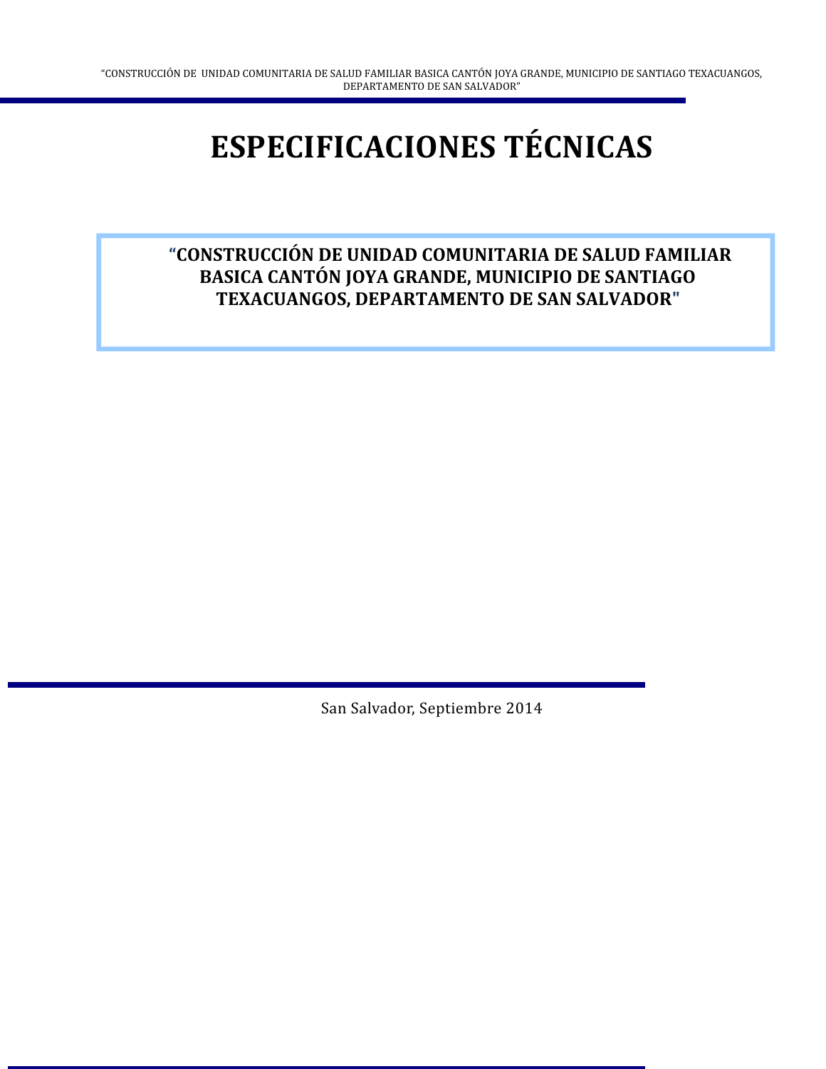# ESPECIFICACIONES TÉCNICAS

**"CONSTRUCCIÓN DE UNIDAD COMUNITARIA DE SALUD FAMILIAR BASICA CANTÓN JOYA GRANDE, MUNICIPIO DE SANTIAGO TEXACUANGOS, DEPARTAMENTO DE SAN SALVADOR"**

San Salvador, Septiembre 2014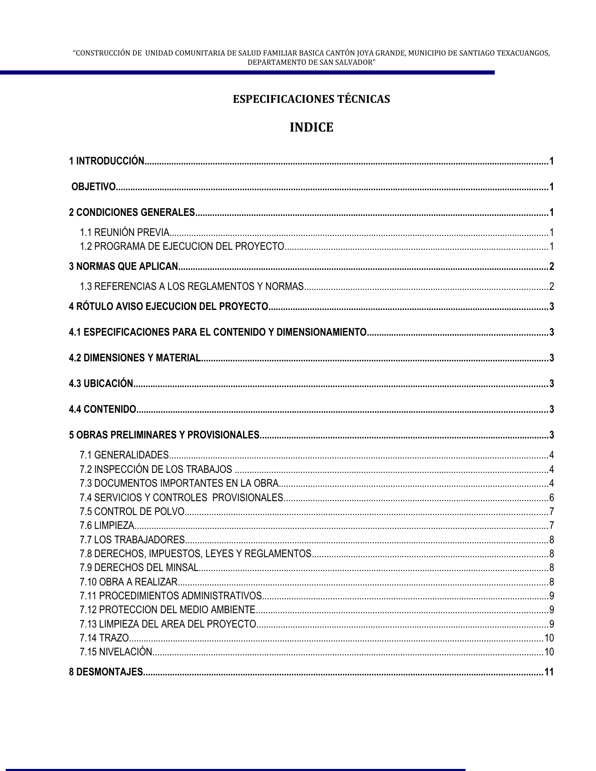# ESPECIFICACIONES TÉCNICAS

# INDICE

**1 INTRODUCCIÓN**......1

**OBJETIVO**......1

**2 CONDICIONES GENERALES**......1

1.1 REUNIÓN PREVIA......1
1.2 PROGRAMA DE EJECUCION DEL PROYECTO......1

**3 NORMAS QUE APLICAN**......2

1.3 REFERENCIAS A LOS REGLAMENTOS Y NORMAS......2

**4 RÓTULO AVISO EJECUCION DEL PROYECTO**......3

**4.1 ESPECIFICACIONES PARA EL CONTENIDO Y DIMENSIONAMIENTO**......3

**4.2 DIMENSIONES Y MATERIAL**......3

**4.3 UBICACIÓN**......3

**4.4 CONTENIDO**......3

**5 OBRAS PRELIMINARES Y PROVISIONALES**......3

7.1 GENERALIDADES......4
7.2 INSPECCIÓN DE LOS TRABAJOS......4
7.3 DOCUMENTOS IMPORTANTES EN LA OBRA......4
7.4 SERVICIOS Y CONTROLES PROVISIONALES......6
7.5 CONTROL DE POLVO......7
7.6 LIMPIEZA......7
7.7 LOS TRABAJADORES......8
7.8 DERECHOS, IMPUESTOS, LEYES Y REGLAMENTOS......8
7.9 DERECHOS DEL MINSAL......8
7.10 OBRA A REALIZAR......8
7.11 PROCEDIMIENTOS ADMINISTRATIVOS......9
7.12 PROTECCION DEL MEDIO AMBIENTE......9
7.13 LIMPIEZA DEL AREA DEL PROYECTO......9
7.14 TRAZO......10
7.15 NIVELACIÓN......10

**8 DESMONTAJES**......11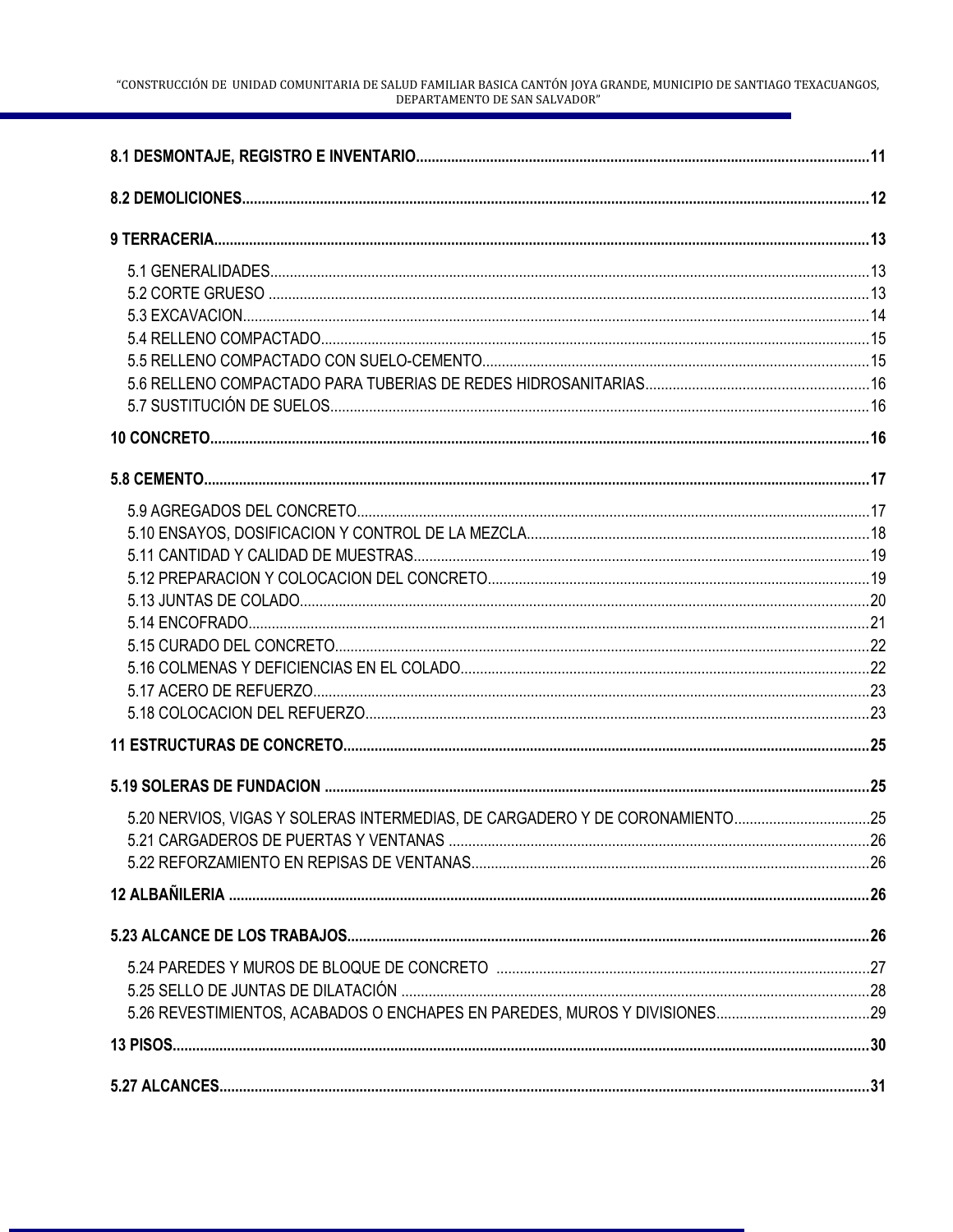**8.1 DESMONTAJE, REGISTRO E INVENTARIO** .......... 11

**8.2 DEMOLICIONES** .......... 12

**9 TERRACERIA** .......... 13

5.1 GENERALIDADES .......... 13
5.2 CORTE GRUESO .......... 13
5.3 EXCAVACION .......... 14
5.4 RELLENO COMPACTADO .......... 15
5.5 RELLENO COMPACTADO CON SUELO-CEMENTO .......... 15
5.6 RELLENO COMPACTADO PARA TUBERIAS DE REDES HIDROSANITARIAS .......... 16
5.7 SUSTITUCIÓN DE SUELOS .......... 16

**10 CONCRETO** .......... 16

**5.8 CEMENTO** .......... 17

5.9 AGREGADOS DEL CONCRETO .......... 17
5.10 ENSAYOS, DOSIFICACION Y CONTROL DE LA MEZCLA .......... 18
5.11 CANTIDAD Y CALIDAD DE MUESTRAS .......... 19
5.12 PREPARACION Y COLOCACION DEL CONCRETO .......... 19
5.13 JUNTAS DE COLADO .......... 20
5.14 ENCOFRADO .......... 21
5.15 CURADO DEL CONCRETO .......... 22
5.16 COLMENAS Y DEFICIENCIAS EN EL COLADO .......... 22
5.17 ACERO DE REFUERZO .......... 23
5.18 COLOCACION DEL REFUERZO .......... 23

**11 ESTRUCTURAS DE CONCRETO** .......... 25

**5.19 SOLERAS DE FUNDACION** .......... 25

5.20 NERVIOS, VIGAS Y SOLERAS INTERMEDIAS, DE CARGADERO Y DE CORONAMIENTO .......... 25
5.21 CARGADEROS DE PUERTAS Y VENTANAS .......... 26
5.22 REFORZAMIENTO EN REPISAS DE VENTANAS .......... 26

**12 ALBAÑILERIA** .......... 26

**5.23 ALCANCE DE LOS TRABAJOS** .......... 26

5.24 PAREDES Y MUROS DE BLOQUE DE CONCRETO .......... 27
5.25 SELLO DE JUNTAS DE DILATACIÓN .......... 28
5.26 REVESTIMIENTOS, ACABADOS O ENCHAPES EN PAREDES, MUROS Y DIVISIONES .......... 29

**13 PISOS** .......... 30

**5.27 ALCANCES** .......... 31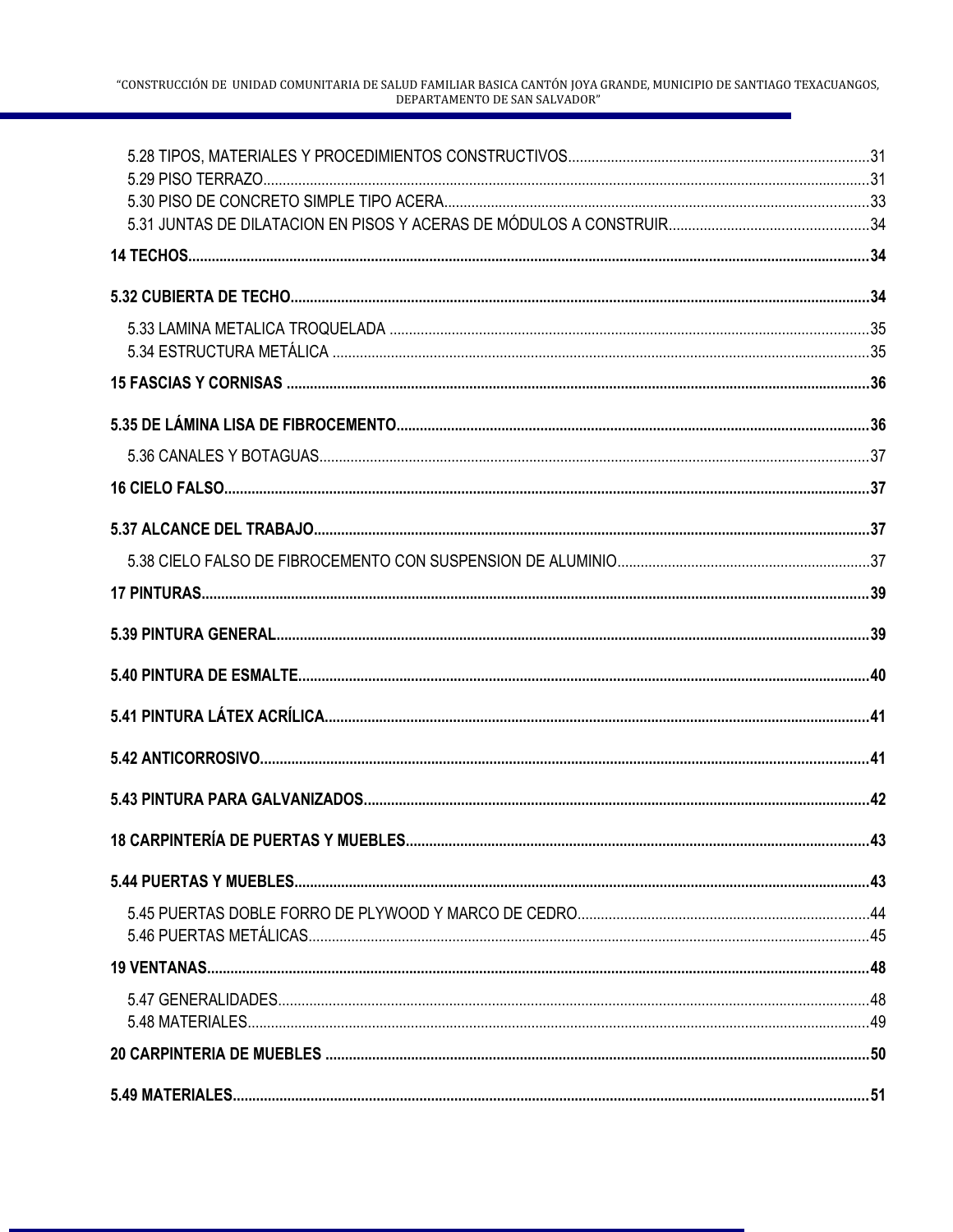5.28 TIPOS, MATERIALES Y PROCEDIMIENTOS CONSTRUCTIVOS........31
5.29 PISO TERRAZO........31
5.30 PISO DE CONCRETO SIMPLE TIPO ACERA........33
5.31 JUNTAS DE DILATACION EN PISOS Y ACERAS DE MÓDULOS A CONSTRUIR........34

**14 TECHOS........34**

**5.32 CUBIERTA DE TECHO........34**

5.33 LAMINA METALICA TROQUELADA........35
5.34 ESTRUCTURA METÁLICA........35

**15 FASCIAS Y CORNISAS........36**

**5.35 DE LÁMINA LISA DE FIBROCEMENTO........36**

5.36 CANALES Y BOTAGUAS........37

**16 CIELO FALSO........37**

**5.37 ALCANCE DEL TRABAJO........37**

5.38 CIELO FALSO DE FIBROCEMENTO CON SUSPENSION DE ALUMINIO........37

**17 PINTURAS........39**

**5.39 PINTURA GENERAL........39**

**5.40 PINTURA DE ESMALTE........40**

**5.41 PINTURA LÁTEX ACRÍLICA........41**

**5.42 ANTICORROSIVO........41**

**5.43 PINTURA PARA GALVANIZADOS........42**

**18 CARPINTERÍA DE PUERTAS Y MUEBLES........43**

**5.44 PUERTAS Y MUEBLES........43**

5.45 PUERTAS DOBLE FORRO DE PLYWOOD Y MARCO DE CEDRO........44
5.46 PUERTAS METÁLICAS........45

**19 VENTANAS........48**

5.47 GENERALIDADES........48
5.48 MATERIALES........49

**20 CARPINTERIA DE MUEBLES........50**

**5.49 MATERIALES........51**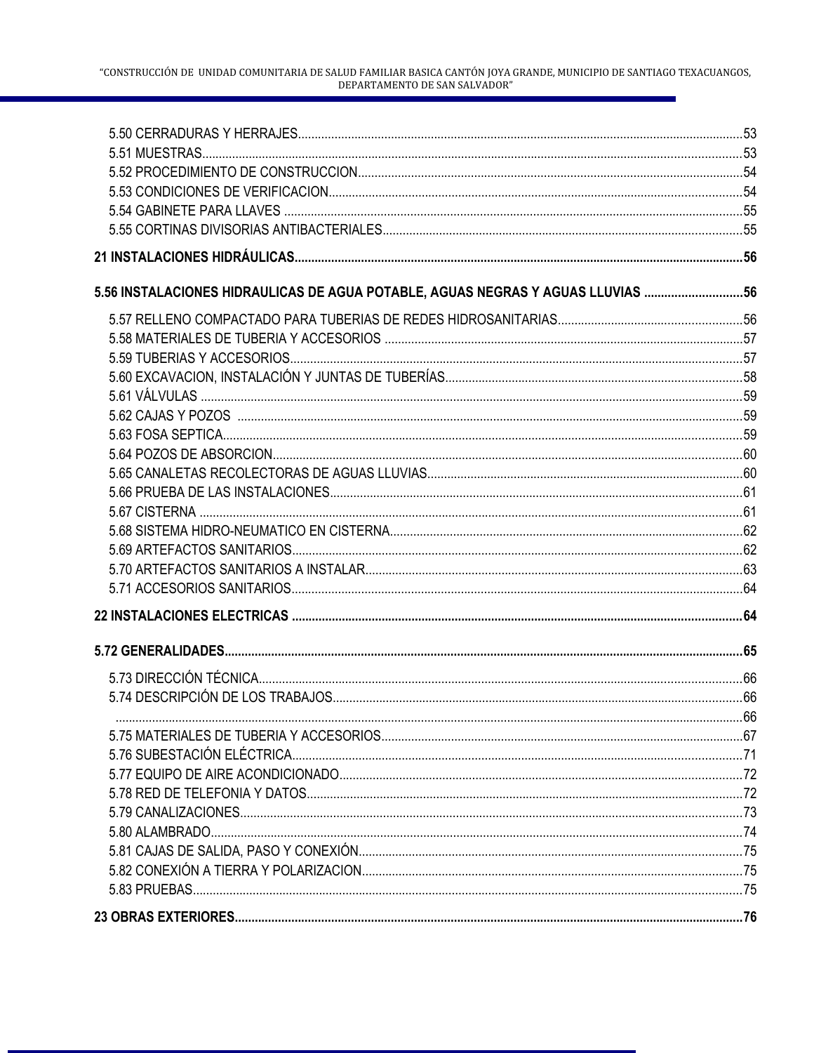5.50 CERRADURAS Y HERRAJES....53
5.51 MUESTRAS....53
5.52 PROCEDIMIENTO DE CONSTRUCCION....54
5.53 CONDICIONES DE VERIFICACION....54
5.54 GABINETE PARA LLAVES....55
5.55 CORTINAS DIVISORIAS ANTIBACTERIALES....55

**21 INSTALACIONES HIDRÁULICAS....56**

**5.56 INSTALACIONES HIDRAULICAS DE AGUA POTABLE, AGUAS NEGRAS Y AGUAS LLUVIAS....56**

5.57 RELLENO COMPACTADO PARA TUBERIAS DE REDES HIDROSANITARIAS....56
5.58 MATERIALES DE TUBERIA Y ACCESORIOS....57
5.59 TUBERIAS Y ACCESORIOS....57
5.60 EXCAVACION, INSTALACIÓN Y JUNTAS DE TUBERÍAS....58
5.61 VÁLVULAS....59
5.62 CAJAS Y POZOS....59
5.63 FOSA SEPTICA....59
5.64 POZOS DE ABSORCION....60
5.65 CANALETAS RECOLECTORAS DE AGUAS LLUVIAS....60
5.66 PRUEBA DE LAS INSTALACIONES....61
5.67 CISTERNA....61
5.68 SISTEMA HIDRO-NEUMATICO EN CISTERNA....62
5.69 ARTEFACTOS SANITARIOS....62
5.70 ARTEFACTOS SANITARIOS A INSTALAR....63
5.71 ACCESORIOS SANITARIOS....64

**22 INSTALACIONES ELECTRICAS....64**

**5.72 GENERALIDADES....65**

5.73 DIRECCIÓN TÉCNICA....66
5.74 DESCRIPCIÓN DE LOS TRABAJOS....66
....66
5.75 MATERIALES DE TUBERIA Y ACCESORIOS....67
5.76 SUBESTACIÓN ELÉCTRICA....71
5.77 EQUIPO DE AIRE ACONDICIONADO....72
5.78 RED DE TELEFONIA Y DATOS....72
5.79 CANALIZACIONES....73
5.80 ALAMBRADO....74
5.81 CAJAS DE SALIDA, PASO Y CONEXIÓN....75
5.82 CONEXIÓN A TIERRA Y POLARIZACION....75
5.83 PRUEBAS....75

**23 OBRAS EXTERIORES....76**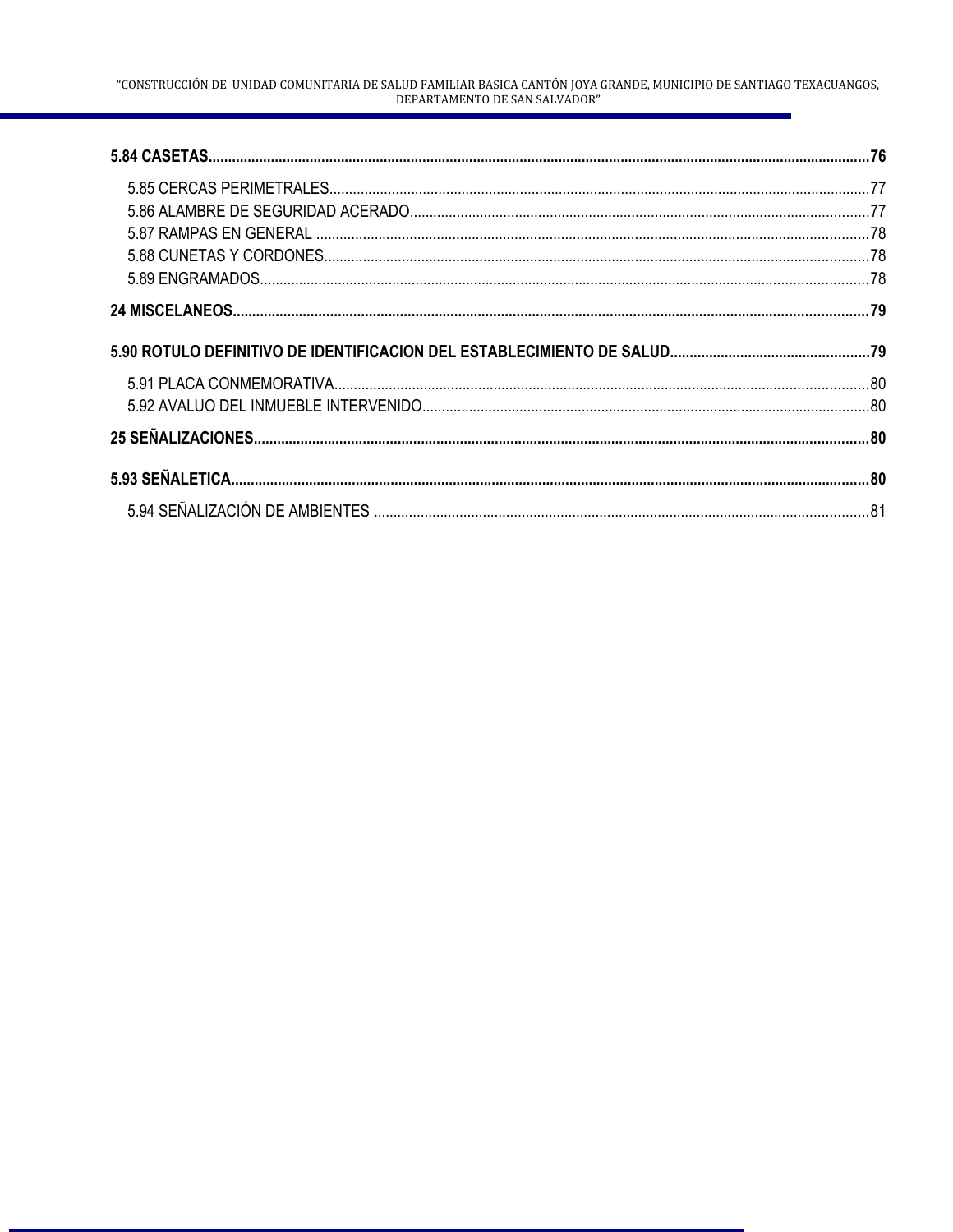**5.84 CASETAS....................................................................................................................................76**

5.85 CERCAS PERIMETRALES.......................................................................................................77
5.86 ALAMBRE DE SEGURIDAD ACERADO..................................................................................77
5.87 RAMPAS EN GENERAL ...........................................................................................................78
5.88 CUNETAS Y CORDONES.........................................................................................................78
5.89 ENGRAMADOS..........................................................................................................................78

**24 MISCELANEOS.............................................................................................................................79**

**5.90 ROTULO DEFINITIVO DE IDENTIFICACION DEL ESTABLECIMIENTO DE SALUD..................79**

5.91 PLACA CONMEMORATIVA......................................................................................................80
5.92 AVALUO DEL INMUEBLE INTERVENIDO.................................................................................80

**25 SEÑALIZACIONES.........................................................................................................................80**

**5.93 SEÑALETICA.................................................................................................................................80**

5.94 SEÑALIZACIÓN DE AMBIENTES .............................................................................................81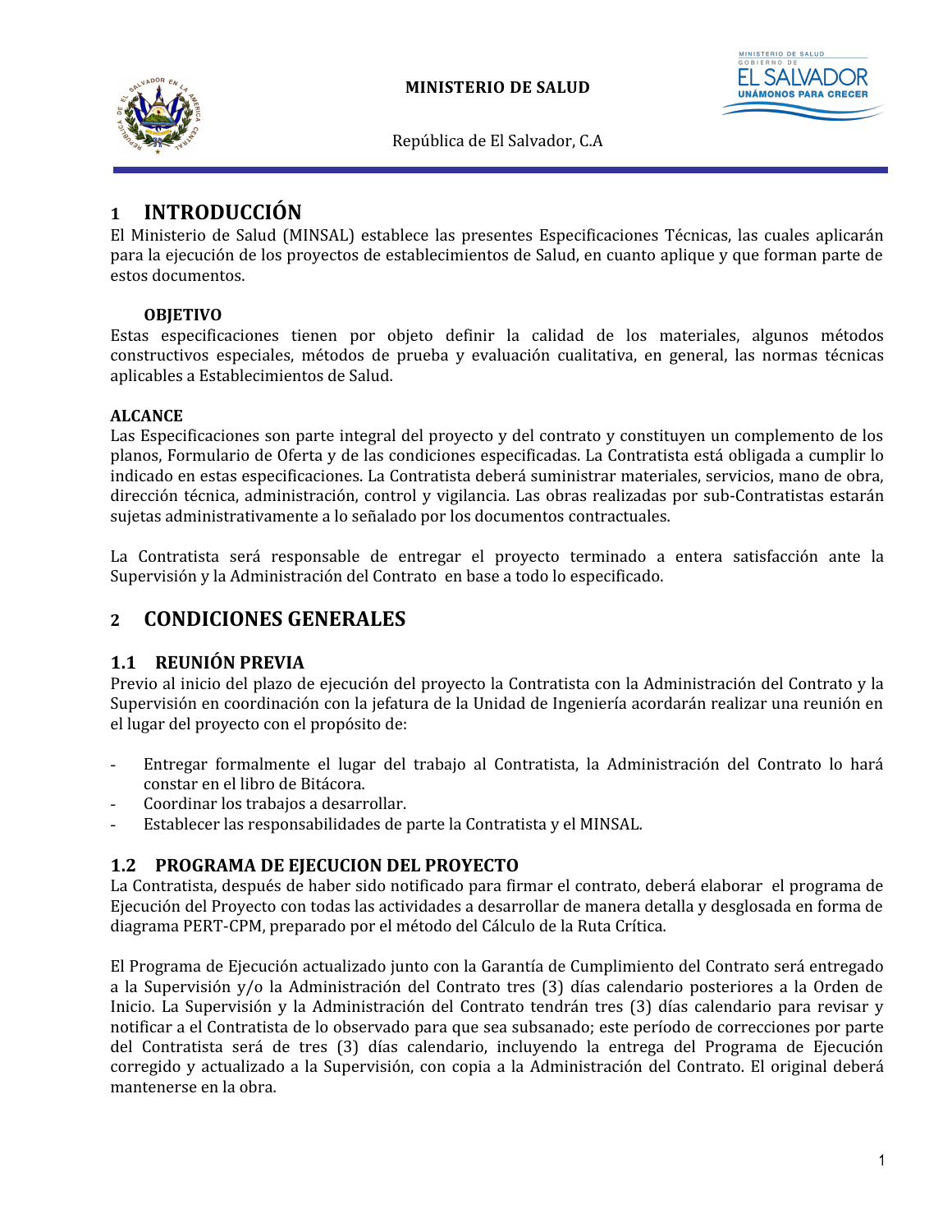# 1 INTRODUCCIÓN

El Ministerio de Salud (MINSAL) establece las presentes Especificaciones Técnicas, las cuales aplicarán para la ejecución de los proyectos de establecimientos de Salud, en cuanto aplique y que forman parte de estos documentos.

**OBJETIVO**

Estas especificaciones tienen por objeto definir la calidad de los materiales, algunos métodos constructivos especiales, métodos de prueba y evaluación cualitativa, en general, las normas técnicas aplicables a Establecimientos de Salud.

**ALCANCE**

Las Especificaciones son parte integral del proyecto y del contrato y constituyen un complemento de los planos, Formulario de Oferta y de las condiciones especificadas. La Contratista está obligada a cumplir lo indicado en estas especificaciones. La Contratista deberá suministrar materiales, servicios, mano de obra, dirección técnica, administración, control y vigilancia. Las obras realizadas por sub-Contratistas estarán sujetas administrativamente a lo señalado por los documentos contractuales.

La Contratista será responsable de entregar el proyecto terminado a entera satisfacción ante la Supervisión y la Administración del Contrato en base a todo lo especificado.

# 2 CONDICIONES GENERALES

## 1.1 REUNIÓN PREVIA

Previo al inicio del plazo de ejecución del proyecto la Contratista con la Administración del Contrato y la Supervisión en coordinación con la jefatura de la Unidad de Ingeniería acordarán realizar una reunión en el lugar del proyecto con el propósito de:

- Entregar formalmente el lugar del trabajo al Contratista, la Administración del Contrato lo hará constar en el libro de Bitácora.
- Coordinar los trabajos a desarrollar.
- Establecer las responsabilidades de parte la Contratista y el MINSAL.

## 1.2 PROGRAMA DE EJECUCION DEL PROYECTO

La Contratista, después de haber sido notificado para firmar el contrato, deberá elaborar el programa de Ejecución del Proyecto con todas las actividades a desarrollar de manera detalla y desglosada en forma de diagrama PERT-CPM, preparado por el método del Cálculo de la Ruta Crítica.

El Programa de Ejecución actualizado junto con la Garantía de Cumplimiento del Contrato será entregado a la Supervisión y/o la Administración del Contrato tres (3) días calendario posteriores a la Orden de Inicio. La Supervisión y la Administración del Contrato tendrán tres (3) días calendario para revisar y notificar a el Contratista de lo observado para que sea subsanado; este período de correcciones por parte del Contratista será de tres (3) días calendario, incluyendo la entrega del Programa de Ejecución corregido y actualizado a la Supervisión, con copia a la Administración del Contrato. El original deberá mantenerse en la obra.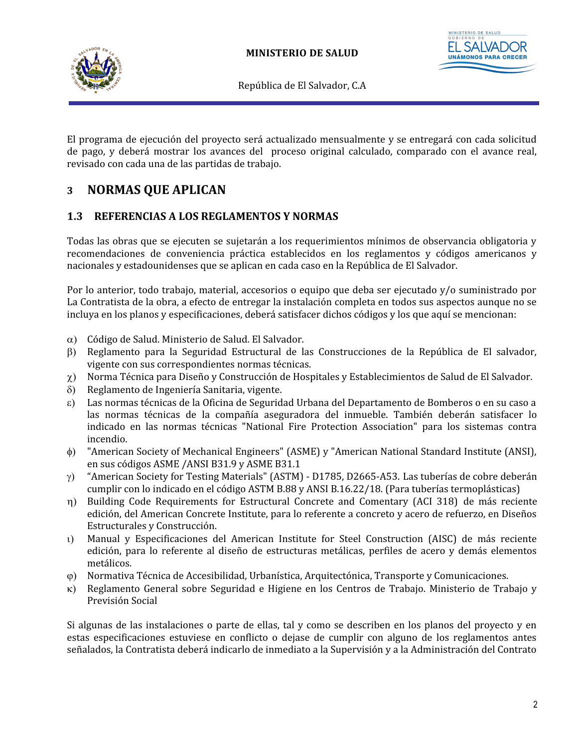El programa de ejecución del proyecto será actualizado mensualmente y se entregará con cada solicitud de pago, y deberá mostrar los avances del proceso original calculado, comparado con el avance real, revisado con cada una de las partidas de trabajo.

# 3 NORMAS QUE APLICAN

## 1.3 REFERENCIAS A LOS REGLAMENTOS Y NORMAS

Todas las obras que se ejecuten se sujetarán a los requerimientos mínimos de observancia obligatoria y recomendaciones de conveniencia práctica establecidos en los reglamentos y códigos americanos y nacionales y estadounidenses que se aplican en cada caso en la República de El Salvador.

Por lo anterior, todo trabajo, material, accesorios o equipo que deba ser ejecutado y/o suministrado por La Contratista de la obra, a efecto de entregar la instalación completa en todos sus aspectos aunque no se incluya en los planos y especificaciones, deberá satisfacer dichos códigos y los que aquí se mencionan:

α) Código de Salud. Ministerio de Salud. El Salvador.

β) Reglamento para la Seguridad Estructural de las Construcciones de la República de El salvador, vigente con sus correspondientes normas técnicas.

χ) Norma Técnica para Diseño y Construcción de Hospitales y Establecimientos de Salud de El Salvador.

δ) Reglamento de Ingeniería Sanitaria, vigente.

ε) Las normas técnicas de la Oficina de Seguridad Urbana del Departamento de Bomberos o en su caso a las normas técnicas de la compañía aseguradora del inmueble. También deberán satisfacer lo indicado en las normas técnicas "National Fire Protection Association" para los sistemas contra incendio.

φ) "American Society of Mechanical Engineers" (ASME) y "American National Standard Institute (ANSI), en sus códigos ASME /ANSI B31.9 y ASME B31.1

γ) "American Society for Testing Materials" (ASTM) - D1785, D2665-A53. Las tuberías de cobre deberán cumplir con lo indicado en el código ASTM B.88 y ANSI B.16.22/18. (Para tuberías termoplásticas)

η) Building Code Requirements for Estructural Concrete and Comentary (ACI 318) de más reciente edición, del American Concrete Institute, para lo referente a concreto y acero de refuerzo, en Diseños Estructurales y Construcción.

ι) Manual y Especificaciones del American Institute for Steel Construction (AISC) de más reciente edición, para lo referente al diseño de estructuras metálicas, perfiles de acero y demás elementos metálicos.

φ) Normativa Técnica de Accesibilidad, Urbanística, Arquitectónica, Transporte y Comunicaciones.

κ) Reglamento General sobre Seguridad e Higiene en los Centros de Trabajo. Ministerio de Trabajo y Previsión Social

Si algunas de las instalaciones o parte de ellas, tal y como se describen en los planos del proyecto y en estas especificaciones estuviese en conflicto o dejase de cumplir con alguno de los reglamentos antes señalados, la Contratista deberá indicarlo de inmediato a la Supervisión y a la Administración del Contrato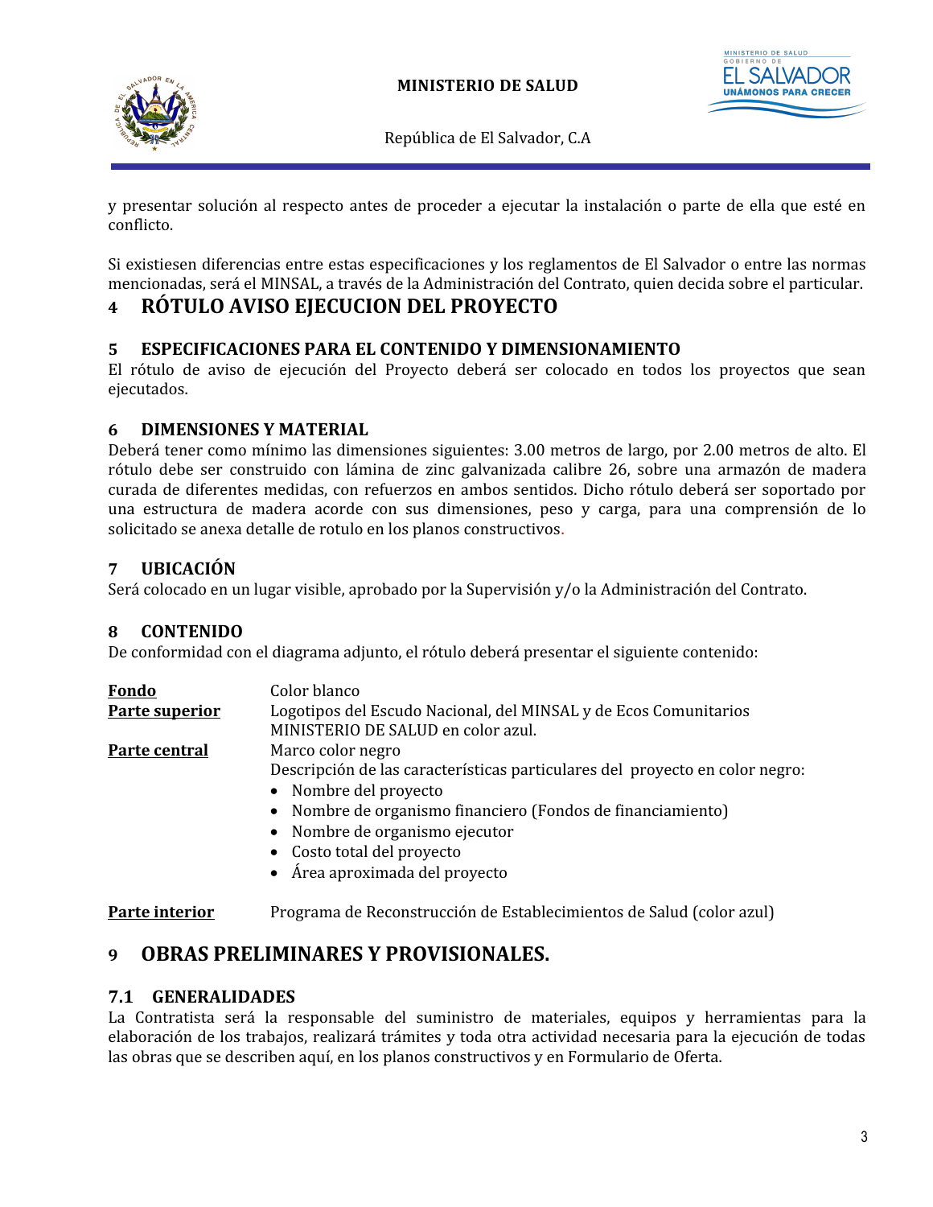y presentar solución al respecto antes de proceder a ejecutar la instalación o parte de ella que esté en conflicto.

Si existiesen diferencias entre estas especificaciones y los reglamentos de El Salvador o entre las normas mencionadas, será el MINSAL, a través de la Administración del Contrato, quien decida sobre el particular.

# 4 RÓTULO AVISO EJECUCION DEL PROYECTO

## 5 ESPECIFICACIONES PARA EL CONTENIDO Y DIMENSIONAMIENTO

El rótulo de aviso de ejecución del Proyecto deberá ser colocado en todos los proyectos que sean ejecutados.

## 6 DIMENSIONES Y MATERIAL

Deberá tener como mínimo las dimensiones siguientes: 3.00 metros de largo, por 2.00 metros de alto. El rótulo debe ser construido con lámina de zinc galvanizada calibre 26, sobre una armazón de madera curada de diferentes medidas, con refuerzos en ambos sentidos. Dicho rótulo deberá ser soportado por una estructura de madera acorde con sus dimensiones, peso y carga, para una comprensión de lo solicitado se anexa detalle de rotulo en los planos constructivos.

## 7 UBICACIÓN

Será colocado en un lugar visible, aprobado por la Supervisión y/o la Administración del Contrato.

## 8 CONTENIDO

De conformidad con el diagrama adjunto, el rótulo deberá presentar el siguiente contenido:

**Fondo** Color blanco

**Parte superior** Logotipos del Escudo Nacional, del MINSAL y de Ecos Comunitarios
MINISTERIO DE SALUD en color azul.

**Parte central** Marco color negro
Descripción de las características particulares del proyecto en color negro:

- Nombre del proyecto
- Nombre de organismo financiero (Fondos de financiamiento)
- Nombre de organismo ejecutor
- Costo total del proyecto
- Área aproximada del proyecto

**Parte interior** Programa de Reconstrucción de Establecimientos de Salud (color azul)

# 9 OBRAS PRELIMINARES Y PROVISIONALES.

## 7.1 GENERALIDADES

La Contratista será la responsable del suministro de materiales, equipos y herramientas para la elaboración de los trabajos, realizará trámites y toda otra actividad necesaria para la ejecución de todas las obras que se describen aquí, en los planos constructivos y en Formulario de Oferta.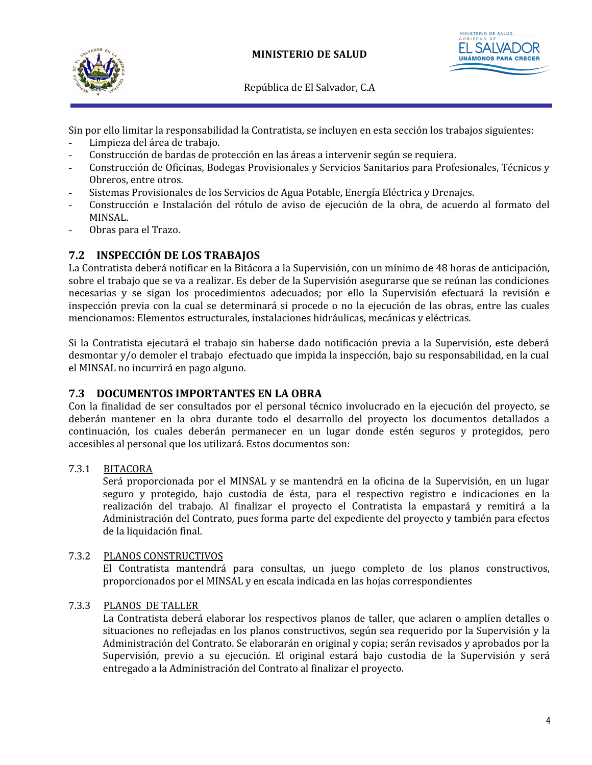Sin por ello limitar la responsabilidad la Contratista, se incluyen en esta sección los trabajos siguientes:

- Limpieza del área de trabajo.
- Construcción de bardas de protección en las áreas a intervenir según se requiera.
- Construcción de Oficinas, Bodegas Provisionales y Servicios Sanitarios para Profesionales, Técnicos y Obreros, entre otros.
- Sistemas Provisionales de los Servicios de Agua Potable, Energía Eléctrica y Drenajes.
- Construcción e Instalación del rótulo de aviso de ejecución de la obra, de acuerdo al formato del MINSAL.
- Obras para el Trazo.

## 7.2 INSPECCIÓN DE LOS TRABAJOS

La Contratista deberá notificar en la Bitácora a la Supervisión, con un mínimo de 48 horas de anticipación, sobre el trabajo que se va a realizar. Es deber de la Supervisión asegurarse que se reúnan las condiciones necesarias y se sigan los procedimientos adecuados; por ello la Supervisión efectuará la revisión e inspección previa con la cual se determinará si procede o no la ejecución de las obras, entre las cuales mencionamos: Elementos estructurales, instalaciones hidráulicas, mecánicas y eléctricas.

Si la Contratista ejecutará el trabajo sin haberse dado notificación previa a la Supervisión, este deberá desmontar y/o demoler el trabajo efectuado que impida la inspección, bajo su responsabilidad, en la cual el MINSAL no incurrirá en pago alguno.

## 7.3 DOCUMENTOS IMPORTANTES EN LA OBRA

Con la finalidad de ser consultados por el personal técnico involucrado en la ejecución del proyecto, se deberán mantener en la obra durante todo el desarrollo del proyecto los documentos detallados a continuación, los cuales deberán permanecer en un lugar donde estén seguros y protegidos, pero accesibles al personal que los utilizará. Estos documentos son:

### 7.3.1 BITACORA

Será proporcionada por el MINSAL y se mantendrá en la oficina de la Supervisión, en un lugar seguro y protegido, bajo custodia de ésta, para el respectivo registro e indicaciones en la realización del trabajo. Al finalizar el proyecto el Contratista la empastará y remitirá a la Administración del Contrato, pues forma parte del expediente del proyecto y también para efectos de la liquidación final.

### 7.3.2 PLANOS CONSTRUCTIVOS

El Contratista mantendrá para consultas, un juego completo de los planos constructivos, proporcionados por el MINSAL y en escala indicada en las hojas correspondientes

### 7.3.3 PLANOS DE TALLER

La Contratista deberá elaborar los respectivos planos de taller, que aclaren o amplíen detalles o situaciones no reflejadas en los planos constructivos, según sea requerido por la Supervisión y la Administración del Contrato. Se elaborarán en original y copia; serán revisados y aprobados por la Supervisión, previo a su ejecución. El original estará bajo custodia de la Supervisión y será entregado a la Administración del Contrato al finalizar el proyecto.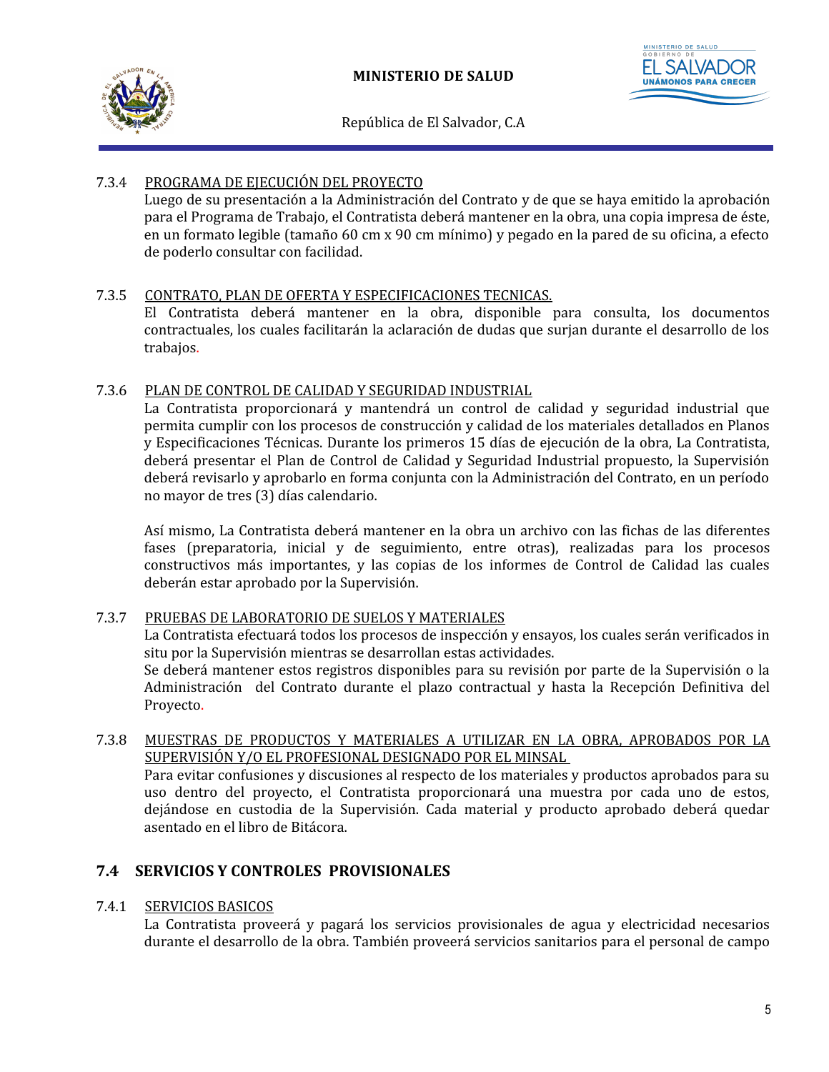7.3.4 PROGRAMA DE EJECUCIÓN DEL PROYECTO

Luego de su presentación a la Administración del Contrato y de que se haya emitido la aprobación para el Programa de Trabajo, el Contratista deberá mantener en la obra, una copia impresa de éste, en un formato legible (tamaño 60 cm x 90 cm mínimo) y pegado en la pared de su oficina, a efecto de poderlo consultar con facilidad.

7.3.5 CONTRATO, PLAN DE OFERTA Y ESPECIFICACIONES TECNICAS.

El Contratista deberá mantener en la obra, disponible para consulta, los documentos contractuales, los cuales facilitarán la aclaración de dudas que surjan durante el desarrollo de los trabajos.

7.3.6 PLAN DE CONTROL DE CALIDAD Y SEGURIDAD INDUSTRIAL

La Contratista proporcionará y mantendrá un control de calidad y seguridad industrial que permita cumplir con los procesos de construcción y calidad de los materiales detallados en Planos y Especificaciones Técnicas. Durante los primeros 15 días de ejecución de la obra, La Contratista, deberá presentar el Plan de Control de Calidad y Seguridad Industrial propuesto, la Supervisión deberá revisarlo y aprobarlo en forma conjunta con la Administración del Contrato, en un período no mayor de tres (3) días calendario.

Así mismo, La Contratista deberá mantener en la obra un archivo con las fichas de las diferentes fases (preparatoria, inicial y de seguimiento, entre otras), realizadas para los procesos constructivos más importantes, y las copias de los informes de Control de Calidad las cuales deberán estar aprobado por la Supervisión.

7.3.7 PRUEBAS DE LABORATORIO DE SUELOS Y MATERIALES

La Contratista efectuará todos los procesos de inspección y ensayos, los cuales serán verificados in situ por la Supervisión mientras se desarrollan estas actividades.
Se deberá mantener estos registros disponibles para su revisión por parte de la Supervisión o la Administración del Contrato durante el plazo contractual y hasta la Recepción Definitiva del Proyecto.

7.3.8 MUESTRAS DE PRODUCTOS Y MATERIALES A UTILIZAR EN LA OBRA, APROBADOS POR LA SUPERVISIÓN Y/O EL PROFESIONAL DESIGNADO POR EL MINSAL

Para evitar confusiones y discusiones al respecto de los materiales y productos aprobados para su uso dentro del proyecto, el Contratista proporcionará una muestra por cada uno de estos, dejándose en custodia de la Supervisión. Cada material y producto aprobado deberá quedar asentado en el libro de Bitácora.

## 7.4 SERVICIOS Y CONTROLES PROVISIONALES

7.4.1 SERVICIOS BASICOS

La Contratista proveerá y pagará los servicios provisionales de agua y electricidad necesarios durante el desarrollo de la obra. También proveerá servicios sanitarios para el personal de campo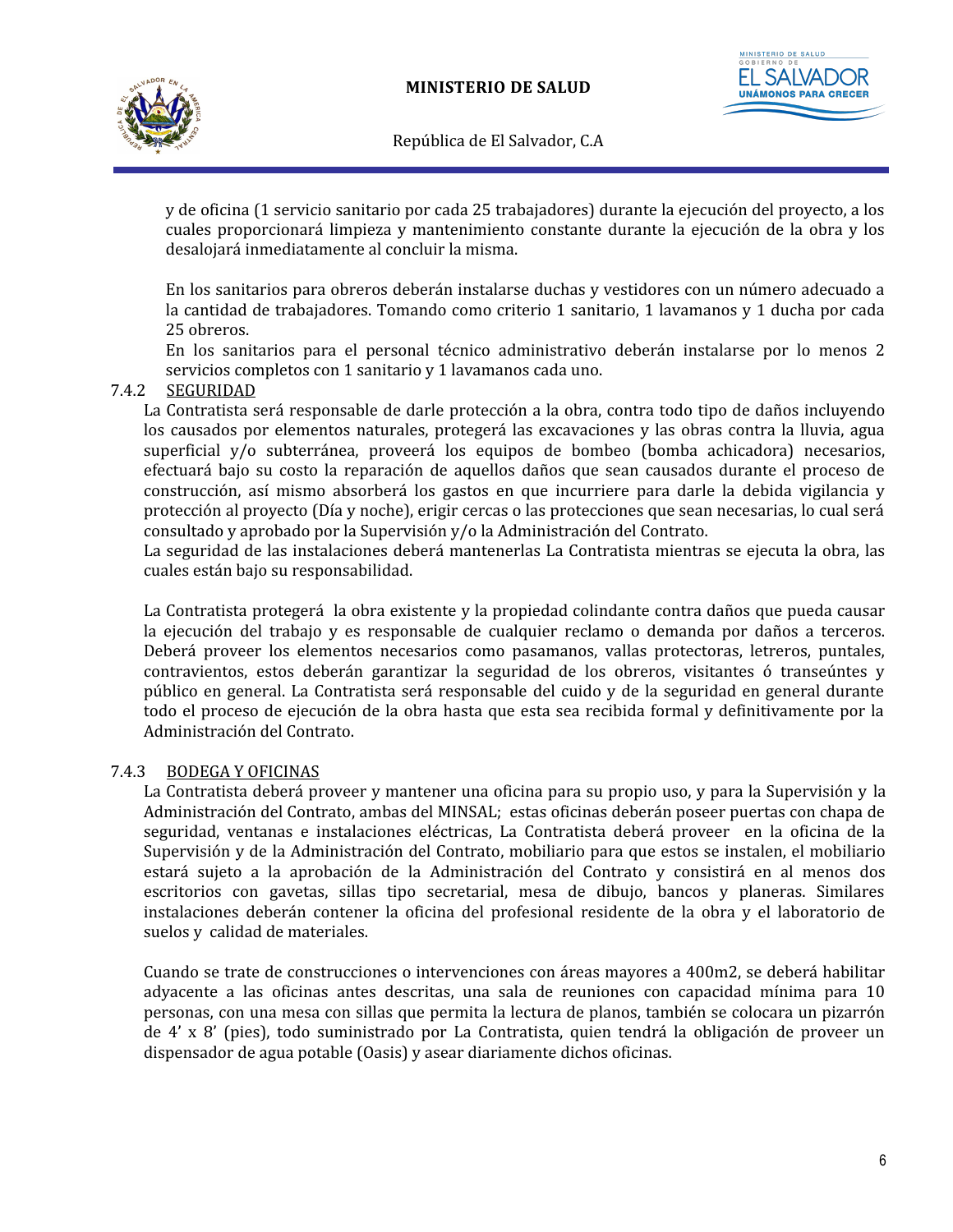y de oficina (1 servicio sanitario por cada 25 trabajadores) durante la ejecución del proyecto, a los cuales proporcionará limpieza y mantenimiento constante durante la ejecución de la obra y los desalojará inmediatamente al concluir la misma.

En los sanitarios para obreros deberán instalarse duchas y vestidores con un número adecuado a la cantidad de trabajadores. Tomando como criterio 1 sanitario, 1 lavamanos y 1 ducha por cada 25 obreros.

En los sanitarios para el personal técnico administrativo deberán instalarse por lo menos 2 servicios completos con 1 sanitario y 1 lavamanos cada uno.

### 7.4.2 SEGURIDAD

La Contratista será responsable de darle protección a la obra, contra todo tipo de daños incluyendo los causados por elementos naturales, protegerá las excavaciones y las obras contra la lluvia, agua superficial y/o subterránea, proveerá los equipos de bombeo (bomba achicadora) necesarios, efectuará bajo su costo la reparación de aquellos daños que sean causados durante el proceso de construcción, así mismo absorberá los gastos en que incurriere para darle la debida vigilancia y protección al proyecto (Día y noche), erigir cercas o las protecciones que sean necesarias, lo cual será consultado y aprobado por la Supervisión y/o la Administración del Contrato.

La seguridad de las instalaciones deberá mantenerlas La Contratista mientras se ejecuta la obra, las cuales están bajo su responsabilidad.

La Contratista protegerá la obra existente y la propiedad colindante contra daños que pueda causar la ejecución del trabajo y es responsable de cualquier reclamo o demanda por daños a terceros. Deberá proveer los elementos necesarios como pasamanos, vallas protectoras, letreros, puntales, contravientos, estos deberán garantizar la seguridad de los obreros, visitantes ó transeúntes y público en general. La Contratista será responsable del cuido y de la seguridad en general durante todo el proceso de ejecución de la obra hasta que esta sea recibida formal y definitivamente por la Administración del Contrato.

### 7.4.3 BODEGA Y OFICINAS

La Contratista deberá proveer y mantener una oficina para su propio uso, y para la Supervisión y la Administración del Contrato, ambas del MINSAL; estas oficinas deberán poseer puertas con chapa de seguridad, ventanas e instalaciones eléctricas, La Contratista deberá proveer en la oficina de la Supervisión y de la Administración del Contrato, mobiliario para que estos se instalen, el mobiliario estará sujeto a la aprobación de la Administración del Contrato y consistirá en al menos dos escritorios con gavetas, sillas tipo secretarial, mesa de dibujo, bancos y planeras. Similares instalaciones deberán contener la oficina del profesional residente de la obra y el laboratorio de suelos y calidad de materiales.

Cuando se trate de construcciones o intervenciones con áreas mayores a 400m2, se deberá habilitar adyacente a las oficinas antes descritas, una sala de reuniones con capacidad mínima para 10 personas, con una mesa con sillas que permita la lectura de planos, también se colocara un pizarrón de 4' x 8' (pies), todo suministrado por La Contratista, quien tendrá la obligación de proveer un dispensador de agua potable (Oasis) y asear diariamente dichos oficinas.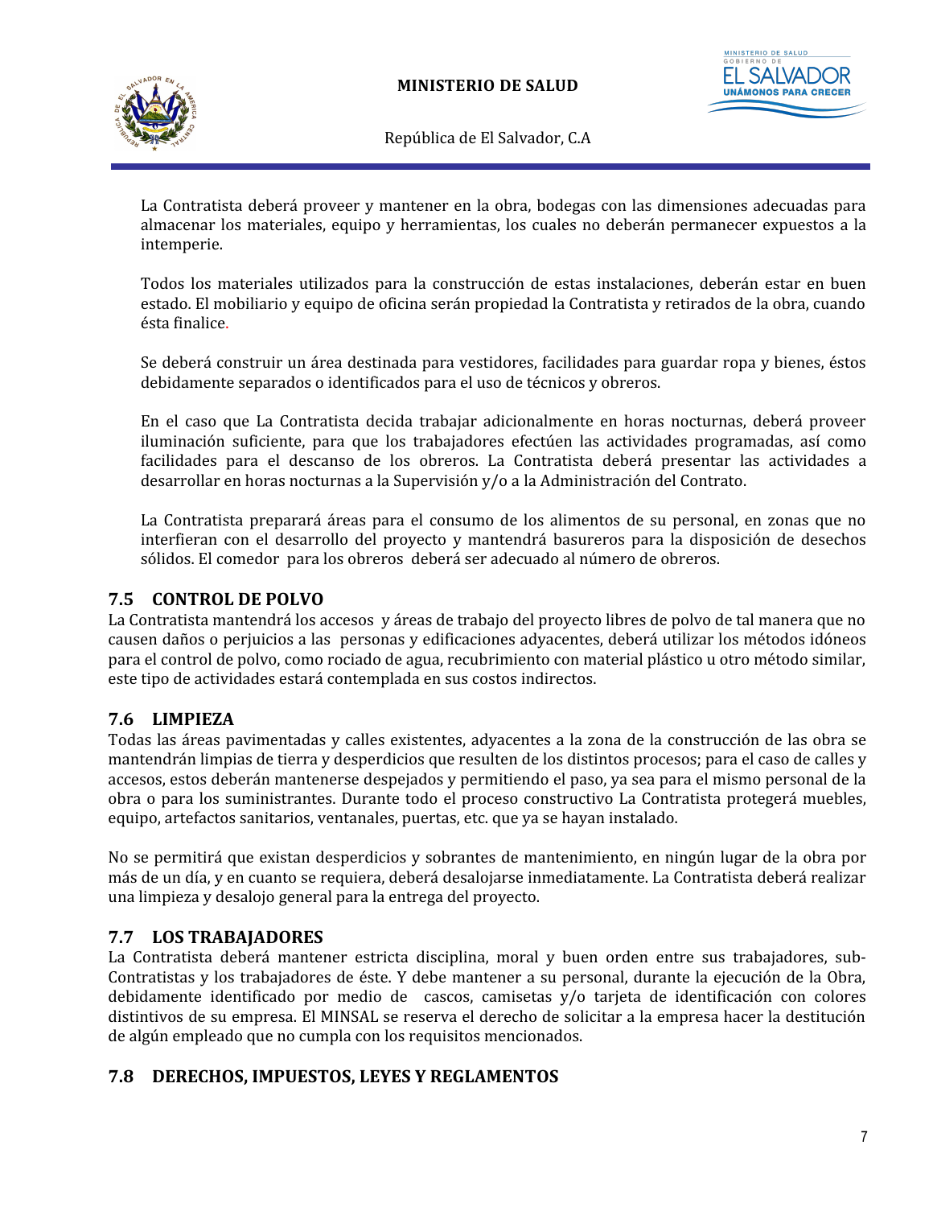La Contratista deberá proveer y mantener en la obra, bodegas con las dimensiones adecuadas para almacenar los materiales, equipo y herramientas, los cuales no deberán permanecer expuestos a la intemperie.

Todos los materiales utilizados para la construcción de estas instalaciones, deberán estar en buen estado. El mobiliario y equipo de oficina serán propiedad la Contratista y retirados de la obra, cuando ésta finalice.

Se deberá construir un área destinada para vestidores, facilidades para guardar ropa y bienes, éstos debidamente separados o identificados para el uso de técnicos y obreros.

En el caso que La Contratista decida trabajar adicionalmente en horas nocturnas, deberá proveer iluminación suficiente, para que los trabajadores efectúen las actividades programadas, así como facilidades para el descanso de los obreros. La Contratista deberá presentar las actividades a desarrollar en horas nocturnas a la Supervisión y/o a la Administración del Contrato.

La Contratista preparará áreas para el consumo de los alimentos de su personal, en zonas que no interfieran con el desarrollo del proyecto y mantendrá basureros para la disposición de desechos sólidos. El comedor para los obreros deberá ser adecuado al número de obreros.

## 7.5 CONTROL DE POLVO

La Contratista mantendrá los accesos y áreas de trabajo del proyecto libres de polvo de tal manera que no causen daños o perjuicios a las personas y edificaciones adyacentes, deberá utilizar los métodos idóneos para el control de polvo, como rociado de agua, recubrimiento con material plástico u otro método similar, este tipo de actividades estará contemplada en sus costos indirectos.

## 7.6 LIMPIEZA

Todas las áreas pavimentadas y calles existentes, adyacentes a la zona de la construcción de las obra se mantendrán limpias de tierra y desperdicios que resulten de los distintos procesos; para el caso de calles y accesos, estos deberán mantenerse despejados y permitiendo el paso, ya sea para el mismo personal de la obra o para los suministrantes. Durante todo el proceso constructivo La Contratista protegerá muebles, equipo, artefactos sanitarios, ventanales, puertas, etc. que ya se hayan instalado.

No se permitirá que existan desperdicios y sobrantes de mantenimiento, en ningún lugar de la obra por más de un día, y en cuanto se requiera, deberá desalojarse inmediatamente. La Contratista deberá realizar una limpieza y desalojo general para la entrega del proyecto.

## 7.7 LOS TRABAJADORES

La Contratista deberá mantener estricta disciplina, moral y buen orden entre sus trabajadores, sub-Contratistas y los trabajadores de éste. Y debe mantener a su personal, durante la ejecución de la Obra, debidamente identificado por medio de cascos, camisetas y/o tarjeta de identificación con colores distintivos de su empresa. El MINSAL se reserva el derecho de solicitar a la empresa hacer la destitución de algún empleado que no cumpla con los requisitos mencionados.

## 7.8 DERECHOS, IMPUESTOS, LEYES Y REGLAMENTOS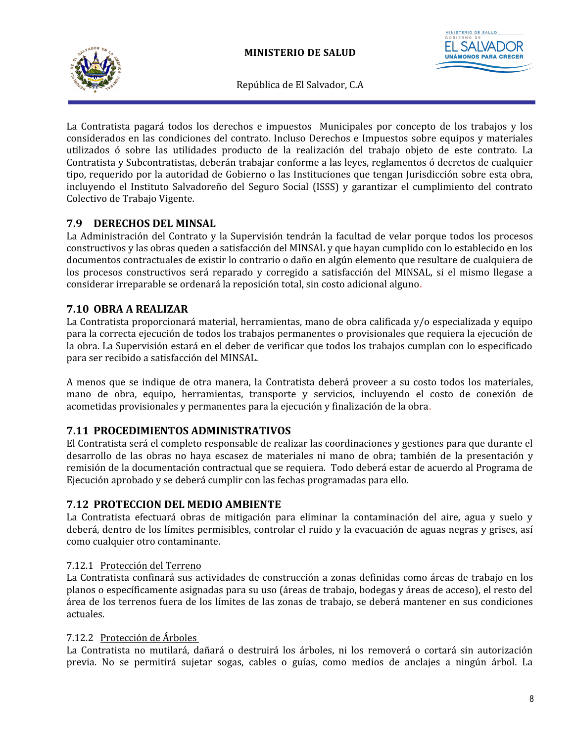La Contratista pagará todos los derechos e impuestos Municipales por concepto de los trabajos y los considerados en las condiciones del contrato. Incluso Derechos e Impuestos sobre equipos y materiales utilizados ó sobre las utilidades producto de la realización del trabajo objeto de este contrato. La Contratista y Subcontratistas, deberán trabajar conforme a las leyes, reglamentos ó decretos de cualquier tipo, requerido por la autoridad de Gobierno o las Instituciones que tengan Jurisdicción sobre esta obra, incluyendo el Instituto Salvadoreño del Seguro Social (ISSS) y garantizar el cumplimiento del contrato Colectivo de Trabajo Vigente.

## 7.9 DERECHOS DEL MINSAL

La Administración del Contrato y la Supervisión tendrán la facultad de velar porque todos los procesos constructivos y las obras queden a satisfacción del MINSAL y que hayan cumplido con lo establecido en los documentos contractuales de existir lo contrario o daño en algún elemento que resultare de cualquiera de los procesos constructivos será reparado y corregido a satisfacción del MINSAL, si el mismo llegase a considerar irreparable se ordenará la reposición total, sin costo adicional alguno.

## 7.10 OBRA A REALIZAR

La Contratista proporcionará material, herramientas, mano de obra calificada y/o especializada y equipo para la correcta ejecución de todos los trabajos permanentes o provisionales que requiera la ejecución de la obra. La Supervisión estará en el deber de verificar que todos los trabajos cumplan con lo especificado para ser recibido a satisfacción del MINSAL.

A menos que se indique de otra manera, la Contratista deberá proveer a su costo todos los materiales, mano de obra, equipo, herramientas, transporte y servicios, incluyendo el costo de conexión de acometidas provisionales y permanentes para la ejecución y finalización de la obra.

## 7.11 PROCEDIMIENTOS ADMINISTRATIVOS

El Contratista será el completo responsable de realizar las coordinaciones y gestiones para que durante el desarrollo de las obras no haya escasez de materiales ni mano de obra; también de la presentación y remisión de la documentación contractual que se requiera. Todo deberá estar de acuerdo al Programa de Ejecución aprobado y se deberá cumplir con las fechas programadas para ello.

## 7.12 PROTECCION DEL MEDIO AMBIENTE

La Contratista efectuará obras de mitigación para eliminar la contaminación del aire, agua y suelo y deberá, dentro de los límites permisibles, controlar el ruido y la evacuación de aguas negras y grises, así como cualquier otro contaminante.

### 7.12.1 Protección del Terreno

La Contratista confinará sus actividades de construcción a zonas definidas como áreas de trabajo en los planos o específicamente asignadas para su uso (áreas de trabajo, bodegas y áreas de acceso), el resto del área de los terrenos fuera de los límites de las zonas de trabajo, se deberá mantener en sus condiciones actuales.

### 7.12.2 Protección de Árboles

La Contratista no mutilará, dañará o destruirá los árboles, ni los removerá o cortará sin autorización previa. No se permitirá sujetar sogas, cables o guías, como medios de anclajes a ningún árbol. La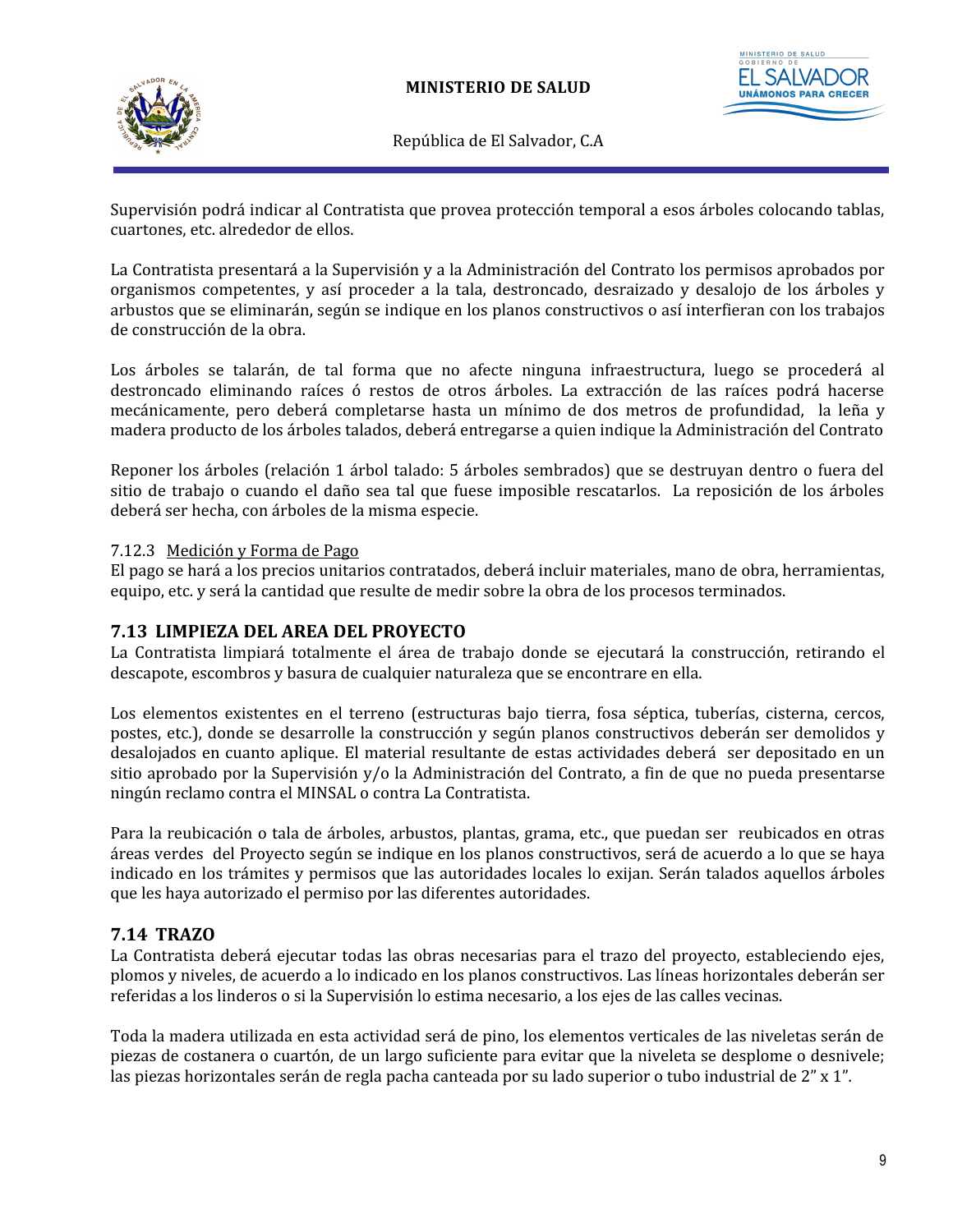Supervisión podrá indicar al Contratista que provea protección temporal a esos árboles colocando tablas, cuartones, etc. alrededor de ellos.

La Contratista presentará a la Supervisión y a la Administración del Contrato los permisos aprobados por organismos competentes, y así proceder a la tala, destroncado, desraizado y desalojo de los árboles y arbustos que se eliminarán, según se indique en los planos constructivos o así interfieran con los trabajos de construcción de la obra.

Los árboles se talarán, de tal forma que no afecte ninguna infraestructura, luego se procederá al destroncado eliminando raíces ó restos de otros árboles. La extracción de las raíces podrá hacerse mecánicamente, pero deberá completarse hasta un mínimo de dos metros de profundidad, la leña y madera producto de los árboles talados, deberá entregarse a quien indique la Administración del Contrato

Reponer los árboles (relación 1 árbol talado: 5 árboles sembrados) que se destruyan dentro o fuera del sitio de trabajo o cuando el daño sea tal que fuese imposible rescatarlos. La reposición de los árboles deberá ser hecha, con árboles de la misma especie.

7.12.3 Medición y Forma de Pago

El pago se hará a los precios unitarios contratados, deberá incluir materiales, mano de obra, herramientas, equipo, etc. y será la cantidad que resulte de medir sobre la obra de los procesos terminados.

## 7.13 LIMPIEZA DEL AREA DEL PROYECTO

La Contratista limpiará totalmente el área de trabajo donde se ejecutará la construcción, retirando el descapote, escombros y basura de cualquier naturaleza que se encontrare en ella.

Los elementos existentes en el terreno (estructuras bajo tierra, fosa séptica, tuberías, cisterna, cercos, postes, etc.), donde se desarrolle la construcción y según planos constructivos deberán ser demolidos y desalojados en cuanto aplique. El material resultante de estas actividades deberá ser depositado en un sitio aprobado por la Supervisión y/o la Administración del Contrato, a fin de que no pueda presentarse ningún reclamo contra el MINSAL o contra La Contratista.

Para la reubicación o tala de árboles, arbustos, plantas, grama, etc., que puedan ser reubicados en otras áreas verdes del Proyecto según se indique en los planos constructivos, será de acuerdo a lo que se haya indicado en los trámites y permisos que las autoridades locales lo exijan. Serán talados aquellos árboles que les haya autorizado el permiso por las diferentes autoridades.

## 7.14 TRAZO

La Contratista deberá ejecutar todas las obras necesarias para el trazo del proyecto, estableciendo ejes, plomos y niveles, de acuerdo a lo indicado en los planos constructivos. Las líneas horizontales deberán ser referidas a los linderos o si la Supervisión lo estima necesario, a los ejes de las calles vecinas.

Toda la madera utilizada en esta actividad será de pino, los elementos verticales de las niveletas serán de piezas de costanera o cuartón, de un largo suficiente para evitar que la niveleta se desplome o desnivele; las piezas horizontales serán de regla pacha canteada por su lado superior o tubo industrial de 2" x 1".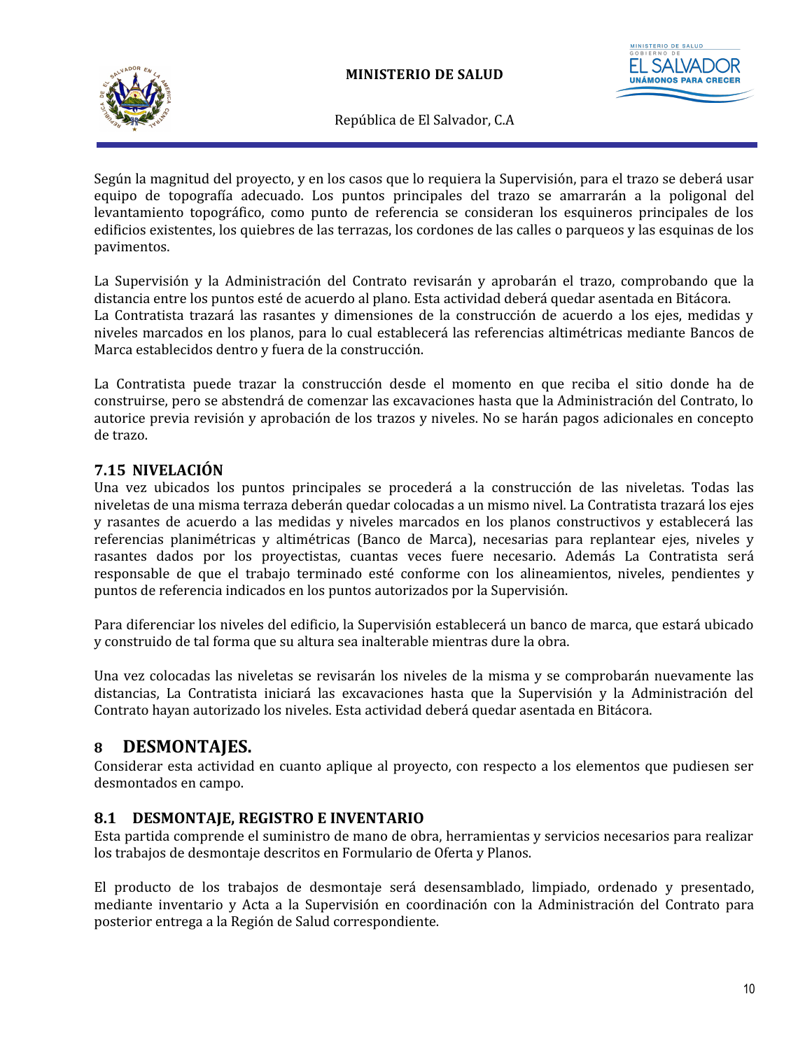Según la magnitud del proyecto, y en los casos que lo requiera la Supervisión, para el trazo se deberá usar equipo de topografía adecuado. Los puntos principales del trazo se amarrarán a la poligonal del levantamiento topográfico, como punto de referencia se consideran los esquineros principales de los edificios existentes, los quiebres de las terrazas, los cordones de las calles o parqueos y las esquinas de los pavimentos.

La Supervisión y la Administración del Contrato revisarán y aprobarán el trazo, comprobando que la distancia entre los puntos esté de acuerdo al plano. Esta actividad deberá quedar asentada en Bitácora.
La Contratista trazará las rasantes y dimensiones de la construcción de acuerdo a los ejes, medidas y niveles marcados en los planos, para lo cual establecerá las referencias altimétricas mediante Bancos de Marca establecidos dentro y fuera de la construcción.

La Contratista puede trazar la construcción desde el momento en que reciba el sitio donde ha de construirse, pero se abstendrá de comenzar las excavaciones hasta que la Administración del Contrato, lo autorice previa revisión y aprobación de los trazos y niveles. No se harán pagos adicionales en concepto de trazo.

### 7.15 NIVELACIÓN

Una vez ubicados los puntos principales se procederá a la construcción de las niveletas. Todas las niveletas de una misma terraza deberán quedar colocadas a un mismo nivel. La Contratista trazará los ejes y rasantes de acuerdo a las medidas y niveles marcados en los planos constructivos y establecerá las referencias planimétricas y altimétricas (Banco de Marca), necesarias para replantear ejes, niveles y rasantes dados por los proyectistas, cuantas veces fuere necesario. Además La Contratista será responsable de que el trabajo terminado esté conforme con los alineamientos, niveles, pendientes y puntos de referencia indicados en los puntos autorizados por la Supervisión.

Para diferenciar los niveles del edificio, la Supervisión establecerá un banco de marca, que estará ubicado y construido de tal forma que su altura sea inalterable mientras dure la obra.

Una vez colocadas las niveletas se revisarán los niveles de la misma y se comprobarán nuevamente las distancias, La Contratista iniciará las excavaciones hasta que la Supervisión y la Administración del Contrato hayan autorizado los niveles. Esta actividad deberá quedar asentada en Bitácora.

## 8 DESMONTAJES.

Considerar esta actividad en cuanto aplique al proyecto, con respecto a los elementos que pudiesen ser desmontados en campo.

### 8.1 DESMONTAJE, REGISTRO E INVENTARIO

Esta partida comprende el suministro de mano de obra, herramientas y servicios necesarios para realizar los trabajos de desmontaje descritos en Formulario de Oferta y Planos.

El producto de los trabajos de desmontaje será desensamblado, limpiado, ordenado y presentado, mediante inventario y Acta a la Supervisión en coordinación con la Administración del Contrato para posterior entrega a la Región de Salud correspondiente.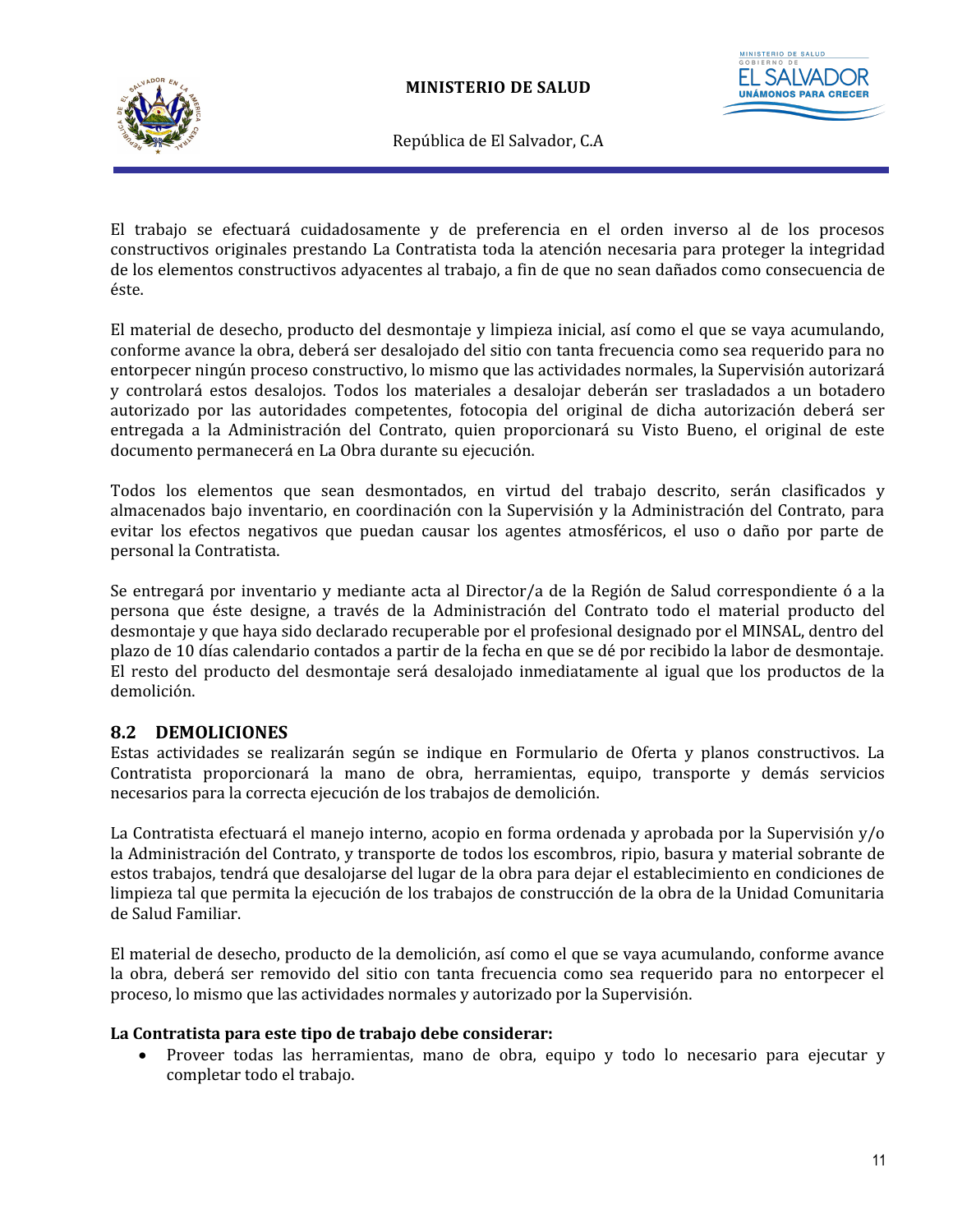El trabajo se efectuará cuidadosamente y de preferencia en el orden inverso al de los procesos constructivos originales prestando La Contratista toda la atención necesaria para proteger la integridad de los elementos constructivos adyacentes al trabajo, a fin de que no sean dañados como consecuencia de éste.

El material de desecho, producto del desmontaje y limpieza inicial, así como el que se vaya acumulando, conforme avance la obra, deberá ser desalojado del sitio con tanta frecuencia como sea requerido para no entorpecer ningún proceso constructivo, lo mismo que las actividades normales, la Supervisión autorizará y controlará estos desalojos. Todos los materiales a desalojar deberán ser trasladados a un botadero autorizado por las autoridades competentes, fotocopia del original de dicha autorización deberá ser entregada a la Administración del Contrato, quien proporcionará su Visto Bueno, el original de este documento permanecerá en La Obra durante su ejecución.

Todos los elementos que sean desmontados, en virtud del trabajo descrito, serán clasificados y almacenados bajo inventario, en coordinación con la Supervisión y la Administración del Contrato, para evitar los efectos negativos que puedan causar los agentes atmosféricos, el uso o daño por parte de personal la Contratista.

Se entregará por inventario y mediante acta al Director/a de la Región de Salud correspondiente ó a la persona que éste designe, a través de la Administración del Contrato todo el material producto del desmontaje y que haya sido declarado recuperable por el profesional designado por el MINSAL, dentro del plazo de 10 días calendario contados a partir de la fecha en que se dé por recibido la labor de desmontaje. El resto del producto del desmontaje será desalojado inmediatamente al igual que los productos de la demolición.

## 8.2 DEMOLICIONES

Estas actividades se realizarán según se indique en Formulario de Oferta y planos constructivos. La Contratista proporcionará la mano de obra, herramientas, equipo, transporte y demás servicios necesarios para la correcta ejecución de los trabajos de demolición.

La Contratista efectuará el manejo interno, acopio en forma ordenada y aprobada por la Supervisión y/o la Administración del Contrato, y transporte de todos los escombros, ripio, basura y material sobrante de estos trabajos, tendrá que desalojarse del lugar de la obra para dejar el establecimiento en condiciones de limpieza tal que permita la ejecución de los trabajos de construcción de la obra de la Unidad Comunitaria de Salud Familiar.

El material de desecho, producto de la demolición, así como el que se vaya acumulando, conforme avance la obra, deberá ser removido del sitio con tanta frecuencia como sea requerido para no entorpecer el proceso, lo mismo que las actividades normales y autorizado por la Supervisión.

**La Contratista para este tipo de trabajo debe considerar:**

- Proveer todas las herramientas, mano de obra, equipo y todo lo necesario para ejecutar y completar todo el trabajo.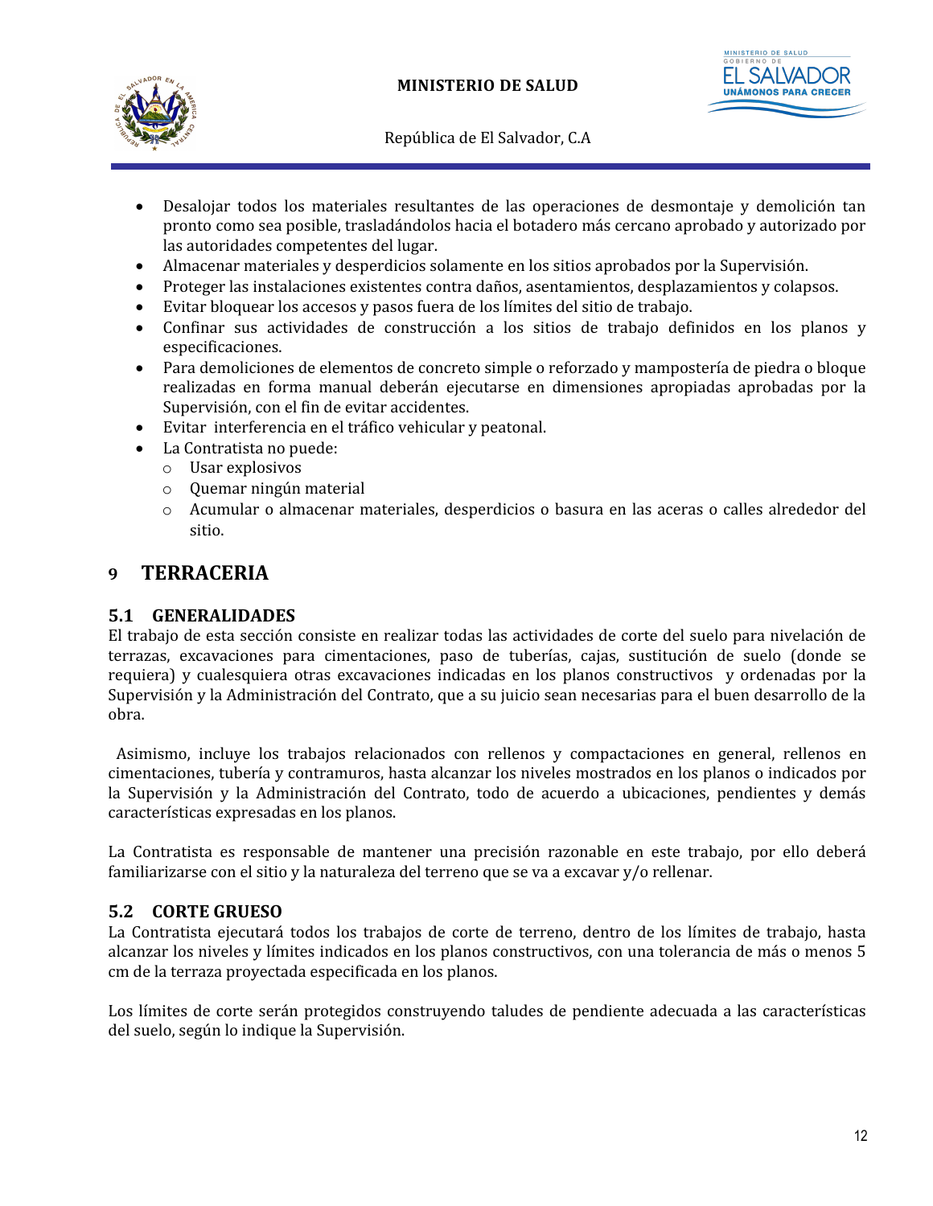- Desalojar todos los materiales resultantes de las operaciones de desmontaje y demolición tan pronto como sea posible, trasladándolos hacia el botadero más cercano aprobado y autorizado por las autoridades competentes del lugar.
- Almacenar materiales y desperdicios solamente en los sitios aprobados por la Supervisión.
- Proteger las instalaciones existentes contra daños, asentamientos, desplazamientos y colapsos.
- Evitar bloquear los accesos y pasos fuera de los límites del sitio de trabajo.
- Confinar sus actividades de construcción a los sitios de trabajo definidos en los planos y especificaciones.
- Para demoliciones de elementos de concreto simple o reforzado y mampostería de piedra o bloque realizadas en forma manual deberán ejecutarse en dimensiones apropiadas aprobadas por la Supervisión, con el fin de evitar accidentes.
- Evitar interferencia en el tráfico vehicular y peatonal.
- La Contratista no puede:
  - Usar explosivos
  - Quemar ningún material
  - Acumular o almacenar materiales, desperdicios o basura en las aceras o calles alrededor del sitio.

# 9 TERRACERIA

## 5.1 GENERALIDADES

El trabajo de esta sección consiste en realizar todas las actividades de corte del suelo para nivelación de terrazas, excavaciones para cimentaciones, paso de tuberías, cajas, sustitución de suelo (donde se requiera) y cualesquiera otras excavaciones indicadas en los planos constructivos y ordenadas por la Supervisión y la Administración del Contrato, que a su juicio sean necesarias para el buen desarrollo de la obra.

Asimismo, incluye los trabajos relacionados con rellenos y compactaciones en general, rellenos en cimentaciones, tubería y contramuros, hasta alcanzar los niveles mostrados en los planos o indicados por la Supervisión y la Administración del Contrato, todo de acuerdo a ubicaciones, pendientes y demás características expresadas en los planos.

La Contratista es responsable de mantener una precisión razonable en este trabajo, por ello deberá familiarizarse con el sitio y la naturaleza del terreno que se va a excavar y/o rellenar.

## 5.2 CORTE GRUESO

La Contratista ejecutará todos los trabajos de corte de terreno, dentro de los límites de trabajo, hasta alcanzar los niveles y límites indicados en los planos constructivos, con una tolerancia de más o menos 5 cm de la terraza proyectada especificada en los planos.

Los límites de corte serán protegidos construyendo taludes de pendiente adecuada a las características del suelo, según lo indique la Supervisión.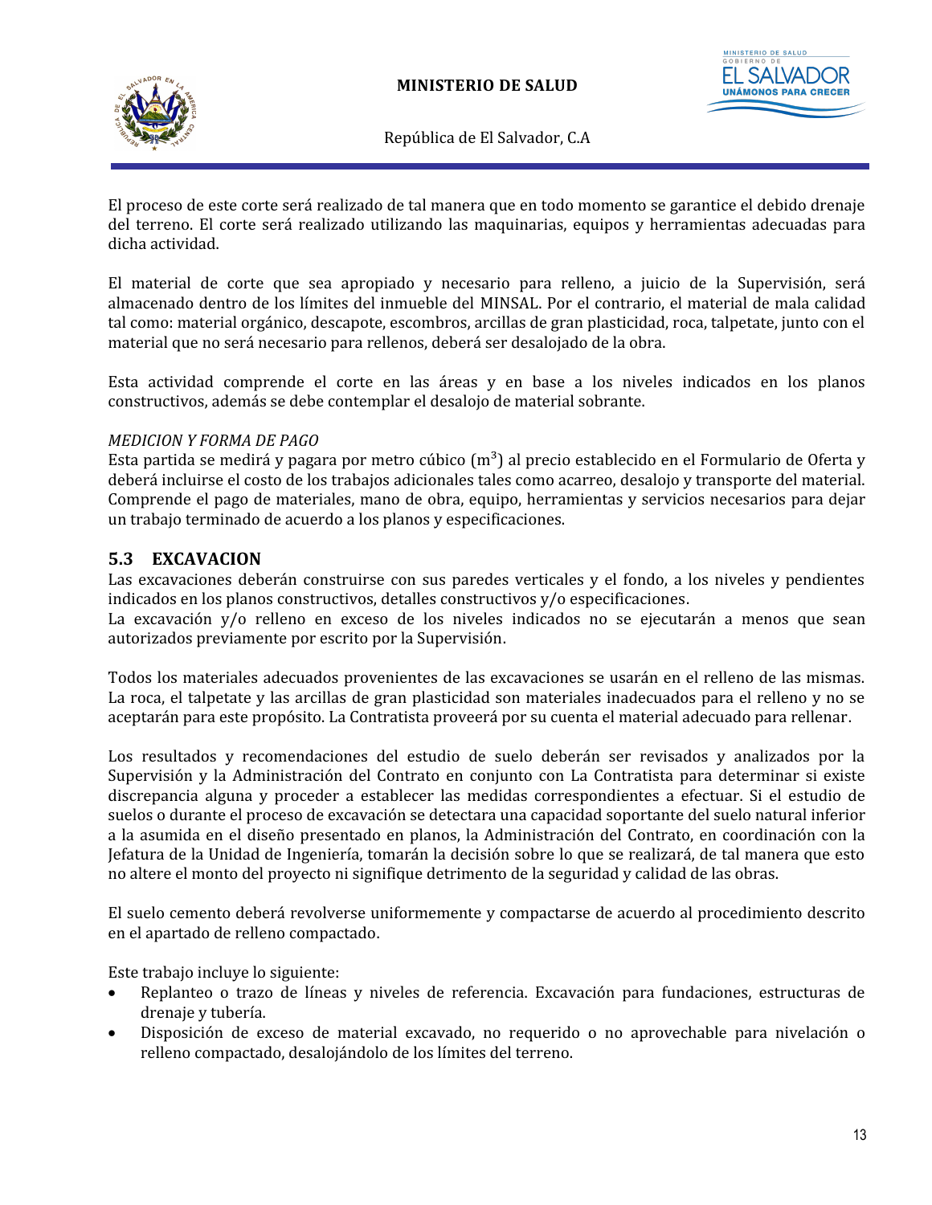El proceso de este corte será realizado de tal manera que en todo momento se garantice el debido drenaje del terreno. El corte será realizado utilizando las maquinarias, equipos y herramientas adecuadas para dicha actividad.

El material de corte que sea apropiado y necesario para relleno, a juicio de la Supervisión, será almacenado dentro de los límites del inmueble del MINSAL. Por el contrario, el material de mala calidad tal como: material orgánico, descapote, escombros, arcillas de gran plasticidad, roca, talpetate, junto con el material que no será necesario para rellenos, deberá ser desalojado de la obra.

Esta actividad comprende el corte en las áreas y en base a los niveles indicados en los planos constructivos, además se debe contemplar el desalojo de material sobrante.

*MEDICION Y FORMA DE PAGO*
Esta partida se medirá y pagara por metro cúbico ($m^3$) al precio establecido en el Formulario de Oferta y deberá incluirse el costo de los trabajos adicionales tales como acarreo, desalojo y transporte del material. Comprende el pago de materiales, mano de obra, equipo, herramientas y servicios necesarios para dejar un trabajo terminado de acuerdo a los planos y especificaciones.

## 5.3 EXCAVACION

Las excavaciones deberán construirse con sus paredes verticales y el fondo, a los niveles y pendientes indicados en los planos constructivos, detalles constructivos y/o especificaciones.
La excavación y/o relleno en exceso de los niveles indicados no se ejecutarán a menos que sean autorizados previamente por escrito por la Supervisión.

Todos los materiales adecuados provenientes de las excavaciones se usarán en el relleno de las mismas. La roca, el talpetate y las arcillas de gran plasticidad son materiales inadecuados para el relleno y no se aceptarán para este propósito. La Contratista proveerá por su cuenta el material adecuado para rellenar.

Los resultados y recomendaciones del estudio de suelo deberán ser revisados y analizados por la Supervisión y la Administración del Contrato en conjunto con La Contratista para determinar si existe discrepancia alguna y proceder a establecer las medidas correspondientes a efectuar. Si el estudio de suelos o durante el proceso de excavación se detectara una capacidad soportante del suelo natural inferior a la asumida en el diseño presentado en planos, la Administración del Contrato, en coordinación con la Jefatura de la Unidad de Ingeniería, tomarán la decisión sobre lo que se realizará, de tal manera que esto no altere el monto del proyecto ni signifique detrimento de la seguridad y calidad de las obras.

El suelo cemento deberá revolverse uniformemente y compactarse de acuerdo al procedimiento descrito en el apartado de relleno compactado.

Este trabajo incluye lo siguiente:

- Replanteo o trazo de líneas y niveles de referencia. Excavación para fundaciones, estructuras de drenaje y tubería.
- Disposición de exceso de material excavado, no requerido o no aprovechable para nivelación o relleno compactado, desalojándolo de los límites del terreno.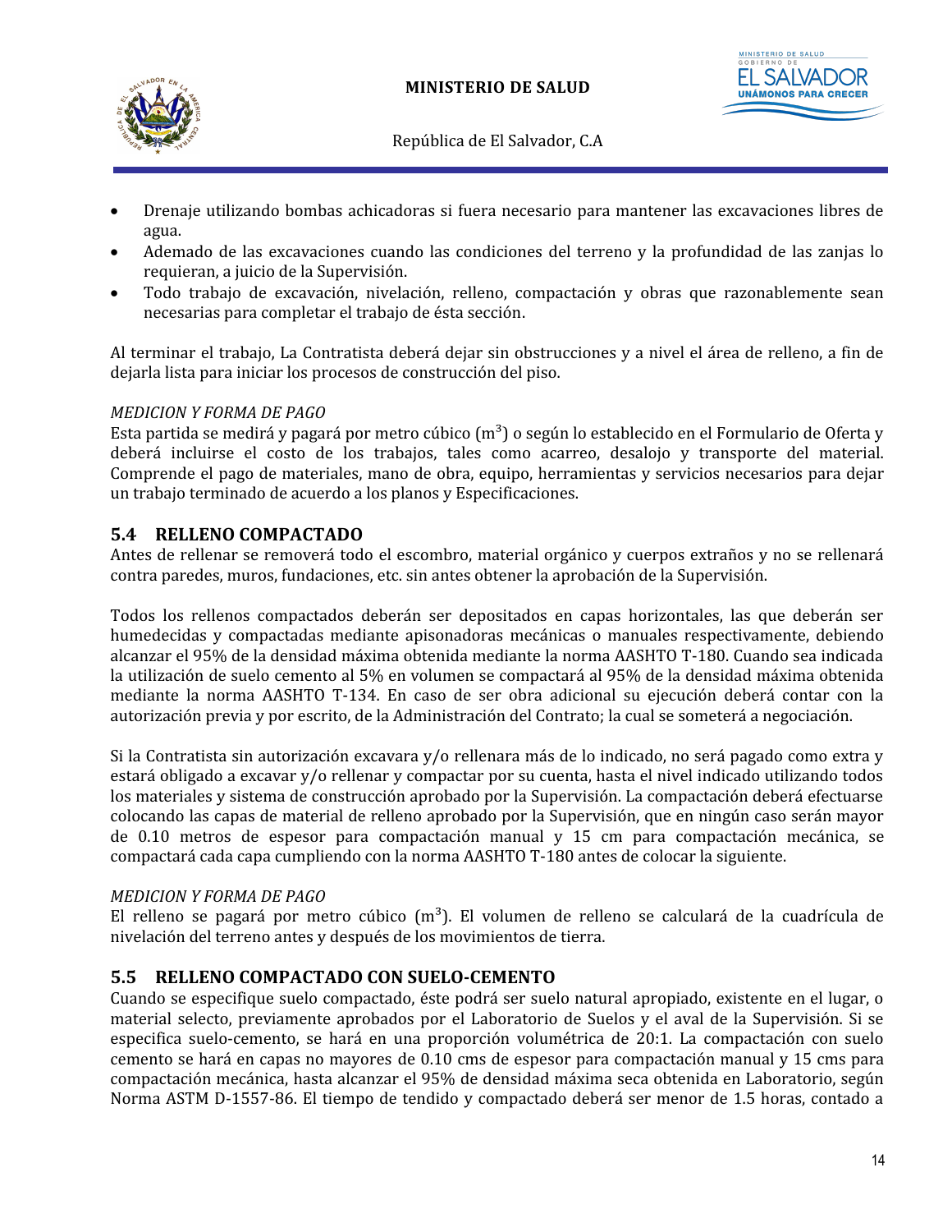- Drenaje utilizando bombas achicadoras si fuera necesario para mantener las excavaciones libres de agua.
- Ademado de las excavaciones cuando las condiciones del terreno y la profundidad de las zanjas lo requieran, a juicio de la Supervisión.
- Todo trabajo de excavación, nivelación, relleno, compactación y obras que razonablemente sean necesarias para completar el trabajo de ésta sección.

Al terminar el trabajo, La Contratista deberá dejar sin obstrucciones y a nivel el área de relleno, a fin de dejarla lista para iniciar los procesos de construcción del piso.

*MEDICION Y FORMA DE PAGO*
Esta partida se medirá y pagará por metro cúbico ($m^3$) o según lo establecido en el Formulario de Oferta y deberá incluirse el costo de los trabajos, tales como acarreo, desalojo y transporte del material. Comprende el pago de materiales, mano de obra, equipo, herramientas y servicios necesarios para dejar un trabajo terminado de acuerdo a los planos y Especificaciones.

## 5.4 RELLENO COMPACTADO

Antes de rellenar se removerá todo el escombro, material orgánico y cuerpos extraños y no se rellenará contra paredes, muros, fundaciones, etc. sin antes obtener la aprobación de la Supervisión.

Todos los rellenos compactados deberán ser depositados en capas horizontales, las que deberán ser humedecidas y compactadas mediante apisonadoras mecánicas o manuales respectivamente, debiendo alcanzar el 95% de la densidad máxima obtenida mediante la norma AASHTO T-180. Cuando sea indicada la utilización de suelo cemento al 5% en volumen se compactará al 95% de la densidad máxima obtenida mediante la norma AASHTO T-134. En caso de ser obra adicional su ejecución deberá contar con la autorización previa y por escrito, de la Administración del Contrato; la cual se someterá a negociación.

Si la Contratista sin autorización excavara y/o rellenara más de lo indicado, no será pagado como extra y estará obligado a excavar y/o rellenar y compactar por su cuenta, hasta el nivel indicado utilizando todos los materiales y sistema de construcción aprobado por la Supervisión. La compactación deberá efectuarse colocando las capas de material de relleno aprobado por la Supervisión, que en ningún caso serán mayor de 0.10 metros de espesor para compactación manual y 15 cm para compactación mecánica, se compactará cada capa cumpliendo con la norma AASHTO T-180 antes de colocar la siguiente.

*MEDICION Y FORMA DE PAGO*
El relleno se pagará por metro cúbico ($m^3$). El volumen de relleno se calculará de la cuadrícula de nivelación del terreno antes y después de los movimientos de tierra.

## 5.5 RELLENO COMPACTADO CON SUELO-CEMENTO

Cuando se especifique suelo compactado, éste podrá ser suelo natural apropiado, existente en el lugar, o material selecto, previamente aprobados por el Laboratorio de Suelos y el aval de la Supervisión. Si se especifica suelo-cemento, se hará en una proporción volumétrica de 20:1. La compactación con suelo cemento se hará en capas no mayores de 0.10 cms de espesor para compactación manual y 15 cms para compactación mecánica, hasta alcanzar el 95% de densidad máxima seca obtenida en Laboratorio, según Norma ASTM D-1557-86. El tiempo de tendido y compactado deberá ser menor de 1.5 horas, contado a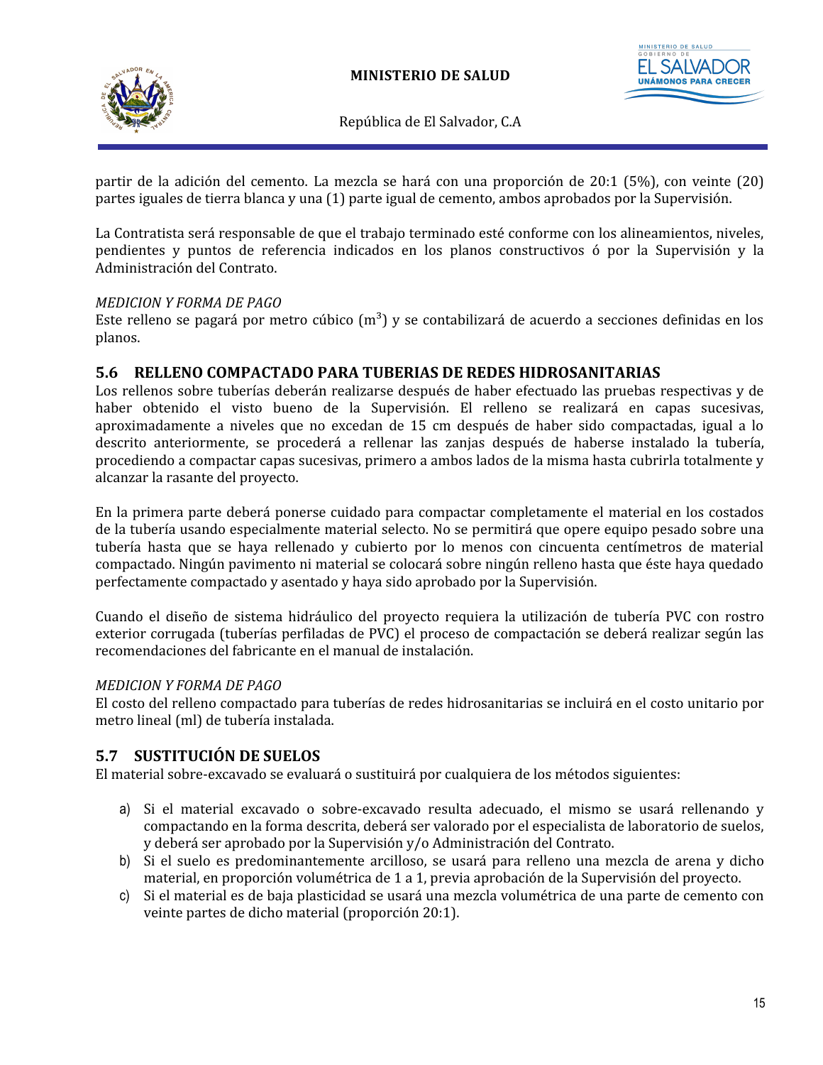partir de la adición del cemento. La mezcla se hará con una proporción de 20:1 (5%), con veinte (20) partes iguales de tierra blanca y una (1) parte igual de cemento, ambos aprobados por la Supervisión.

La Contratista será responsable de que el trabajo terminado esté conforme con los alineamientos, niveles, pendientes y puntos de referencia indicados en los planos constructivos ó por la Supervisión y la Administración del Contrato.

*MEDICION Y FORMA DE PAGO*
Este relleno se pagará por metro cúbico ($m^3$) y se contabilizará de acuerdo a secciones definidas en los planos.

## 5.6 RELLENO COMPACTADO PARA TUBERIAS DE REDES HIDROSANITARIAS

Los rellenos sobre tuberías deberán realizarse después de haber efectuado las pruebas respectivas y de haber obtenido el visto bueno de la Supervisión. El relleno se realizará en capas sucesivas, aproximadamente a niveles que no excedan de 15 cm después de haber sido compactadas, igual a lo descrito anteriormente, se procederá a rellenar las zanjas después de haberse instalado la tubería, procediendo a compactar capas sucesivas, primero a ambos lados de la misma hasta cubrirla totalmente y alcanzar la rasante del proyecto.

En la primera parte deberá ponerse cuidado para compactar completamente el material en los costados de la tubería usando especialmente material selecto. No se permitirá que opere equipo pesado sobre una tubería hasta que se haya rellenado y cubierto por lo menos con cincuenta centímetros de material compactado. Ningún pavimento ni material se colocará sobre ningún relleno hasta que éste haya quedado perfectamente compactado y asentado y haya sido aprobado por la Supervisión.

Cuando el diseño de sistema hidráulico del proyecto requiera la utilización de tubería PVC con rostro exterior corrugada (tuberías perfiladas de PVC) el proceso de compactación se deberá realizar según las recomendaciones del fabricante en el manual de instalación.

*MEDICION Y FORMA DE PAGO*
El costo del relleno compactado para tuberías de redes hidrosanitarias se incluirá en el costo unitario por metro lineal (ml) de tubería instalada.

## 5.7 SUSTITUCIÓN DE SUELOS

El material sobre-excavado se evaluará o sustituirá por cualquiera de los métodos siguientes:

a) Si el material excavado o sobre-excavado resulta adecuado, el mismo se usará rellenando y compactando en la forma descrita, deberá ser valorado por el especialista de laboratorio de suelos, y deberá ser aprobado por la Supervisión y/o Administración del Contrato.
b) Si el suelo es predominantemente arcilloso, se usará para relleno una mezcla de arena y dicho material, en proporción volumétrica de 1 a 1, previa aprobación de la Supervisión del proyecto.
c) Si el material es de baja plasticidad se usará una mezcla volumétrica de una parte de cemento con veinte partes de dicho material (proporción 20:1).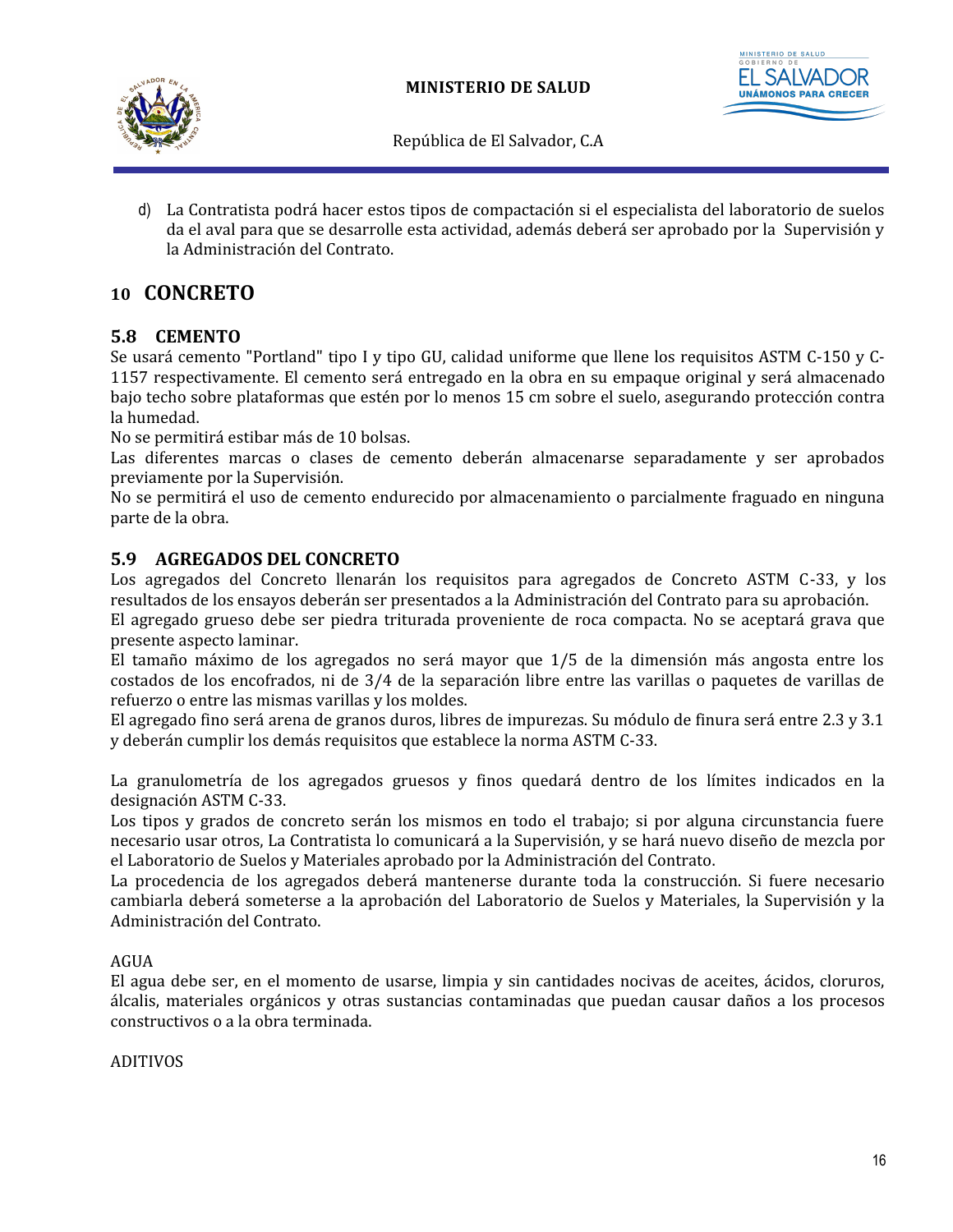d) La Contratista podrá hacer estos tipos de compactación si el especialista del laboratorio de suelos da el aval para que se desarrolle esta actividad, además deberá ser aprobado por la Supervisión y la Administración del Contrato.

# 10 CONCRETO

## 5.8 CEMENTO

Se usará cemento "Portland" tipo I y tipo GU, calidad uniforme que llene los requisitos ASTM C-150 y C-1157 respectivamente. El cemento será entregado en la obra en su empaque original y será almacenado bajo techo sobre plataformas que estén por lo menos 15 cm sobre el suelo, asegurando protección contra la humedad.

No se permitirá estibar más de 10 bolsas.

Las diferentes marcas o clases de cemento deberán almacenarse separadamente y ser aprobados previamente por la Supervisión.

No se permitirá el uso de cemento endurecido por almacenamiento o parcialmente fraguado en ninguna parte de la obra.

## 5.9 AGREGADOS DEL CONCRETO

Los agregados del Concreto llenarán los requisitos para agregados de Concreto ASTM C-33, y los resultados de los ensayos deberán ser presentados a la Administración del Contrato para su aprobación.

El agregado grueso debe ser piedra triturada proveniente de roca compacta. No se aceptará grava que presente aspecto laminar.

El tamaño máximo de los agregados no será mayor que 1/5 de la dimensión más angosta entre los costados de los encofrados, ni de 3/4 de la separación libre entre las varillas o paquetes de varillas de refuerzo o entre las mismas varillas y los moldes.

El agregado fino será arena de granos duros, libres de impurezas. Su módulo de finura será entre 2.3 y 3.1 y deberán cumplir los demás requisitos que establece la norma ASTM C-33.

La granulometría de los agregados gruesos y finos quedará dentro de los límites indicados en la designación ASTM C-33.

Los tipos y grados de concreto serán los mismos en todo el trabajo; si por alguna circunstancia fuere necesario usar otros, La Contratista lo comunicará a la Supervisión, y se hará nuevo diseño de mezcla por el Laboratorio de Suelos y Materiales aprobado por la Administración del Contrato.

La procedencia de los agregados deberá mantenerse durante toda la construcción. Si fuere necesario cambiarla deberá someterse a la aprobación del Laboratorio de Suelos y Materiales, la Supervisión y la Administración del Contrato.

AGUA

El agua debe ser, en el momento de usarse, limpia y sin cantidades nocivas de aceites, ácidos, cloruros, álcalis, materiales orgánicos y otras sustancias contaminadas que puedan causar daños a los procesos constructivos o a la obra terminada.

ADITIVOS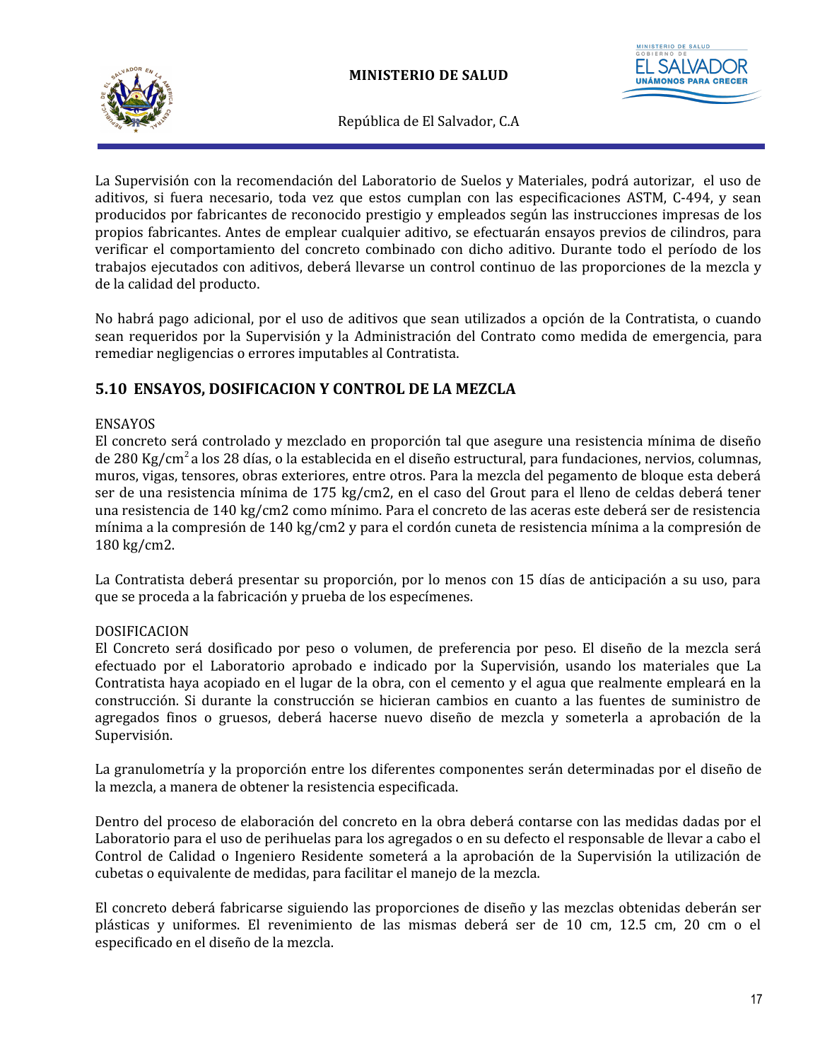La Supervisión con la recomendación del Laboratorio de Suelos y Materiales, podrá autorizar, el uso de aditivos, si fuera necesario, toda vez que estos cumplan con las especificaciones ASTM, C-494, y sean producidos por fabricantes de reconocido prestigio y empleados según las instrucciones impresas de los propios fabricantes. Antes de emplear cualquier aditivo, se efectuarán ensayos previos de cilindros, para verificar el comportamiento del concreto combinado con dicho aditivo. Durante todo el período de los trabajos ejecutados con aditivos, deberá llevarse un control continuo de las proporciones de la mezcla y de la calidad del producto.

No habrá pago adicional, por el uso de aditivos que sean utilizados a opción de la Contratista, o cuando sean requeridos por la Supervisión y la Administración del Contrato como medida de emergencia, para remediar negligencias o errores imputables al Contratista.

## 5.10 ENSAYOS, DOSIFICACION Y CONTROL DE LA MEZCLA

ENSAYOS

El concreto será controlado y mezclado en proporción tal que asegure una resistencia mínima de diseño de 280 $Kg/cm^2$ a los 28 días, o la establecida en el diseño estructural, para fundaciones, nervios, columnas, muros, vigas, tensores, obras exteriores, entre otros. Para la mezcla del pegamento de bloque esta deberá ser de una resistencia mínima de 175 kg/cm2, en el caso del Grout para el lleno de celdas deberá tener una resistencia de 140 kg/cm2 como mínimo. Para el concreto de las aceras este deberá ser de resistencia mínima a la compresión de 140 kg/cm2 y para el cordón cuneta de resistencia mínima a la compresión de 180 kg/cm2.

La Contratista deberá presentar su proporción, por lo menos con 15 días de anticipación a su uso, para que se proceda a la fabricación y prueba de los especímenes.

DOSIFICACION

El Concreto será dosificado por peso o volumen, de preferencia por peso. El diseño de la mezcla será efectuado por el Laboratorio aprobado e indicado por la Supervisión, usando los materiales que La Contratista haya acopiado en el lugar de la obra, con el cemento y el agua que realmente empleará en la construcción. Si durante la construcción se hicieran cambios en cuanto a las fuentes de suministro de agregados finos o gruesos, deberá hacerse nuevo diseño de mezcla y someterla a aprobación de la Supervisión.

La granulometría y la proporción entre los diferentes componentes serán determinadas por el diseño de la mezcla, a manera de obtener la resistencia especificada.

Dentro del proceso de elaboración del concreto en la obra deberá contarse con las medidas dadas por el Laboratorio para el uso de perihuelas para los agregados o en su defecto el responsable de llevar a cabo el Control de Calidad o Ingeniero Residente someterá a la aprobación de la Supervisión la utilización de cubetas o equivalente de medidas, para facilitar el manejo de la mezcla.

El concreto deberá fabricarse siguiendo las proporciones de diseño y las mezclas obtenidas deberán ser plásticas y uniformes. El revenimiento de las mismas deberá ser de 10 cm, 12.5 cm, 20 cm o el especificado en el diseño de la mezcla.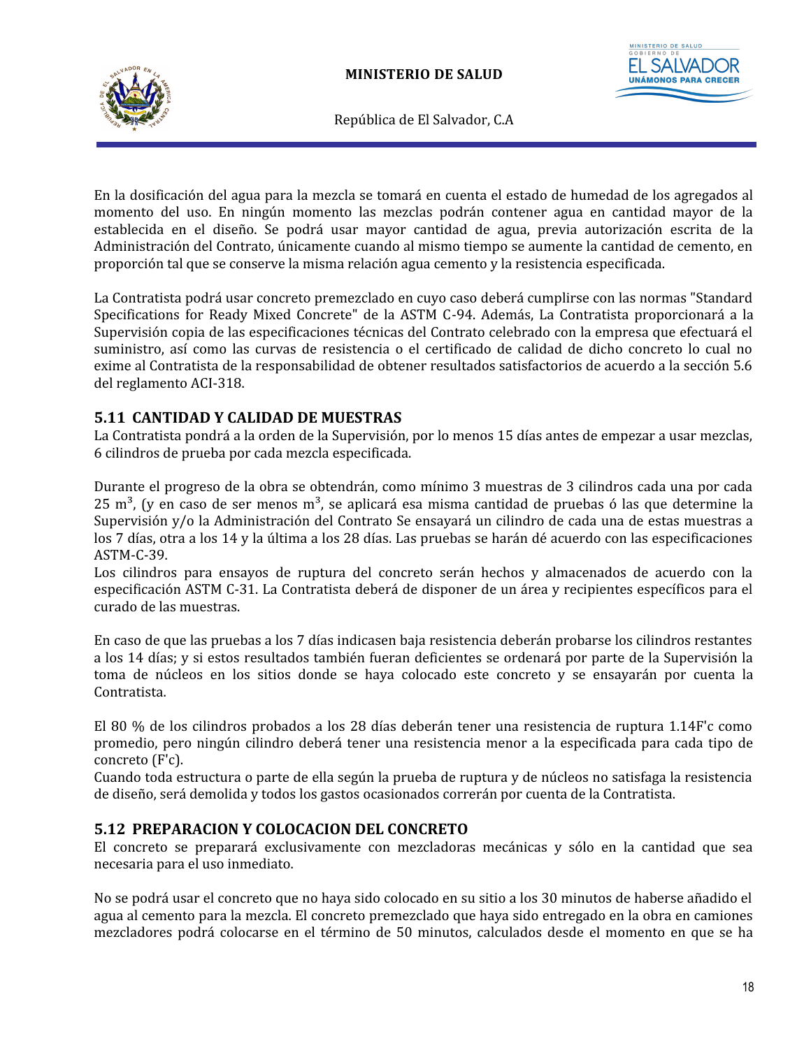En la dosificación del agua para la mezcla se tomará en cuenta el estado de humedad de los agregados al momento del uso. En ningún momento las mezclas podrán contener agua en cantidad mayor de la establecida en el diseño. Se podrá usar mayor cantidad de agua, previa autorización escrita de la Administración del Contrato, únicamente cuando al mismo tiempo se aumente la cantidad de cemento, en proporción tal que se conserve la misma relación agua cemento y la resistencia especificada.

La Contratista podrá usar concreto premezclado en cuyo caso deberá cumplirse con las normas "Standard Specifications for Ready Mixed Concrete" de la ASTM C-94. Además, La Contratista proporcionará a la Supervisión copia de las especificaciones técnicas del Contrato celebrado con la empresa que efectuará el suministro, así como las curvas de resistencia o el certificado de calidad de dicho concreto lo cual no exime al Contratista de la responsabilidad de obtener resultados satisfactorios de acuerdo a la sección 5.6 del reglamento ACI-318.

## 5.11 CANTIDAD Y CALIDAD DE MUESTRAS

La Contratista pondrá a la orden de la Supervisión, por lo menos 15 días antes de empezar a usar mezclas, 6 cilindros de prueba por cada mezcla especificada.

Durante el progreso de la obra se obtendrán, como mínimo 3 muestras de 3 cilindros cada una por cada 25 m$^3$, (y en caso de ser menos m$^3$, se aplicará esa misma cantidad de pruebas ó las que determine la Supervisión y/o la Administración del Contrato Se ensayará un cilindro de cada una de estas muestras a los 7 días, otra a los 14 y la última a los 28 días. Las pruebas se harán dé acuerdo con las especificaciones ASTM-C-39.
Los cilindros para ensayos de ruptura del concreto serán hechos y almacenados de acuerdo con la especificación ASTM C-31. La Contratista deberá de disponer de un área y recipientes específicos para el curado de las muestras.

En caso de que las pruebas a los 7 días indicasen baja resistencia deberán probarse los cilindros restantes a los 14 días; y si estos resultados también fueran deficientes se ordenará por parte de la Supervisión la toma de núcleos en los sitios donde se haya colocado este concreto y se ensayarán por cuenta la Contratista.

El 80 % de los cilindros probados a los 28 días deberán tener una resistencia de ruptura 1.14F'c como promedio, pero ningún cilindro deberá tener una resistencia menor a la especificada para cada tipo de concreto (F'c).
Cuando toda estructura o parte de ella según la prueba de ruptura y de núcleos no satisfaga la resistencia de diseño, será demolida y todos los gastos ocasionados correrán por cuenta de la Contratista.

## 5.12 PREPARACION Y COLOCACION DEL CONCRETO

El concreto se preparará exclusivamente con mezcladoras mecánicas y sólo en la cantidad que sea necesaria para el uso inmediato.

No se podrá usar el concreto que no haya sido colocado en su sitio a los 30 minutos de haberse añadido el agua al cemento para la mezcla. El concreto premezclado que haya sido entregado en la obra en camiones mezcladores podrá colocarse en el término de 50 minutos, calculados desde el momento en que se ha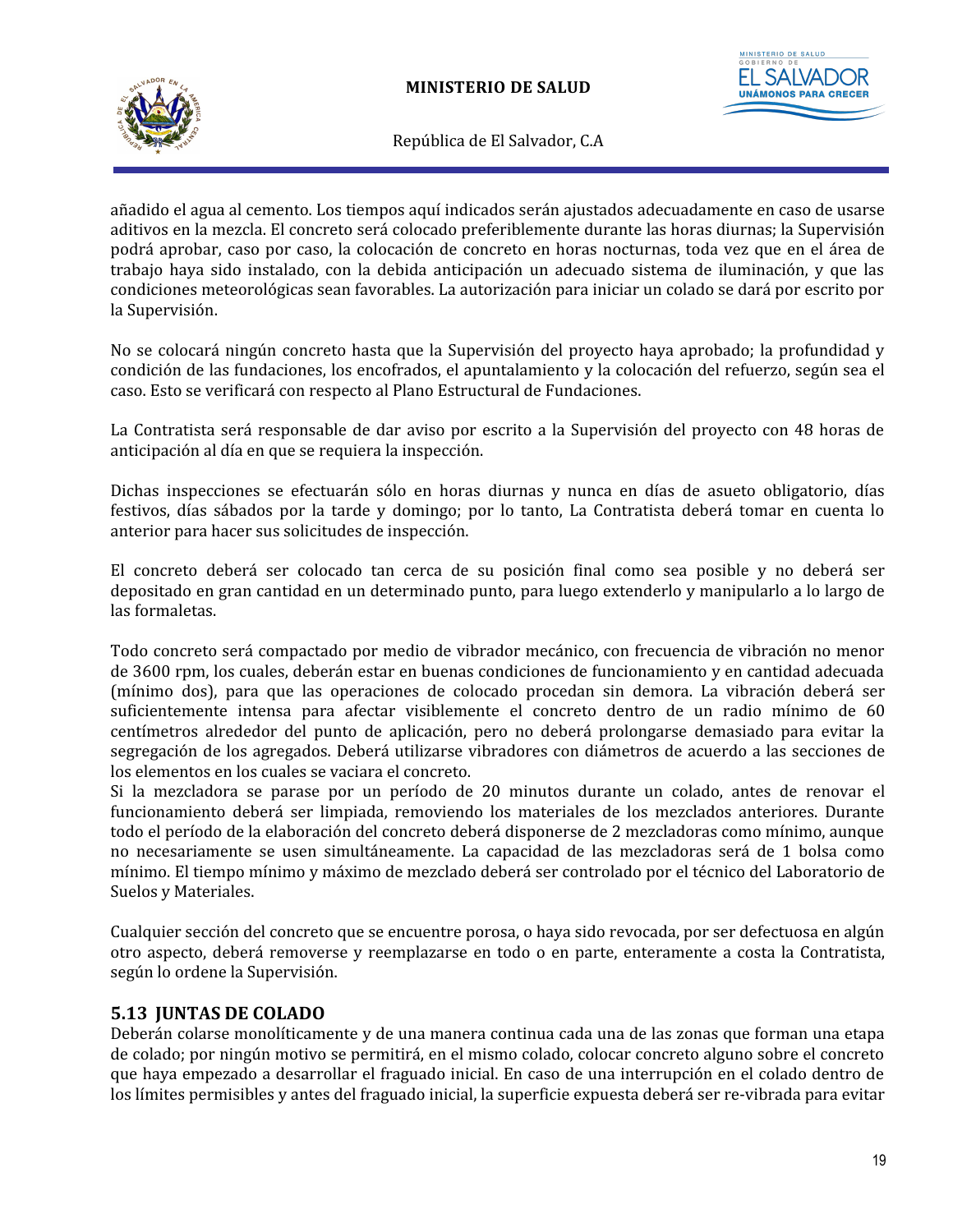añadido el agua al cemento. Los tiempos aquí indicados serán ajustados adecuadamente en caso de usarse aditivos en la mezcla. El concreto será colocado preferiblemente durante las horas diurnas; la Supervisión podrá aprobar, caso por caso, la colocación de concreto en horas nocturnas, toda vez que en el área de trabajo haya sido instalado, con la debida anticipación un adecuado sistema de iluminación, y que las condiciones meteorológicas sean favorables. La autorización para iniciar un colado se dará por escrito por la Supervisión.

No se colocará ningún concreto hasta que la Supervisión del proyecto haya aprobado; la profundidad y condición de las fundaciones, los encofrados, el apuntalamiento y la colocación del refuerzo, según sea el caso. Esto se verificará con respecto al Plano Estructural de Fundaciones.

La Contratista será responsable de dar aviso por escrito a la Supervisión del proyecto con 48 horas de anticipación al día en que se requiera la inspección.

Dichas inspecciones se efectuarán sólo en horas diurnas y nunca en días de asueto obligatorio, días festivos, días sábados por la tarde y domingo; por lo tanto, La Contratista deberá tomar en cuenta lo anterior para hacer sus solicitudes de inspección.

El concreto deberá ser colocado tan cerca de su posición final como sea posible y no deberá ser depositado en gran cantidad en un determinado punto, para luego extenderlo y manipularlo a lo largo de las formaletas.

Todo concreto será compactado por medio de vibrador mecánico, con frecuencia de vibración no menor de 3600 rpm, los cuales, deberán estar en buenas condiciones de funcionamiento y en cantidad adecuada (mínimo dos), para que las operaciones de colocado procedan sin demora. La vibración deberá ser suficientemente intensa para afectar visiblemente el concreto dentro de un radio mínimo de 60 centímetros alrededor del punto de aplicación, pero no deberá prolongarse demasiado para evitar la segregación de los agregados. Deberá utilizarse vibradores con diámetros de acuerdo a las secciones de los elementos en los cuales se vaciara el concreto.
Si la mezcladora se parase por un período de 20 minutos durante un colado, antes de renovar el funcionamiento deberá ser limpiada, removiendo los materiales de los mezclados anteriores. Durante todo el período de la elaboración del concreto deberá disponerse de 2 mezcladoras como mínimo, aunque no necesariamente se usen simultáneamente. La capacidad de las mezcladoras será de 1 bolsa como mínimo. El tiempo mínimo y máximo de mezclado deberá ser controlado por el técnico del Laboratorio de Suelos y Materiales.

Cualquier sección del concreto que se encuentre porosa, o haya sido revocada, por ser defectuosa en algún otro aspecto, deberá removerse y reemplazarse en todo o en parte, enteramente a costa la Contratista, según lo ordene la Supervisión.

## 5.13 JUNTAS DE COLADO

Deberán colarse monolíticamente y de una manera continua cada una de las zonas que forman una etapa de colado; por ningún motivo se permitirá, en el mismo colado, colocar concreto alguno sobre el concreto que haya empezado a desarrollar el fraguado inicial. En caso de una interrupción en el colado dentro de los límites permisibles y antes del fraguado inicial, la superficie expuesta deberá ser re-vibrada para evitar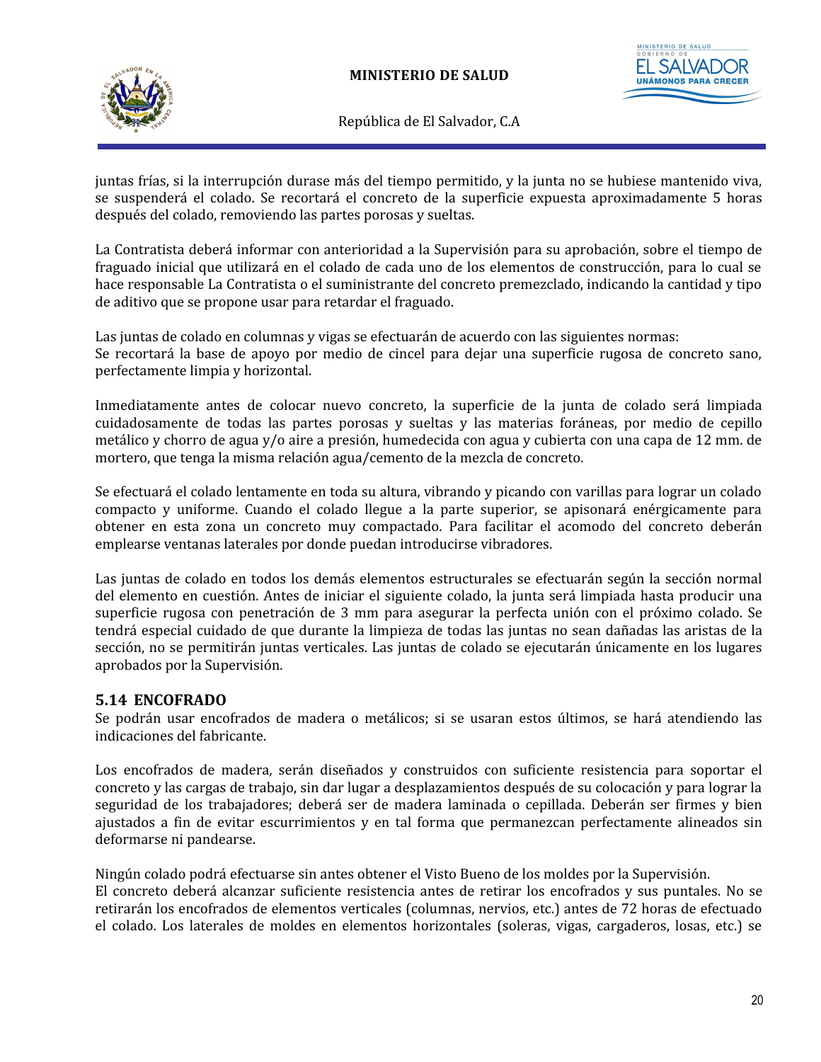juntas frías, si la interrupción durase más del tiempo permitido, y la junta no se hubiese mantenido viva, se suspenderá el colado. Se recortará el concreto de la superficie expuesta aproximadamente 5 horas después del colado, removiendo las partes porosas y sueltas.

La Contratista deberá informar con anterioridad a la Supervisión para su aprobación, sobre el tiempo de fraguado inicial que utilizará en el colado de cada uno de los elementos de construcción, para lo cual se hace responsable La Contratista o el suministrante del concreto premezclado, indicando la cantidad y tipo de aditivo que se propone usar para retardar el fraguado.

Las juntas de colado en columnas y vigas se efectuarán de acuerdo con las siguientes normas:
Se recortará la base de apoyo por medio de cincel para dejar una superficie rugosa de concreto sano, perfectamente limpia y horizontal.

Inmediatamente antes de colocar nuevo concreto, la superficie de la junta de colado será limpiada cuidadosamente de todas las partes porosas y sueltas y las materias foráneas, por medio de cepillo metálico y chorro de agua y/o aire a presión, humedecida con agua y cubierta con una capa de 12 mm. de mortero, que tenga la misma relación agua/cemento de la mezcla de concreto.

Se efectuará el colado lentamente en toda su altura, vibrando y picando con varillas para lograr un colado compacto y uniforme. Cuando el colado llegue a la parte superior, se apisonará enérgicamente para obtener en esta zona un concreto muy compactado. Para facilitar el acomodo del concreto deberán emplearse ventanas laterales por donde puedan introducirse vibradores.

Las juntas de colado en todos los demás elementos estructurales se efectuarán según la sección normal del elemento en cuestión. Antes de iniciar el siguiente colado, la junta será limpiada hasta producir una superficie rugosa con penetración de 3 mm para asegurar la perfecta unión con el próximo colado. Se tendrá especial cuidado de que durante la limpieza de todas las juntas no sean dañadas las aristas de la sección, no se permitirán juntas verticales. Las juntas de colado se ejecutarán únicamente en los lugares aprobados por la Supervisión.

## 5.14 ENCOFRADO

Se podrán usar encofrados de madera o metálicos; si se usaran estos últimos, se hará atendiendo las indicaciones del fabricante.

Los encofrados de madera, serán diseñados y construidos con suficiente resistencia para soportar el concreto y las cargas de trabajo, sin dar lugar a desplazamientos después de su colocación y para lograr la seguridad de los trabajadores; deberá ser de madera laminada o cepillada. Deberán ser firmes y bien ajustados a fin de evitar escurrimientos y en tal forma que permanezcan perfectamente alineados sin deformarse ni pandearse.

Ningún colado podrá efectuarse sin antes obtener el Visto Bueno de los moldes por la Supervisión.
El concreto deberá alcanzar suficiente resistencia antes de retirar los encofrados y sus puntales. No se retirarán los encofrados de elementos verticales (columnas, nervios, etc.) antes de 72 horas de efectuado el colado. Los laterales de moldes en elementos horizontales (soleras, vigas, cargaderos, losas, etc.) se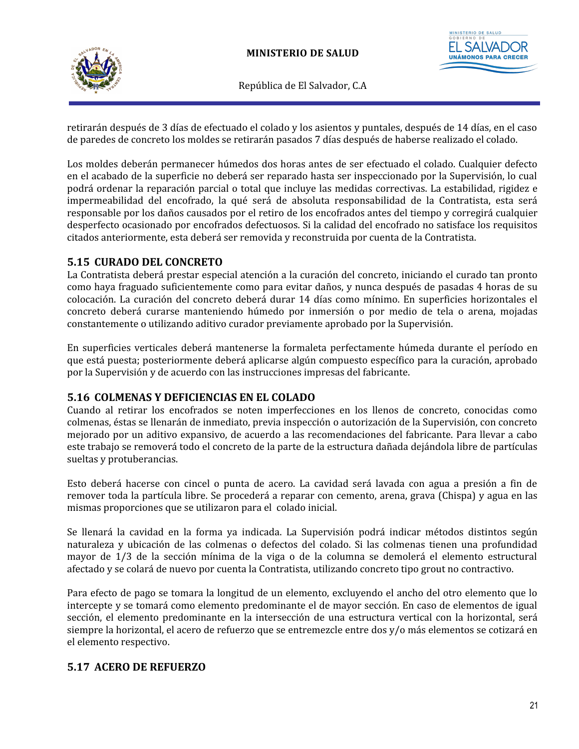retirarán después de 3 días de efectuado el colado y los asientos y puntales, después de 14 días, en el caso de paredes de concreto los moldes se retirarán pasados 7 días después de haberse realizado el colado.

Los moldes deberán permanecer húmedos dos horas antes de ser efectuado el colado. Cualquier defecto en el acabado de la superficie no deberá ser reparado hasta ser inspeccionado por la Supervisión, lo cual podrá ordenar la reparación parcial o total que incluye las medidas correctivas. La estabilidad, rigidez e impermeabilidad del encofrado, la qué será de absoluta responsabilidad de la Contratista, esta será responsable por los daños causados por el retiro de los encofrados antes del tiempo y corregirá cualquier desperfecto ocasionado por encofrados defectuosos. Si la calidad del encofrado no satisface los requisitos citados anteriormente, esta deberá ser removida y reconstruida por cuenta de la Contratista.

## 5.15 CURADO DEL CONCRETO

La Contratista deberá prestar especial atención a la curación del concreto, iniciando el curado tan pronto como haya fraguado suficientemente como para evitar daños, y nunca después de pasadas 4 horas de su colocación. La curación del concreto deberá durar 14 días como mínimo. En superficies horizontales el concreto deberá curarse manteniendo húmedo por inmersión o por medio de tela o arena, mojadas constantemente o utilizando aditivo curador previamente aprobado por la Supervisión.

En superficies verticales deberá mantenerse la formaleta perfectamente húmeda durante el período en que está puesta; posteriormente deberá aplicarse algún compuesto específico para la curación, aprobado por la Supervisión y de acuerdo con las instrucciones impresas del fabricante.

## 5.16 COLMENAS Y DEFICIENCIAS EN EL COLADO

Cuando al retirar los encofrados se noten imperfecciones en los llenos de concreto, conocidas como colmenas, éstas se llenarán de inmediato, previa inspección o autorización de la Supervisión, con concreto mejorado por un aditivo expansivo, de acuerdo a las recomendaciones del fabricante. Para llevar a cabo este trabajo se removerá todo el concreto de la parte de la estructura dañada dejándola libre de partículas sueltas y protuberancias.

Esto deberá hacerse con cincel o punta de acero. La cavidad será lavada con agua a presión a fin de remover toda la partícula libre. Se procederá a reparar con cemento, arena, grava (Chispa) y agua en las mismas proporciones que se utilizaron para el colado inicial.

Se llenará la cavidad en la forma ya indicada. La Supervisión podrá indicar métodos distintos según naturaleza y ubicación de las colmenas o defectos del colado. Si las colmenas tienen una profundidad mayor de 1/3 de la sección mínima de la viga o de la columna se demolerá el elemento estructural afectado y se colará de nuevo por cuenta la Contratista, utilizando concreto tipo grout no contractivo.

Para efecto de pago se tomara la longitud de un elemento, excluyendo el ancho del otro elemento que lo intercepte y se tomará como elemento predominante el de mayor sección. En caso de elementos de igual sección, el elemento predominante en la intersección de una estructura vertical con la horizontal, será siempre la horizontal, el acero de refuerzo que se entremezcle entre dos y/o más elementos se cotizará en el elemento respectivo.

## 5.17 ACERO DE REFUERZO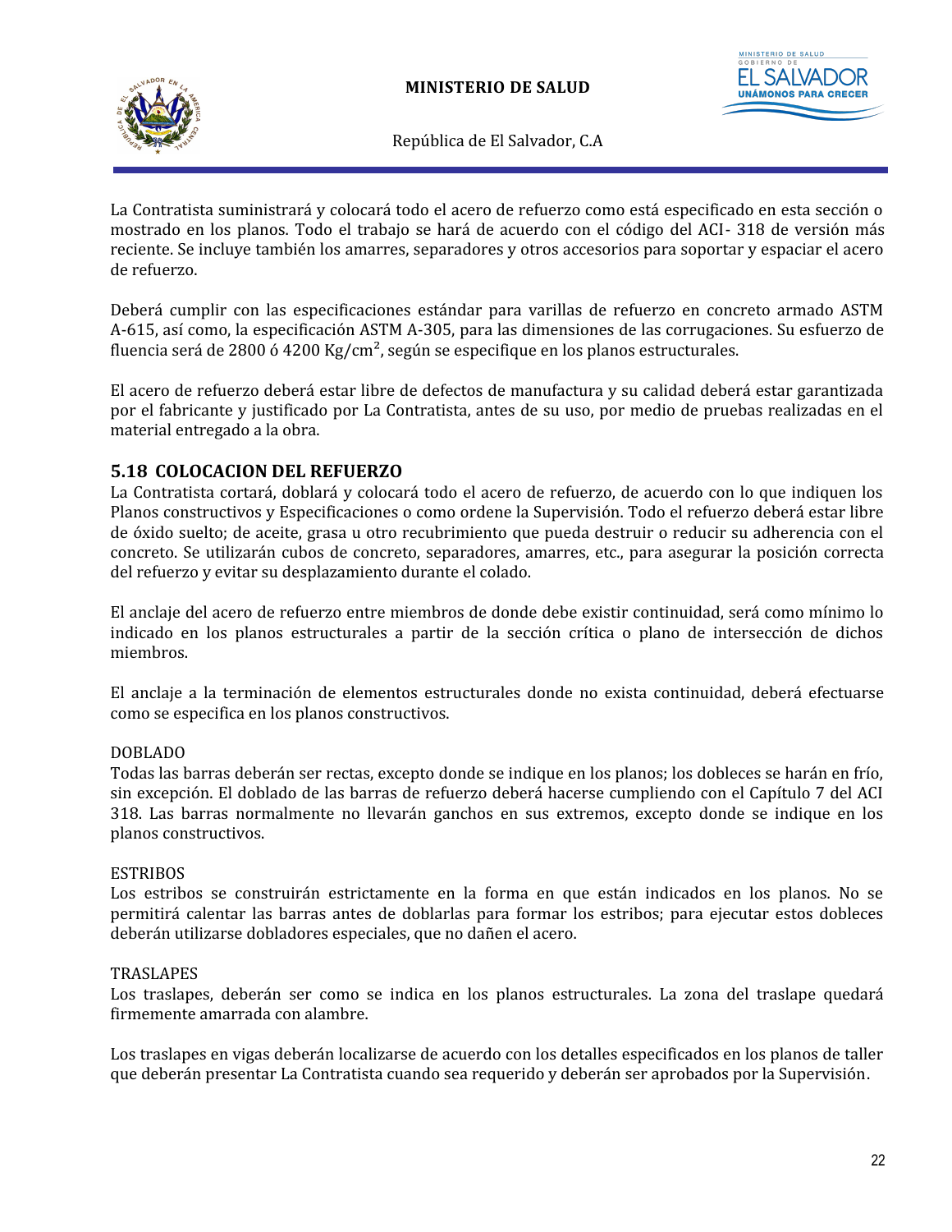La Contratista suministrará y colocará todo el acero de refuerzo como está especificado en esta sección o mostrado en los planos. Todo el trabajo se hará de acuerdo con el código del ACI- 318 de versión más reciente. Se incluye también los amarres, separadores y otros accesorios para soportar y espaciar el acero de refuerzo.

Deberá cumplir con las especificaciones estándar para varillas de refuerzo en concreto armado ASTM A-615, así como, la especificación ASTM A-305, para las dimensiones de las corrugaciones. Su esfuerzo de fluencia será de 2800 ó 4200 $Kg/cm^2$, según se especifique en los planos estructurales.

El acero de refuerzo deberá estar libre de defectos de manufactura y su calidad deberá estar garantizada por el fabricante y justificado por La Contratista, antes de su uso, por medio de pruebas realizadas en el material entregado a la obra.

## 5.18 COLOCACION DEL REFUERZO

La Contratista cortará, doblará y colocará todo el acero de refuerzo, de acuerdo con lo que indiquen los Planos constructivos y Especificaciones o como ordene la Supervisión. Todo el refuerzo deberá estar libre de óxido suelto; de aceite, grasa u otro recubrimiento que pueda destruir o reducir su adherencia con el concreto. Se utilizarán cubos de concreto, separadores, amarres, etc., para asegurar la posición correcta del refuerzo y evitar su desplazamiento durante el colado.

El anclaje del acero de refuerzo entre miembros de donde debe existir continuidad, será como mínimo lo indicado en los planos estructurales a partir de la sección crítica o plano de intersección de dichos miembros.

El anclaje a la terminación de elementos estructurales donde no exista continuidad, deberá efectuarse como se especifica en los planos constructivos.

DOBLADO

Todas las barras deberán ser rectas, excepto donde se indique en los planos; los dobleces se harán en frío, sin excepción. El doblado de las barras de refuerzo deberá hacerse cumpliendo con el Capítulo 7 del ACI 318. Las barras normalmente no llevarán ganchos en sus extremos, excepto donde se indique en los planos constructivos.

ESTRIBOS

Los estribos se construirán estrictamente en la forma en que están indicados en los planos. No se permitirá calentar las barras antes de doblarlas para formar los estribos; para ejecutar estos dobleces deberán utilizarse dobladores especiales, que no dañen el acero.

TRASLAPES

Los traslapes, deberán ser como se indica en los planos estructurales. La zona del traslape quedará firmemente amarrada con alambre.

Los traslapes en vigas deberán localizarse de acuerdo con los detalles especificados en los planos de taller que deberán presentar La Contratista cuando sea requerido y deberán ser aprobados por la Supervisión.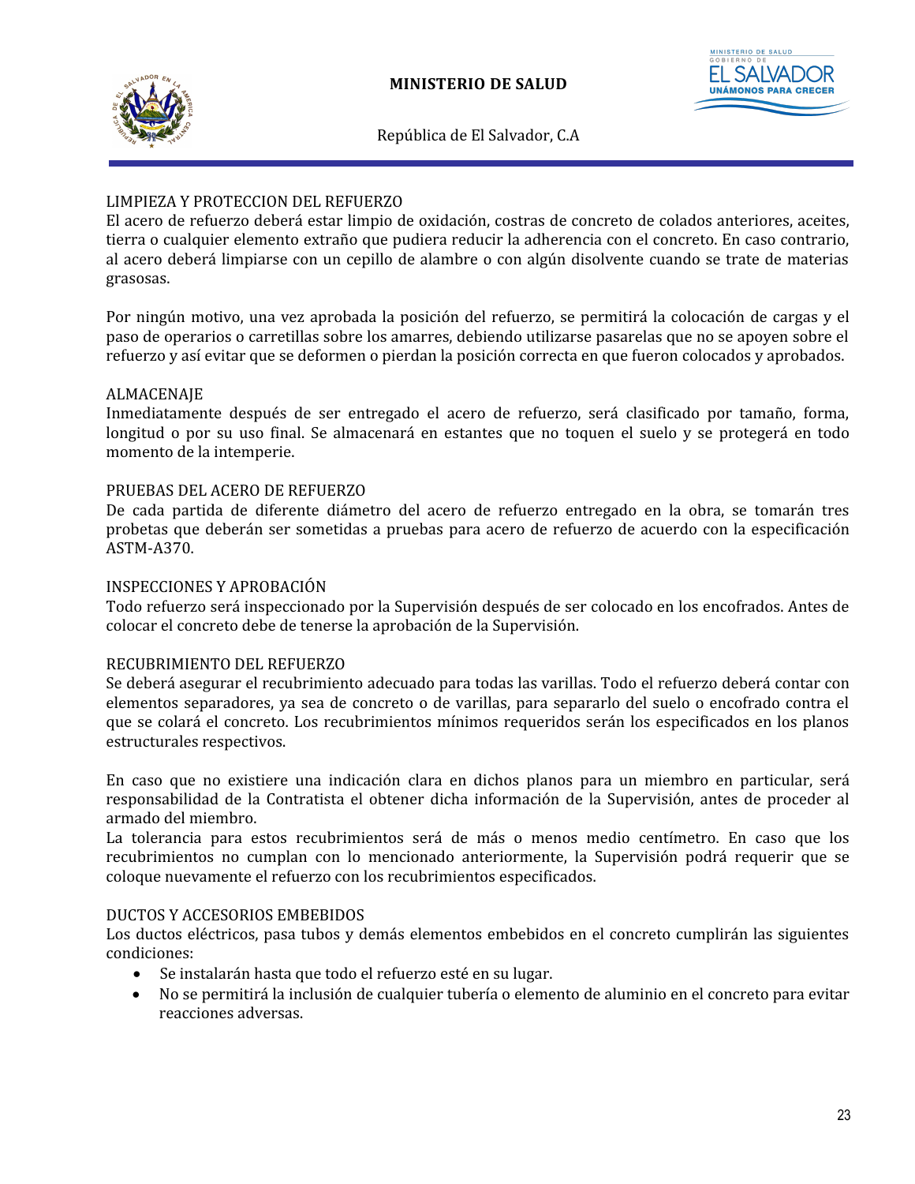## LIMPIEZA Y PROTECCION DEL REFUERZO

El acero de refuerzo deberá estar limpio de oxidación, costras de concreto de colados anteriores, aceites, tierra o cualquier elemento extraño que pudiera reducir la adherencia con el concreto. En caso contrario, al acero deberá limpiarse con un cepillo de alambre o con algún disolvente cuando se trate de materias grasosas.

Por ningún motivo, una vez aprobada la posición del refuerzo, se permitirá la colocación de cargas y el paso de operarios o carretillas sobre los amarres, debiendo utilizarse pasarelas que no se apoyen sobre el refuerzo y así evitar que se deformen o pierdan la posición correcta en que fueron colocados y aprobados.

## ALMACENAJE

Inmediatamente después de ser entregado el acero de refuerzo, será clasificado por tamaño, forma, longitud o por su uso final. Se almacenará en estantes que no toquen el suelo y se protegerá en todo momento de la intemperie.

## PRUEBAS DEL ACERO DE REFUERZO

De cada partida de diferente diámetro del acero de refuerzo entregado en la obra, se tomarán tres probetas que deberán ser sometidas a pruebas para acero de refuerzo de acuerdo con la especificación ASTM-A370.

## INSPECCIONES Y APROBACIÓN

Todo refuerzo será inspeccionado por la Supervisión después de ser colocado en los encofrados. Antes de colocar el concreto debe de tenerse la aprobación de la Supervisión.

## RECUBRIMIENTO DEL REFUERZO

Se deberá asegurar el recubrimiento adecuado para todas las varillas. Todo el refuerzo deberá contar con elementos separadores, ya sea de concreto o de varillas, para separarlo del suelo o encofrado contra el que se colará el concreto. Los recubrimientos mínimos requeridos serán los especificados en los planos estructurales respectivos.

En caso que no existiere una indicación clara en dichos planos para un miembro en particular, será responsabilidad de la Contratista el obtener dicha información de la Supervisión, antes de proceder al armado del miembro.

La tolerancia para estos recubrimientos será de más o menos medio centímetro. En caso que los recubrimientos no cumplan con lo mencionado anteriormente, la Supervisión podrá requerir que se coloque nuevamente el refuerzo con los recubrimientos especificados.

## DUCTOS Y ACCESORIOS EMBEBIDOS

Los ductos eléctricos, pasa tubos y demás elementos embebidos en el concreto cumplirán las siguientes condiciones:

- Se instalarán hasta que todo el refuerzo esté en su lugar.
- No se permitirá la inclusión de cualquier tubería o elemento de aluminio en el concreto para evitar reacciones adversas.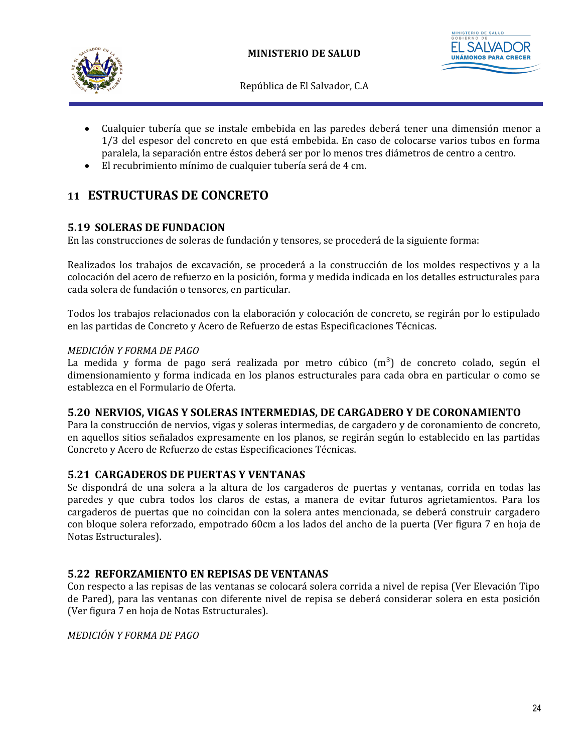- Cualquier tubería que se instale embebida en las paredes deberá tener una dimensión menor a 1/3 del espesor del concreto en que está embebida. En caso de colocarse varios tubos en forma paralela, la separación entre éstos deberá ser por lo menos tres diámetros de centro a centro.
- El recubrimiento mínimo de cualquier tubería será de 4 cm.

# 11 ESTRUCTURAS DE CONCRETO

## 5.19 SOLERAS DE FUNDACION

En las construcciones de soleras de fundación y tensores, se procederá de la siguiente forma:

Realizados los trabajos de excavación, se procederá a la construcción de los moldes respectivos y a la colocación del acero de refuerzo en la posición, forma y medida indicada en los detalles estructurales para cada solera de fundación o tensores, en particular.

Todos los trabajos relacionados con la elaboración y colocación de concreto, se regirán por lo estipulado en las partidas de Concreto y Acero de Refuerzo de estas Especificaciones Técnicas.

*MEDICIÓN Y FORMA DE PAGO*

La medida y forma de pago será realizada por metro cúbico ($m^3$) de concreto colado, según el dimensionamiento y forma indicada en los planos estructurales para cada obra en particular o como se establezca en el Formulario de Oferta.

## 5.20 NERVIOS, VIGAS Y SOLERAS INTERMEDIAS, DE CARGADERO Y DE CORONAMIENTO

Para la construcción de nervios, vigas y soleras intermedias, de cargadero y de coronamiento de concreto, en aquellos sitios señalados expresamente en los planos, se regirán según lo establecido en las partidas Concreto y Acero de Refuerzo de estas Especificaciones Técnicas.

## 5.21 CARGADEROS DE PUERTAS Y VENTANAS

Se dispondrá de una solera a la altura de los cargaderos de puertas y ventanas, corrida en todas las paredes y que cubra todos los claros de estas, a manera de evitar futuros agrietamientos. Para los cargaderos de puertas que no coincidan con la solera antes mencionada, se deberá construir cargadero con bloque solera reforzado, empotrado 60cm a los lados del ancho de la puerta (Ver figura 7 en hoja de Notas Estructurales).

## 5.22 REFORZAMIENTO EN REPISAS DE VENTANAS

Con respecto a las repisas de las ventanas se colocará solera corrida a nivel de repisa (Ver Elevación Tipo de Pared), para las ventanas con diferente nivel de repisa se deberá considerar solera en esta posición (Ver figura 7 en hoja de Notas Estructurales).

*MEDICIÓN Y FORMA DE PAGO*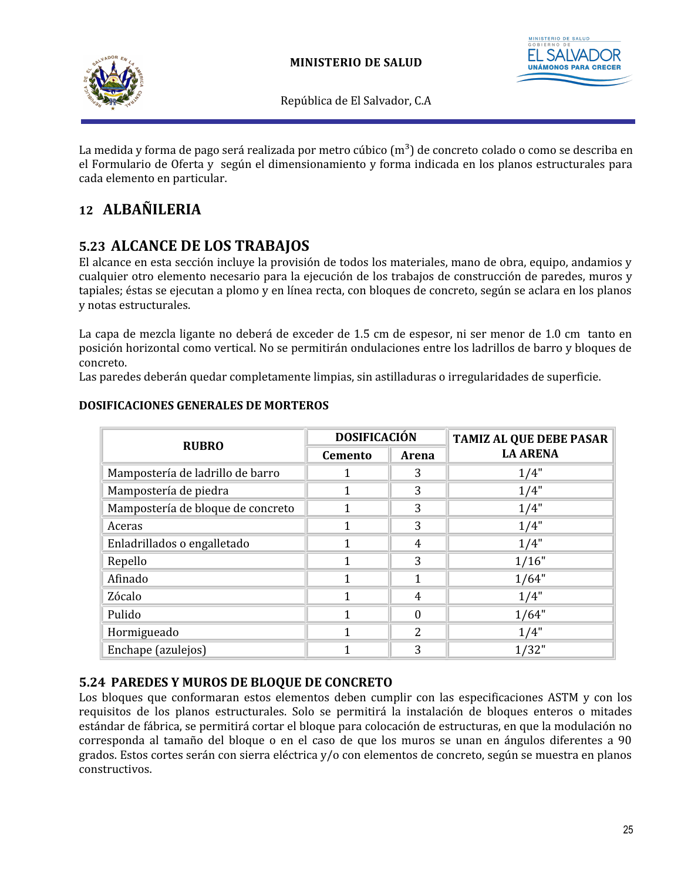La medida y forma de pago será realizada por metro cúbico ($m^3$) de concreto colado o como se describa en el Formulario de Oferta y según el dimensionamiento y forma indicada en los planos estructurales para cada elemento en particular.

## 12 ALBAÑILERIA

## 5.23 ALCANCE DE LOS TRABAJOS

El alcance en esta sección incluye la provisión de todos los materiales, mano de obra, equipo, andamios y cualquier otro elemento necesario para la ejecución de los trabajos de construcción de paredes, muros y tapiales; éstas se ejecutan a plomo y en línea recta, con bloques de concreto, según se aclara en los planos y notas estructurales.

La capa de mezcla ligante no deberá de exceder de 1.5 cm de espesor, ni ser menor de 1.0 cm tanto en posición horizontal como vertical. No se permitirán ondulaciones entre los ladrillos de barro y bloques de concreto.
Las paredes deberán quedar completamente limpias, sin astilladuras o irregularidades de superficie.

**DOSIFICACIONES GENERALES DE MORTEROS**

| RUBRO | DOSIFICACIÓN | | TAMIZ AL QUE DEBE PASAR LA ARENA |
|---|---|---|---|
| | Cemento | Arena | |
| Mampostería de ladrillo de barro | 1 | 3 | 1/4" |
| Mampostería de piedra | 1 | 3 | 1/4" |
| Mampostería de bloque de concreto | 1 | 3 | 1/4" |
| Aceras | 1 | 3 | 1/4" |
| Enladrillados o engalletado | 1 | 4 | 1/4" |
| Repello | 1 | 3 | 1/16" |
| Afinado | 1 | 1 | 1/64" |
| Zócalo | 1 | 4 | 1/4" |
| Pulido | 1 | 0 | 1/64" |
| Hormigueado | 1 | 2 | 1/4" |
| Enchape (azulejos) | 1 | 3 | 1/32" |

## 5.24 PAREDES Y MUROS DE BLOQUE DE CONCRETO

Los bloques que conformaran estos elementos deben cumplir con las especificaciones ASTM y con los requisitos de los planos estructurales. Solo se permitirá la instalación de bloques enteros o mitades estándar de fábrica, se permitirá cortar el bloque para colocación de estructuras, en que la modulación no corresponda al tamaño del bloque o en el caso de que los muros se unan en ángulos diferentes a 90 grados. Estos cortes serán con sierra eléctrica y/o con elementos de concreto, según se muestra en planos constructivos.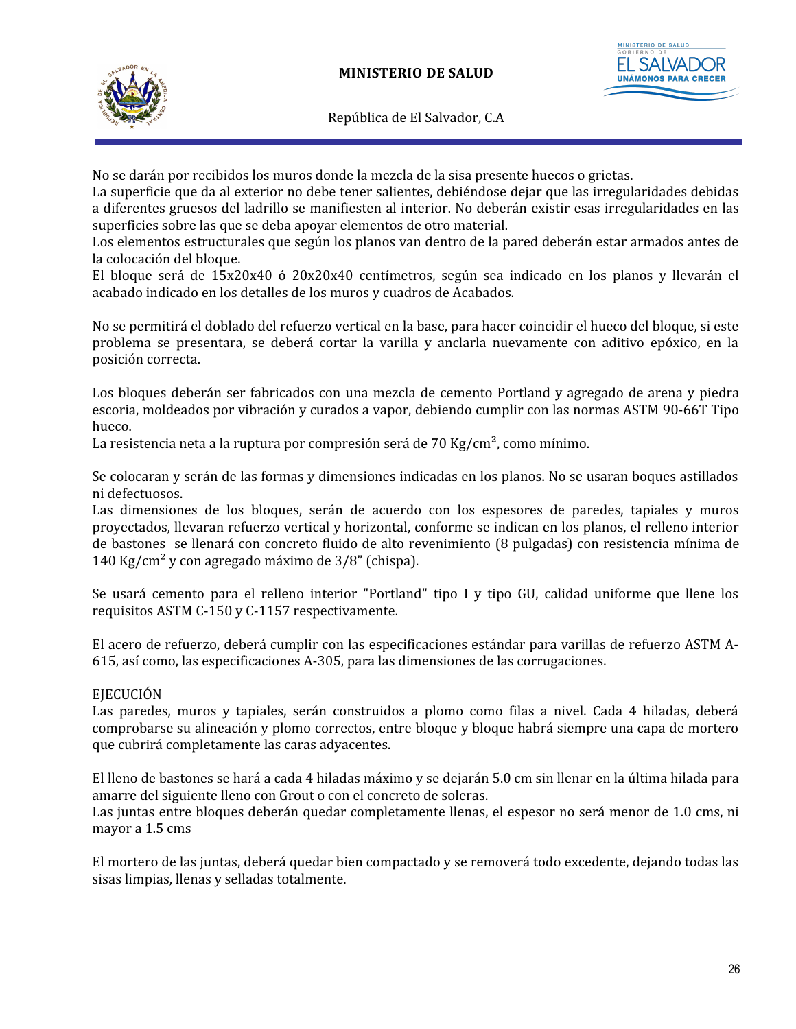No se darán por recibidos los muros donde la mezcla de la sisa presente huecos o grietas.
La superficie que da al exterior no debe tener salientes, debiéndose dejar que las irregularidades debidas a diferentes gruesos del ladrillo se manifiesten al interior. No deberán existir esas irregularidades en las superficies sobre las que se deba apoyar elementos de otro material.
Los elementos estructurales que según los planos van dentro de la pared deberán estar armados antes de la colocación del bloque.
El bloque será de 15x20x40 ó 20x20x40 centímetros, según sea indicado en los planos y llevarán el acabado indicado en los detalles de los muros y cuadros de Acabados.

No se permitirá el doblado del refuerzo vertical en la base, para hacer coincidir el hueco del bloque, si este problema se presentara, se deberá cortar la varilla y anclarla nuevamente con aditivo epóxico, en la posición correcta.

Los bloques deberán ser fabricados con una mezcla de cemento Portland y agregado de arena y piedra escoria, moldeados por vibración y curados a vapor, debiendo cumplir con las normas ASTM 90-66T Tipo hueco.
La resistencia neta a la ruptura por compresión será de 70 Kg/cm², como mínimo.

Se colocaran y serán de las formas y dimensiones indicadas en los planos. No se usaran boques astillados ni defectuosos.
Las dimensiones de los bloques, serán de acuerdo con los espesores de paredes, tapiales y muros proyectados, llevaran refuerzo vertical y horizontal, conforme se indican en los planos, el relleno interior de bastones se llenará con concreto fluido de alto revenimiento (8 pulgadas) con resistencia mínima de 140 Kg/cm² y con agregado máximo de 3/8" (chispa).

Se usará cemento para el relleno interior "Portland" tipo I y tipo GU, calidad uniforme que llene los requisitos ASTM C-150 y C-1157 respectivamente.

El acero de refuerzo, deberá cumplir con las especificaciones estándar para varillas de refuerzo ASTM A-615, así como, las especificaciones A-305, para las dimensiones de las corrugaciones.

EJECUCIÓN
Las paredes, muros y tapiales, serán construidos a plomo como filas a nivel. Cada 4 hiladas, deberá comprobarse su alineación y plomo correctos, entre bloque y bloque habrá siempre una capa de mortero que cubrirá completamente las caras adyacentes.

El lleno de bastones se hará a cada 4 hiladas máximo y se dejarán 5.0 cm sin llenar en la última hilada para amarre del siguiente lleno con Grout o con el concreto de soleras.
Las juntas entre bloques deberán quedar completamente llenas, el espesor no será menor de 1.0 cms, ni mayor a 1.5 cms

El mortero de las juntas, deberá quedar bien compactado y se removerá todo excedente, dejando todas las sisas limpias, llenas y selladas totalmente.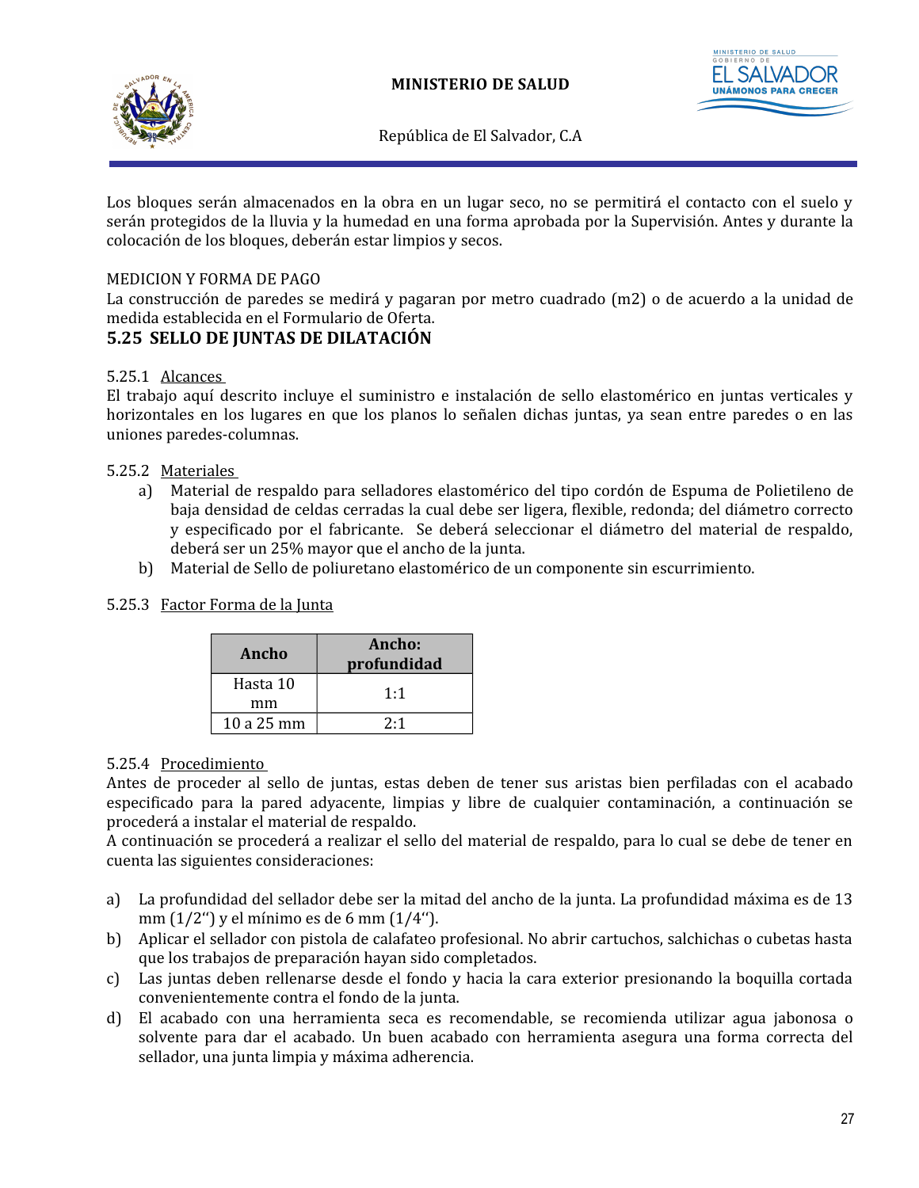Los bloques serán almacenados en la obra en un lugar seco, no se permitirá el contacto con el suelo y serán protegidos de la lluvia y la humedad en una forma aprobada por la Supervisión. Antes y durante la colocación de los bloques, deberán estar limpios y secos.

MEDICION Y FORMA DE PAGO

La construcción de paredes se medirá y pagaran por metro cuadrado (m2) o de acuerdo a la unidad de medida establecida en el Formulario de Oferta.

## 5.25 SELLO DE JUNTAS DE DILATACIÓN

5.25.1 Alcances

El trabajo aquí descrito incluye el suministro e instalación de sello elastomérico en juntas verticales y horizontales en los lugares en que los planos lo señalen dichas juntas, ya sean entre paredes o en las uniones paredes-columnas.

5.25.2 Materiales

a) Material de respaldo para selladores elastomérico del tipo cordón de Espuma de Polietileno de baja densidad de celdas cerradas la cual debe ser ligera, flexible, redonda; del diámetro correcto y especificado por el fabricante. Se deberá seleccionar el diámetro del material de respaldo, deberá ser un 25% mayor que el ancho de la junta.
b) Material de Sello de poliuretano elastomérico de un componente sin escurrimiento.

5.25.3 Factor Forma de la Junta

| Ancho | Ancho: profundidad |
|---|---|
| Hasta 10 mm | 1:1 |
| 10 a 25 mm | 2:1 |

5.25.4 Procedimiento

Antes de proceder al sello de juntas, estas deben de tener sus aristas bien perfiladas con el acabado especificado para la pared adyacente, limpias y libre de cualquier contaminación, a continuación se procederá a instalar el material de respaldo.

A continuación se procederá a realizar el sello del material de respaldo, para lo cual se debe de tener en cuenta las siguientes consideraciones:

a) La profundidad del sellador debe ser la mitad del ancho de la junta. La profundidad máxima es de 13 mm (1/2'') y el mínimo es de 6 mm (1/4'').
b) Aplicar el sellador con pistola de calafateo profesional. No abrir cartuchos, salchichas o cubetas hasta que los trabajos de preparación hayan sido completados.
c) Las juntas deben rellenarse desde el fondo y hacia la cara exterior presionando la boquilla cortada convenientemente contra el fondo de la junta.
d) El acabado con una herramienta seca es recomendable, se recomienda utilizar agua jabonosa o solvente para dar el acabado. Un buen acabado con herramienta asegura una forma correcta del sellador, una junta limpia y máxima adherencia.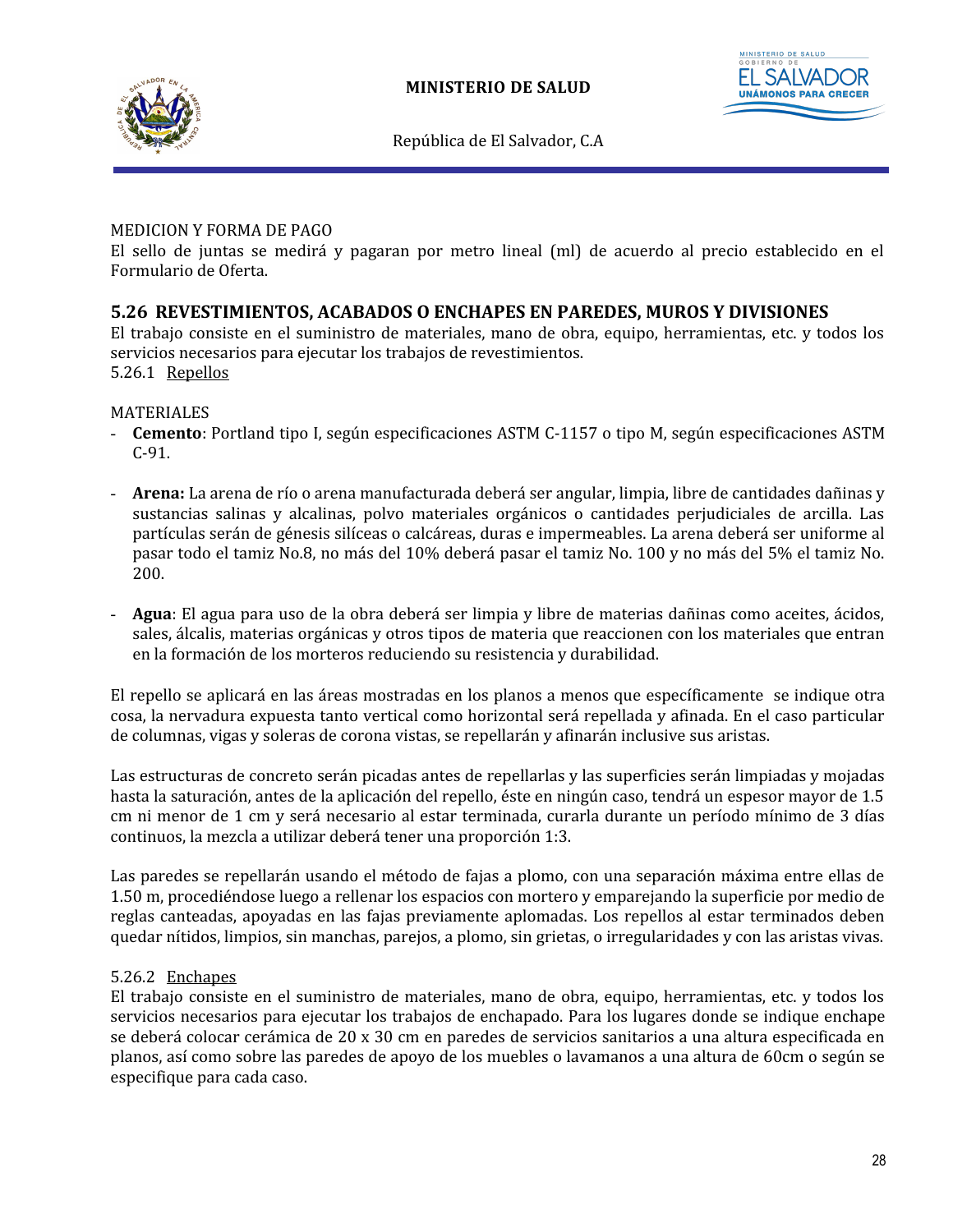MEDICION Y FORMA DE PAGO

El sello de juntas se medirá y pagaran por metro lineal (ml) de acuerdo al precio establecido en el Formulario de Oferta.

## 5.26 REVESTIMIENTOS, ACABADOS O ENCHAPES EN PAREDES, MUROS Y DIVISIONES

El trabajo consiste en el suministro de materiales, mano de obra, equipo, herramientas, etc. y todos los servicios necesarios para ejecutar los trabajos de revestimientos.

5.26.1 Repellos

MATERIALES

- **Cemento**: Portland tipo I, según especificaciones ASTM C-1157 o tipo M, según especificaciones ASTM C-91.

- **Arena:** La arena de río o arena manufacturada deberá ser angular, limpia, libre de cantidades dañinas y sustancias salinas y alcalinas, polvo materiales orgánicos o cantidades perjudiciales de arcilla. Las partículas serán de génesis silíceas o calcáreas, duras e impermeables. La arena deberá ser uniforme al pasar todo el tamiz No.8, no más del 10% deberá pasar el tamiz No. 100 y no más del 5% el tamiz No. 200.

- **Agua**: El agua para uso de la obra deberá ser limpia y libre de materias dañinas como aceites, ácidos, sales, álcalis, materias orgánicas y otros tipos de materia que reaccionen con los materiales que entran en la formación de los morteros reduciendo su resistencia y durabilidad.

El repello se aplicará en las áreas mostradas en los planos a menos que específicamente se indique otra cosa, la nervadura expuesta tanto vertical como horizontal será repellada y afinada. En el caso particular de columnas, vigas y soleras de corona vistas, se repellarán y afinarán inclusive sus aristas.

Las estructuras de concreto serán picadas antes de repellarlas y las superficies serán limpiadas y mojadas hasta la saturación, antes de la aplicación del repello, éste en ningún caso, tendrá un espesor mayor de 1.5 cm ni menor de 1 cm y será necesario al estar terminada, curarla durante un período mínimo de 3 días continuos, la mezcla a utilizar deberá tener una proporción 1:3.

Las paredes se repellarán usando el método de fajas a plomo, con una separación máxima entre ellas de 1.50 m, procediéndose luego a rellenar los espacios con mortero y emparejando la superficie por medio de reglas canteadas, apoyadas en las fajas previamente aplomadas. Los repellos al estar terminados deben quedar nítidos, limpios, sin manchas, parejos, a plomo, sin grietas, o irregularidades y con las aristas vivas.

5.26.2 Enchapes

El trabajo consiste en el suministro de materiales, mano de obra, equipo, herramientas, etc. y todos los servicios necesarios para ejecutar los trabajos de enchapado. Para los lugares donde se indique enchape se deberá colocar cerámica de 20 x 30 cm en paredes de servicios sanitarios a una altura especificada en planos, así como sobre las paredes de apoyo de los muebles o lavamanos a una altura de 60cm o según se especifique para cada caso.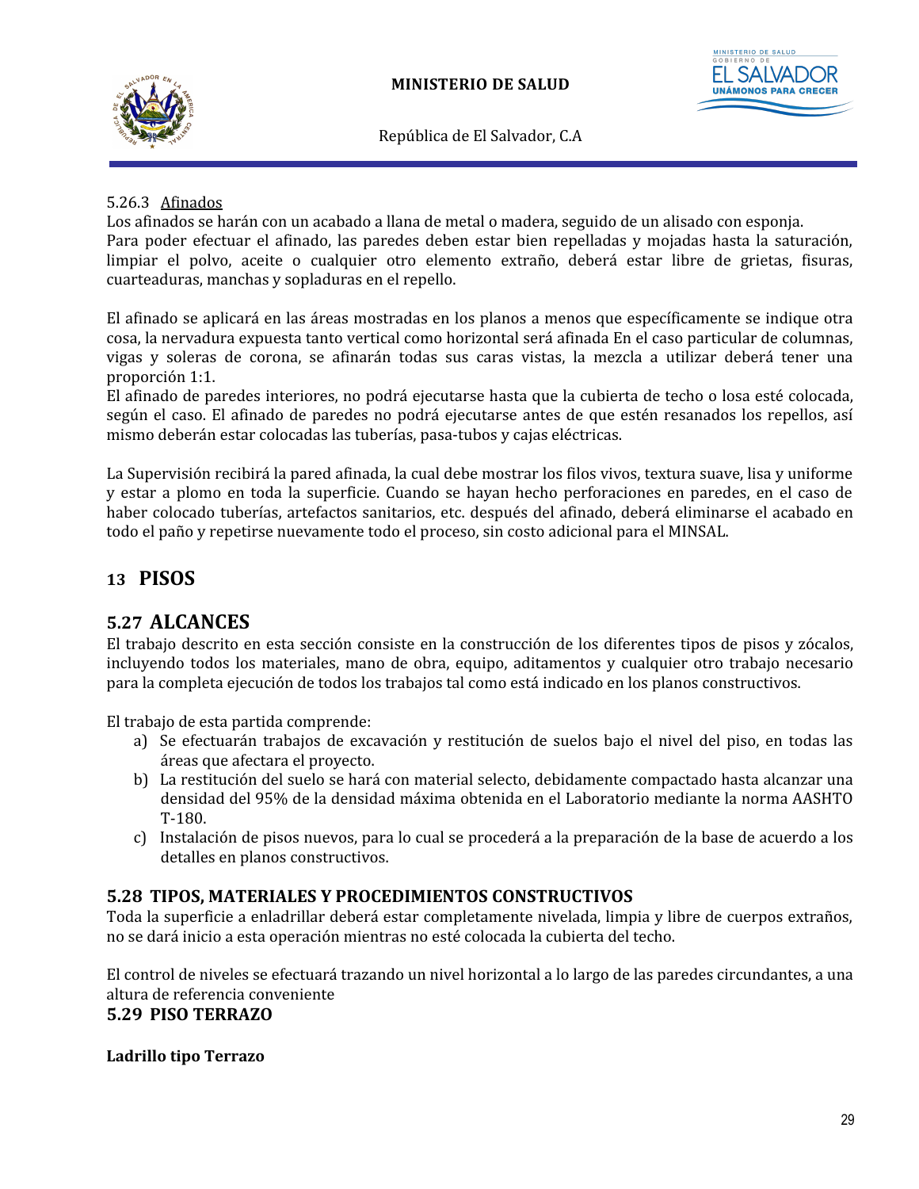5.26.3 <u>Afinados</u>

Los afinados se harán con un acabado a llana de metal o madera, seguido de un alisado con esponja.
Para poder efectuar el afinado, las paredes deben estar bien repelladas y mojadas hasta la saturación, limpiar el polvo, aceite o cualquier otro elemento extraño, deberá estar libre de grietas, fisuras, cuarteaduras, manchas y sopladuras en el repello.

El afinado se aplicará en las áreas mostradas en los planos a menos que específicamente se indique otra cosa, la nervadura expuesta tanto vertical como horizontal será afinada En el caso particular de columnas, vigas y soleras de corona, se afinarán todas sus caras vistas, la mezcla a utilizar deberá tener una proporción 1:1.
El afinado de paredes interiores, no podrá ejecutarse hasta que la cubierta de techo o losa esté colocada, según el caso. El afinado de paredes no podrá ejecutarse antes de que estén resanados los repellos, así mismo deberán estar colocadas las tuberías, pasa-tubos y cajas eléctricas.

La Supervisión recibirá la pared afinada, la cual debe mostrar los filos vivos, textura suave, lisa y uniforme y estar a plomo en toda la superficie. Cuando se hayan hecho perforaciones en paredes, en el caso de haber colocado tuberías, artefactos sanitarios, etc. después del afinado, deberá eliminarse el acabado en todo el paño y repetirse nuevamente todo el proceso, sin costo adicional para el MINSAL.

## 13 PISOS

## 5.27 ALCANCES

El trabajo descrito en esta sección consiste en la construcción de los diferentes tipos de pisos y zócalos, incluyendo todos los materiales, mano de obra, equipo, aditamentos y cualquier otro trabajo necesario para la completa ejecución de todos los trabajos tal como está indicado en los planos constructivos.

El trabajo de esta partida comprende:

a) Se efectuarán trabajos de excavación y restitución de suelos bajo el nivel del piso, en todas las áreas que afectara el proyecto.
b) La restitución del suelo se hará con material selecto, debidamente compactado hasta alcanzar una densidad del 95% de la densidad máxima obtenida en el Laboratorio mediante la norma AASHTO T-180.
c) Instalación de pisos nuevos, para lo cual se procederá a la preparación de la base de acuerdo a los detalles en planos constructivos.

### 5.28 TIPOS, MATERIALES Y PROCEDIMIENTOS CONSTRUCTIVOS

Toda la superficie a enladrillar deberá estar completamente nivelada, limpia y libre de cuerpos extraños, no se dará inicio a esta operación mientras no esté colocada la cubierta del techo.

El control de niveles se efectuará trazando un nivel horizontal a lo largo de las paredes circundantes, a una altura de referencia conveniente

### 5.29 PISO TERRAZO

**Ladrillo tipo Terrazo**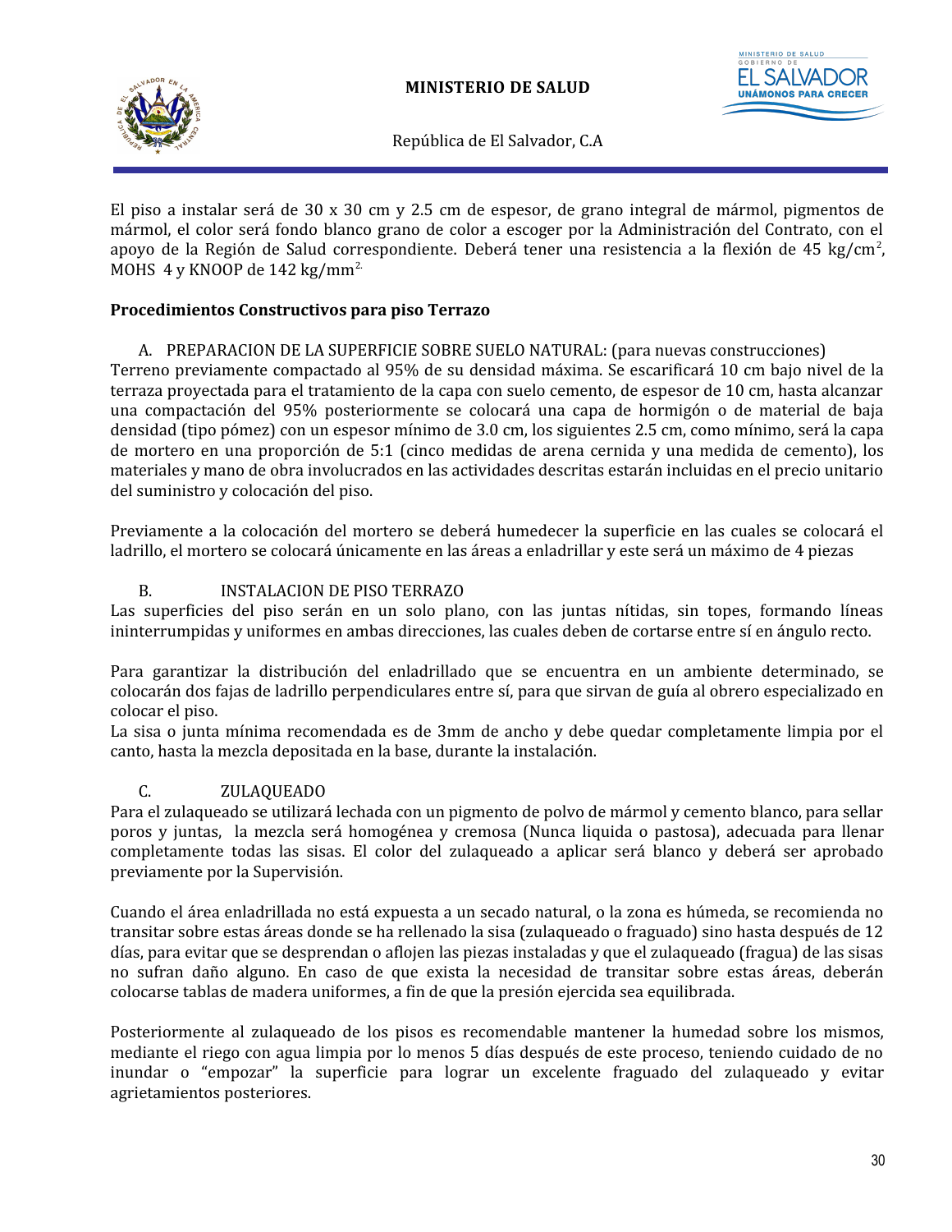El piso a instalar será de 30 x 30 cm y 2.5 cm de espesor, de grano integral de mármol, pigmentos de mármol, el color será fondo blanco grano de color a escoger por la Administración del Contrato, con el apoyo de la Región de Salud correspondiente. Deberá tener una resistencia a la flexión de 45 $kg/cm^2$, MOHS 4 y KNOOP de 142 $kg/mm^2$.

**Procedimientos Constructivos para piso Terrazo**

A. PREPARACION DE LA SUPERFICIE SOBRE SUELO NATURAL: (para nuevas construcciones)

Terreno previamente compactado al 95% de su densidad máxima. Se escarificará 10 cm bajo nivel de la terraza proyectada para el tratamiento de la capa con suelo cemento, de espesor de 10 cm, hasta alcanzar una compactación del 95% posteriormente se colocará una capa de hormigón o de material de baja densidad (tipo pómez) con un espesor mínimo de 3.0 cm, los siguientes 2.5 cm, como mínimo, será la capa de mortero en una proporción de 5:1 (cinco medidas de arena cernida y una medida de cemento), los materiales y mano de obra involucrados en las actividades descritas estarán incluidas en el precio unitario del suministro y colocación del piso.

Previamente a la colocación del mortero se deberá humedecer la superficie en las cuales se colocará el ladrillo, el mortero se colocará únicamente en las áreas a enladrillar y este será un máximo de 4 piezas

B. INSTALACION DE PISO TERRAZO

Las superficies del piso serán en un solo plano, con las juntas nítidas, sin topes, formando líneas ininterrumpidas y uniformes en ambas direcciones, las cuales deben de cortarse entre sí en ángulo recto.

Para garantizar la distribución del enladrillado que se encuentra en un ambiente determinado, se colocarán dos fajas de ladrillo perpendiculares entre sí, para que sirvan de guía al obrero especializado en colocar el piso.

La sisa o junta mínima recomendada es de 3mm de ancho y debe quedar completamente limpia por el canto, hasta la mezcla depositada en la base, durante la instalación.

C. ZULAQUEADO

Para el zulaqueado se utilizará lechada con un pigmento de polvo de mármol y cemento blanco, para sellar poros y juntas, la mezcla será homogénea y cremosa (Nunca liquida o pastosa), adecuada para llenar completamente todas las sisas. El color del zulaqueado a aplicar será blanco y deberá ser aprobado previamente por la Supervisión.

Cuando el área enladrillada no está expuesta a un secado natural, o la zona es húmeda, se recomienda no transitar sobre estas áreas donde se ha rellenado la sisa (zulaqueado o fraguado) sino hasta después de 12 días, para evitar que se desprendan o aflojen las piezas instaladas y que el zulaqueado (fragua) de las sisas no sufran daño alguno. En caso de que exista la necesidad de transitar sobre estas áreas, deberán colocarse tablas de madera uniformes, a fin de que la presión ejercida sea equilibrada.

Posteriormente al zulaqueado de los pisos es recomendable mantener la humedad sobre los mismos, mediante el riego con agua limpia por lo menos 5 días después de este proceso, teniendo cuidado de no inundar o "empozar" la superficie para lograr un excelente fraguado del zulaqueado y evitar agrietamientos posteriores.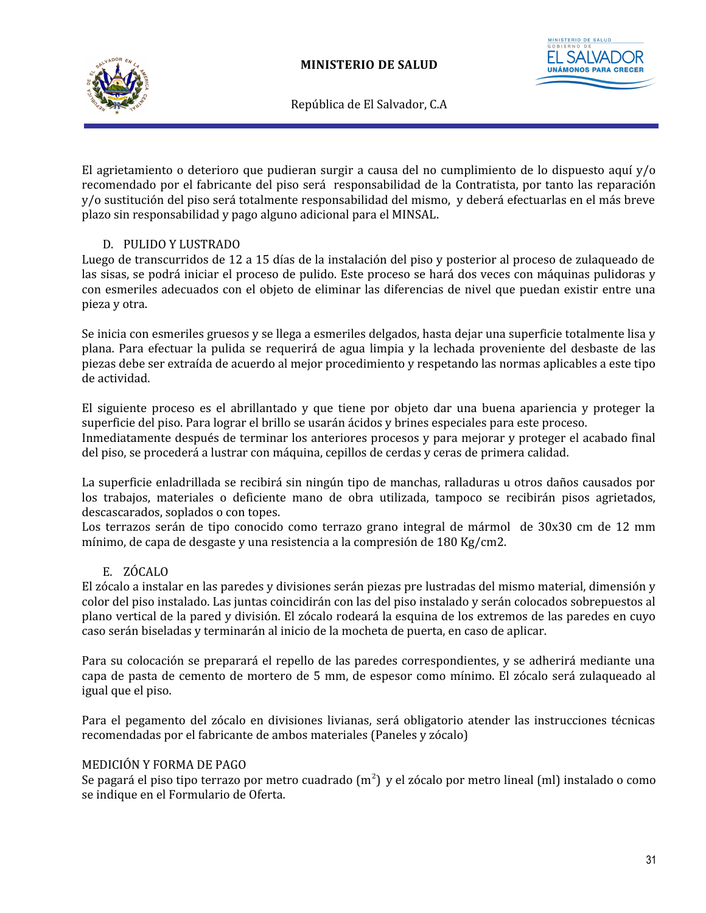El agrietamiento o deterioro que pudieran surgir a causa del no cumplimiento de lo dispuesto aquí y/o recomendado por el fabricante del piso será responsabilidad de la Contratista, por tanto las reparación y/o sustitución del piso será totalmente responsabilidad del mismo, y deberá efectuarlas en el más breve plazo sin responsabilidad y pago alguno adicional para el MINSAL.

### D. PULIDO Y LUSTRADO

Luego de transcurridos de 12 a 15 días de la instalación del piso y posterior al proceso de zulaqueado de las sisas, se podrá iniciar el proceso de pulido. Este proceso se hará dos veces con máquinas pulidoras y con esmeriles adecuados con el objeto de eliminar las diferencias de nivel que puedan existir entre una pieza y otra.

Se inicia con esmeriles gruesos y se llega a esmeriles delgados, hasta dejar una superficie totalmente lisa y plana. Para efectuar la pulida se requerirá de agua limpia y la lechada proveniente del desbaste de las piezas debe ser extraída de acuerdo al mejor procedimiento y respetando las normas aplicables a este tipo de actividad.

El siguiente proceso es el abrillantado y que tiene por objeto dar una buena apariencia y proteger la superficie del piso. Para lograr el brillo se usarán ácidos y brines especiales para este proceso.
Inmediatamente después de terminar los anteriores procesos y para mejorar y proteger el acabado final del piso, se procederá a lustrar con máquina, cepillos de cerdas y ceras de primera calidad.

La superficie enladrillada se recibirá sin ningún tipo de manchas, ralladuras u otros daños causados por los trabajos, materiales o deficiente mano de obra utilizada, tampoco se recibirán pisos agrietados, descascarados, soplados o con topes.
Los terrazos serán de tipo conocido como terrazo grano integral de mármol de 30x30 cm de 12 mm mínimo, de capa de desgaste y una resistencia a la compresión de 180 Kg/cm2.

### E. ZÓCALO

El zócalo a instalar en las paredes y divisiones serán piezas pre lustradas del mismo material, dimensión y color del piso instalado. Las juntas coincidirán con las del piso instalado y serán colocados sobrepuestos al plano vertical de la pared y división. El zócalo rodeará la esquina de los extremos de las paredes en cuyo caso serán biseladas y terminarán al inicio de la mocheta de puerta, en caso de aplicar.

Para su colocación se preparará el repello de las paredes correspondientes, y se adherirá mediante una capa de pasta de cemento de mortero de 5 mm, de espesor como mínimo. El zócalo será zulaqueado al igual que el piso.

Para el pegamento del zócalo en divisiones livianas, será obligatorio atender las instrucciones técnicas recomendadas por el fabricante de ambos materiales (Paneles y zócalo)

### MEDICIÓN Y FORMA DE PAGO

Se pagará el piso tipo terrazo por metro cuadrado ($m^2$) y el zócalo por metro lineal (ml) instalado o como se indique en el Formulario de Oferta.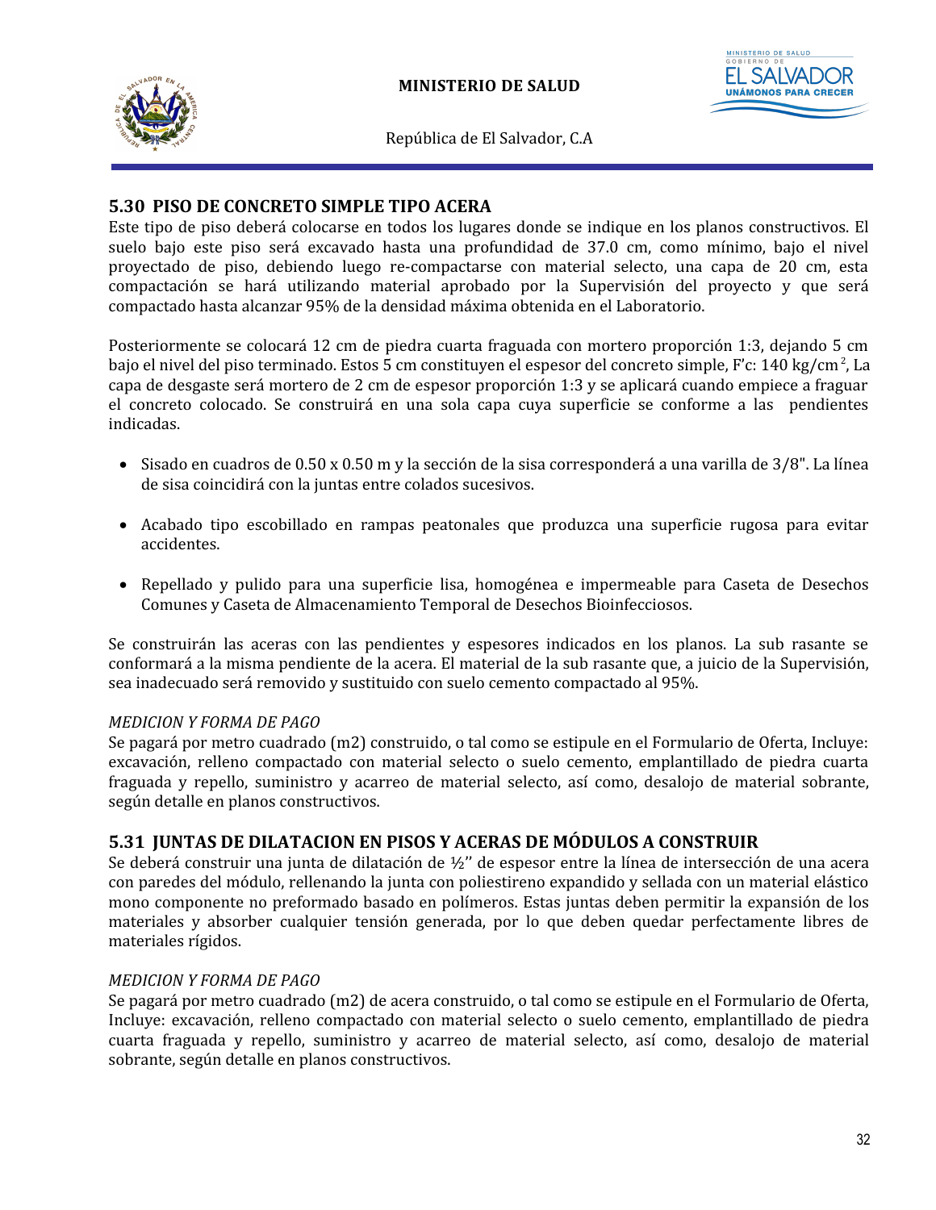## 5.30 PISO DE CONCRETO SIMPLE TIPO ACERA

Este tipo de piso deberá colocarse en todos los lugares donde se indique en los planos constructivos. El suelo bajo este piso será excavado hasta una profundidad de 37.0 cm, como mínimo, bajo el nivel proyectado de piso, debiendo luego re-compactarse con material selecto, una capa de 20 cm, esta compactación se hará utilizando material aprobado por la Supervisión del proyecto y que será compactado hasta alcanzar 95% de la densidad máxima obtenida en el Laboratorio.

Posteriormente se colocará 12 cm de piedra cuarta fraguada con mortero proporción 1:3, dejando 5 cm bajo el nivel del piso terminado. Estos 5 cm constituyen el espesor del concreto simple, F'c: 140 kg/cm$^2$, La capa de desgaste será mortero de 2 cm de espesor proporción 1:3 y se aplicará cuando empiece a fraguar el concreto colocado. Se construirá en una sola capa cuya superficie se conforme a las pendientes indicadas.

- Sisado en cuadros de 0.50 x 0.50 m y la sección de la sisa corresponderá a una varilla de 3/8". La línea de sisa coincidirá con la juntas entre colados sucesivos.
- Acabado tipo escobillado en rampas peatonales que produzca una superficie rugosa para evitar accidentes.
- Repellado y pulido para una superficie lisa, homogénea e impermeable para Caseta de Desechos Comunes y Caseta de Almacenamiento Temporal de Desechos Bioinfecciosos.

Se construirán las aceras con las pendientes y espesores indicados en los planos. La sub rasante se conformará a la misma pendiente de la acera. El material de la sub rasante que, a juicio de la Supervisión, sea inadecuado será removido y sustituido con suelo cemento compactado al 95%.

*MEDICION Y FORMA DE PAGO*

Se pagará por metro cuadrado (m2) construido, o tal como se estipule en el Formulario de Oferta, Incluye: excavación, relleno compactado con material selecto o suelo cemento, emplantillado de piedra cuarta fraguada y repello, suministro y acarreo de material selecto, así como, desalojo de material sobrante, según detalle en planos constructivos.

## 5.31 JUNTAS DE DILATACION EN PISOS Y ACERAS DE MÓDULOS A CONSTRUIR

Se deberá construir una junta de dilatación de ½'' de espesor entre la línea de intersección de una acera con paredes del módulo, rellenando la junta con poliestireno expandido y sellada con un material elástico mono componente no preformado basado en polímeros. Estas juntas deben permitir la expansión de los materiales y absorber cualquier tensión generada, por lo que deben quedar perfectamente libres de materiales rígidos.

*MEDICION Y FORMA DE PAGO*

Se pagará por metro cuadrado (m2) de acera construido, o tal como se estipule en el Formulario de Oferta, Incluye: excavación, relleno compactado con material selecto o suelo cemento, emplantillado de piedra cuarta fraguada y repello, suministro y acarreo de material selecto, así como, desalojo de material sobrante, según detalle en planos constructivos.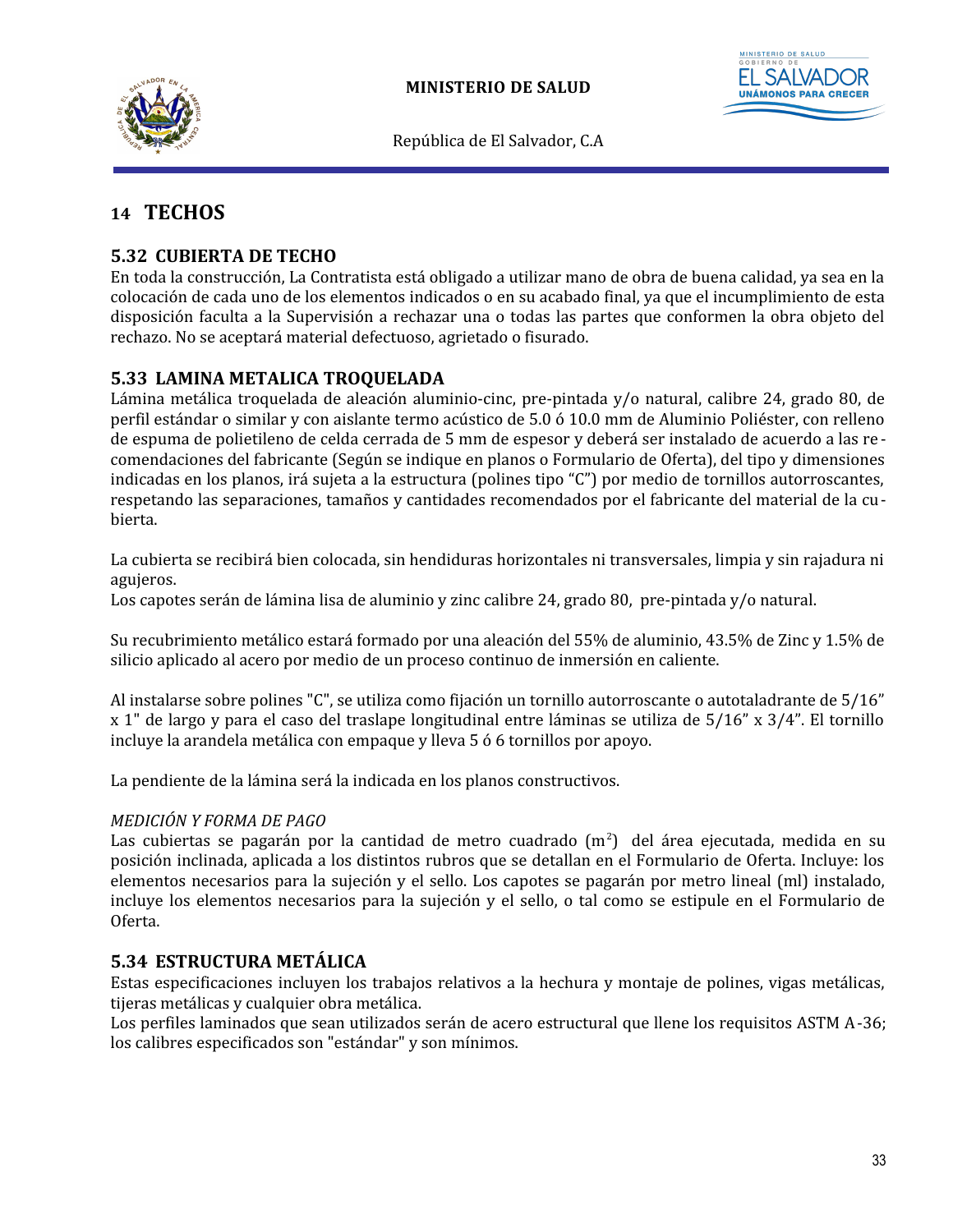# 14 TECHOS

## 5.32 CUBIERTA DE TECHO

En toda la construcción, La Contratista está obligado a utilizar mano de obra de buena calidad, ya sea en la colocación de cada uno de los elementos indicados o en su acabado final, ya que el incumplimiento de esta disposición faculta a la Supervisión a rechazar una o todas las partes que conformen la obra objeto del rechazo. No se aceptará material defectuoso, agrietado o fisurado.

## 5.33 LAMINA METALICA TROQUELADA

Lámina metálica troquelada de aleación aluminio-cinc, pre-pintada y/o natural, calibre 24, grado 80, de perfil estándar o similar y con aislante termo acústico de 5.0 ó 10.0 mm de Aluminio Poliéster, con relleno de espuma de polietileno de celda cerrada de 5 mm de espesor y deberá ser instalado de acuerdo a las recomendaciones del fabricante (Según se indique en planos o Formulario de Oferta), del tipo y dimensiones indicadas en los planos, irá sujeta a la estructura (polines tipo "C") por medio de tornillos autorroscantes, respetando las separaciones, tamaños y cantidades recomendados por el fabricante del material de la cubierta.

La cubierta se recibirá bien colocada, sin hendiduras horizontales ni transversales, limpia y sin rajadura ni agujeros.
Los capotes serán de lámina lisa de aluminio y zinc calibre 24, grado 80, pre-pintada y/o natural.

Su recubrimiento metálico estará formado por una aleación del 55% de aluminio, 43.5% de Zinc y 1.5% de silicio aplicado al acero por medio de un proceso continuo de inmersión en caliente.

Al instalarse sobre polines "C", se utiliza como fijación un tornillo autorroscante o autotaladrante de 5/16" x 1" de largo y para el caso del traslape longitudinal entre láminas se utiliza de 5/16" x 3/4". El tornillo incluye la arandela metálica con empaque y lleva 5 ó 6 tornillos por apoyo.

La pendiente de la lámina será la indicada en los planos constructivos.

*MEDICIÓN Y FORMA DE PAGO*

Las cubiertas se pagarán por la cantidad de metro cuadrado ($m^2$) del área ejecutada, medida en su posición inclinada, aplicada a los distintos rubros que se detallan en el Formulario de Oferta. Incluye: los elementos necesarios para la sujeción y el sello. Los capotes se pagarán por metro lineal (ml) instalado, incluye los elementos necesarios para la sujeción y el sello, o tal como se estipule en el Formulario de Oferta.

## 5.34 ESTRUCTURA METÁLICA

Estas especificaciones incluyen los trabajos relativos a la hechura y montaje de polines, vigas metálicas, tijeras metálicas y cualquier obra metálica.
Los perfiles laminados que sean utilizados serán de acero estructural que llene los requisitos ASTM A-36; los calibres especificados son "estándar" y son mínimos.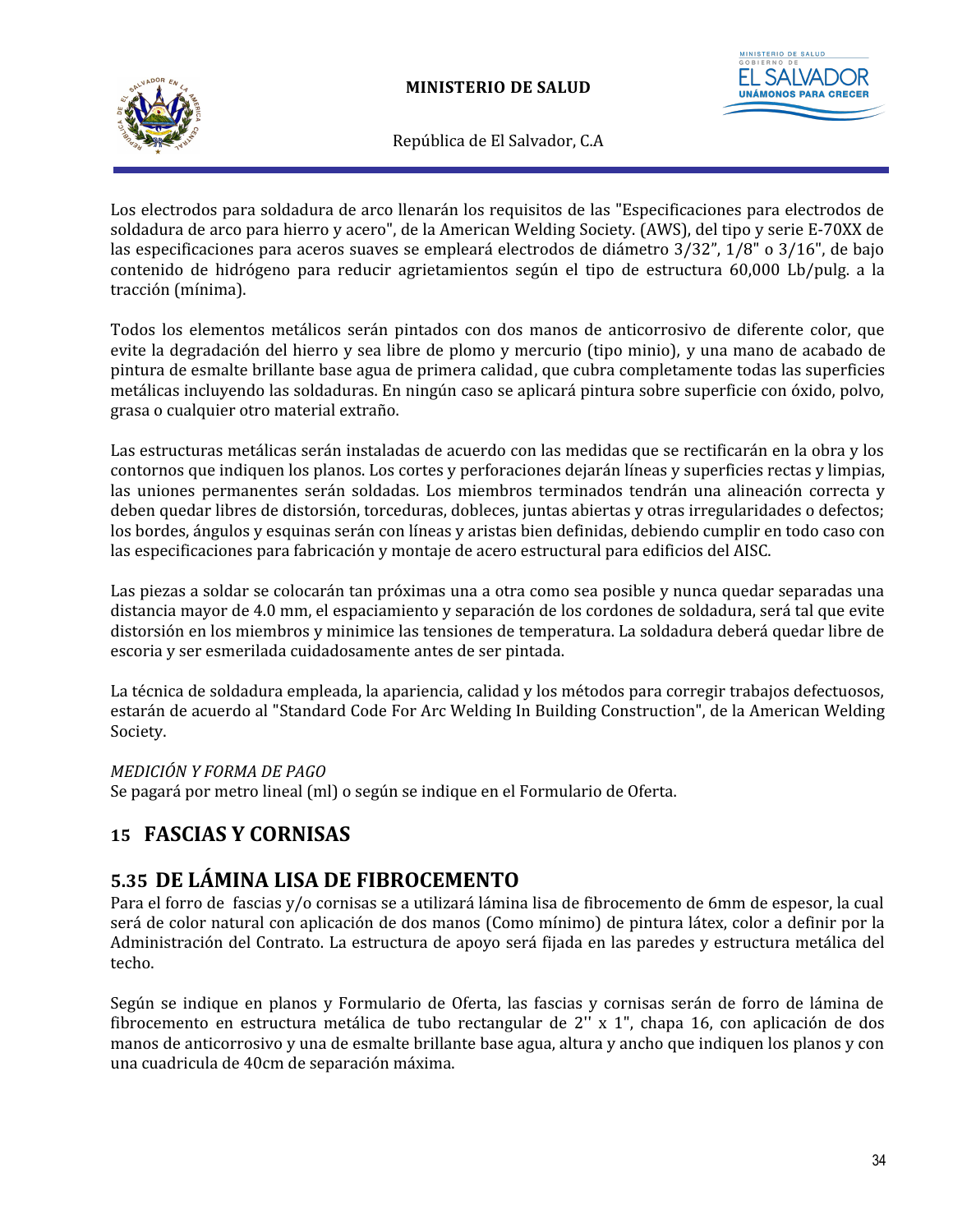Los electrodos para soldadura de arco llenarán los requisitos de las "Especificaciones para electrodos de soldadura de arco para hierro y acero", de la American Welding Society. (AWS), del tipo y serie E-70XX de las especificaciones para aceros suaves se empleará electrodos de diámetro 3/32", 1/8" o 3/16", de bajo contenido de hidrógeno para reducir agrietamientos según el tipo de estructura 60,000 Lb/pulg. a la tracción (mínima).

Todos los elementos metálicos serán pintados con dos manos de anticorrosivo de diferente color, que evite la degradación del hierro y sea libre de plomo y mercurio (tipo minio), y una mano de acabado de pintura de esmalte brillante base agua de primera calidad, que cubra completamente todas las superficies metálicas incluyendo las soldaduras. En ningún caso se aplicará pintura sobre superficie con óxido, polvo, grasa o cualquier otro material extraño.

Las estructuras metálicas serán instaladas de acuerdo con las medidas que se rectificarán en la obra y los contornos que indiquen los planos. Los cortes y perforaciones dejarán líneas y superficies rectas y limpias, las uniones permanentes serán soldadas. Los miembros terminados tendrán una alineación correcta y deben quedar libres de distorsión, torceduras, dobleces, juntas abiertas y otras irregularidades o defectos; los bordes, ángulos y esquinas serán con líneas y aristas bien definidas, debiendo cumplir en todo caso con las especificaciones para fabricación y montaje de acero estructural para edificios del AISC.

Las piezas a soldar se colocarán tan próximas una a otra como sea posible y nunca quedar separadas una distancia mayor de 4.0 mm, el espaciamiento y separación de los cordones de soldadura, será tal que evite distorsión en los miembros y minimice las tensiones de temperatura. La soldadura deberá quedar libre de escoria y ser esmerilada cuidadosamente antes de ser pintada.

La técnica de soldadura empleada, la apariencia, calidad y los métodos para corregir trabajos defectuosos, estarán de acuerdo al "Standard Code For Arc Welding In Building Construction", de la American Welding Society.

*MEDICIÓN Y FORMA DE PAGO*
Se pagará por metro lineal (ml) o según se indique en el Formulario de Oferta.

## 15 FASCIAS Y CORNISAS

### 5.35 DE LÁMINA LISA DE FIBROCEMENTO

Para el forro de fascias y/o cornisas se a utilizará lámina lisa de fibrocemento de 6mm de espesor, la cual será de color natural con aplicación de dos manos (Como mínimo) de pintura látex, color a definir por la Administración del Contrato. La estructura de apoyo será fijada en las paredes y estructura metálica del techo.

Según se indique en planos y Formulario de Oferta, las fascias y cornisas serán de forro de lámina de fibrocemento en estructura metálica de tubo rectangular de 2'' x 1", chapa 16, con aplicación de dos manos de anticorrosivo y una de esmalte brillante base agua, altura y ancho que indiquen los planos y con una cuadricula de 40cm de separación máxima.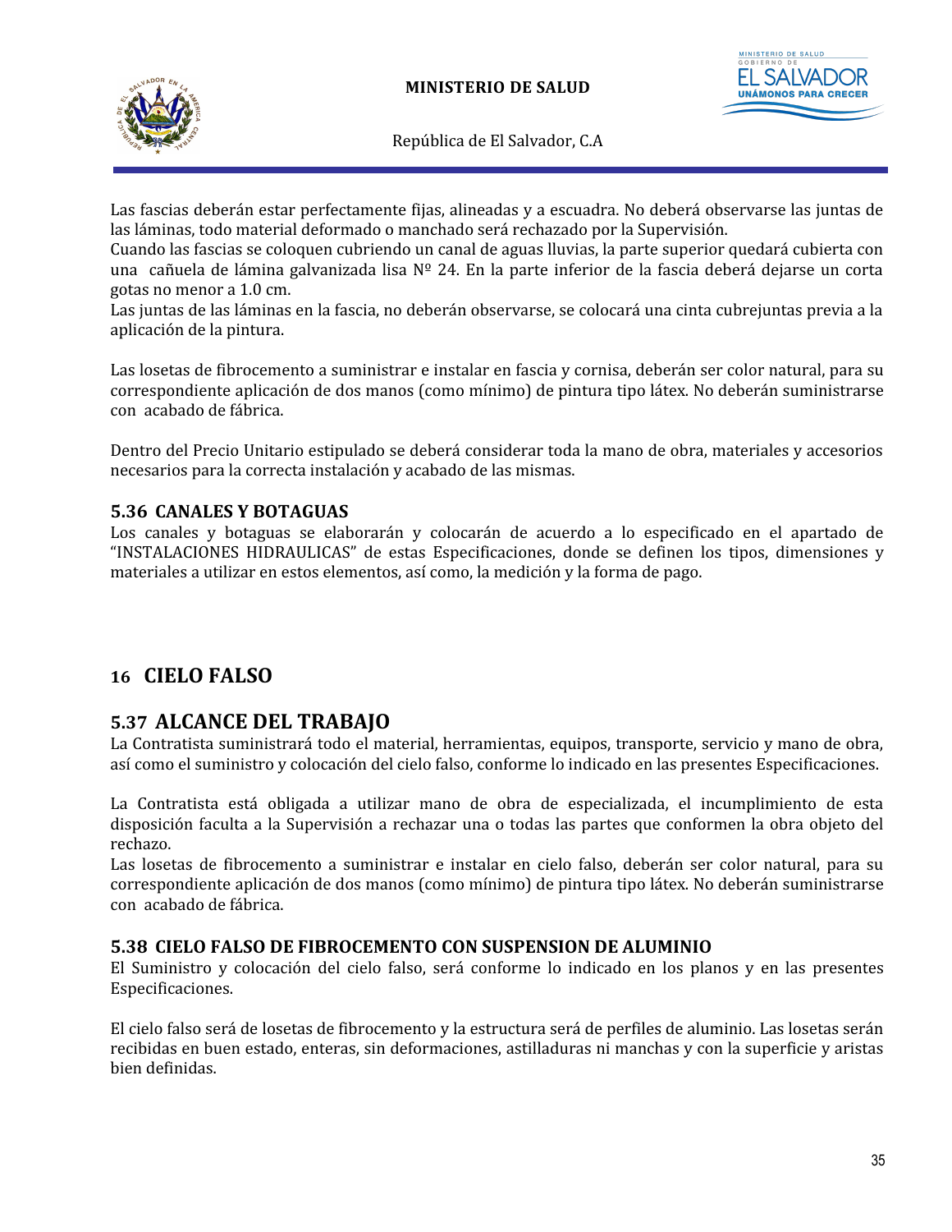Las fascias deberán estar perfectamente fijas, alineadas y a escuadra. No deberá observarse las juntas de las láminas, todo material deformado o manchado será rechazado por la Supervisión.
Cuando las fascias se coloquen cubriendo un canal de aguas lluvias, la parte superior quedará cubierta con una cañuela de lámina galvanizada lisa Nº 24. En la parte inferior de la fascia deberá dejarse un corta gotas no menor a 1.0 cm.
Las juntas de las láminas en la fascia, no deberán observarse, se colocará una cinta cubrejuntas previa a la aplicación de la pintura.

Las losetas de fibrocemento a suministrar e instalar en fascia y cornisa, deberán ser color natural, para su correspondiente aplicación de dos manos (como mínimo) de pintura tipo látex. No deberán suministrarse con acabado de fábrica.

Dentro del Precio Unitario estipulado se deberá considerar toda la mano de obra, materiales y accesorios necesarios para la correcta instalación y acabado de las mismas.

### 5.36 CANALES Y BOTAGUAS

Los canales y botaguas se elaborarán y colocarán de acuerdo a lo especificado en el apartado de "INSTALACIONES HIDRAULICAS" de estas Especificaciones, donde se definen los tipos, dimensiones y materiales a utilizar en estos elementos, así como, la medición y la forma de pago.

## 16 CIELO FALSO

### 5.37 ALCANCE DEL TRABAJO

La Contratista suministrará todo el material, herramientas, equipos, transporte, servicio y mano de obra, así como el suministro y colocación del cielo falso, conforme lo indicado en las presentes Especificaciones.

La Contratista está obligada a utilizar mano de obra de especializada, el incumplimiento de esta disposición faculta a la Supervisión a rechazar una o todas las partes que conformen la obra objeto del rechazo.
Las losetas de fibrocemento a suministrar e instalar en cielo falso, deberán ser color natural, para su correspondiente aplicación de dos manos (como mínimo) de pintura tipo látex. No deberán suministrarse con acabado de fábrica.

### 5.38 CIELO FALSO DE FIBROCEMENTO CON SUSPENSION DE ALUMINIO

El Suministro y colocación del cielo falso, será conforme lo indicado en los planos y en las presentes Especificaciones.

El cielo falso será de losetas de fibrocemento y la estructura será de perfiles de aluminio. Las losetas serán recibidas en buen estado, enteras, sin deformaciones, astilladuras ni manchas y con la superficie y aristas bien definidas.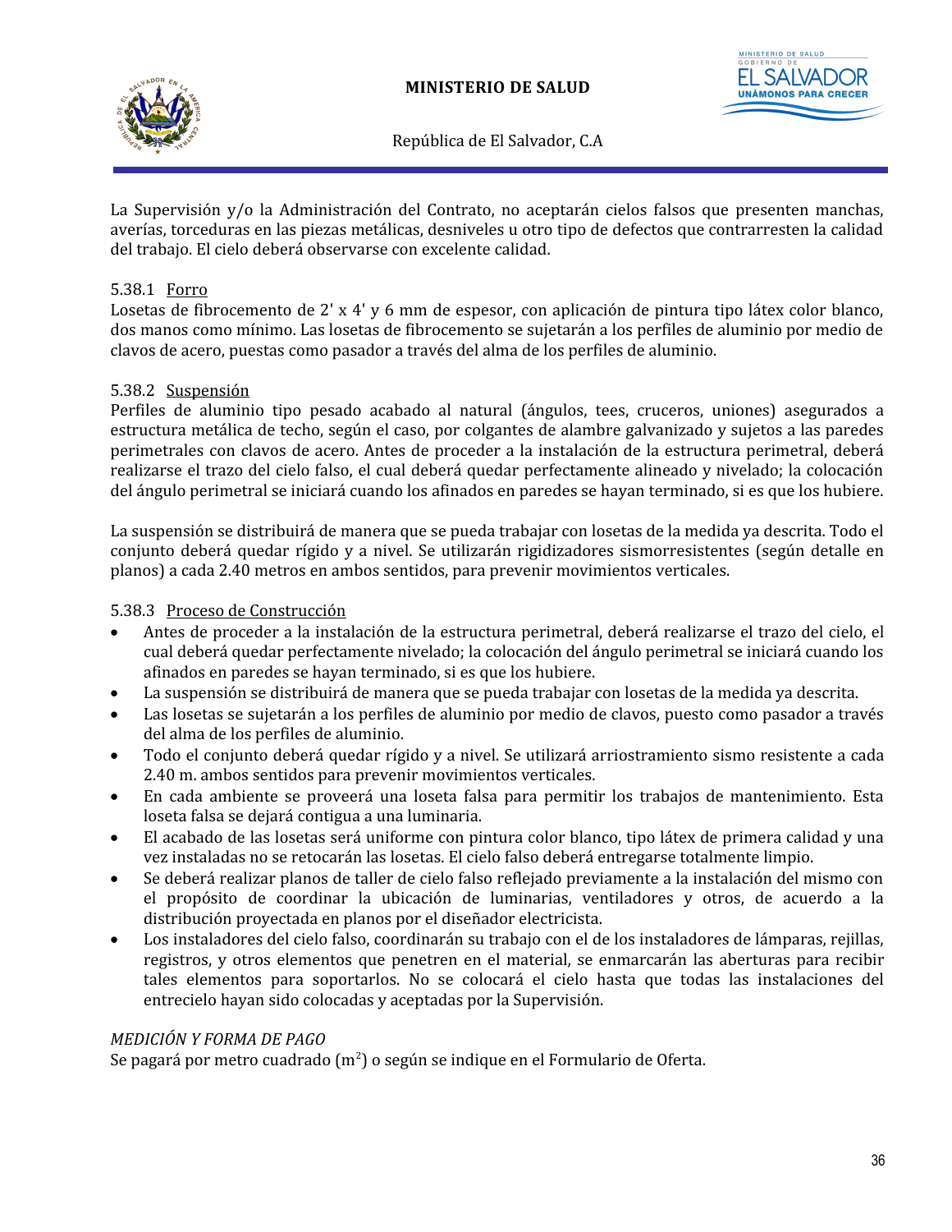La Supervisión y/o la Administración del Contrato, no aceptarán cielos falsos que presenten manchas, averías, torceduras en las piezas metálicas, desniveles u otro tipo de defectos que contrarresten la calidad del trabajo. El cielo deberá observarse con excelente calidad.

5.38.1 Forro

Losetas de fibrocemento de 2' x 4' y 6 mm de espesor, con aplicación de pintura tipo látex color blanco, dos manos como mínimo. Las losetas de fibrocemento se sujetarán a los perfiles de aluminio por medio de clavos de acero, puestas como pasador a través del alma de los perfiles de aluminio.

5.38.2 Suspensión

Perfiles de aluminio tipo pesado acabado al natural (ángulos, tees, cruceros, uniones) asegurados a estructura metálica de techo, según el caso, por colgantes de alambre galvanizado y sujetos a las paredes perimetrales con clavos de acero. Antes de proceder a la instalación de la estructura perimetral, deberá realizarse el trazo del cielo falso, el cual deberá quedar perfectamente alineado y nivelado; la colocación del ángulo perimetral se iniciará cuando los afinados en paredes se hayan terminado, si es que los hubiere.

La suspensión se distribuirá de manera que se pueda trabajar con losetas de la medida ya descrita. Todo el conjunto deberá quedar rígido y a nivel. Se utilizarán rigidizadores sismorresistentes (según detalle en planos) a cada 2.40 metros en ambos sentidos, para prevenir movimientos verticales.

5.38.3 Proceso de Construcción

- Antes de proceder a la instalación de la estructura perimetral, deberá realizarse el trazo del cielo, el cual deberá quedar perfectamente nivelado; la colocación del ángulo perimetral se iniciará cuando los afinados en paredes se hayan terminado, si es que los hubiere.
- La suspensión se distribuirá de manera que se pueda trabajar con losetas de la medida ya descrita.
- Las losetas se sujetarán a los perfiles de aluminio por medio de clavos, puesto como pasador a través del alma de los perfiles de aluminio.
- Todo el conjunto deberá quedar rígido y a nivel. Se utilizará arriostramiento sismo resistente a cada 2.40 m. ambos sentidos para prevenir movimientos verticales.
- En cada ambiente se proveerá una loseta falsa para permitir los trabajos de mantenimiento. Esta loseta falsa se dejará contigua a una luminaria.
- El acabado de las losetas será uniforme con pintura color blanco, tipo látex de primera calidad y una vez instaladas no se retocarán las losetas. El cielo falso deberá entregarse totalmente limpio.
- Se deberá realizar planos de taller de cielo falso reflejado previamente a la instalación del mismo con el propósito de coordinar la ubicación de luminarias, ventiladores y otros, de acuerdo a la distribución proyectada en planos por el diseñador electricista.
- Los instaladores del cielo falso, coordinarán su trabajo con el de los instaladores de lámparas, rejillas, registros, y otros elementos que penetren en el material, se enmarcarán las aberturas para recibir tales elementos para soportarlos. No se colocará el cielo hasta que todas las instalaciones del entrecielo hayan sido colocadas y aceptadas por la Supervisión.

*MEDICIÓN Y FORMA DE PAGO*

Se pagará por metro cuadrado ($m^2$) o según se indique en el Formulario de Oferta.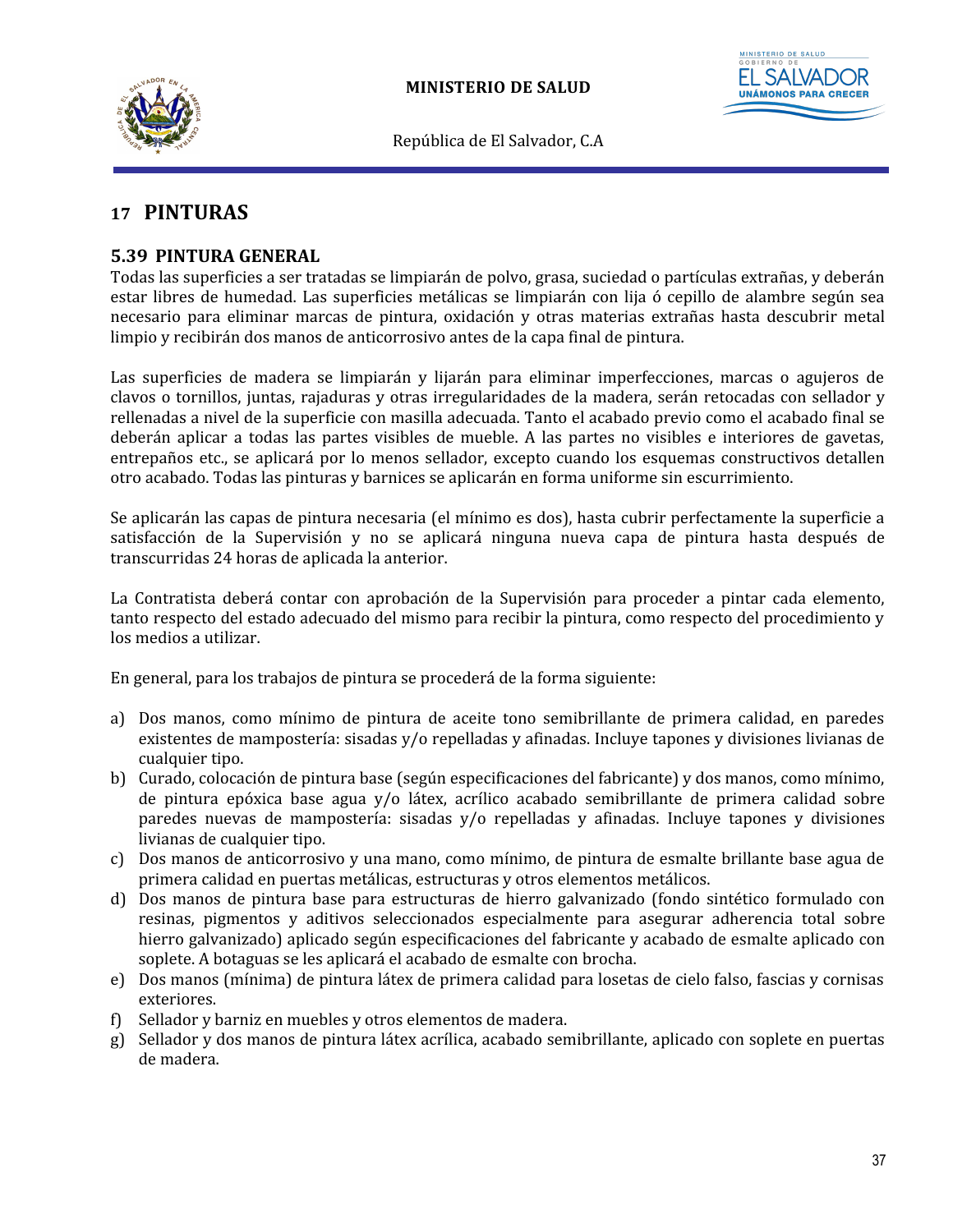# 17 PINTURAS

## 5.39 PINTURA GENERAL

Todas las superficies a ser tratadas se limpiarán de polvo, grasa, suciedad o partículas extrañas, y deberán estar libres de humedad. Las superficies metálicas se limpiarán con lija ó cepillo de alambre según sea necesario para eliminar marcas de pintura, oxidación y otras materias extrañas hasta descubrir metal limpio y recibirán dos manos de anticorrosivo antes de la capa final de pintura.

Las superficies de madera se limpiarán y lijarán para eliminar imperfecciones, marcas o agujeros de clavos o tornillos, juntas, rajaduras y otras irregularidades de la madera, serán retocadas con sellador y rellenadas a nivel de la superficie con masilla adecuada. Tanto el acabado previo como el acabado final se deberán aplicar a todas las partes visibles de mueble. A las partes no visibles e interiores de gavetas, entrepaños etc., se aplicará por lo menos sellador, excepto cuando los esquemas constructivos detallen otro acabado. Todas las pinturas y barnices se aplicarán en forma uniforme sin escurrimiento.

Se aplicarán las capas de pintura necesaria (el mínimo es dos), hasta cubrir perfectamente la superficie a satisfacción de la Supervisión y no se aplicará ninguna nueva capa de pintura hasta después de transcurridas 24 horas de aplicada la anterior.

La Contratista deberá contar con aprobación de la Supervisión para proceder a pintar cada elemento, tanto respecto del estado adecuado del mismo para recibir la pintura, como respecto del procedimiento y los medios a utilizar.

En general, para los trabajos de pintura se procederá de la forma siguiente:

a) Dos manos, como mínimo de pintura de aceite tono semibrillante de primera calidad, en paredes existentes de mampostería: sisadas y/o repelladas y afinadas. Incluye tapones y divisiones livianas de cualquier tipo.
b) Curado, colocación de pintura base (según especificaciones del fabricante) y dos manos, como mínimo, de pintura epóxica base agua y/o látex, acrílico acabado semibrillante de primera calidad sobre paredes nuevas de mampostería: sisadas y/o repelladas y afinadas. Incluye tapones y divisiones livianas de cualquier tipo.
c) Dos manos de anticorrosivo y una mano, como mínimo, de pintura de esmalte brillante base agua de primera calidad en puertas metálicas, estructuras y otros elementos metálicos.
d) Dos manos de pintura base para estructuras de hierro galvanizado (fondo sintético formulado con resinas, pigmentos y aditivos seleccionados especialmente para asegurar adherencia total sobre hierro galvanizado) aplicado según especificaciones del fabricante y acabado de esmalte aplicado con soplete. A botaguas se les aplicará el acabado de esmalte con brocha.
e) Dos manos (mínima) de pintura látex de primera calidad para losetas de cielo falso, fascias y cornisas exteriores.
f) Sellador y barniz en muebles y otros elementos de madera.
g) Sellador y dos manos de pintura látex acrílica, acabado semibrillante, aplicado con soplete en puertas de madera.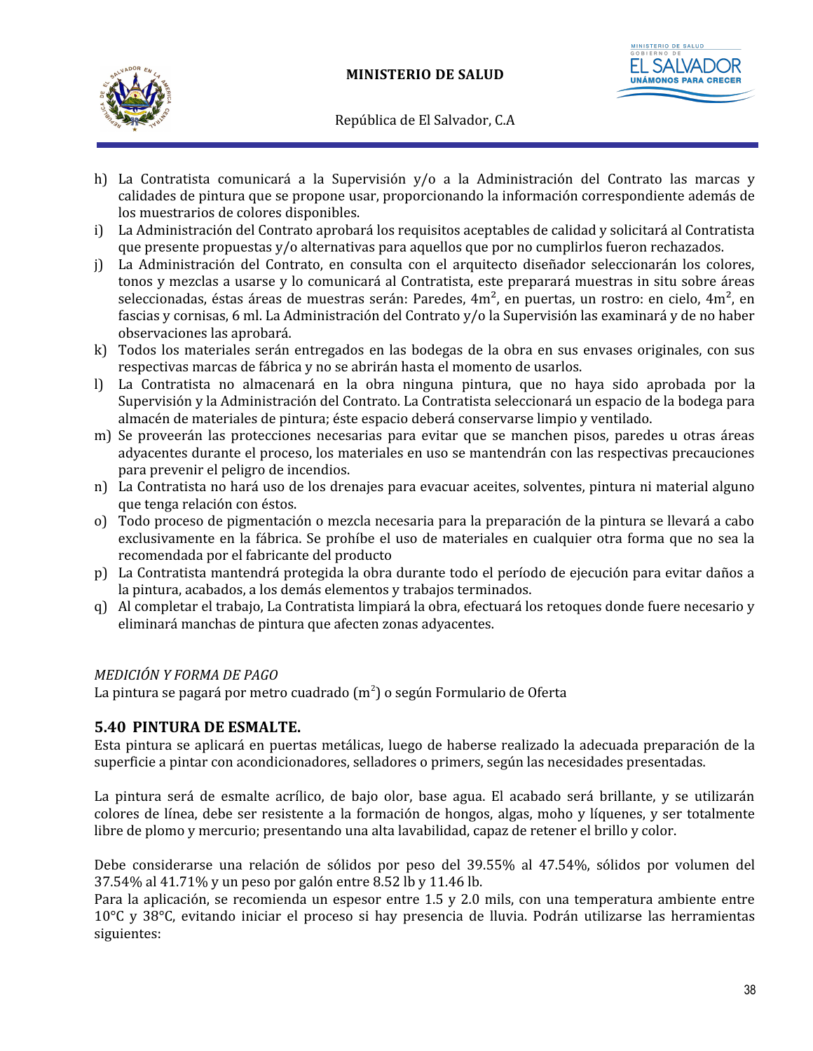h) La Contratista comunicará a la Supervisión y/o a la Administración del Contrato las marcas y calidades de pintura que se propone usar, proporcionando la información correspondiente además de los muestrarios de colores disponibles.
i) La Administración del Contrato aprobará los requisitos aceptables de calidad y solicitará al Contratista que presente propuestas y/o alternativas para aquellos que por no cumplirlos fueron rechazados.
j) La Administración del Contrato, en consulta con el arquitecto diseñador seleccionarán los colores, tonos y mezclas a usarse y lo comunicará al Contratista, este preparará muestras in situ sobre áreas seleccionadas, éstas áreas de muestras serán: Paredes, $4m^2$, en puertas, un rostro: en cielo, $4m^2$, en fascias y cornisas, 6 ml. La Administración del Contrato y/o la Supervisión las examinará y de no haber observaciones las aprobará.
k) Todos los materiales serán entregados en las bodegas de la obra en sus envases originales, con sus respectivas marcas de fábrica y no se abrirán hasta el momento de usarlos.
l) La Contratista no almacenará en la obra ninguna pintura, que no haya sido aprobada por la Supervisión y la Administración del Contrato. La Contratista seleccionará un espacio de la bodega para almacén de materiales de pintura; éste espacio deberá conservarse limpio y ventilado.
m) Se proveerán las protecciones necesarias para evitar que se manchen pisos, paredes u otras áreas adyacentes durante el proceso, los materiales en uso se mantendrán con las respectivas precauciones para prevenir el peligro de incendios.
n) La Contratista no hará uso de los drenajes para evacuar aceites, solventes, pintura ni material alguno que tenga relación con éstos.
o) Todo proceso de pigmentación o mezcla necesaria para la preparación de la pintura se llevará a cabo exclusivamente en la fábrica. Se prohíbe el uso de materiales en cualquier otra forma que no sea la recomendada por el fabricante del producto
p) La Contratista mantendrá protegida la obra durante todo el período de ejecución para evitar daños a la pintura, acabados, a los demás elementos y trabajos terminados.
q) Al completar el trabajo, La Contratista limpiará la obra, efectuará los retoques donde fuere necesario y eliminará manchas de pintura que afecten zonas adyacentes.

*MEDICIÓN Y FORMA DE PAGO*
La pintura se pagará por metro cuadrado ($m^2$) o según Formulario de Oferta

## 5.40 PINTURA DE ESMALTE.

Esta pintura se aplicará en puertas metálicas, luego de haberse realizado la adecuada preparación de la superficie a pintar con acondicionadores, selladores o primers, según las necesidades presentadas.

La pintura será de esmalte acrílico, de bajo olor, base agua. El acabado será brillante, y se utilizarán colores de línea, debe ser resistente a la formación de hongos, algas, moho y líquenes, y ser totalmente libre de plomo y mercurio; presentando una alta lavabilidad, capaz de retener el brillo y color.

Debe considerarse una relación de sólidos por peso del 39.55% al 47.54%, sólidos por volumen del 37.54% al 41.71% y un peso por galón entre 8.52 lb y 11.46 lb.
Para la aplicación, se recomienda un espesor entre 1.5 y 2.0 mils, con una temperatura ambiente entre 10°C y 38°C, evitando iniciar el proceso si hay presencia de lluvia. Podrán utilizarse las herramientas siguientes: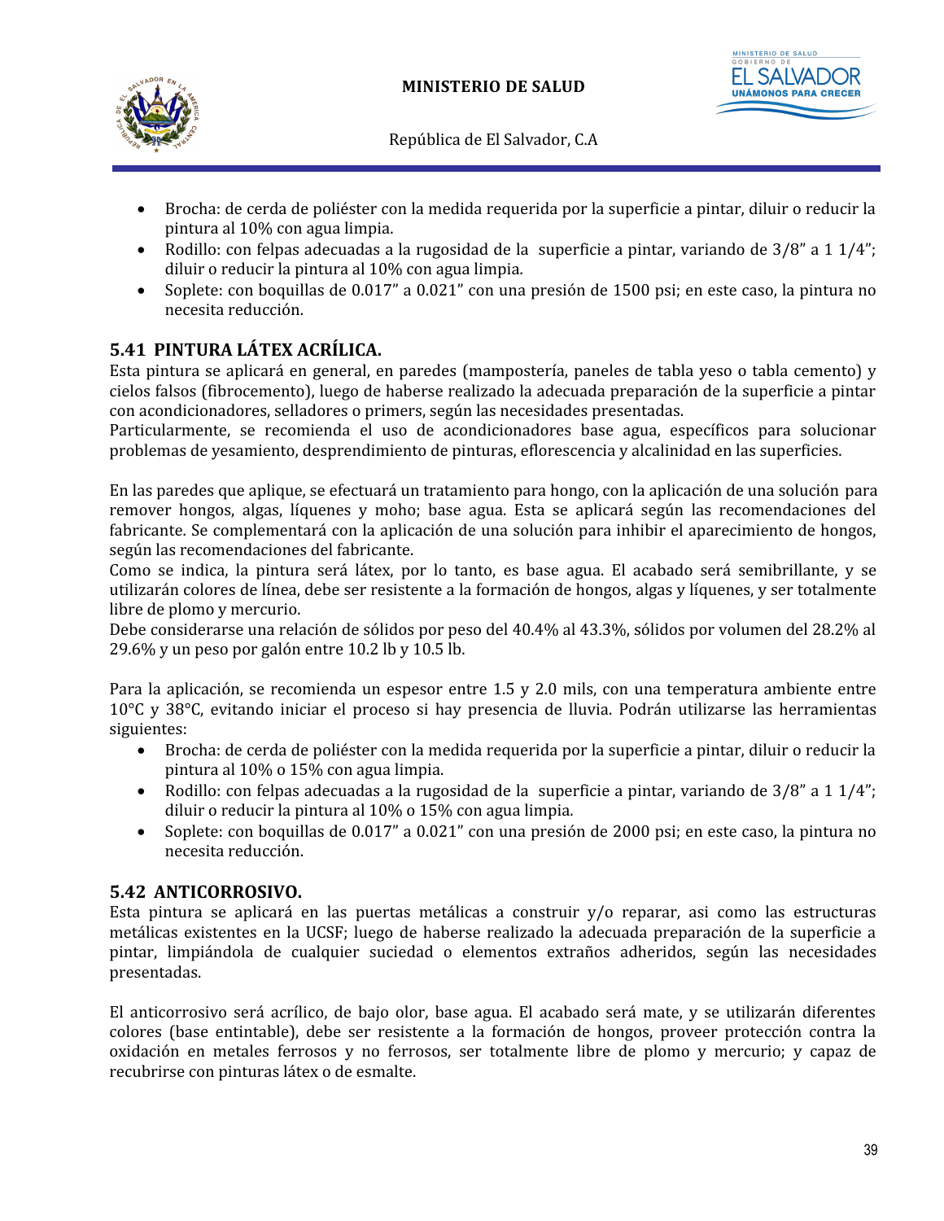- Brocha: de cerda de poliéster con la medida requerida por la superficie a pintar, diluir o reducir la pintura al 10% con agua limpia.
- Rodillo: con felpas adecuadas a la rugosidad de la superficie a pintar, variando de 3/8" a 1 1/4"; diluir o reducir la pintura al 10% con agua limpia.
- Soplete: con boquillas de 0.017" a 0.021" con una presión de 1500 psi; en este caso, la pintura no necesita reducción.

## 5.41 PINTURA LÁTEX ACRÍLICA.

Esta pintura se aplicará en general, en paredes (mampostería, paneles de tabla yeso o tabla cemento) y cielos falsos (fibrocemento), luego de haberse realizado la adecuada preparación de la superficie a pintar con acondicionadores, selladores o primers, según las necesidades presentadas.
Particularmente, se recomienda el uso de acondicionadores base agua, específicos para solucionar problemas de yesamiento, desprendimiento de pinturas, eflorescencia y alcalinidad en las superficies.

En las paredes que aplique, se efectuará un tratamiento para hongo, con la aplicación de una solución para remover hongos, algas, líquenes y moho; base agua. Esta se aplicará según las recomendaciones del fabricante. Se complementará con la aplicación de una solución para inhibir el aparecimiento de hongos, según las recomendaciones del fabricante.
Como se indica, la pintura será látex, por lo tanto, es base agua. El acabado será semibrillante, y se utilizarán colores de línea, debe ser resistente a la formación de hongos, algas y líquenes, y ser totalmente libre de plomo y mercurio.
Debe considerarse una relación de sólidos por peso del 40.4% al 43.3%, sólidos por volumen del 28.2% al 29.6% y un peso por galón entre 10.2 lb y 10.5 lb.

Para la aplicación, se recomienda un espesor entre 1.5 y 2.0 mils, con una temperatura ambiente entre 10°C y 38°C, evitando iniciar el proceso si hay presencia de lluvia. Podrán utilizarse las herramientas siguientes:

- Brocha: de cerda de poliéster con la medida requerida por la superficie a pintar, diluir o reducir la pintura al 10% o 15% con agua limpia.
- Rodillo: con felpas adecuadas a la rugosidad de la superficie a pintar, variando de 3/8" a 1 1/4"; diluir o reducir la pintura al 10% o 15% con agua limpia.
- Soplete: con boquillas de 0.017" a 0.021" con una presión de 2000 psi; en este caso, la pintura no necesita reducción.

## 5.42 ANTICORROSIVO.

Esta pintura se aplicará en las puertas metálicas a construir y/o reparar, asi como las estructuras metálicas existentes en la UCSF; luego de haberse realizado la adecuada preparación de la superficie a pintar, limpiándola de cualquier suciedad o elementos extraños adheridos, según las necesidades presentadas.

El anticorrosivo será acrílico, de bajo olor, base agua. El acabado será mate, y se utilizarán diferentes colores (base entintable), debe ser resistente a la formación de hongos, proveer protección contra la oxidación en metales ferrosos y no ferrosos, ser totalmente libre de plomo y mercurio; y capaz de recubrirse con pinturas látex o de esmalte.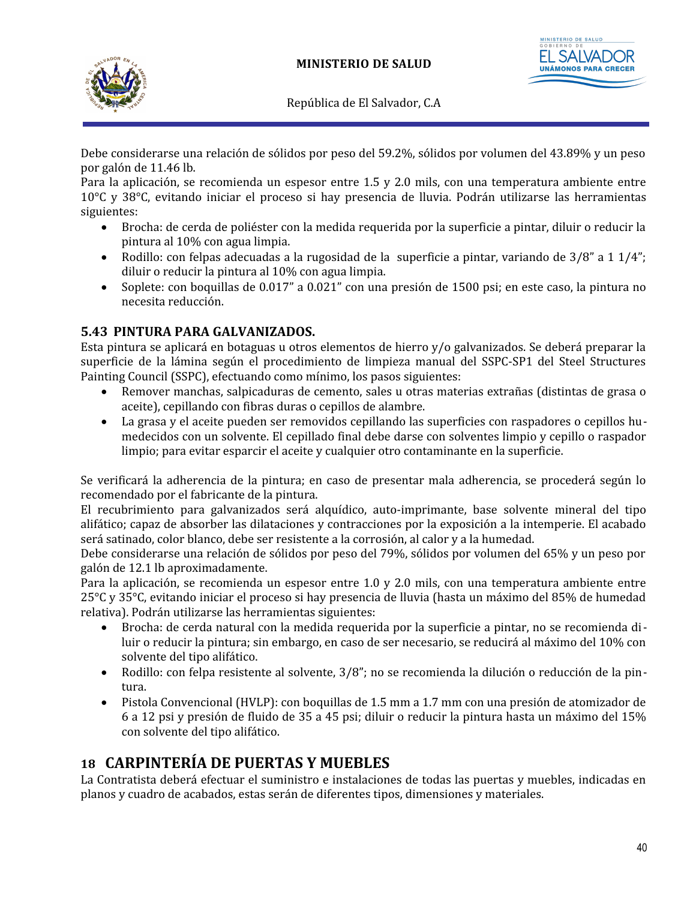Debe considerarse una relación de sólidos por peso del 59.2%, sólidos por volumen del 43.89% y un peso por galón de 11.46 lb.

Para la aplicación, se recomienda un espesor entre 1.5 y 2.0 mils, con una temperatura ambiente entre 10°C y 38°C, evitando iniciar el proceso si hay presencia de lluvia. Podrán utilizarse las herramientas siguientes:

- Brocha: de cerda de poliéster con la medida requerida por la superficie a pintar, diluir o reducir la pintura al 10% con agua limpia.
- Rodillo: con felpas adecuadas a la rugosidad de la superficie a pintar, variando de 3/8" a 1 1/4"; diluir o reducir la pintura al 10% con agua limpia.
- Soplete: con boquillas de 0.017" a 0.021" con una presión de 1500 psi; en este caso, la pintura no necesita reducción.

### 5.43 PINTURA PARA GALVANIZADOS.

Esta pintura se aplicará en botaguas u otros elementos de hierro y/o galvanizados. Se deberá preparar la superficie de la lámina según el procedimiento de limpieza manual del SSPC-SP1 del Steel Structures Painting Council (SSPC), efectuando como mínimo, los pasos siguientes:

- Remover manchas, salpicaduras de cemento, sales u otras materias extrañas (distintas de grasa o aceite), cepillando con fibras duras o cepillos de alambre.
- La grasa y el aceite pueden ser removidos cepillando las superficies con raspadores o cepillos humedecidos con un solvente. El cepillado final debe darse con solventes limpio y cepillo o raspador limpio; para evitar esparcir el aceite y cualquier otro contaminante en la superficie.

Se verificará la adherencia de la pintura; en caso de presentar mala adherencia, se procederá según lo recomendado por el fabricante de la pintura.

El recubrimiento para galvanizados será alquídico, auto-imprimante, base solvente mineral del tipo alifático; capaz de absorber las dilataciones y contracciones por la exposición a la intemperie. El acabado será satinado, color blanco, debe ser resistente a la corrosión, al calor y a la humedad.

Debe considerarse una relación de sólidos por peso del 79%, sólidos por volumen del 65% y un peso por galón de 12.1 lb aproximadamente.

Para la aplicación, se recomienda un espesor entre 1.0 y 2.0 mils, con una temperatura ambiente entre 25°C y 35°C, evitando iniciar el proceso si hay presencia de lluvia (hasta un máximo del 85% de humedad relativa). Podrán utilizarse las herramientas siguientes:

- Brocha: de cerda natural con la medida requerida por la superficie a pintar, no se recomienda diluir o reducir la pintura; sin embargo, en caso de ser necesario, se reducirá al máximo del 10% con solvente del tipo alifático.
- Rodillo: con felpa resistente al solvente, 3/8"; no se recomienda la dilución o reducción de la pintura.
- Pistola Convencional (HVLP): con boquillas de 1.5 mm a 1.7 mm con una presión de atomizador de 6 a 12 psi y presión de fluido de 35 a 45 psi; diluir o reducir la pintura hasta un máximo del 15% con solvente del tipo alifático.

## 18 CARPINTERÍA DE PUERTAS Y MUEBLES

La Contratista deberá efectuar el suministro e instalaciones de todas las puertas y muebles, indicadas en planos y cuadro de acabados, estas serán de diferentes tipos, dimensiones y materiales.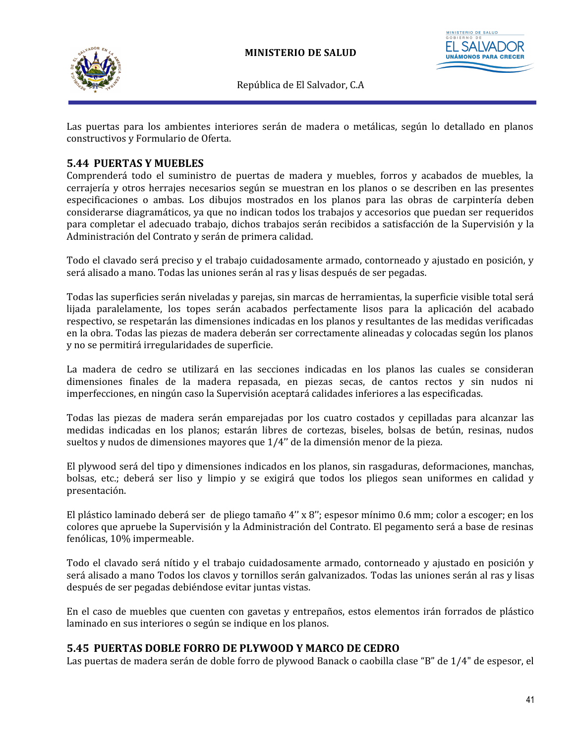Las puertas para los ambientes interiores serán de madera o metálicas, según lo detallado en planos constructivos y Formulario de Oferta.

## 5.44 PUERTAS Y MUEBLES

Comprenderá todo el suministro de puertas de madera y muebles, forros y acabados de muebles, la cerrajería y otros herrajes necesarios según se muestran en los planos o se describen en las presentes especificaciones o ambas. Los dibujos mostrados en los planos para las obras de carpintería deben considerarse diagramáticos, ya que no indican todos los trabajos y accesorios que puedan ser requeridos para completar el adecuado trabajo, dichos trabajos serán recibidos a satisfacción de la Supervisión y la Administración del Contrato y serán de primera calidad.

Todo el clavado será preciso y el trabajo cuidadosamente armado, contorneado y ajustado en posición, y será alisado a mano. Todas las uniones serán al ras y lisas después de ser pegadas.

Todas las superficies serán niveladas y parejas, sin marcas de herramientas, la superficie visible total será lijada paralelamente, los topes serán acabados perfectamente lisos para la aplicación del acabado respectivo, se respetarán las dimensiones indicadas en los planos y resultantes de las medidas verificadas en la obra. Todas las piezas de madera deberán ser correctamente alineadas y colocadas según los planos y no se permitirá irregularidades de superficie.

La madera de cedro se utilizará en las secciones indicadas en los planos las cuales se consideran dimensiones finales de la madera repasada, en piezas secas, de cantos rectos y sin nudos ni imperfecciones, en ningún caso la Supervisión aceptará calidades inferiores a las especificadas.

Todas las piezas de madera serán emparejadas por los cuatro costados y cepilladas para alcanzar las medidas indicadas en los planos; estarán libres de cortezas, biseles, bolsas de betún, resinas, nudos sueltos y nudos de dimensiones mayores que 1/4'' de la dimensión menor de la pieza.

El plywood será del tipo y dimensiones indicados en los planos, sin rasgaduras, deformaciones, manchas, bolsas, etc.; deberá ser liso y limpio y se exigirá que todos los pliegos sean uniformes en calidad y presentación.

El plástico laminado deberá ser de pliego tamaño 4'' x 8''; espesor mínimo 0.6 mm; color a escoger; en los colores que apruebe la Supervisión y la Administración del Contrato. El pegamento será a base de resinas fenólicas, 10% impermeable.

Todo el clavado será nítido y el trabajo cuidadosamente armado, contorneado y ajustado en posición y será alisado a mano Todos los clavos y tornillos serán galvanizados. Todas las uniones serán al ras y lisas después de ser pegadas debiéndose evitar juntas vistas.

En el caso de muebles que cuenten con gavetas y entrepaños, estos elementos irán forrados de plástico laminado en sus interiores o según se indique en los planos.

## 5.45 PUERTAS DOBLE FORRO DE PLYWOOD Y MARCO DE CEDRO

Las puertas de madera serán de doble forro de plywood Banack o caobilla clase "B" de 1/4" de espesor, el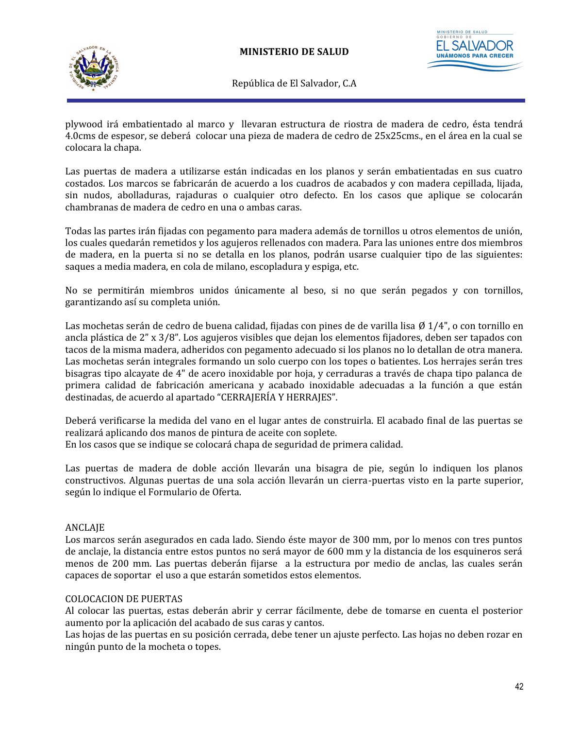plywood irá embatientado al marco y llevaran estructura de riostra de madera de cedro, ésta tendrá 4.0cms de espesor, se deberá colocar una pieza de madera de cedro de 25x25cms., en el área en la cual se colocara la chapa.

Las puertas de madera a utilizarse están indicadas en los planos y serán embatientadas en sus cuatro costados. Los marcos se fabricarán de acuerdo a los cuadros de acabados y con madera cepillada, lijada, sin nudos, abolladuras, rajaduras o cualquier otro defecto. En los casos que aplique se colocarán chambranas de madera de cedro en una o ambas caras.

Todas las partes irán fijadas con pegamento para madera además de tornillos u otros elementos de unión, los cuales quedarán remetidos y los agujeros rellenados con madera. Para las uniones entre dos miembros de madera, en la puerta si no se detalla en los planos, podrán usarse cualquier tipo de las siguientes: saques a media madera, en cola de milano, escopladura y espiga, etc.

No se permitirán miembros unidos únicamente al beso, si no que serán pegados y con tornillos, garantizando así su completa unión.

Las mochetas serán de cedro de buena calidad, fijadas con pines de de varilla lisa Ø 1/4", o con tornillo en ancla plástica de 2" x 3/8". Los agujeros visibles que dejan los elementos fijadores, deben ser tapados con tacos de la misma madera, adheridos con pegamento adecuado si los planos no lo detallan de otra manera. Las mochetas serán integrales formando un solo cuerpo con los topes o batientes. Los herrajes serán tres bisagras tipo alcayate de 4" de acero inoxidable por hoja, y cerraduras a través de chapa tipo palanca de primera calidad de fabricación americana y acabado inoxidable adecuadas a la función a que están destinadas, de acuerdo al apartado "CERRAJERÍA Y HERRAJES".

Deberá verificarse la medida del vano en el lugar antes de construirla. El acabado final de las puertas se realizará aplicando dos manos de pintura de aceite con soplete.
En los casos que se indique se colocará chapa de seguridad de primera calidad.

Las puertas de madera de doble acción llevarán una bisagra de pie, según lo indiquen los planos constructivos. Algunas puertas de una sola acción llevarán un cierra-puertas visto en la parte superior, según lo indique el Formulario de Oferta.

ANCLAJE

Los marcos serán asegurados en cada lado. Siendo éste mayor de 300 mm, por lo menos con tres puntos de anclaje, la distancia entre estos puntos no será mayor de 600 mm y la distancia de los esquineros será menos de 200 mm. Las puertas deberán fijarse a la estructura por medio de anclas, las cuales serán capaces de soportar el uso a que estarán sometidos estos elementos.

COLOCACION DE PUERTAS

Al colocar las puertas, estas deberán abrir y cerrar fácilmente, debe de tomarse en cuenta el posterior aumento por la aplicación del acabado de sus caras y cantos.
Las hojas de las puertas en su posición cerrada, debe tener un ajuste perfecto. Las hojas no deben rozar en ningún punto de la mocheta o topes.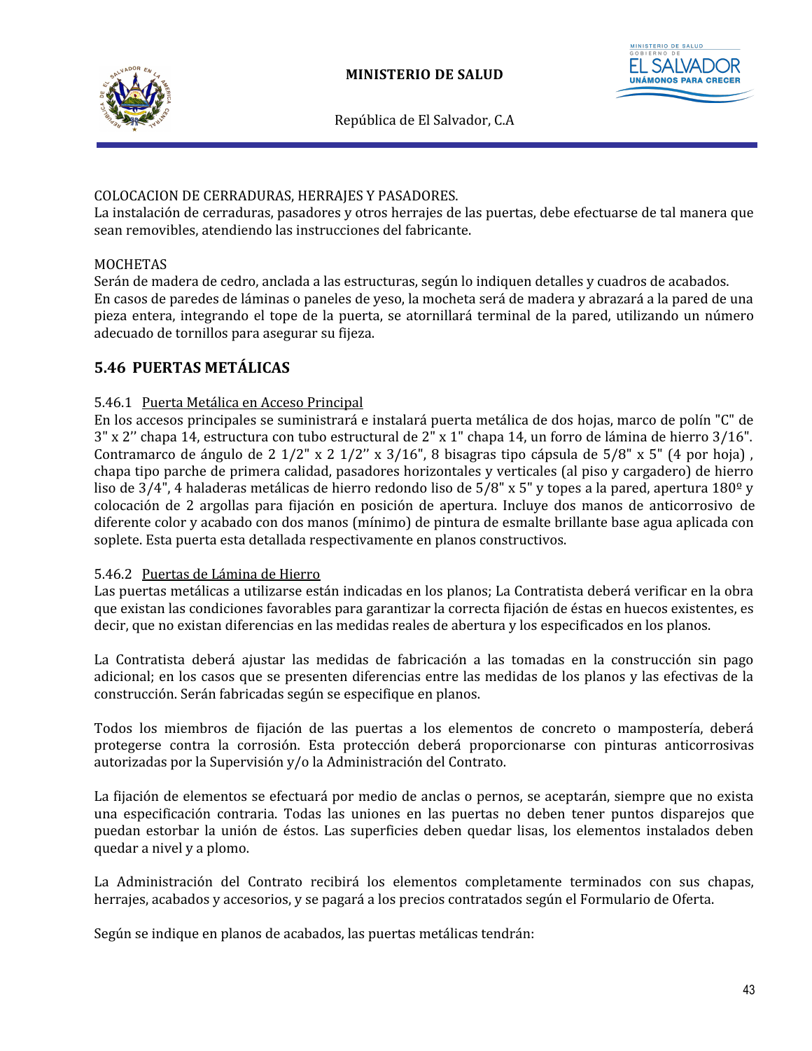COLOCACION DE CERRADURAS, HERRAJES Y PASADORES.
La instalación de cerraduras, pasadores y otros herrajes de las puertas, debe efectuarse de tal manera que sean removibles, atendiendo las instrucciones del fabricante.

MOCHETAS
Serán de madera de cedro, anclada a las estructuras, según lo indiquen detalles y cuadros de acabados.
En casos de paredes de láminas o paneles de yeso, la mocheta será de madera y abrazará a la pared de una pieza entera, integrando el tope de la puerta, se atornillará terminal de la pared, utilizando un número adecuado de tornillos para asegurar su fijeza.

## 5.46 PUERTAS METÁLICAS

5.46.1 Puerta Metálica en Acceso Principal
En los accesos principales se suministrará e instalará puerta metálica de dos hojas, marco de polín "C" de 3" x 2'' chapa 14, estructura con tubo estructural de 2" x 1" chapa 14, un forro de lámina de hierro 3/16". Contramarco de ángulo de 2 1/2" x 2 1/2'' x 3/16", 8 bisagras tipo cápsula de 5/8" x 5" (4 por hoja) , chapa tipo parche de primera calidad, pasadores horizontales y verticales (al piso y cargadero) de hierro liso de 3/4", 4 haladeras metálicas de hierro redondo liso de 5/8" x 5" y topes a la pared, apertura 180º y colocación de 2 argollas para fijación en posición de apertura. Incluye dos manos de anticorrosivo de diferente color y acabado con dos manos (mínimo) de pintura de esmalte brillante base agua aplicada con soplete. Esta puerta esta detallada respectivamente en planos constructivos.

5.46.2 Puertas de Lámina de Hierro
Las puertas metálicas a utilizarse están indicadas en los planos; La Contratista deberá verificar en la obra que existan las condiciones favorables para garantizar la correcta fijación de éstas en huecos existentes, es decir, que no existan diferencias en las medidas reales de abertura y los especificados en los planos.

La Contratista deberá ajustar las medidas de fabricación a las tomadas en la construcción sin pago adicional; en los casos que se presenten diferencias entre las medidas de los planos y las efectivas de la construcción. Serán fabricadas según se especifique en planos.

Todos los miembros de fijación de las puertas a los elementos de concreto o mampostería, deberá protegerse contra la corrosión. Esta protección deberá proporcionarse con pinturas anticorrosivas autorizadas por la Supervisión y/o la Administración del Contrato.

La fijación de elementos se efectuará por medio de anclas o pernos, se aceptarán, siempre que no exista una especificación contraria. Todas las uniones en las puertas no deben tener puntos disparejos que puedan estorbar la unión de éstos. Las superficies deben quedar lisas, los elementos instalados deben quedar a nivel y a plomo.

La Administración del Contrato recibirá los elementos completamente terminados con sus chapas, herrajes, acabados y accesorios, y se pagará a los precios contratados según el Formulario de Oferta.

Según se indique en planos de acabados, las puertas metálicas tendrán: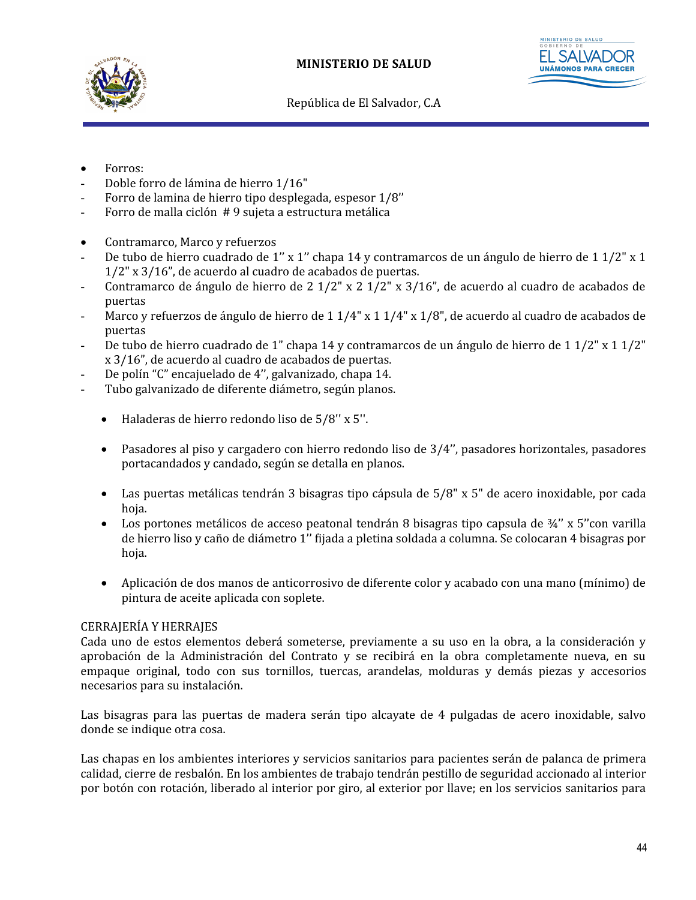- Forros:
- Doble forro de lámina de hierro 1/16"
- Forro de lamina de hierro tipo desplegada, espesor 1/8’’
- Forro de malla ciclón # 9 sujeta a estructura metálica

- Contramarco, Marco y refuerzos
- De tubo de hierro cuadrado de 1’’ x 1’’ chapa 14 y contramarcos de un ángulo de hierro de 1 1/2" x 1 1/2" x 3/16”, de acuerdo al cuadro de acabados de puertas.
- Contramarco de ángulo de hierro de 2 1/2" x 2 1/2" x 3/16”, de acuerdo al cuadro de acabados de puertas
- Marco y refuerzos de ángulo de hierro de 1 1/4" x 1 1/4" x 1/8", de acuerdo al cuadro de acabados de puertas
- De tubo de hierro cuadrado de 1” chapa 14 y contramarcos de un ángulo de hierro de 1 1/2" x 1 1/2" x 3/16”, de acuerdo al cuadro de acabados de puertas.
- De polín “C” encajuelado de 4’’, galvanizado, chapa 14.
- Tubo galvanizado de diferente diámetro, según planos.

  - Haladeras de hierro redondo liso de 5/8'' x 5''.

  - Pasadores al piso y cargadero con hierro redondo liso de 3/4’’, pasadores horizontales, pasadores portacandados y candado, según se detalla en planos.

  - Las puertas metálicas tendrán 3 bisagras tipo cápsula de 5/8" x 5" de acero inoxidable, por cada hoja.
  - Los portones metálicos de acceso peatonal tendrán 8 bisagras tipo capsula de ¾’’ x 5’’con varilla de hierro liso y caño de diámetro 1’’ fijada a pletina soldada a columna. Se colocaran 4 bisagras por hoja.

  - Aplicación de dos manos de anticorrosivo de diferente color y acabado con una mano (mínimo) de pintura de aceite aplicada con soplete.

CERRAJERÍA Y HERRAJES

Cada uno de estos elementos deberá someterse, previamente a su uso en la obra, a la consideración y aprobación de la Administración del Contrato y se recibirá en la obra completamente nueva, en su empaque original, todo con sus tornillos, tuercas, arandelas, molduras y demás piezas y accesorios necesarios para su instalación.

Las bisagras para las puertas de madera serán tipo alcayate de 4 pulgadas de acero inoxidable, salvo donde se indique otra cosa.

Las chapas en los ambientes interiores y servicios sanitarios para pacientes serán de palanca de primera calidad, cierre de resbalón. En los ambientes de trabajo tendrán pestillo de seguridad accionado al interior por botón con rotación, liberado al interior por giro, al exterior por llave; en los servicios sanitarios para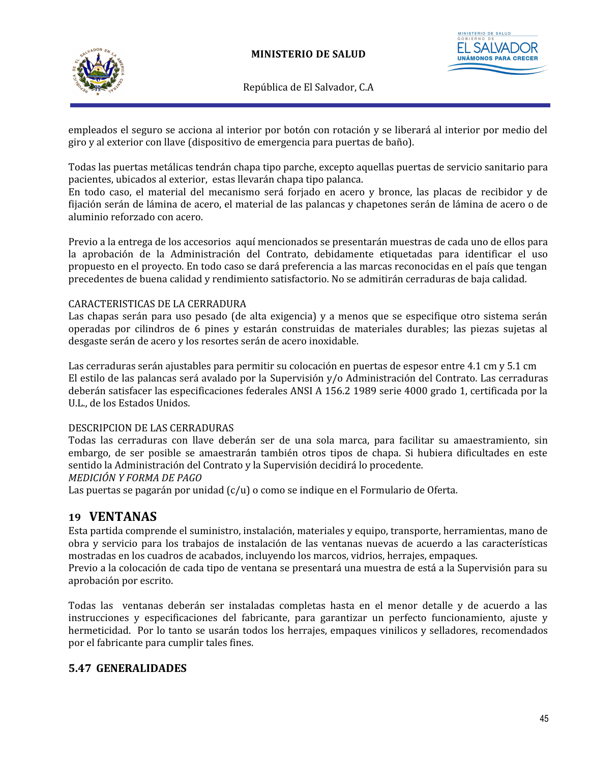empleados el seguro se acciona al interior por botón con rotación y se liberará al interior por medio del giro y al exterior con llave (dispositivo de emergencia para puertas de baño).

Todas las puertas metálicas tendrán chapa tipo parche, excepto aquellas puertas de servicio sanitario para pacientes, ubicados al exterior, estas llevarán chapa tipo palanca.
En todo caso, el material del mecanismo será forjado en acero y bronce, las placas de recibidor y de fijación serán de lámina de acero, el material de las palancas y chapetones serán de lámina de acero o de aluminio reforzado con acero.

Previo a la entrega de los accesorios aquí mencionados se presentarán muestras de cada uno de ellos para la aprobación de la Administración del Contrato, debidamente etiquetadas para identificar el uso propuesto en el proyecto. En todo caso se dará preferencia a las marcas reconocidas en el país que tengan precedentes de buena calidad y rendimiento satisfactorio. No se admitirán cerraduras de baja calidad.

CARACTERISTICAS DE LA CERRADURA
Las chapas serán para uso pesado (de alta exigencia) y a menos que se especifique otro sistema serán operadas por cilindros de 6 pines y estarán construidas de materiales durables; las piezas sujetas al desgaste serán de acero y los resortes serán de acero inoxidable.

Las cerraduras serán ajustables para permitir su colocación en puertas de espesor entre 4.1 cm y 5.1 cm
El estilo de las palancas será avalado por la Supervisión y/o Administración del Contrato. Las cerraduras deberán satisfacer las especificaciones federales ANSI A 156.2 1989 serie 4000 grado 1, certificada por la U.L., de los Estados Unidos.

DESCRIPCION DE LAS CERRADURAS
Todas las cerraduras con llave deberán ser de una sola marca, para facilitar su amaestramiento, sin embargo, de ser posible se amaestrarán también otros tipos de chapa. Si hubiera dificultades en este sentido la Administración del Contrato y la Supervisión decidirá lo procedente.
*MEDICIÓN Y FORMA DE PAGO*
Las puertas se pagarán por unidad (c/u) o como se indique en el Formulario de Oferta.

## 19 VENTANAS

Esta partida comprende el suministro, instalación, materiales y equipo, transporte, herramientas, mano de obra y servicio para los trabajos de instalación de las ventanas nuevas de acuerdo a las características mostradas en los cuadros de acabados, incluyendo los marcos, vidrios, herrajes, empaques.
Previo a la colocación de cada tipo de ventana se presentará una muestra de está a la Supervisión para su aprobación por escrito.

Todas las ventanas deberán ser instaladas completas hasta en el menor detalle y de acuerdo a las instrucciones y especificaciones del fabricante, para garantizar un perfecto funcionamiento, ajuste y hermeticidad. Por lo tanto se usarán todos los herrajes, empaques vinilicos y selladores, recomendados por el fabricante para cumplir tales fines.

### 5.47 GENERALIDADES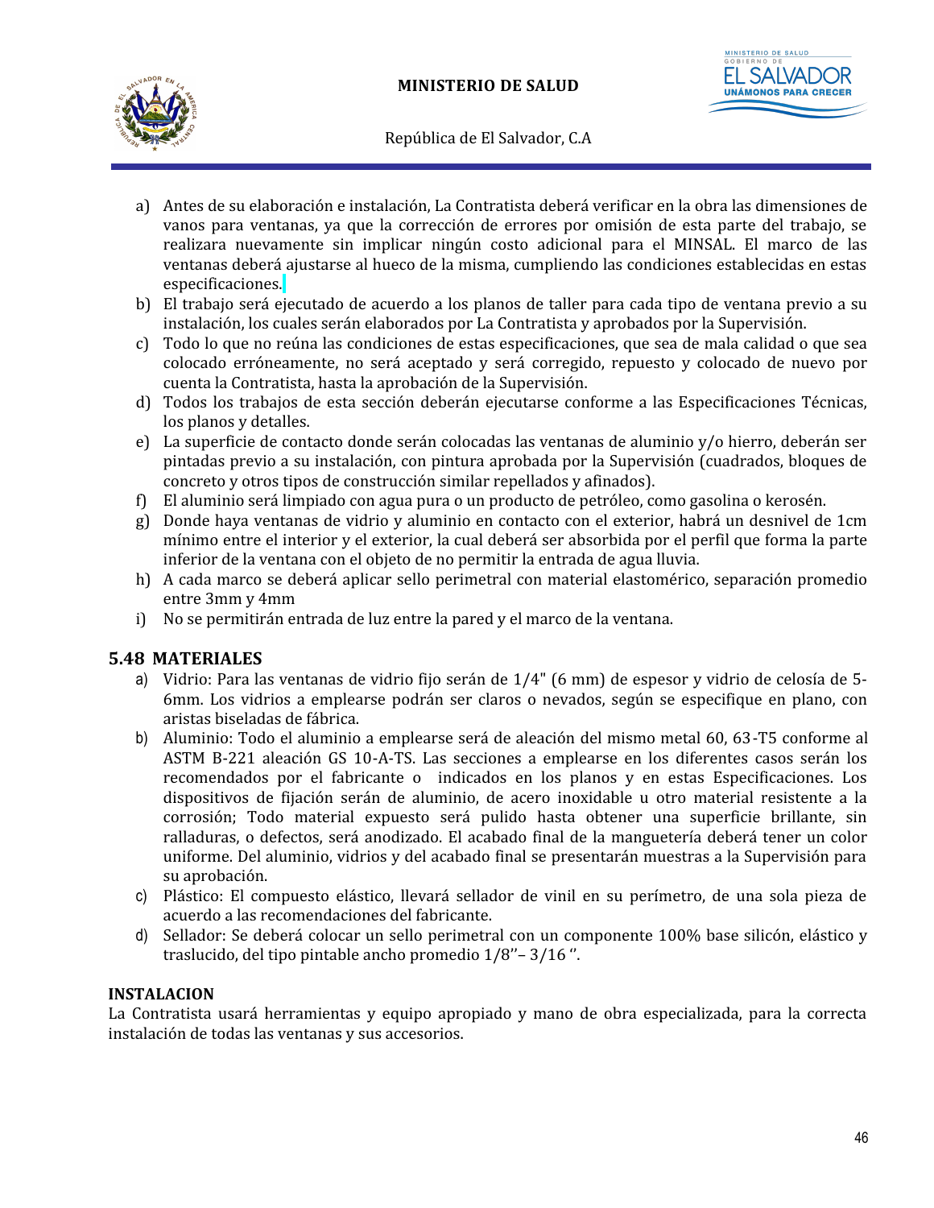a) Antes de su elaboración e instalación, La Contratista deberá verificar en la obra las dimensiones de vanos para ventanas, ya que la corrección de errores por omisión de esta parte del trabajo, se realizara nuevamente sin implicar ningún costo adicional para el MINSAL. El marco de las ventanas deberá ajustarse al hueco de la misma, cumpliendo las condiciones establecidas en estas especificaciones.
b) El trabajo será ejecutado de acuerdo a los planos de taller para cada tipo de ventana previo a su instalación, los cuales serán elaborados por La Contratista y aprobados por la Supervisión.
c) Todo lo que no reúna las condiciones de estas especificaciones, que sea de mala calidad o que sea colocado erróneamente, no será aceptado y será corregido, repuesto y colocado de nuevo por cuenta la Contratista, hasta la aprobación de la Supervisión.
d) Todos los trabajos de esta sección deberán ejecutarse conforme a las Especificaciones Técnicas, los planos y detalles.
e) La superficie de contacto donde serán colocadas las ventanas de aluminio y/o hierro, deberán ser pintadas previo a su instalación, con pintura aprobada por la Supervisión (cuadrados, bloques de concreto y otros tipos de construcción similar repellados y afinados).
f) El aluminio será limpiado con agua pura o un producto de petróleo, como gasolina o kerosén.
g) Donde haya ventanas de vidrio y aluminio en contacto con el exterior, habrá un desnivel de 1cm mínimo entre el interior y el exterior, la cual deberá ser absorbida por el perfil que forma la parte inferior de la ventana con el objeto de no permitir la entrada de agua lluvia.
h) A cada marco se deberá aplicar sello perimetral con material elastomérico, separación promedio entre 3mm y 4mm
i) No se permitirán entrada de luz entre la pared y el marco de la ventana.

## 5.48 MATERIALES

a) Vidrio: Para las ventanas de vidrio fijo serán de 1/4" (6 mm) de espesor y vidrio de celosía de 5-6mm. Los vidrios a emplearse podrán ser claros o nevados, según se especifique en plano, con aristas biseladas de fábrica.
b) Aluminio: Todo el aluminio a emplearse será de aleación del mismo metal 60, 63-T5 conforme al ASTM B-221 aleación GS 10-A-TS. Las secciones a emplearse en los diferentes casos serán los recomendados por el fabricante o indicados en los planos y en estas Especificaciones. Los dispositivos de fijación serán de aluminio, de acero inoxidable u otro material resistente a la corrosión; Todo material expuesto será pulido hasta obtener una superficie brillante, sin ralladuras, o defectos, será anodizado. El acabado final de la manguetería deberá tener un color uniforme. Del aluminio, vidrios y del acabado final se presentarán muestras a la Supervisión para su aprobación.
c) Plástico: El compuesto elástico, llevará sellador de vinil en su perímetro, de una sola pieza de acuerdo a las recomendaciones del fabricante.
d) Sellador: Se deberá colocar un sello perimetral con un componente 100% base silicón, elástico y traslucido, del tipo pintable ancho promedio 1/8''– 3/16 ''.

**INSTALACION**

La Contratista usará herramientas y equipo apropiado y mano de obra especializada, para la correcta instalación de todas las ventanas y sus accesorios.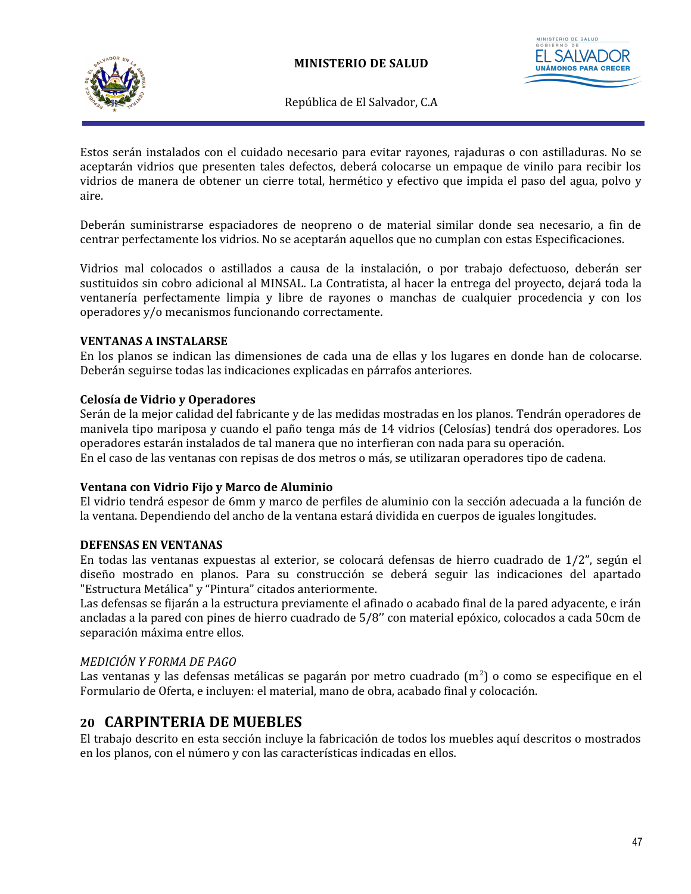Estos serán instalados con el cuidado necesario para evitar rayones, rajaduras o con astilladuras. No se aceptarán vidrios que presenten tales defectos, deberá colocarse un empaque de vinilo para recibir los vidrios de manera de obtener un cierre total, hermético y efectivo que impida el paso del agua, polvo y aire.

Deberán suministrarse espaciadores de neopreno o de material similar donde sea necesario, a fin de centrar perfectamente los vidrios. No se aceptarán aquellos que no cumplan con estas Especificaciones.

Vidrios mal colocados o astillados a causa de la instalación, o por trabajo defectuoso, deberán ser sustituidos sin cobro adicional al MINSAL. La Contratista, al hacer la entrega del proyecto, dejará toda la ventanería perfectamente limpia y libre de rayones o manchas de cualquier procedencia y con los operadores y/o mecanismos funcionando correctamente.

**VENTANAS A INSTALARSE**

En los planos se indican las dimensiones de cada una de ellas y los lugares en donde han de colocarse. Deberán seguirse todas las indicaciones explicadas en párrafos anteriores.

**Celosía de Vidrio y Operadores**

Serán de la mejor calidad del fabricante y de las medidas mostradas en los planos. Tendrán operadores de manivela tipo mariposa y cuando el paño tenga más de 14 vidrios (Celosías) tendrá dos operadores. Los operadores estarán instalados de tal manera que no interfieran con nada para su operación.
En el caso de las ventanas con repisas de dos metros o más, se utilizaran operadores tipo de cadena.

**Ventana con Vidrio Fijo y Marco de Aluminio**

El vidrio tendrá espesor de 6mm y marco de perfiles de aluminio con la sección adecuada a la función de la ventana. Dependiendo del ancho de la ventana estará dividida en cuerpos de iguales longitudes.

**DEFENSAS EN VENTANAS**

En todas las ventanas expuestas al exterior, se colocará defensas de hierro cuadrado de 1/2", según el diseño mostrado en planos. Para su construcción se deberá seguir las indicaciones del apartado "Estructura Metálica" y "Pintura" citados anteriormente.
Las defensas se fijarán a la estructura previamente el afinado o acabado final de la pared adyacente, e irán ancladas a la pared con pines de hierro cuadrado de 5/8'' con material epóxico, colocados a cada 50cm de separación máxima entre ellos.

*MEDICIÓN Y FORMA DE PAGO*

Las ventanas y las defensas metálicas se pagarán por metro cuadrado ($m^2$) o como se especifique en el Formulario de Oferta, e incluyen: el material, mano de obra, acabado final y colocación.

## 20 CARPINTERIA DE MUEBLES

El trabajo descrito en esta sección incluye la fabricación de todos los muebles aquí descritos o mostrados en los planos, con el número y con las características indicadas en ellos.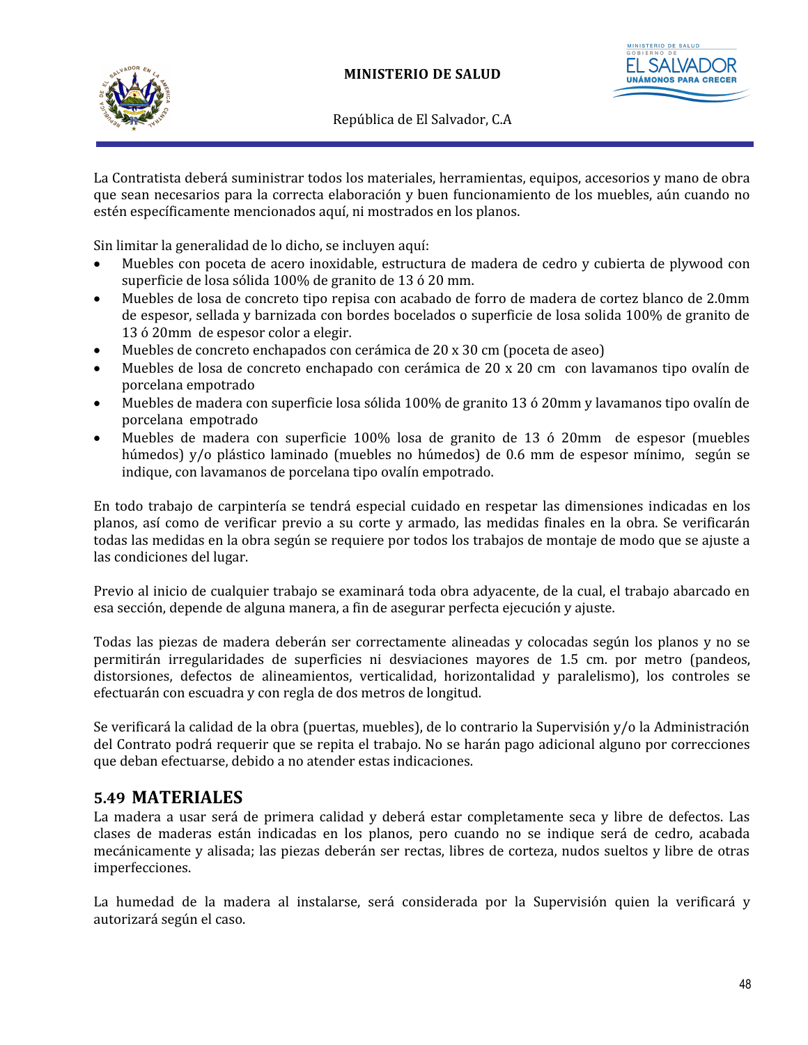La Contratista deberá suministrar todos los materiales, herramientas, equipos, accesorios y mano de obra que sean necesarios para la correcta elaboración y buen funcionamiento de los muebles, aún cuando no estén específicamente mencionados aquí, ni mostrados en los planos.

Sin limitar la generalidad de lo dicho, se incluyen aquí:

- Muebles con poceta de acero inoxidable, estructura de madera de cedro y cubierta de plywood con superficie de losa sólida 100% de granito de 13 ó 20 mm.
- Muebles de losa de concreto tipo repisa con acabado de forro de madera de cortez blanco de 2.0mm de espesor, sellada y barnizada con bordes bocelados o superficie de losa solida 100% de granito de 13 ó 20mm de espesor color a elegir.
- Muebles de concreto enchapados con cerámica de 20 x 30 cm (poceta de aseo)
- Muebles de losa de concreto enchapado con cerámica de 20 x 20 cm con lavamanos tipo ovalín de porcelana empotrado
- Muebles de madera con superficie losa sólida 100% de granito 13 ó 20mm y lavamanos tipo ovalín de porcelana empotrado
- Muebles de madera con superficie 100% losa de granito de 13 ó 20mm de espesor (muebles húmedos) y/o plástico laminado (muebles no húmedos) de 0.6 mm de espesor mínimo, según se indique, con lavamanos de porcelana tipo ovalín empotrado.

En todo trabajo de carpintería se tendrá especial cuidado en respetar las dimensiones indicadas en los planos, así como de verificar previo a su corte y armado, las medidas finales en la obra. Se verificarán todas las medidas en la obra según se requiere por todos los trabajos de montaje de modo que se ajuste a las condiciones del lugar.

Previo al inicio de cualquier trabajo se examinará toda obra adyacente, de la cual, el trabajo abarcado en esa sección, depende de alguna manera, a fin de asegurar perfecta ejecución y ajuste.

Todas las piezas de madera deberán ser correctamente alineadas y colocadas según los planos y no se permitirán irregularidades de superficies ni desviaciones mayores de 1.5 cm. por metro (pandeos, distorsiones, defectos de alineamientos, verticalidad, horizontalidad y paralelismo), los controles se efectuarán con escuadra y con regla de dos metros de longitud.

Se verificará la calidad de la obra (puertas, muebles), de lo contrario la Supervisión y/o la Administración del Contrato podrá requerir que se repita el trabajo. No se harán pago adicional alguno por correcciones que deban efectuarse, debido a no atender estas indicaciones.

## 5.49 MATERIALES

La madera a usar será de primera calidad y deberá estar completamente seca y libre de defectos. Las clases de maderas están indicadas en los planos, pero cuando no se indique será de cedro, acabada mecánicamente y alisada; las piezas deberán ser rectas, libres de corteza, nudos sueltos y libre de otras imperfecciones.

La humedad de la madera al instalarse, será considerada por la Supervisión quien la verificará y autorizará según el caso.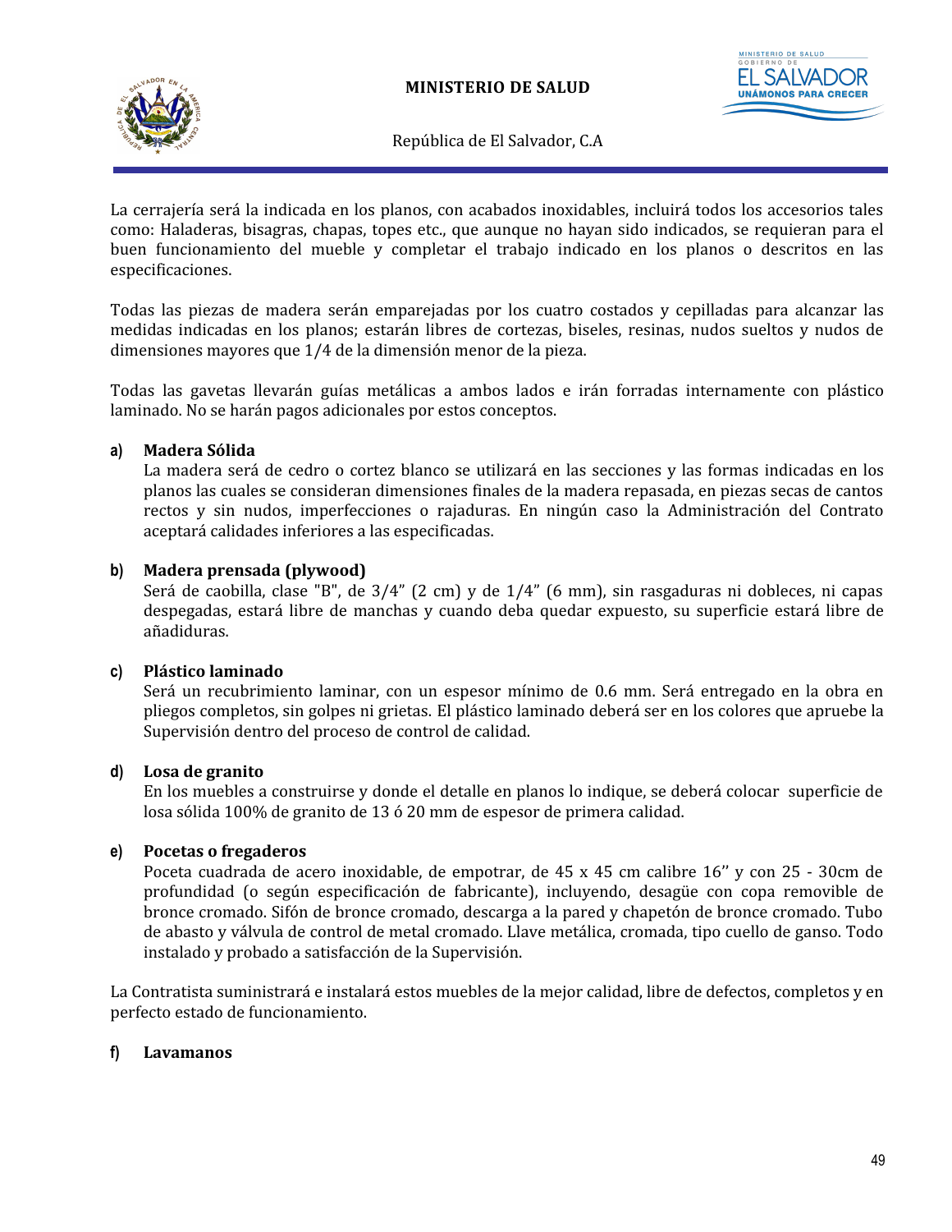La cerrajería será la indicada en los planos, con acabados inoxidables, incluirá todos los accesorios tales como: Haladeras, bisagras, chapas, topes etc., que aunque no hayan sido indicados, se requieran para el buen funcionamiento del mueble y completar el trabajo indicado en los planos o descritos en las especificaciones.

Todas las piezas de madera serán emparejadas por los cuatro costados y cepilladas para alcanzar las medidas indicadas en los planos; estarán libres de cortezas, biseles, resinas, nudos sueltos y nudos de dimensiones mayores que 1/4 de la dimensión menor de la pieza.

Todas las gavetas llevarán guías metálicas a ambos lados e irán forradas internamente con plástico laminado. No se harán pagos adicionales por estos conceptos.

**a) Madera Sólida**

La madera será de cedro o cortez blanco se utilizará en las secciones y las formas indicadas en los planos las cuales se consideran dimensiones finales de la madera repasada, en piezas secas de cantos rectos y sin nudos, imperfecciones o rajaduras. En ningún caso la Administración del Contrato aceptará calidades inferiores a las especificadas.

**b) Madera prensada (plywood)**

Será de caobilla, clase "B", de 3/4" (2 cm) y de 1/4" (6 mm), sin rasgaduras ni dobleces, ni capas despegadas, estará libre de manchas y cuando deba quedar expuesto, su superficie estará libre de añadiduras.

**c) Plástico laminado**

Será un recubrimiento laminar, con un espesor mínimo de 0.6 mm. Será entregado en la obra en pliegos completos, sin golpes ni grietas. El plástico laminado deberá ser en los colores que apruebe la Supervisión dentro del proceso de control de calidad.

**d) Losa de granito**

En los muebles a construirse y donde el detalle en planos lo indique, se deberá colocar superficie de losa sólida 100% de granito de 13 ó 20 mm de espesor de primera calidad.

**e) Pocetas o fregaderos**

Poceta cuadrada de acero inoxidable, de empotrar, de 45 x 45 cm calibre 16'' y con 25 - 30cm de profundidad (o según especificación de fabricante), incluyendo, desagüe con copa removible de bronce cromado. Sifón de bronce cromado, descarga a la pared y chapetón de bronce cromado. Tubo de abasto y válvula de control de metal cromado. Llave metálica, cromada, tipo cuello de ganso. Todo instalado y probado a satisfacción de la Supervisión.

La Contratista suministrará e instalará estos muebles de la mejor calidad, libre de defectos, completos y en perfecto estado de funcionamiento.

**f) Lavamanos**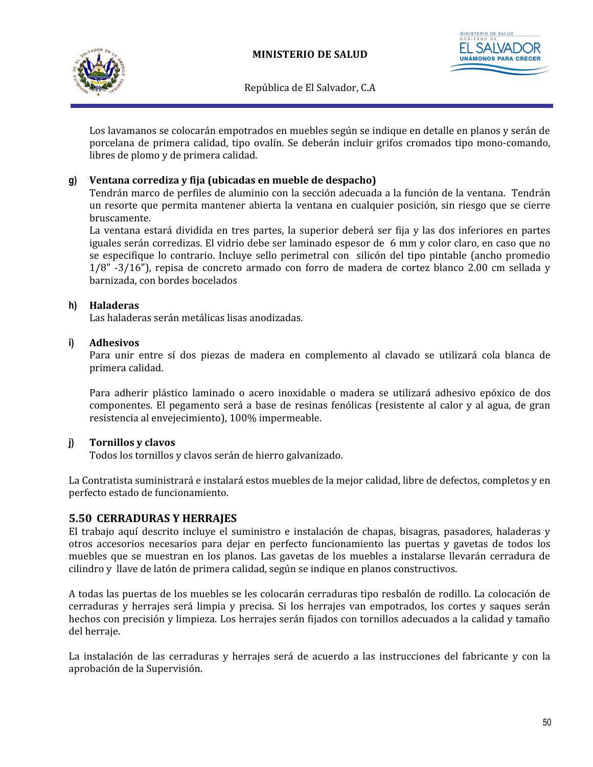Los lavamanos se colocarán empotrados en muebles según se indique en detalle en planos y serán de porcelana de primera calidad, tipo ovalín. Se deberán incluir grifos cromados tipo mono-comando, libres de plomo y de primera calidad.

**g) Ventana corrediza y fija (ubicadas en mueble de despacho)**

Tendrán marco de perfiles de aluminio con la sección adecuada a la función de la ventana. Tendrán un resorte que permita mantener abierta la ventana en cualquier posición, sin riesgo que se cierre bruscamente.

La ventana estará dividida en tres partes, la superior deberá ser fija y las dos inferiores en partes iguales serán corredizas. El vidrio debe ser laminado espesor de 6 mm y color claro, en caso que no se especifique lo contrario. Incluye sello perimetral con silicón del tipo pintable (ancho promedio 1/8" -3/16"), repisa de concreto armado con forro de madera de cortez blanco 2.00 cm sellada y barnizada, con bordes bocelados

**h) Haladeras**

Las haladeras serán metálicas lisas anodizadas.

**i) Adhesivos**

Para unir entre sí dos piezas de madera en complemento al clavado se utilizará cola blanca de primera calidad.

Para adherir plástico laminado o acero inoxidable o madera se utilizará adhesivo epóxico de dos componentes. El pegamento será a base de resinas fenólicas (resistente al calor y al agua, de gran resistencia al envejecimiento), 100% impermeable.

**j) Tornillos y clavos**

Todos los tornillos y clavos serán de hierro galvanizado.

La Contratista suministrará e instalará estos muebles de la mejor calidad, libre de defectos, completos y en perfecto estado de funcionamiento.

## 5.50 CERRADURAS Y HERRAJES

El trabajo aquí descrito incluye el suministro e instalación de chapas, bisagras, pasadores, haladeras y otros accesorios necesarios para dejar en perfecto funcionamiento las puertas y gavetas de todos los muebles que se muestran en los planos. Las gavetas de los muebles a instalarse llevarán cerradura de cilindro y llave de latón de primera calidad, según se indique en planos constructivos.

A todas las puertas de los muebles se les colocarán cerraduras tipo resbalón de rodillo. La colocación de cerraduras y herrajes será limpia y precisa. Si los herrajes van empotrados, los cortes y saques serán hechos con precisión y limpieza. Los herrajes serán fijados con tornillos adecuados a la calidad y tamaño del herraje.

La instalación de las cerraduras y herrajes será de acuerdo a las instrucciones del fabricante y con la aprobación de la Supervisión.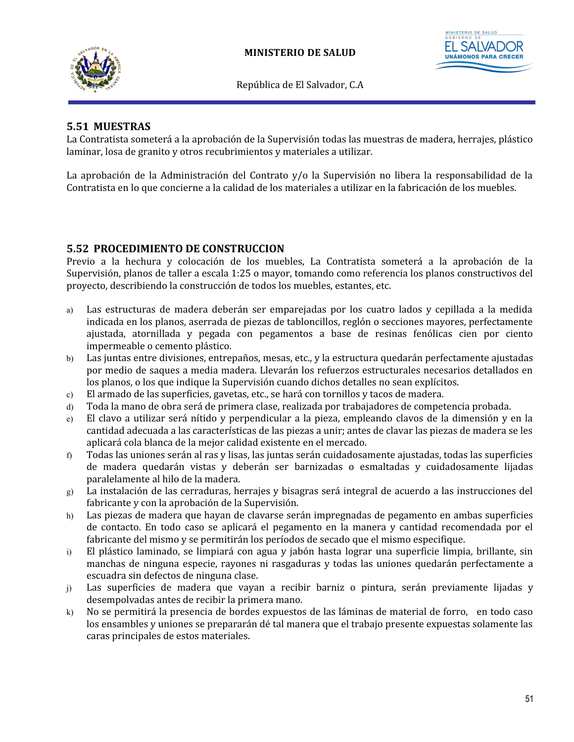## 5.51 MUESTRAS

La Contratista someterá a la aprobación de la Supervisión todas las muestras de madera, herrajes, plástico laminar, losa de granito y otros recubrimientos y materiales a utilizar.

La aprobación de la Administración del Contrato y/o la Supervisión no libera la responsabilidad de la Contratista en lo que concierne a la calidad de los materiales a utilizar en la fabricación de los muebles.

## 5.52 PROCEDIMIENTO DE CONSTRUCCION

Previo a la hechura y colocación de los muebles, La Contratista someterá a la aprobación de la Supervisión, planos de taller a escala 1:25 o mayor, tomando como referencia los planos constructivos del proyecto, describiendo la construcción de todos los muebles, estantes, etc.

a) Las estructuras de madera deberán ser emparejadas por los cuatro lados y cepillada a la medida indicada en los planos, aserrada de piezas de tabloncillos, reglón o secciones mayores, perfectamente ajustada, atornillada y pegada con pegamentos a base de resinas fenólicas cien por ciento impermeable o cemento plástico.
b) Las juntas entre divisiones, entrepaños, mesas, etc., y la estructura quedarán perfectamente ajustadas por medio de saques a media madera. Llevarán los refuerzos estructurales necesarios detallados en los planos, o los que indique la Supervisión cuando dichos detalles no sean explícitos.
c) El armado de las superficies, gavetas, etc., se hará con tornillos y tacos de madera.
d) Toda la mano de obra será de primera clase, realizada por trabajadores de competencia probada.
e) El clavo a utilizar será nítido y perpendicular a la pieza, empleando clavos de la dimensión y en la cantidad adecuada a las características de las piezas a unir; antes de clavar las piezas de madera se les aplicará cola blanca de la mejor calidad existente en el mercado.
f) Todas las uniones serán al ras y lisas, las juntas serán cuidadosamente ajustadas, todas las superficies de madera quedarán vistas y deberán ser barnizadas o esmaltadas y cuidadosamente lijadas paralelamente al hilo de la madera.
g) La instalación de las cerraduras, herrajes y bisagras será integral de acuerdo a las instrucciones del fabricante y con la aprobación de la Supervisión.
h) Las piezas de madera que hayan de clavarse serán impregnadas de pegamento en ambas superficies de contacto. En todo caso se aplicará el pegamento en la manera y cantidad recomendada por el fabricante del mismo y se permitirán los períodos de secado que el mismo especifique.
i) El plástico laminado, se limpiará con agua y jabón hasta lograr una superficie limpia, brillante, sin manchas de ninguna especie, rayones ni rasgaduras y todas las uniones quedarán perfectamente a escuadra sin defectos de ninguna clase.
j) Las superficies de madera que vayan a recibir barniz o pintura, serán previamente lijadas y desempolvadas antes de recibir la primera mano.
k) No se permitirá la presencia de bordes expuestos de las láminas de material de forro, en todo caso los ensambles y uniones se prepararán dé tal manera que el trabajo presente expuestas solamente las caras principales de estos materiales.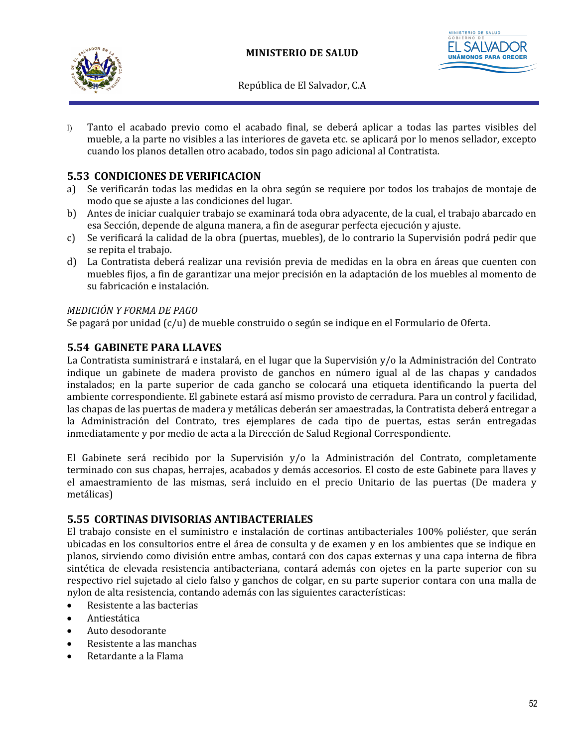l) Tanto el acabado previo como el acabado final, se deberá aplicar a todas las partes visibles del mueble, a la parte no visibles a las interiores de gaveta etc. se aplicará por lo menos sellador, excepto cuando los planos detallen otro acabado, todos sin pago adicional al Contratista.

## 5.53 CONDICIONES DE VERIFICACION

a) Se verificarán todas las medidas en la obra según se requiere por todos los trabajos de montaje de modo que se ajuste a las condiciones del lugar.
b) Antes de iniciar cualquier trabajo se examinará toda obra adyacente, de la cual, el trabajo abarcado en esa Sección, depende de alguna manera, a fin de asegurar perfecta ejecución y ajuste.
c) Se verificará la calidad de la obra (puertas, muebles), de lo contrario la Supervisión podrá pedir que se repita el trabajo.
d) La Contratista deberá realizar una revisión previa de medidas en la obra en áreas que cuenten con muebles fijos, a fin de garantizar una mejor precisión en la adaptación de los muebles al momento de su fabricación e instalación.

*MEDICIÓN Y FORMA DE PAGO*
Se pagará por unidad (c/u) de mueble construido o según se indique en el Formulario de Oferta.

## 5.54 GABINETE PARA LLAVES

La Contratista suministrará e instalará, en el lugar que la Supervisión y/o la Administración del Contrato indique un gabinete de madera provisto de ganchos en número igual al de las chapas y candados instalados; en la parte superior de cada gancho se colocará una etiqueta identificando la puerta del ambiente correspondiente. El gabinete estará así mismo provisto de cerradura. Para un control y facilidad, las chapas de las puertas de madera y metálicas deberán ser amaestradas, la Contratista deberá entregar a la Administración del Contrato, tres ejemplares de cada tipo de puertas, estas serán entregadas inmediatamente y por medio de acta a la Dirección de Salud Regional Correspondiente.

El Gabinete será recibido por la Supervisión y/o la Administración del Contrato, completamente terminado con sus chapas, herrajes, acabados y demás accesorios. El costo de este Gabinete para llaves y el amaestramiento de las mismas, será incluido en el precio Unitario de las puertas (De madera y metálicas)

## 5.55 CORTINAS DIVISORIAS ANTIBACTERIALES

El trabajo consiste en el suministro e instalación de cortinas antibacteriales 100% poliéster, que serán ubicadas en los consultorios entre el área de consulta y de examen y en los ambientes que se indique en planos, sirviendo como división entre ambas, contará con dos capas externas y una capa interna de fibra sintética de elevada resistencia antibacteriana, contará además con ojetes en la parte superior con su respectivo riel sujetado al cielo falso y ganchos de colgar, en su parte superior contara con una malla de nylon de alta resistencia, contando además con las siguientes características:

- Resistente a las bacterias
- Antiestática
- Auto desodorante
- Resistente a las manchas
- Retardante a la Flama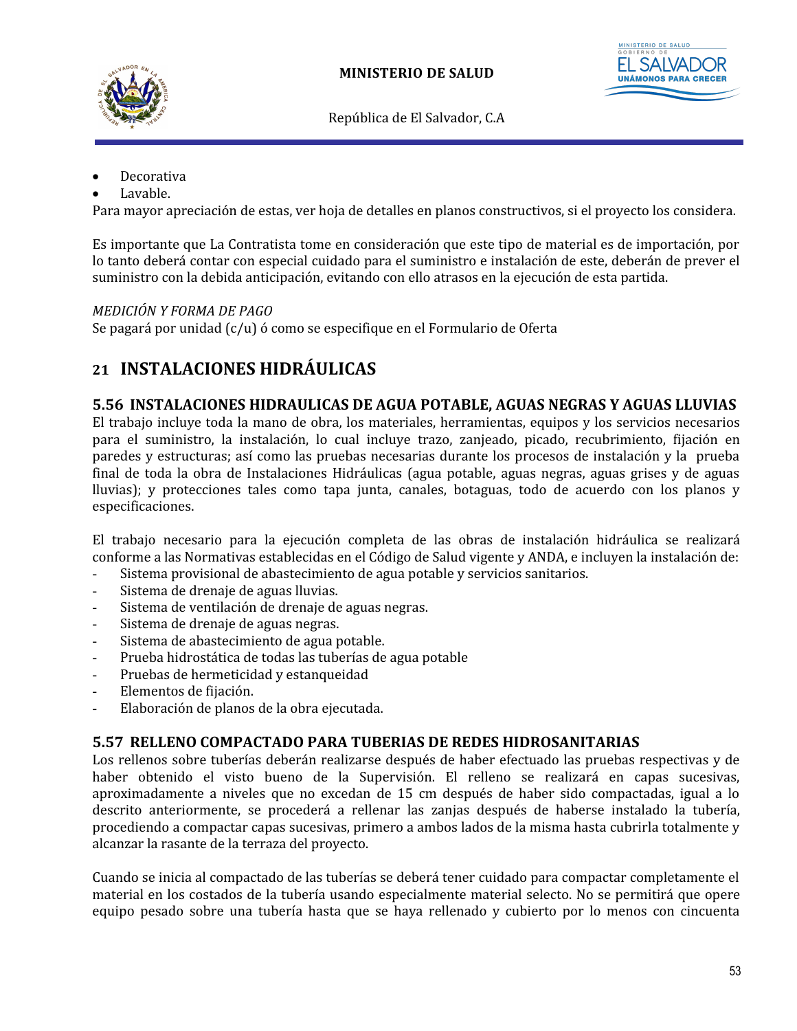- Decorativa
- Lavable.

Para mayor apreciación de estas, ver hoja de detalles en planos constructivos, si el proyecto los considera.

Es importante que La Contratista tome en consideración que este tipo de material es de importación, por lo tanto deberá contar con especial cuidado para el suministro e instalación de este, deberán de prever el suministro con la debida anticipación, evitando con ello atrasos en la ejecución de esta partida.

*MEDICIÓN Y FORMA DE PAGO*

Se pagará por unidad (c/u) ó como se especifique en el Formulario de Oferta

## 21 INSTALACIONES HIDRÁULICAS

### 5.56 INSTALACIONES HIDRAULICAS DE AGUA POTABLE, AGUAS NEGRAS Y AGUAS LLUVIAS

El trabajo incluye toda la mano de obra, los materiales, herramientas, equipos y los servicios necesarios para el suministro, la instalación, lo cual incluye trazo, zanjeado, picado, recubrimiento, fijación en paredes y estructuras; así como las pruebas necesarias durante los procesos de instalación y la prueba final de toda la obra de Instalaciones Hidráulicas (agua potable, aguas negras, aguas grises y de aguas lluvias); y protecciones tales como tapa junta, canales, botaguas, todo de acuerdo con los planos y especificaciones.

El trabajo necesario para la ejecución completa de las obras de instalación hidráulica se realizará conforme a las Normativas establecidas en el Código de Salud vigente y ANDA, e incluyen la instalación de:

- Sistema provisional de abastecimiento de agua potable y servicios sanitarios.
- Sistema de drenaje de aguas lluvias.
- Sistema de ventilación de drenaje de aguas negras.
- Sistema de drenaje de aguas negras.
- Sistema de abastecimiento de agua potable.
- Prueba hidrostática de todas las tuberías de agua potable
- Pruebas de hermeticidad y estanqueidad
- Elementos de fijación.
- Elaboración de planos de la obra ejecutada.

### 5.57 RELLENO COMPACTADO PARA TUBERIAS DE REDES HIDROSANITARIAS

Los rellenos sobre tuberías deberán realizarse después de haber efectuado las pruebas respectivas y de haber obtenido el visto bueno de la Supervisión. El relleno se realizará en capas sucesivas, aproximadamente a niveles que no excedan de 15 cm después de haber sido compactadas, igual a lo descrito anteriormente, se procederá a rellenar las zanjas después de haberse instalado la tubería, procediendo a compactar capas sucesivas, primero a ambos lados de la misma hasta cubrirla totalmente y alcanzar la rasante de la terraza del proyecto.

Cuando se inicia al compactado de las tuberías se deberá tener cuidado para compactar completamente el material en los costados de la tubería usando especialmente material selecto. No se permitirá que opere equipo pesado sobre una tubería hasta que se haya rellenado y cubierto por lo menos con cincuenta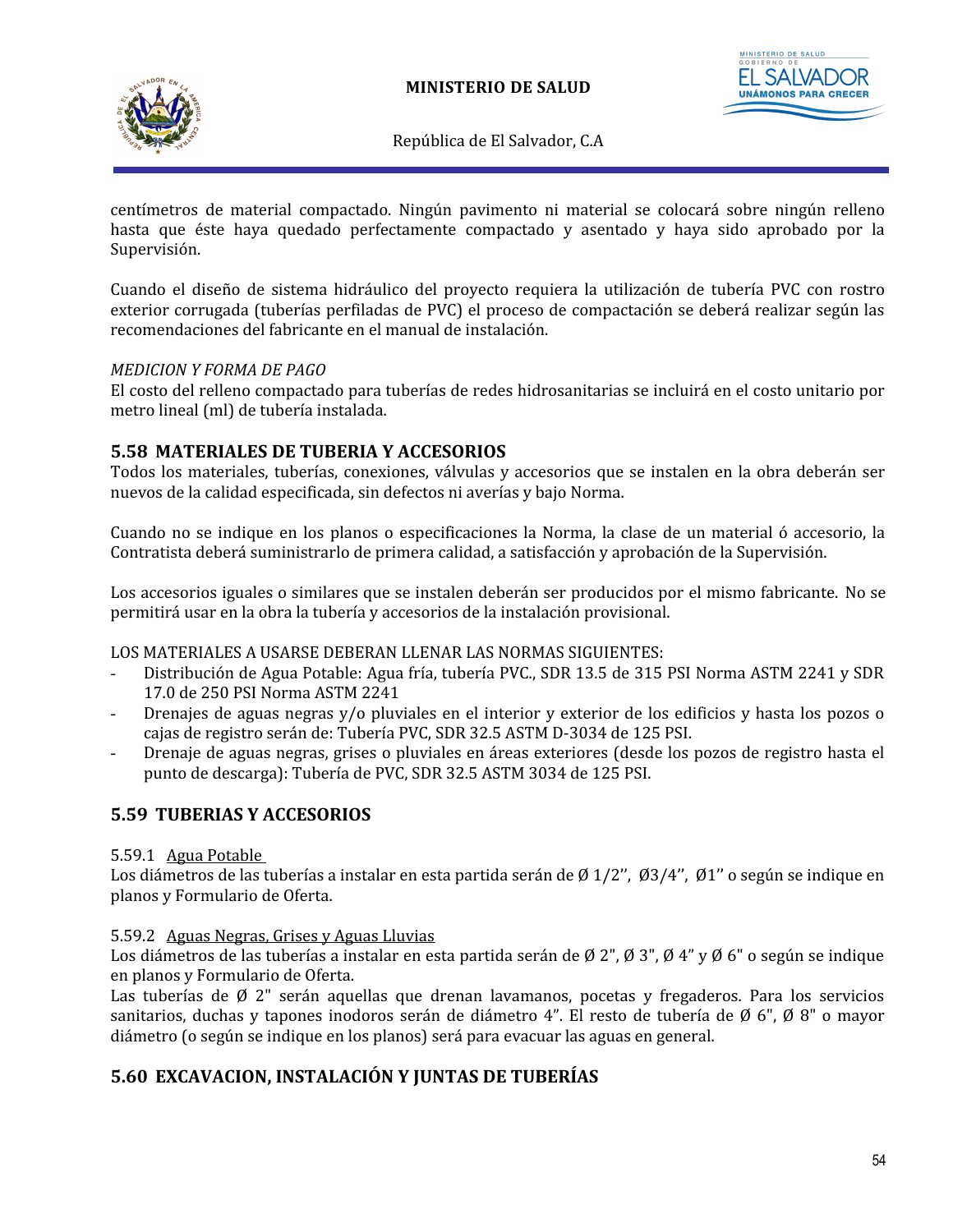centímetros de material compactado. Ningún pavimento ni material se colocará sobre ningún relleno hasta que éste haya quedado perfectamente compactado y asentado y haya sido aprobado por la Supervisión.

Cuando el diseño de sistema hidráulico del proyecto requiera la utilización de tubería PVC con rostro exterior corrugada (tuberías perfiladas de PVC) el proceso de compactación se deberá realizar según las recomendaciones del fabricante en el manual de instalación.

*MEDICION Y FORMA DE PAGO*
El costo del relleno compactado para tuberías de redes hidrosanitarias se incluirá en el costo unitario por metro lineal (ml) de tubería instalada.

## 5.58 MATERIALES DE TUBERIA Y ACCESORIOS

Todos los materiales, tuberías, conexiones, válvulas y accesorios que se instalen en la obra deberán ser nuevos de la calidad especificada, sin defectos ni averías y bajo Norma.

Cuando no se indique en los planos o especificaciones la Norma, la clase de un material ó accesorio, la Contratista deberá suministrarlo de primera calidad, a satisfacción y aprobación de la Supervisión.

Los accesorios iguales o similares que se instalen deberán ser producidos por el mismo fabricante. No se permitirá usar en la obra la tubería y accesorios de la instalación provisional.

LOS MATERIALES A USARSE DEBERAN LLENAR LAS NORMAS SIGUIENTES:

- Distribución de Agua Potable: Agua fría, tubería PVC., SDR 13.5 de 315 PSI Norma ASTM 2241 y SDR 17.0 de 250 PSI Norma ASTM 2241
- Drenajes de aguas negras y/o pluviales en el interior y exterior de los edificios y hasta los pozos o cajas de registro serán de: Tubería PVC, SDR 32.5 ASTM D-3034 de 125 PSI.
- Drenaje de aguas negras, grises o pluviales en áreas exteriores (desde los pozos de registro hasta el punto de descarga): Tubería de PVC, SDR 32.5 ASTM 3034 de 125 PSI.

## 5.59 TUBERIAS Y ACCESORIOS

5.59.1 Agua Potable
Los diámetros de las tuberías a instalar en esta partida serán de Ø 1/2'', Ø3/4'', Ø1'' o según se indique en planos y Formulario de Oferta.

5.59.2 Aguas Negras, Grises y Aguas Lluvias
Los diámetros de las tuberías a instalar en esta partida serán de Ø 2", Ø 3", Ø 4" y Ø 6" o según se indique en planos y Formulario de Oferta.
Las tuberías de Ø 2" serán aquellas que drenan lavamanos, pocetas y fregaderos. Para los servicios sanitarios, duchas y tapones inodoros serán de diámetro 4". El resto de tubería de Ø 6", Ø 8" o mayor diámetro (o según se indique en los planos) será para evacuar las aguas en general.

## 5.60 EXCAVACION, INSTALACIÓN Y JUNTAS DE TUBERÍAS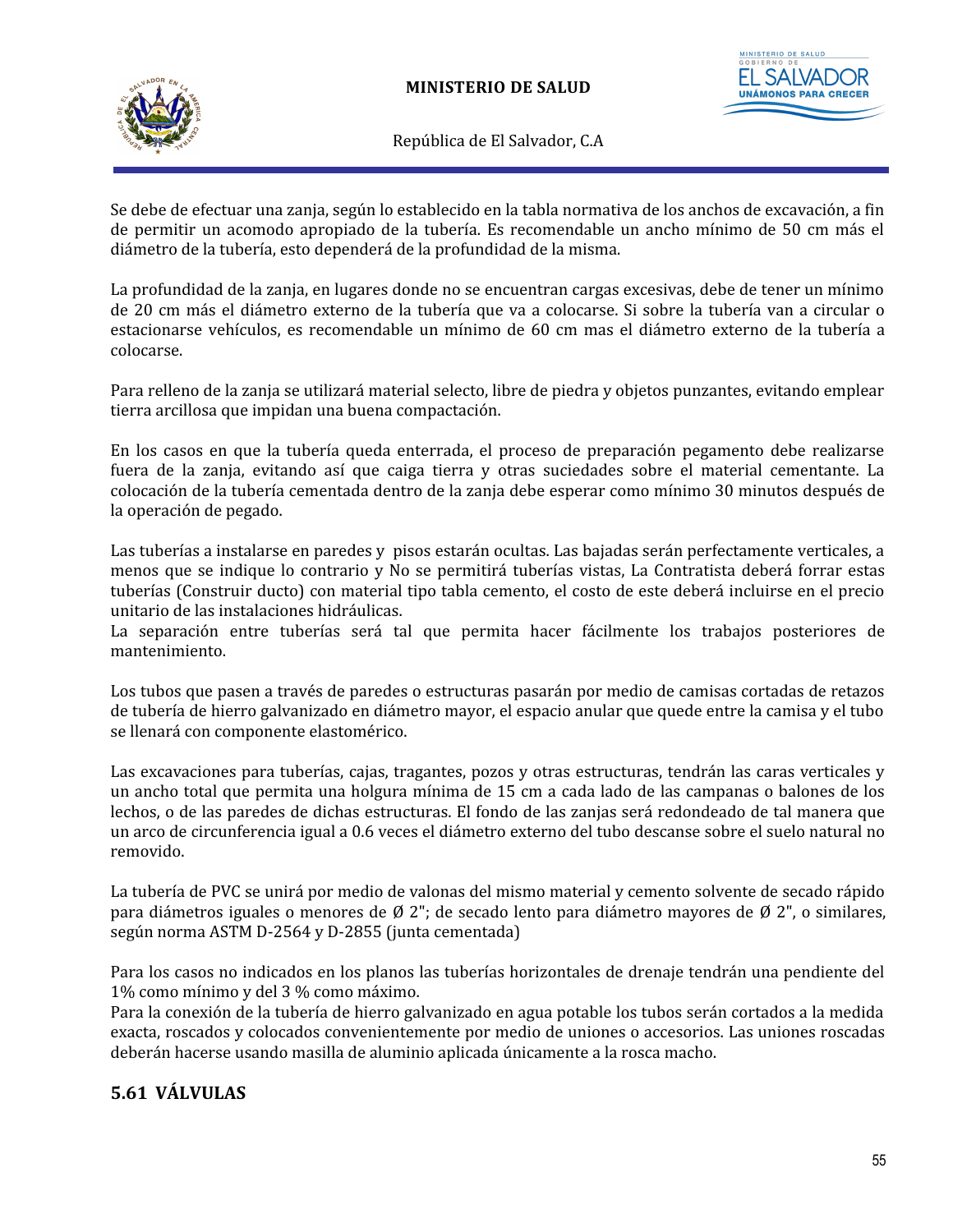Se debe de efectuar una zanja, según lo establecido en la tabla normativa de los anchos de excavación, a fin de permitir un acomodo apropiado de la tubería. Es recomendable un ancho mínimo de 50 cm más el diámetro de la tubería, esto dependerá de la profundidad de la misma.

La profundidad de la zanja, en lugares donde no se encuentran cargas excesivas, debe de tener un mínimo de 20 cm más el diámetro externo de la tubería que va a colocarse. Si sobre la tubería van a circular o estacionarse vehículos, es recomendable un mínimo de 60 cm mas el diámetro externo de la tubería a colocarse.

Para relleno de la zanja se utilizará material selecto, libre de piedra y objetos punzantes, evitando emplear tierra arcillosa que impidan una buena compactación.

En los casos en que la tubería queda enterrada, el proceso de preparación pegamento debe realizarse fuera de la zanja, evitando así que caiga tierra y otras suciedades sobre el material cementante. La colocación de la tubería cementada dentro de la zanja debe esperar como mínimo 30 minutos después de la operación de pegado.

Las tuberías a instalarse en paredes y pisos estarán ocultas. Las bajadas serán perfectamente verticales, a menos que se indique lo contrario y No se permitirá tuberías vistas, La Contratista deberá forrar estas tuberías (Construir ducto) con material tipo tabla cemento, el costo de este deberá incluirse en el precio unitario de las instalaciones hidráulicas.
La separación entre tuberías será tal que permita hacer fácilmente los trabajos posteriores de mantenimiento.

Los tubos que pasen a través de paredes o estructuras pasarán por medio de camisas cortadas de retazos de tubería de hierro galvanizado en diámetro mayor, el espacio anular que quede entre la camisa y el tubo se llenará con componente elastomérico.

Las excavaciones para tuberías, cajas, tragantes, pozos y otras estructuras, tendrán las caras verticales y un ancho total que permita una holgura mínima de 15 cm a cada lado de las campanas o balones de los lechos, o de las paredes de dichas estructuras. El fondo de las zanjas será redondeado de tal manera que un arco de circunferencia igual a 0.6 veces el diámetro externo del tubo descanse sobre el suelo natural no removido.

La tubería de PVC se unirá por medio de valonas del mismo material y cemento solvente de secado rápido para diámetros iguales o menores de Ø 2"; de secado lento para diámetro mayores de Ø 2", o similares, según norma ASTM D-2564 y D-2855 (junta cementada)

Para los casos no indicados en los planos las tuberías horizontales de drenaje tendrán una pendiente del 1% como mínimo y del 3 % como máximo.
Para la conexión de la tubería de hierro galvanizado en agua potable los tubos serán cortados a la medida exacta, roscados y colocados convenientemente por medio de uniones o accesorios. Las uniones roscadas deberán hacerse usando masilla de aluminio aplicada únicamente a la rosca macho.

## 5.61 VÁLVULAS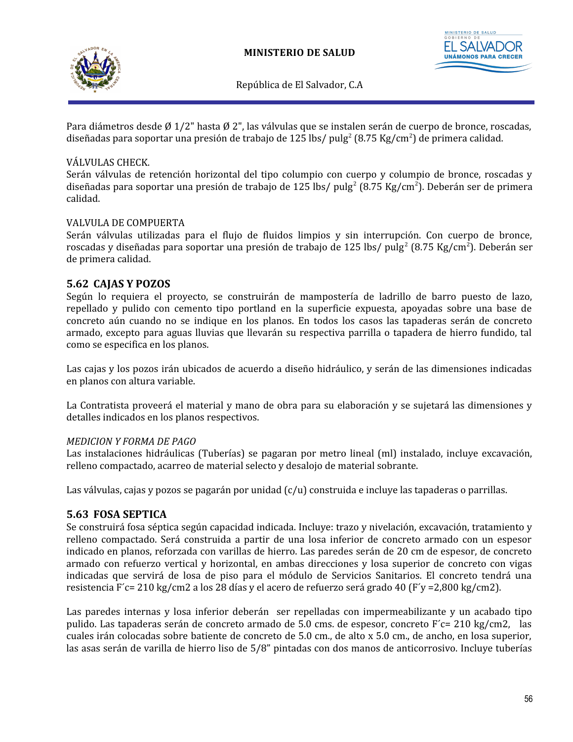Para diámetros desde Ø 1/2" hasta Ø 2", las válvulas que se instalen serán de cuerpo de bronce, roscadas, diseñadas para soportar una presión de trabajo de 125 lbs/ $pulg^2$ (8.75 $Kg/cm^2$) de primera calidad.

VÁLVULAS CHECK.
Serán válvulas de retención horizontal del tipo columpio con cuerpo y columpio de bronce, roscadas y diseñadas para soportar una presión de trabajo de 125 lbs/ $pulg^2$ (8.75 $Kg/cm^2$). Deberán ser de primera calidad.

VALVULA DE COMPUERTA
Serán válvulas utilizadas para el flujo de fluidos limpios y sin interrupción. Con cuerpo de bronce, roscadas y diseñadas para soportar una presión de trabajo de 125 lbs/ $pulg^2$ (8.75 $Kg/cm^2$). Deberán ser de primera calidad.

## 5.62 CAJAS Y POZOS

Según lo requiera el proyecto, se construirán de mampostería de ladrillo de barro puesto de lazo, repellado y pulido con cemento tipo portland en la superficie expuesta, apoyadas sobre una base de concreto aún cuando no se indique en los planos. En todos los casos las tapaderas serán de concreto armado, excepto para aguas lluvias que llevarán su respectiva parrilla o tapadera de hierro fundido, tal como se especifica en los planos.

Las cajas y los pozos irán ubicados de acuerdo a diseño hidráulico, y serán de las dimensiones indicadas en planos con altura variable.

La Contratista proveerá el material y mano de obra para su elaboración y se sujetará las dimensiones y detalles indicados en los planos respectivos.

*MEDICION Y FORMA DE PAGO*
Las instalaciones hidráulicas (Tuberías) se pagaran por metro lineal (ml) instalado, incluye excavación, relleno compactado, acarreo de material selecto y desalojo de material sobrante.

Las válvulas, cajas y pozos se pagarán por unidad (c/u) construida e incluye las tapaderas o parrillas.

## 5.63 FOSA SEPTICA

Se construirá fosa séptica según capacidad indicada. Incluye: trazo y nivelación, excavación, tratamiento y relleno compactado. Será construida a partir de una losa inferior de concreto armado con un espesor indicado en planos, reforzada con varillas de hierro. Las paredes serán de 20 cm de espesor, de concreto armado con refuerzo vertical y horizontal, en ambas direcciones y losa superior de concreto con vigas indicadas que servirá de losa de piso para el módulo de Servicios Sanitarios. El concreto tendrá una resistencia F´c= 210 kg/cm2 a los 28 días y el acero de refuerzo será grado 40 (F´y =2,800 kg/cm2).

Las paredes internas y losa inferior deberán ser repelladas con impermeabilizante y un acabado tipo pulido. Las tapaderas serán de concreto armado de 5.0 cms. de espesor, concreto F´c= 210 kg/cm2, las cuales irán colocadas sobre batiente de concreto de 5.0 cm., de alto x 5.0 cm., de ancho, en losa superior, las asas serán de varilla de hierro liso de 5/8" pintadas con dos manos de anticorrosivo. Incluye tuberías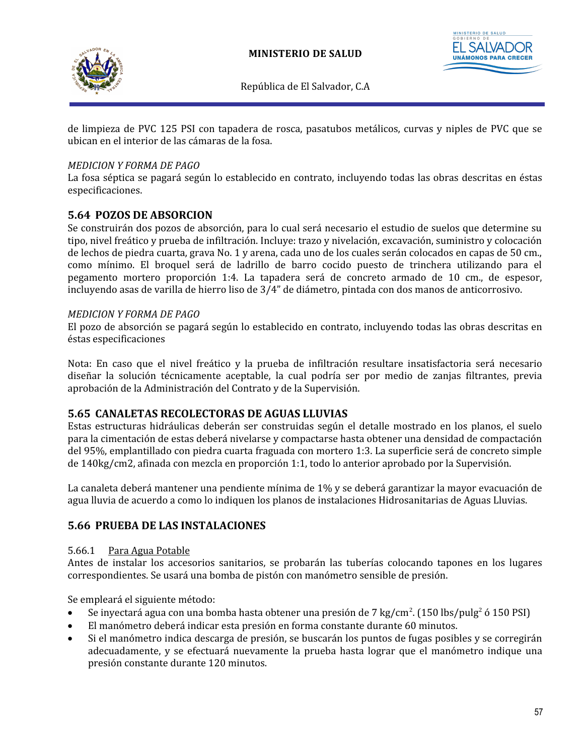de limpieza de PVC 125 PSI con tapadera de rosca, pasatubos metálicos, curvas y niples de PVC que se ubican en el interior de las cámaras de la fosa.

*MEDICION Y FORMA DE PAGO*

La fosa séptica se pagará según lo establecido en contrato, incluyendo todas las obras descritas en éstas especificaciones.

## 5.64 POZOS DE ABSORCION

Se construirán dos pozos de absorción, para lo cual será necesario el estudio de suelos que determine su tipo, nivel freático y prueba de infiltración. Incluye: trazo y nivelación, excavación, suministro y colocación de lechos de piedra cuarta, grava No. 1 y arena, cada uno de los cuales serán colocados en capas de 50 cm., como mínimo. El broquel será de ladrillo de barro cocido puesto de trinchera utilizando para el pegamento mortero proporción 1:4. La tapadera será de concreto armado de 10 cm., de espesor, incluyendo asas de varilla de hierro liso de 3/4" de diámetro, pintada con dos manos de anticorrosivo.

*MEDICION Y FORMA DE PAGO*

El pozo de absorción se pagará según lo establecido en contrato, incluyendo todas las obras descritas en éstas especificaciones

Nota: En caso que el nivel freático y la prueba de infiltración resultare insatisfactoria será necesario diseñar la solución técnicamente aceptable, la cual podría ser por medio de zanjas filtrantes, previa aprobación de la Administración del Contrato y de la Supervisión.

## 5.65 CANALETAS RECOLECTORAS DE AGUAS LLUVIAS

Estas estructuras hidráulicas deberán ser construidas según el detalle mostrado en los planos, el suelo para la cimentación de estas deberá nivelarse y compactarse hasta obtener una densidad de compactación del 95%, emplantillado con piedra cuarta fraguada con mortero 1:3. La superficie será de concreto simple de 140kg/cm2, afinada con mezcla en proporción 1:1, todo lo anterior aprobado por la Supervisión.

La canaleta deberá mantener una pendiente mínima de 1% y se deberá garantizar la mayor evacuación de agua lluvia de acuerdo a como lo indiquen los planos de instalaciones Hidrosanitarias de Aguas Lluvias.

## 5.66 PRUEBA DE LAS INSTALACIONES

5.66.1 Para Agua Potable

Antes de instalar los accesorios sanitarios, se probarán las tuberías colocando tapones en los lugares correspondientes. Se usará una bomba de pistón con manómetro sensible de presión.

Se empleará el siguiente método:

- Se inyectará agua con una bomba hasta obtener una presión de 7 $kg/cm^2$. (150 $lbs/pulg^2$ ó 150 PSI)
- El manómetro deberá indicar esta presión en forma constante durante 60 minutos.
- Si el manómetro indica descarga de presión, se buscarán los puntos de fugas posibles y se corregirán adecuadamente, y se efectuará nuevamente la prueba hasta lograr que el manómetro indique una presión constante durante 120 minutos.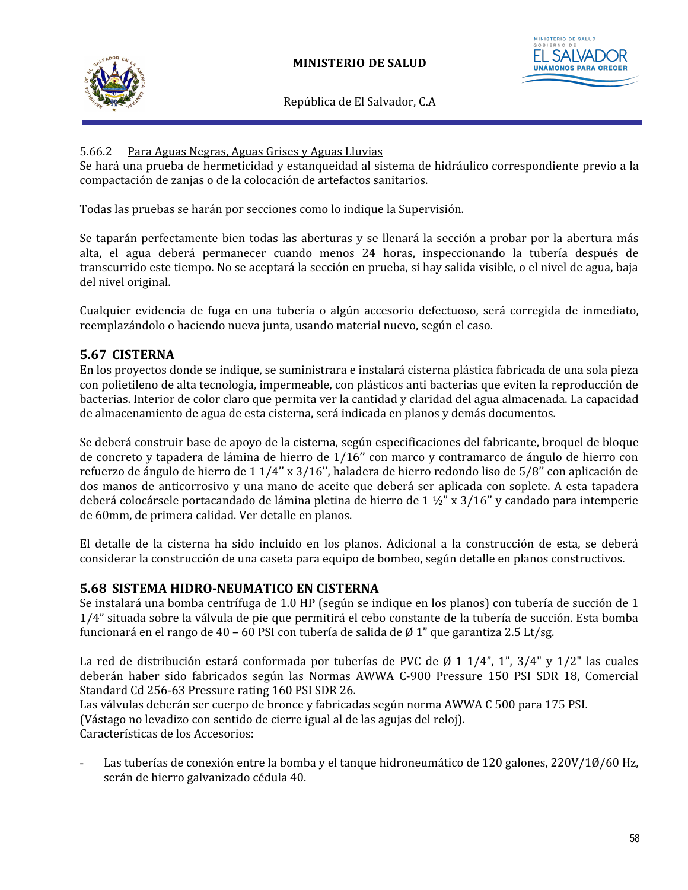5.66.2 Para Aguas Negras, Aguas Grises y Aguas Lluvias

Se hará una prueba de hermeticidad y estanqueidad al sistema de hidráulico correspondiente previo a la compactación de zanjas o de la colocación de artefactos sanitarios.

Todas las pruebas se harán por secciones como lo indique la Supervisión.

Se taparán perfectamente bien todas las aberturas y se llenará la sección a probar por la abertura más alta, el agua deberá permanecer cuando menos 24 horas, inspeccionando la tubería después de transcurrido este tiempo. No se aceptará la sección en prueba, si hay salida visible, o el nivel de agua, baja del nivel original.

Cualquier evidencia de fuga en una tubería o algún accesorio defectuoso, será corregida de inmediato, reemplazándolo o haciendo nueva junta, usando material nuevo, según el caso.

## 5.67 CISTERNA

En los proyectos donde se indique, se suministrara e instalará cisterna plástica fabricada de una sola pieza con polietileno de alta tecnología, impermeable, con plásticos anti bacterias que eviten la reproducción de bacterias. Interior de color claro que permita ver la cantidad y claridad del agua almacenada. La capacidad de almacenamiento de agua de esta cisterna, será indicada en planos y demás documentos.

Se deberá construir base de apoyo de la cisterna, según especificaciones del fabricante, broquel de bloque de concreto y tapadera de lámina de hierro de 1/16'' con marco y contramarco de ángulo de hierro con refuerzo de ángulo de hierro de 1 1/4'' x 3/16'', haladera de hierro redondo liso de 5/8'' con aplicación de dos manos de anticorrosivo y una mano de aceite que deberá ser aplicada con soplete. A esta tapadera deberá colocársele portacandado de lámina pletina de hierro de 1 ½" x 3/16'' y candado para intemperie de 60mm, de primera calidad. Ver detalle en planos.

El detalle de la cisterna ha sido incluido en los planos. Adicional a la construcción de esta, se deberá considerar la construcción de una caseta para equipo de bombeo, según detalle en planos constructivos.

## 5.68 SISTEMA HIDRO-NEUMATICO EN CISTERNA

Se instalará una bomba centrífuga de 1.0 HP (según se indique en los planos) con tubería de succión de 1 1/4" situada sobre la válvula de pie que permitirá el cebo constante de la tubería de succión. Esta bomba funcionará en el rango de 40 – 60 PSI con tubería de salida de Ø 1" que garantiza 2.5 Lt/sg.

La red de distribución estará conformada por tuberías de PVC de Ø 1 1/4", 1", 3/4" y 1/2" las cuales deberán haber sido fabricados según las Normas AWWA C-900 Pressure 150 PSI SDR 18, Comercial Standard Cd 256-63 Pressure rating 160 PSI SDR 26.
Las válvulas deberán ser cuerpo de bronce y fabricadas según norma AWWA C 500 para 175 PSI.
(Vástago no levadizo con sentido de cierre igual al de las agujas del reloj).
Características de los Accesorios:

- Las tuberías de conexión entre la bomba y el tanque hidroneumático de 120 galones, 220V/1Ø/60 Hz, serán de hierro galvanizado cédula 40.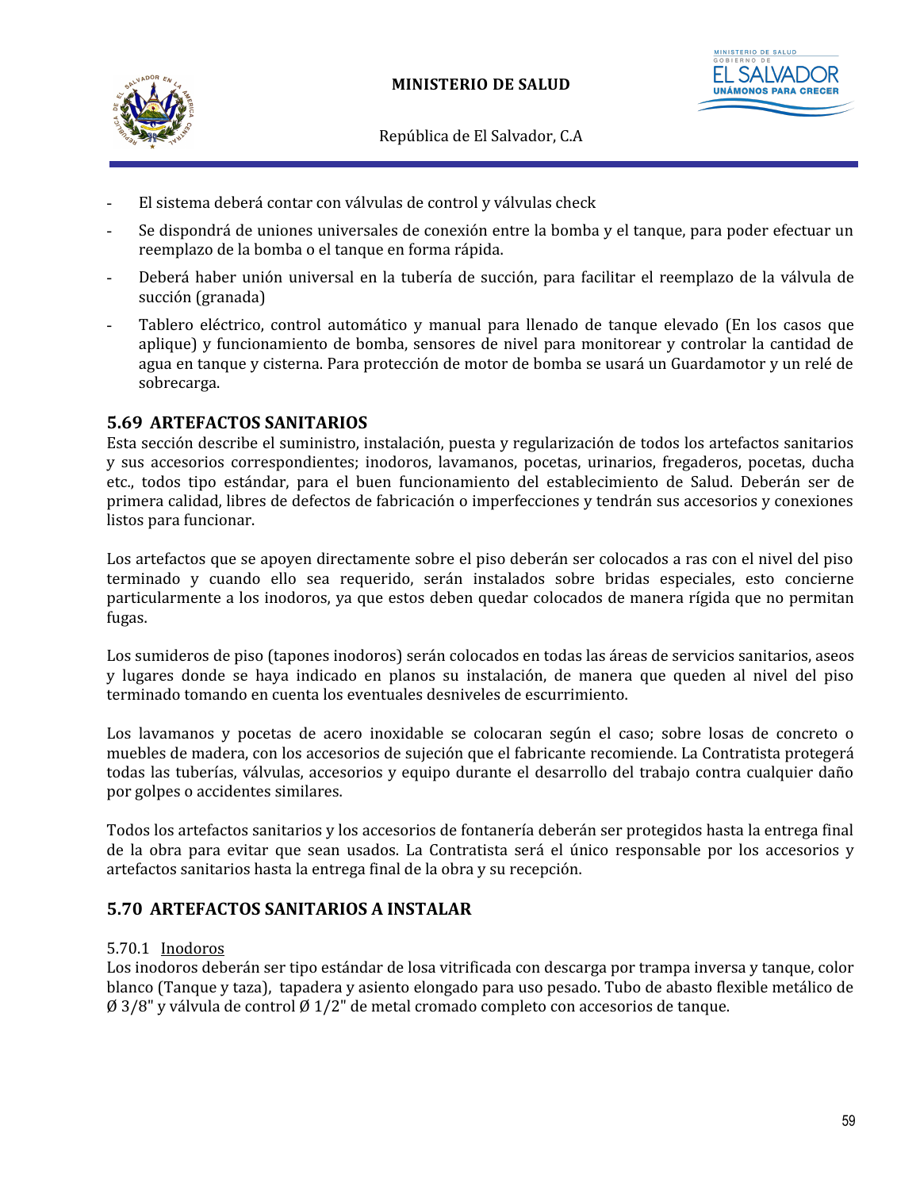- El sistema deberá contar con válvulas de control y válvulas check
- Se dispondrá de uniones universales de conexión entre la bomba y el tanque, para poder efectuar un reemplazo de la bomba o el tanque en forma rápida.
- Deberá haber unión universal en la tubería de succión, para facilitar el reemplazo de la válvula de succión (granada)
- Tablero eléctrico, control automático y manual para llenado de tanque elevado (En los casos que aplique) y funcionamiento de bomba, sensores de nivel para monitorear y controlar la cantidad de agua en tanque y cisterna. Para protección de motor de bomba se usará un Guardamotor y un relé de sobrecarga.

## 5.69 ARTEFACTOS SANITARIOS

Esta sección describe el suministro, instalación, puesta y regularización de todos los artefactos sanitarios y sus accesorios correspondientes; inodoros, lavamanos, pocetas, urinarios, fregaderos, pocetas, ducha etc., todos tipo estándar, para el buen funcionamiento del establecimiento de Salud. Deberán ser de primera calidad, libres de defectos de fabricación o imperfecciones y tendrán sus accesorios y conexiones listos para funcionar.

Los artefactos que se apoyen directamente sobre el piso deberán ser colocados a ras con el nivel del piso terminado y cuando ello sea requerido, serán instalados sobre bridas especiales, esto concierne particularmente a los inodoros, ya que estos deben quedar colocados de manera rígida que no permitan fugas.

Los sumideros de piso (tapones inodoros) serán colocados en todas las áreas de servicios sanitarios, aseos y lugares donde se haya indicado en planos su instalación, de manera que queden al nivel del piso terminado tomando en cuenta los eventuales desniveles de escurrimiento.

Los lavamanos y pocetas de acero inoxidable se colocaran según el caso; sobre losas de concreto o muebles de madera, con los accesorios de sujeción que el fabricante recomiende. La Contratista protegerá todas las tuberías, válvulas, accesorios y equipo durante el desarrollo del trabajo contra cualquier daño por golpes o accidentes similares.

Todos los artefactos sanitarios y los accesorios de fontanería deberán ser protegidos hasta la entrega final de la obra para evitar que sean usados. La Contratista será el único responsable por los accesorios y artefactos sanitarios hasta la entrega final de la obra y su recepción.

## 5.70 ARTEFACTOS SANITARIOS A INSTALAR

5.70.1 <u>Inodoros</u>

Los inodoros deberán ser tipo estándar de losa vitrificada con descarga por trampa inversa y tanque, color blanco (Tanque y taza), tapadera y asiento elongado para uso pesado. Tubo de abasto flexible metálico de Ø 3/8" y válvula de control Ø 1/2" de metal cromado completo con accesorios de tanque.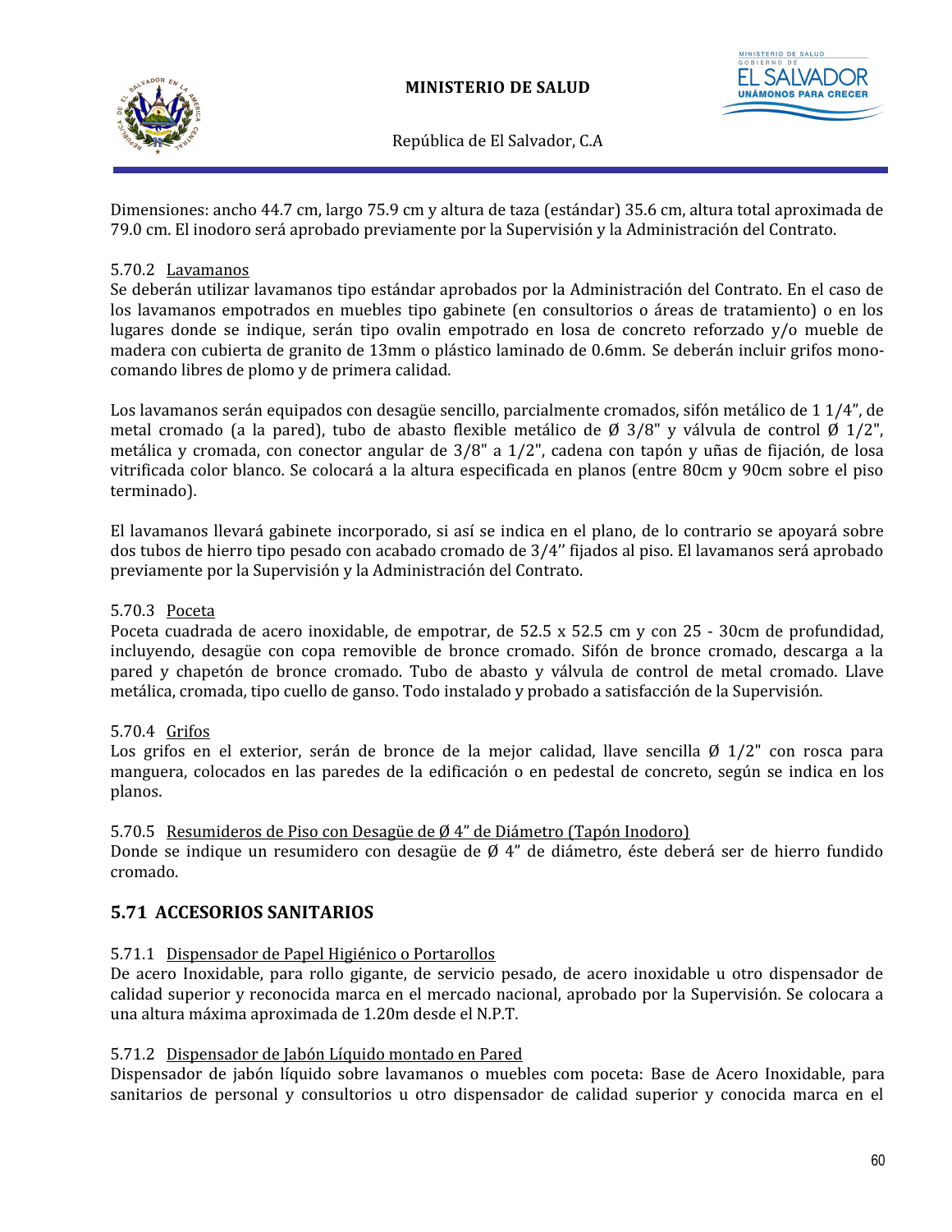Dimensiones: ancho 44.7 cm, largo 75.9 cm y altura de taza (estándar) 35.6 cm, altura total aproximada de 79.0 cm. El inodoro será aprobado previamente por la Supervisión y la Administración del Contrato.

5.70.2 Lavamanos

Se deberán utilizar lavamanos tipo estándar aprobados por la Administración del Contrato. En el caso de los lavamanos empotrados en muebles tipo gabinete (en consultorios o áreas de tratamiento) o en los lugares donde se indique, serán tipo ovalin empotrado en losa de concreto reforzado y/o mueble de madera con cubierta de granito de 13mm o plástico laminado de 0.6mm. Se deberán incluir grifos mono-comando libres de plomo y de primera calidad.

Los lavamanos serán equipados con desagüe sencillo, parcialmente cromados, sifón metálico de 1 1/4", de metal cromado (a la pared), tubo de abasto flexible metálico de Ø 3/8" y válvula de control Ø 1/2", metálica y cromada, con conector angular de 3/8" a 1/2", cadena con tapón y uñas de fijación, de losa vitrificada color blanco. Se colocará a la altura especificada en planos (entre 80cm y 90cm sobre el piso terminado).

El lavamanos llevará gabinete incorporado, si así se indica en el plano, de lo contrario se apoyará sobre dos tubos de hierro tipo pesado con acabado cromado de 3/4'' fijados al piso. El lavamanos será aprobado previamente por la Supervisión y la Administración del Contrato.

5.70.3 Poceta

Poceta cuadrada de acero inoxidable, de empotrar, de 52.5 x 52.5 cm y con 25 - 30cm de profundidad, incluyendo, desagüe con copa removible de bronce cromado. Sifón de bronce cromado, descarga a la pared y chapetón de bronce cromado. Tubo de abasto y válvula de control de metal cromado. Llave metálica, cromada, tipo cuello de ganso. Todo instalado y probado a satisfacción de la Supervisión.

5.70.4 Grifos

Los grifos en el exterior, serán de bronce de la mejor calidad, llave sencilla Ø 1/2" con rosca para manguera, colocados en las paredes de la edificación o en pedestal de concreto, según se indica en los planos.

5.70.5 Resumideros de Piso con Desagüe de Ø 4" de Diámetro (Tapón Inodoro)

Donde se indique un resumidero con desagüe de Ø 4" de diámetro, éste deberá ser de hierro fundido cromado.

## 5.71 ACCESORIOS SANITARIOS

5.71.1 Dispensador de Papel Higiénico o Portarollos

De acero Inoxidable, para rollo gigante, de servicio pesado, de acero inoxidable u otro dispensador de calidad superior y reconocida marca en el mercado nacional, aprobado por la Supervisión. Se colocara a una altura máxima aproximada de 1.20m desde el N.P.T.

5.71.2 Dispensador de Jabón Líquido montado en Pared

Dispensador de jabón líquido sobre lavamanos o muebles com poceta: Base de Acero Inoxidable, para sanitarios de personal y consultorios u otro dispensador de calidad superior y conocida marca en el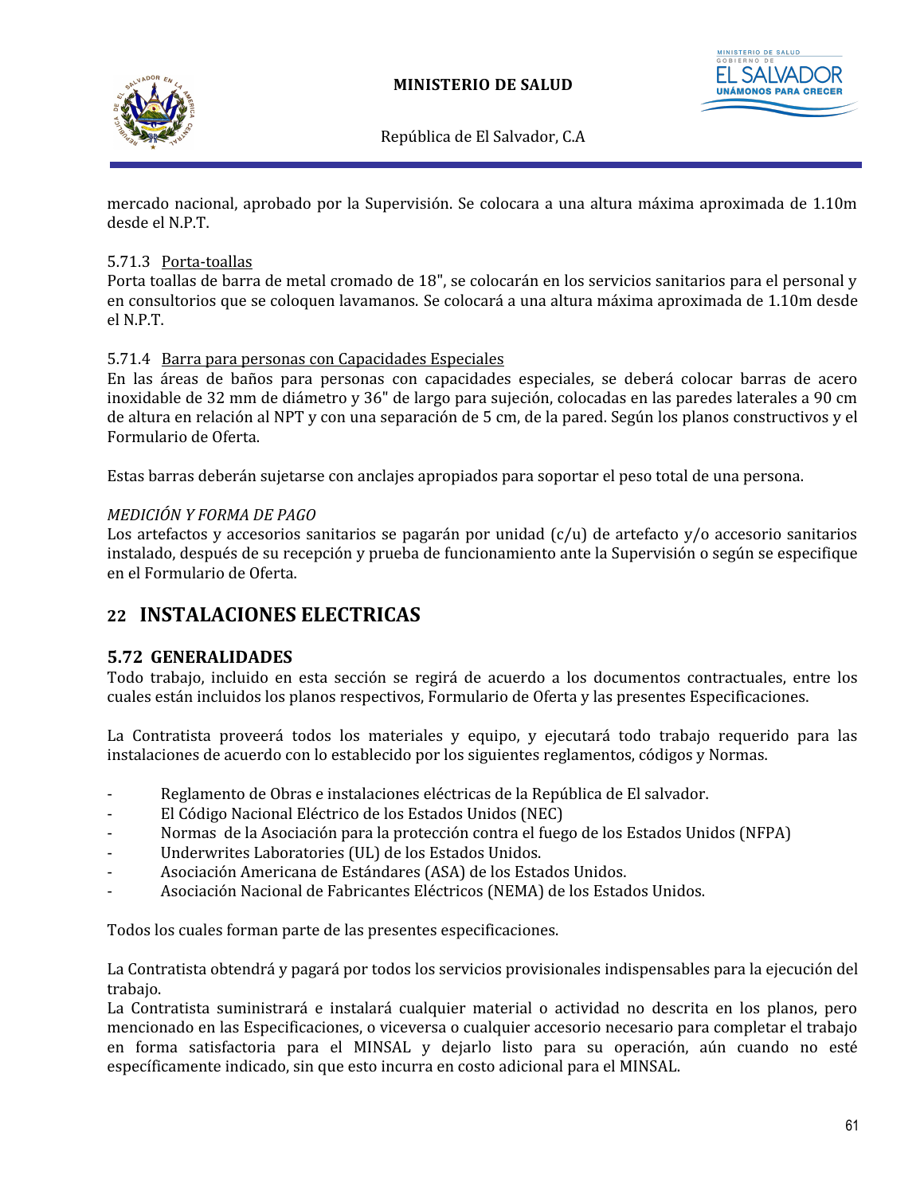mercado nacional, aprobado por la Supervisión. Se colocara a una altura máxima aproximada de 1.10m desde el N.P.T.

5.71.3 Porta-toallas
Porta toallas de barra de metal cromado de 18", se colocarán en los servicios sanitarios para el personal y en consultorios que se coloquen lavamanos. Se colocará a una altura máxima aproximada de 1.10m desde el N.P.T.

5.71.4 Barra para personas con Capacidades Especiales
En las áreas de baños para personas con capacidades especiales, se deberá colocar barras de acero inoxidable de 32 mm de diámetro y 36" de largo para sujeción, colocadas en las paredes laterales a 90 cm de altura en relación al NPT y con una separación de 5 cm, de la pared. Según los planos constructivos y el Formulario de Oferta.

Estas barras deberán sujetarse con anclajes apropiados para soportar el peso total de una persona.

*MEDICIÓN Y FORMA DE PAGO*
Los artefactos y accesorios sanitarios se pagarán por unidad (c/u) de artefacto y/o accesorio sanitarios instalado, después de su recepción y prueba de funcionamiento ante la Supervisión o según se especifique en el Formulario de Oferta.

# 22 INSTALACIONES ELECTRICAS

## 5.72 GENERALIDADES

Todo trabajo, incluido en esta sección se regirá de acuerdo a los documentos contractuales, entre los cuales están incluidos los planos respectivos, Formulario de Oferta y las presentes Especificaciones.

La Contratista proveerá todos los materiales y equipo, y ejecutará todo trabajo requerido para las instalaciones de acuerdo con lo establecido por los siguientes reglamentos, códigos y Normas.

- Reglamento de Obras e instalaciones eléctricas de la República de El salvador.
- El Código Nacional Eléctrico de los Estados Unidos (NEC)
- Normas de la Asociación para la protección contra el fuego de los Estados Unidos (NFPA)
- Underwrites Laboratories (UL) de los Estados Unidos.
- Asociación Americana de Estándares (ASA) de los Estados Unidos.
- Asociación Nacional de Fabricantes Eléctricos (NEMA) de los Estados Unidos.

Todos los cuales forman parte de las presentes especificaciones.

La Contratista obtendrá y pagará por todos los servicios provisionales indispensables para la ejecución del trabajo.
La Contratista suministrará e instalará cualquier material o actividad no descrita en los planos, pero mencionado en las Especificaciones, o viceversa o cualquier accesorio necesario para completar el trabajo en forma satisfactoria para el MINSAL y dejarlo listo para su operación, aún cuando no esté específicamente indicado, sin que esto incurra en costo adicional para el MINSAL.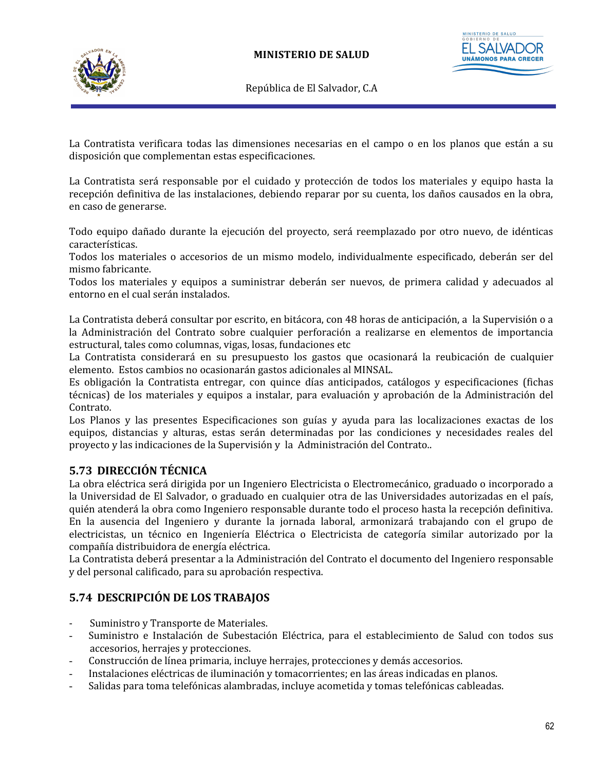La Contratista verificara todas las dimensiones necesarias en el campo o en los planos que están a su disposición que complementan estas especificaciones.

La Contratista será responsable por el cuidado y protección de todos los materiales y equipo hasta la recepción definitiva de las instalaciones, debiendo reparar por su cuenta, los daños causados en la obra, en caso de generarse.

Todo equipo dañado durante la ejecución del proyecto, será reemplazado por otro nuevo, de idénticas características.
Todos los materiales o accesorios de un mismo modelo, individualmente especificado, deberán ser del mismo fabricante.
Todos los materiales y equipos a suministrar deberán ser nuevos, de primera calidad y adecuados al entorno en el cual serán instalados.

La Contratista deberá consultar por escrito, en bitácora, con 48 horas de anticipación, a la Supervisión o a la Administración del Contrato sobre cualquier perforación a realizarse en elementos de importancia estructural, tales como columnas, vigas, losas, fundaciones etc
La Contratista considerará en su presupuesto los gastos que ocasionará la reubicación de cualquier elemento. Estos cambios no ocasionarán gastos adicionales al MINSAL.
Es obligación la Contratista entregar, con quince días anticipados, catálogos y especificaciones (fichas técnicas) de los materiales y equipos a instalar, para evaluación y aprobación de la Administración del Contrato.
Los Planos y las presentes Especificaciones son guías y ayuda para las localizaciones exactas de los equipos, distancias y alturas, estas serán determinadas por las condiciones y necesidades reales del proyecto y las indicaciones de la Supervisión y la Administración del Contrato..

## 5.73 DIRECCIÓN TÉCNICA

La obra eléctrica será dirigida por un Ingeniero Electricista o Electromecánico, graduado o incorporado a la Universidad de El Salvador, o graduado en cualquier otra de las Universidades autorizadas en el país, quién atenderá la obra como Ingeniero responsable durante todo el proceso hasta la recepción definitiva. En la ausencia del Ingeniero y durante la jornada laboral, armonizará trabajando con el grupo de electricistas, un técnico en Ingeniería Eléctrica o Electricista de categoría similar autorizado por la compañía distribuidora de energía eléctrica.
La Contratista deberá presentar a la Administración del Contrato el documento del Ingeniero responsable y del personal calificado, para su aprobación respectiva.

## 5.74 DESCRIPCIÓN DE LOS TRABAJOS

- Suministro y Transporte de Materiales.
- Suministro e Instalación de Subestación Eléctrica, para el establecimiento de Salud con todos sus accesorios, herrajes y protecciones.
- Construcción de línea primaria, incluye herrajes, protecciones y demás accesorios.
- Instalaciones eléctricas de iluminación y tomacorrientes; en las áreas indicadas en planos.
- Salidas para toma telefónicas alambradas, incluye acometida y tomas telefónicas cableadas.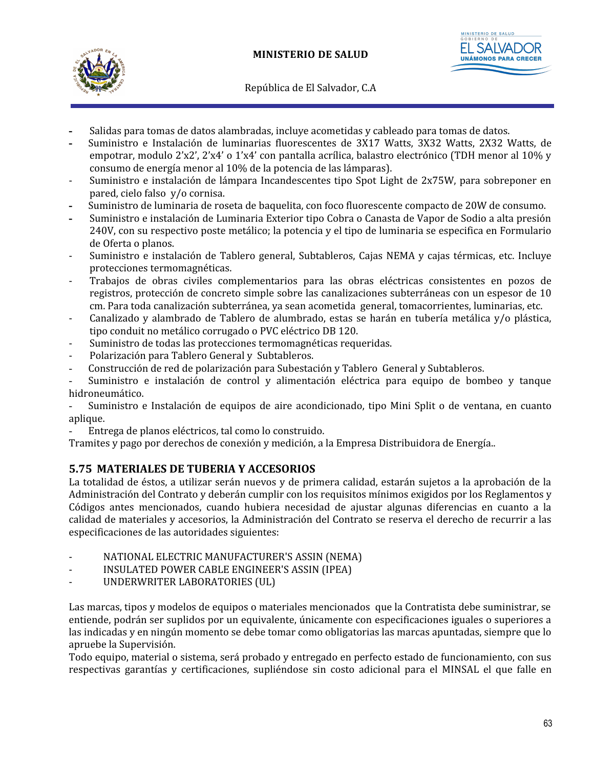- Salidas para tomas de datos alambradas, incluye acometidas y cableado para tomas de datos.
- Suministro e Instalación de luminarias fluorescentes de 3X17 Watts, 3X32 Watts, 2X32 Watts, de empotrar, modulo 2'x2', 2'x4' o 1'x4' con pantalla acrílica, balastro electrónico (TDH menor al 10% y consumo de energía menor al 10% de la potencia de las lámparas).
- Suministro e instalación de lámpara Incandescentes tipo Spot Light de 2x75W, para sobreponer en pared, cielo falso y/o cornisa.
- Suministro de luminaria de roseta de baquelita, con foco fluorescente compacto de 20W de consumo.
- Suministro e instalación de Luminaria Exterior tipo Cobra o Canasta de Vapor de Sodio a alta presión 240V, con su respectivo poste metálico; la potencia y el tipo de luminaria se especifica en Formulario de Oferta o planos.
- Suministro e instalación de Tablero general, Subtableros, Cajas NEMA y cajas térmicas, etc. Incluye protecciones termomagnéticas.
- Trabajos de obras civiles complementarios para las obras eléctricas consistentes en pozos de registros, protección de concreto simple sobre las canalizaciones subterráneas con un espesor de 10 cm. Para toda canalización subterránea, ya sean acometida general, tomacorrientes, luminarias, etc.
- Canalizado y alambrado de Tablero de alumbrado, estas se harán en tubería metálica y/o plástica, tipo conduit no metálico corrugado o PVC eléctrico DB 120.
- Suministro de todas las protecciones termomagnéticas requeridas.
- Polarización para Tablero General y Subtableros.
- Construcción de red de polarización para Subestación y Tablero General y Subtableros.
- Suministro e instalación de control y alimentación eléctrica para equipo de bombeo y tanque hidroneumático.
- Suministro e Instalación de equipos de aire acondicionado, tipo Mini Split o de ventana, en cuanto aplique.
- Entrega de planos eléctricos, tal como lo construido.

Tramites y pago por derechos de conexión y medición, a la Empresa Distribuidora de Energía..

## 5.75 MATERIALES DE TUBERIA Y ACCESORIOS

La totalidad de éstos, a utilizar serán nuevos y de primera calidad, estarán sujetos a la aprobación de la Administración del Contrato y deberán cumplir con los requisitos mínimos exigidos por los Reglamentos y Códigos antes mencionados, cuando hubiera necesidad de ajustar algunas diferencias en cuanto a la calidad de materiales y accesorios, la Administración del Contrato se reserva el derecho de recurrir a las especificaciones de las autoridades siguientes:

- NATIONAL ELECTRIC MANUFACTURER'S ASSIN (NEMA)
- INSULATED POWER CABLE ENGINEER'S ASSIN (IPEA)
- UNDERWRITER LABORATORIES (UL)

Las marcas, tipos y modelos de equipos o materiales mencionados que la Contratista debe suministrar, se entiende, podrán ser suplidos por un equivalente, únicamente con especificaciones iguales o superiores a las indicadas y en ningún momento se debe tomar como obligatorias las marcas apuntadas, siempre que lo apruebe la Supervisión.

Todo equipo, material o sistema, será probado y entregado en perfecto estado de funcionamiento, con sus respectivas garantías y certificaciones, supliéndose sin costo adicional para el MINSAL el que falle en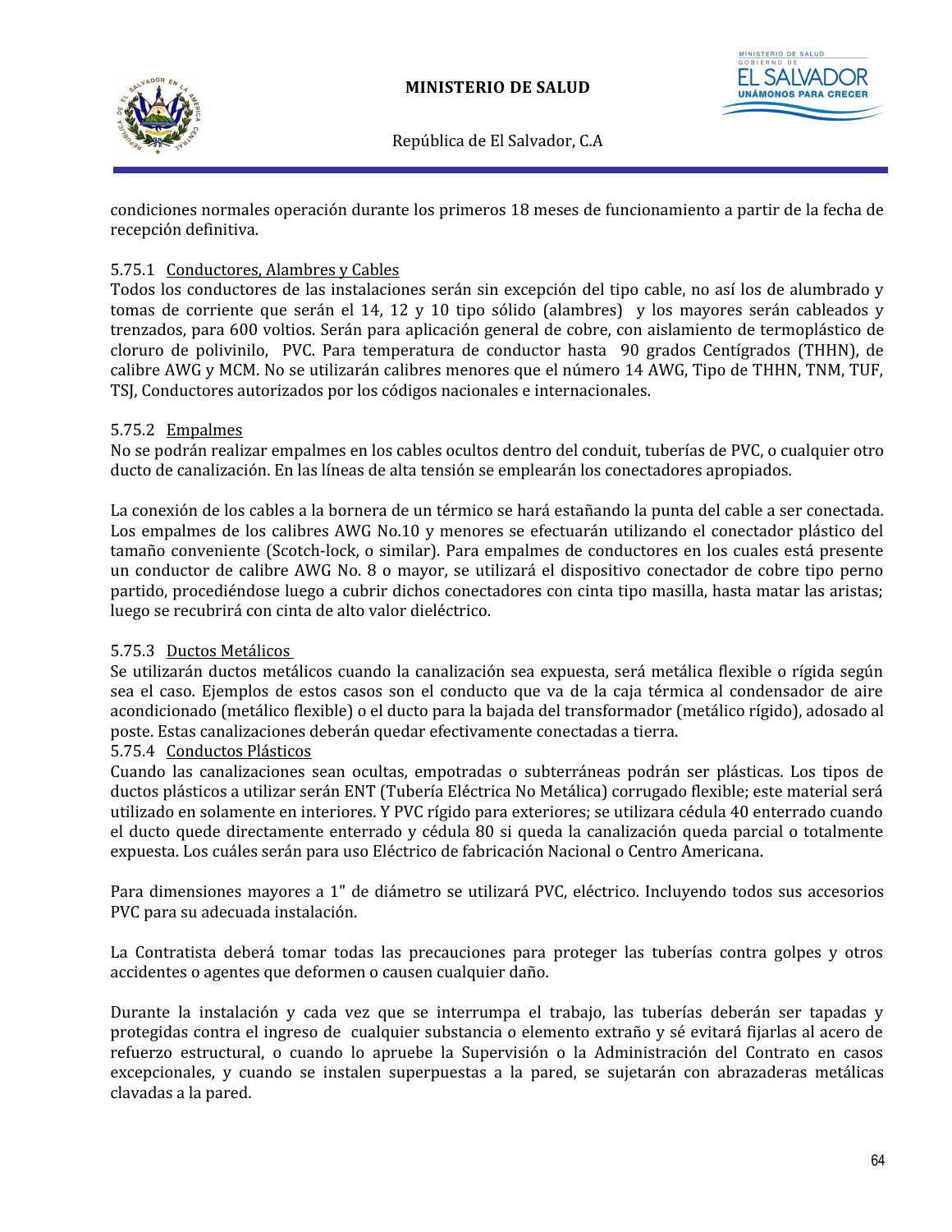condiciones normales operación durante los primeros 18 meses de funcionamiento a partir de la fecha de recepción definitiva.

5.75.1 Conductores, Alambres y Cables

Todos los conductores de las instalaciones serán sin excepción del tipo cable, no así los de alumbrado y tomas de corriente que serán el 14, 12 y 10 tipo sólido (alambres) y los mayores serán cableados y trenzados, para 600 voltios. Serán para aplicación general de cobre, con aislamiento de termoplástico de cloruro de polivinilo, PVC. Para temperatura de conductor hasta 90 grados Centígrados (THHN), de calibre AWG y MCM. No se utilizarán calibres menores que el número 14 AWG, Tipo de THHN, TNM, TUF, TSJ, Conductores autorizados por los códigos nacionales e internacionales.

5.75.2 Empalmes

No se podrán realizar empalmes en los cables ocultos dentro del conduit, tuberías de PVC, o cualquier otro ducto de canalización. En las líneas de alta tensión se emplearán los conectadores apropiados.

La conexión de los cables a la bornera de un térmico se hará estañando la punta del cable a ser conectada. Los empalmes de los calibres AWG No.10 y menores se efectuarán utilizando el conectador plástico del tamaño conveniente (Scotch-lock, o similar). Para empalmes de conductores en los cuales está presente un conductor de calibre AWG No. 8 o mayor, se utilizará el dispositivo conectador de cobre tipo perno partido, procediéndose luego a cubrir dichos conectadores con cinta tipo masilla, hasta matar las aristas; luego se recubrirá con cinta de alto valor dieléctrico.

5.75.3 Ductos Metálicos

Se utilizarán ductos metálicos cuando la canalización sea expuesta, será metálica flexible o rígida según sea el caso. Ejemplos de estos casos son el conducto que va de la caja térmica al condensador de aire acondicionado (metálico flexible) o el ducto para la bajada del transformador (metálico rígido), adosado al poste. Estas canalizaciones deberán quedar efectivamente conectadas a tierra.

5.75.4 Conductos Plásticos

Cuando las canalizaciones sean ocultas, empotradas o subterráneas podrán ser plásticas. Los tipos de ductos plásticos a utilizar serán ENT (Tubería Eléctrica No Metálica) corrugado flexible; este material será utilizado en solamente en interiores. Y PVC rígido para exteriores; se utilizara cédula 40 enterrado cuando el ducto quede directamente enterrado y cédula 80 si queda la canalización queda parcial o totalmente expuesta. Los cuáles serán para uso Eléctrico de fabricación Nacional o Centro Americana.

Para dimensiones mayores a 1" de diámetro se utilizará PVC, eléctrico. Incluyendo todos sus accesorios PVC para su adecuada instalación.

La Contratista deberá tomar todas las precauciones para proteger las tuberías contra golpes y otros accidentes o agentes que deformen o causen cualquier daño.

Durante la instalación y cada vez que se interrumpa el trabajo, las tuberías deberán ser tapadas y protegidas contra el ingreso de cualquier substancia o elemento extraño y sé evitará fijarlas al acero de refuerzo estructural, o cuando lo apruebe la Supervisión o la Administración del Contrato en casos excepcionales, y cuando se instalen superpuestas a la pared, se sujetarán con abrazaderas metálicas clavadas a la pared.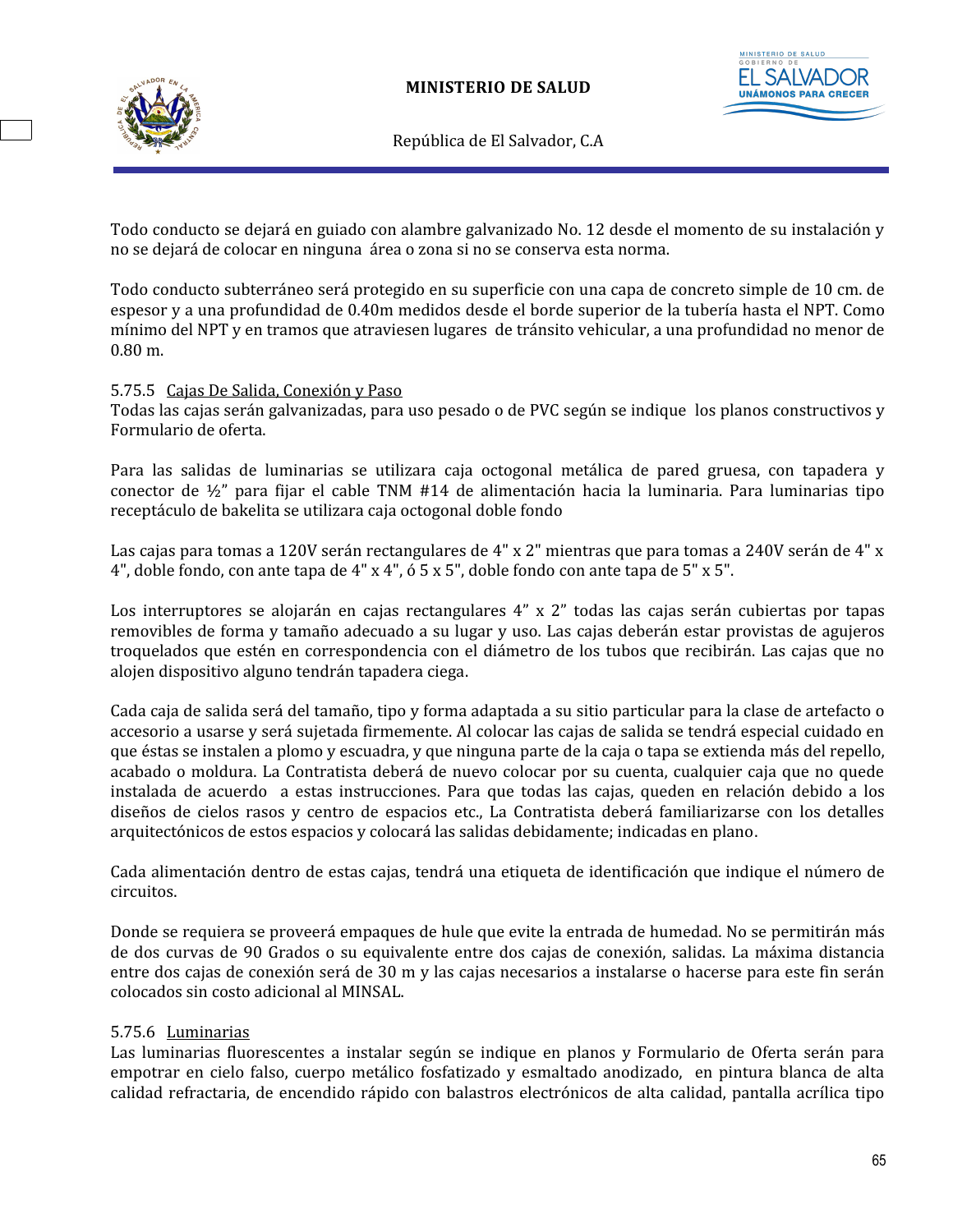Todo conducto se dejará en guiado con alambre galvanizado No. 12 desde el momento de su instalación y no se dejará de colocar en ninguna área o zona si no se conserva esta norma.

Todo conducto subterráneo será protegido en su superficie con una capa de concreto simple de 10 cm. de espesor y a una profundidad de 0.40m medidos desde el borde superior de la tubería hasta el NPT. Como mínimo del NPT y en tramos que atraviesen lugares de tránsito vehicular, a una profundidad no menor de 0.80 m.

5.75.5 Cajas De Salida, Conexión y Paso

Todas las cajas serán galvanizadas, para uso pesado o de PVC según se indique los planos constructivos y Formulario de oferta.

Para las salidas de luminarias se utilizara caja octogonal metálica de pared gruesa, con tapadera y conector de ½" para fijar el cable TNM #14 de alimentación hacia la luminaria. Para luminarias tipo receptáculo de bakelita se utilizara caja octogonal doble fondo

Las cajas para tomas a 120V serán rectangulares de 4" x 2" mientras que para tomas a 240V serán de 4" x 4", doble fondo, con ante tapa de 4" x 4", ó 5 x 5", doble fondo con ante tapa de 5" x 5".

Los interruptores se alojarán en cajas rectangulares 4" x 2" todas las cajas serán cubiertas por tapas removibles de forma y tamaño adecuado a su lugar y uso. Las cajas deberán estar provistas de agujeros troquelados que estén en correspondencia con el diámetro de los tubos que recibirán. Las cajas que no alojen dispositivo alguno tendrán tapadera ciega.

Cada caja de salida será del tamaño, tipo y forma adaptada a su sitio particular para la clase de artefacto o accesorio a usarse y será sujetada firmemente. Al colocar las cajas de salida se tendrá especial cuidado en que éstas se instalen a plomo y escuadra, y que ninguna parte de la caja o tapa se extienda más del repello, acabado o moldura. La Contratista deberá de nuevo colocar por su cuenta, cualquier caja que no quede instalada de acuerdo a estas instrucciones. Para que todas las cajas, queden en relación debido a los diseños de cielos rasos y centro de espacios etc., La Contratista deberá familiarizarse con los detalles arquitectónicos de estos espacios y colocará las salidas debidamente; indicadas en plano.

Cada alimentación dentro de estas cajas, tendrá una etiqueta de identificación que indique el número de circuitos.

Donde se requiera se proveerá empaques de hule que evite la entrada de humedad. No se permitirán más de dos curvas de 90 Grados o su equivalente entre dos cajas de conexión, salidas. La máxima distancia entre dos cajas de conexión será de 30 m y las cajas necesarios a instalarse o hacerse para este fin serán colocados sin costo adicional al MINSAL.

5.75.6 Luminarias

Las luminarias fluorescentes a instalar según se indique en planos y Formulario de Oferta serán para empotrar en cielo falso, cuerpo metálico fosfatizado y esmaltado anodizado, en pintura blanca de alta calidad refractaria, de encendido rápido con balastros electrónicos de alta calidad, pantalla acrílica tipo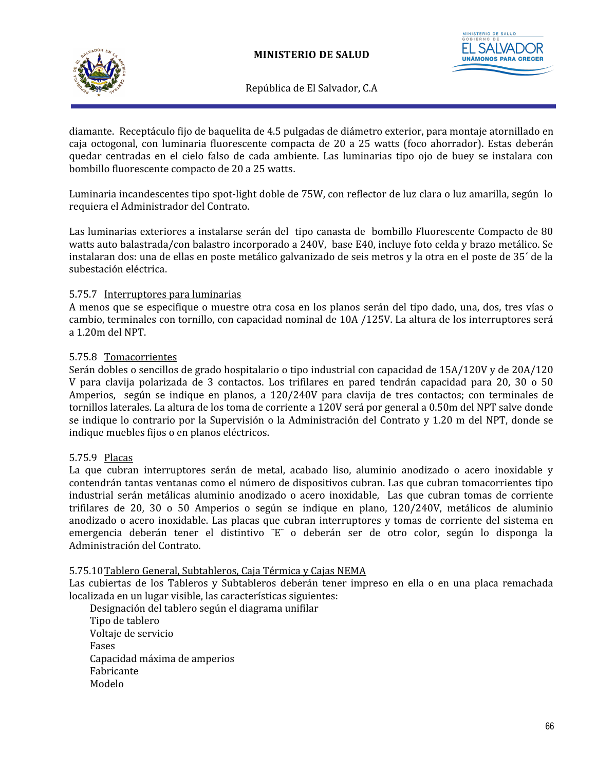diamante. Receptáculo fijo de baquelita de 4.5 pulgadas de diámetro exterior, para montaje atornillado en caja octogonal, con luminaria fluorescente compacta de 20 a 25 watts (foco ahorrador). Estas deberán quedar centradas en el cielo falso de cada ambiente. Las luminarias tipo ojo de buey se instalara con bombillo fluorescente compacto de 20 a 25 watts.

Luminaria incandescentes tipo spot-light doble de 75W, con reflector de luz clara o luz amarilla, según lo requiera el Administrador del Contrato.

Las luminarias exteriores a instalarse serán del tipo canasta de bombillo Fluorescente Compacto de 80 watts auto balastrada/con balastro incorporado a 240V, base E40, incluye foto celda y brazo metálico. Se instalaran dos: una de ellas en poste metálico galvanizado de seis metros y la otra en el poste de 35´ de la subestación eléctrica.

5.75.7 Interruptores para luminarias

A menos que se especifique o muestre otra cosa en los planos serán del tipo dado, una, dos, tres vías o cambio, terminales con tornillo, con capacidad nominal de 10A /125V. La altura de los interruptores será a 1.20m del NPT.

5.75.8 Tomacorrientes

Serán dobles o sencillos de grado hospitalario o tipo industrial con capacidad de 15A/120V y de 20A/120 V para clavija polarizada de 3 contactos. Los trifilares en pared tendrán capacidad para 20, 30 o 50 Amperios, según se indique en planos, a 120/240V para clavija de tres contactos; con terminales de tornillos laterales. La altura de los toma de corriente a 120V será por general a 0.50m del NPT salve donde se indique lo contrario por la Supervisión o la Administración del Contrato y 1.20 m del NPT, donde se indique muebles fijos o en planos eléctricos.

5.75.9 Placas

La que cubran interruptores serán de metal, acabado liso, aluminio anodizado o acero inoxidable y contendrán tantas ventanas como el número de dispositivos cubran. Las que cubran tomacorrientes tipo industrial serán metálicas aluminio anodizado o acero inoxidable, Las que cubran tomas de corriente trifilares de 20, 30 o 50 Amperios o según se indique en plano, 120/240V, metálicos de aluminio anodizado o acero inoxidable. Las placas que cubran interruptores y tomas de corriente del sistema en emergencia deberán tener el distintivo ¨E¨ o deberán ser de otro color, según lo disponga la Administración del Contrato.

5.75.10 Tablero General, Subtableros, Caja Térmica y Cajas NEMA

Las cubiertas de los Tableros y Subtableros deberán tener impreso en ella o en una placa remachada localizada en un lugar visible, las características siguientes:

Designación del tablero según el diagrama unifilar
Tipo de tablero
Voltaje de servicio
Fases
Capacidad máxima de amperios
Fabricante
Modelo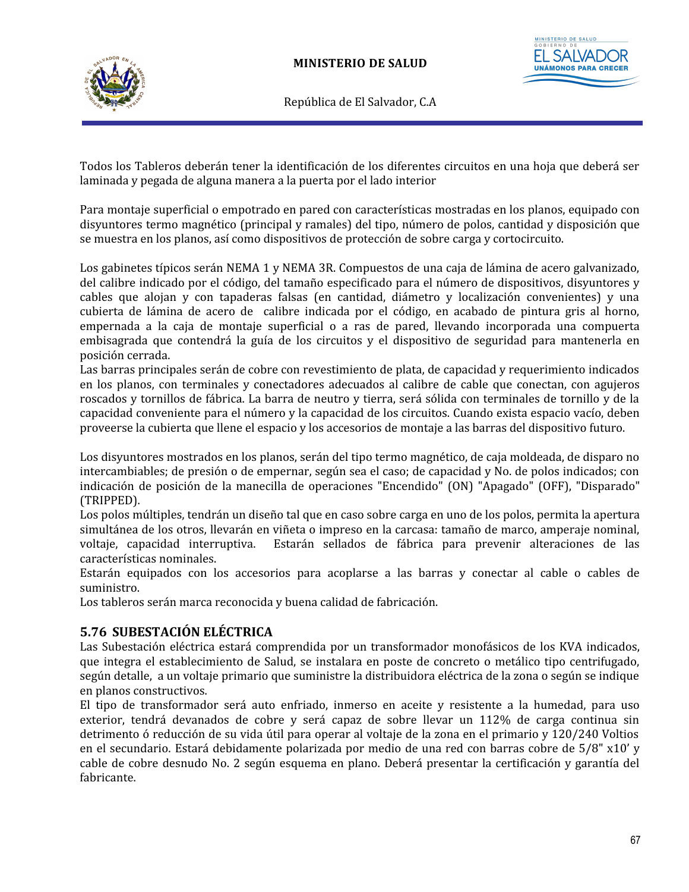Todos los Tableros deberán tener la identificación de los diferentes circuitos en una hoja que deberá ser laminada y pegada de alguna manera a la puerta por el lado interior

Para montaje superficial o empotrado en pared con características mostradas en los planos, equipado con disyuntores termo magnético (principal y ramales) del tipo, número de polos, cantidad y disposición que se muestra en los planos, así como dispositivos de protección de sobre carga y cortocircuito.

Los gabinetes típicos serán NEMA 1 y NEMA 3R. Compuestos de una caja de lámina de acero galvanizado, del calibre indicado por el código, del tamaño especificado para el número de dispositivos, disyuntores y cables que alojan y con tapaderas falsas (en cantidad, diámetro y localización convenientes) y una cubierta de lámina de acero de calibre indicada por el código, en acabado de pintura gris al horno, empernada a la caja de montaje superficial o a ras de pared, llevando incorporada una compuerta embisagrada que contendrá la guía de los circuitos y el dispositivo de seguridad para mantenerla en posición cerrada.
Las barras principales serán de cobre con revestimiento de plata, de capacidad y requerimiento indicados en los planos, con terminales y conectadores adecuados al calibre de cable que conectan, con agujeros roscados y tornillos de fábrica. La barra de neutro y tierra, será sólida con terminales de tornillo y de la capacidad conveniente para el número y la capacidad de los circuitos. Cuando exista espacio vacío, deben proveerse la cubierta que llene el espacio y los accesorios de montaje a las barras del dispositivo futuro.

Los disyuntores mostrados en los planos, serán del tipo termo magnético, de caja moldeada, de disparo no intercambiables; de presión o de empernar, según sea el caso; de capacidad y No. de polos indicados; con indicación de posición de la manecilla de operaciones "Encendido" (ON) "Apagado" (OFF), "Disparado" (TRIPPED).
Los polos múltiples, tendrán un diseño tal que en caso sobre carga en uno de los polos, permita la apertura simultánea de los otros, llevarán en viñeta o impreso en la carcasa: tamaño de marco, amperaje nominal, voltaje, capacidad interruptiva. Estarán sellados de fábrica para prevenir alteraciones de las características nominales.
Estarán equipados con los accesorios para acoplarse a las barras y conectar al cable o cables de suministro.
Los tableros serán marca reconocida y buena calidad de fabricación.

## 5.76 SUBESTACIÓN ELÉCTRICA

Las Subestación eléctrica estará comprendida por un transformador monofásicos de los KVA indicados, que integra el establecimiento de Salud, se instalara en poste de concreto o metálico tipo centrifugado, según detalle, a un voltaje primario que suministre la distribuidora eléctrica de la zona o según se indique en planos constructivos.
El tipo de transformador será auto enfriado, inmerso en aceite y resistente a la humedad, para uso exterior, tendrá devanados de cobre y será capaz de sobre llevar un 112% de carga continua sin detrimento ó reducción de su vida útil para operar al voltaje de la zona en el primario y 120/240 Voltios en el secundario. Estará debidamente polarizada por medio de una red con barras cobre de 5/8" x10' y cable de cobre desnudo No. 2 según esquema en plano. Deberá presentar la certificación y garantía del fabricante.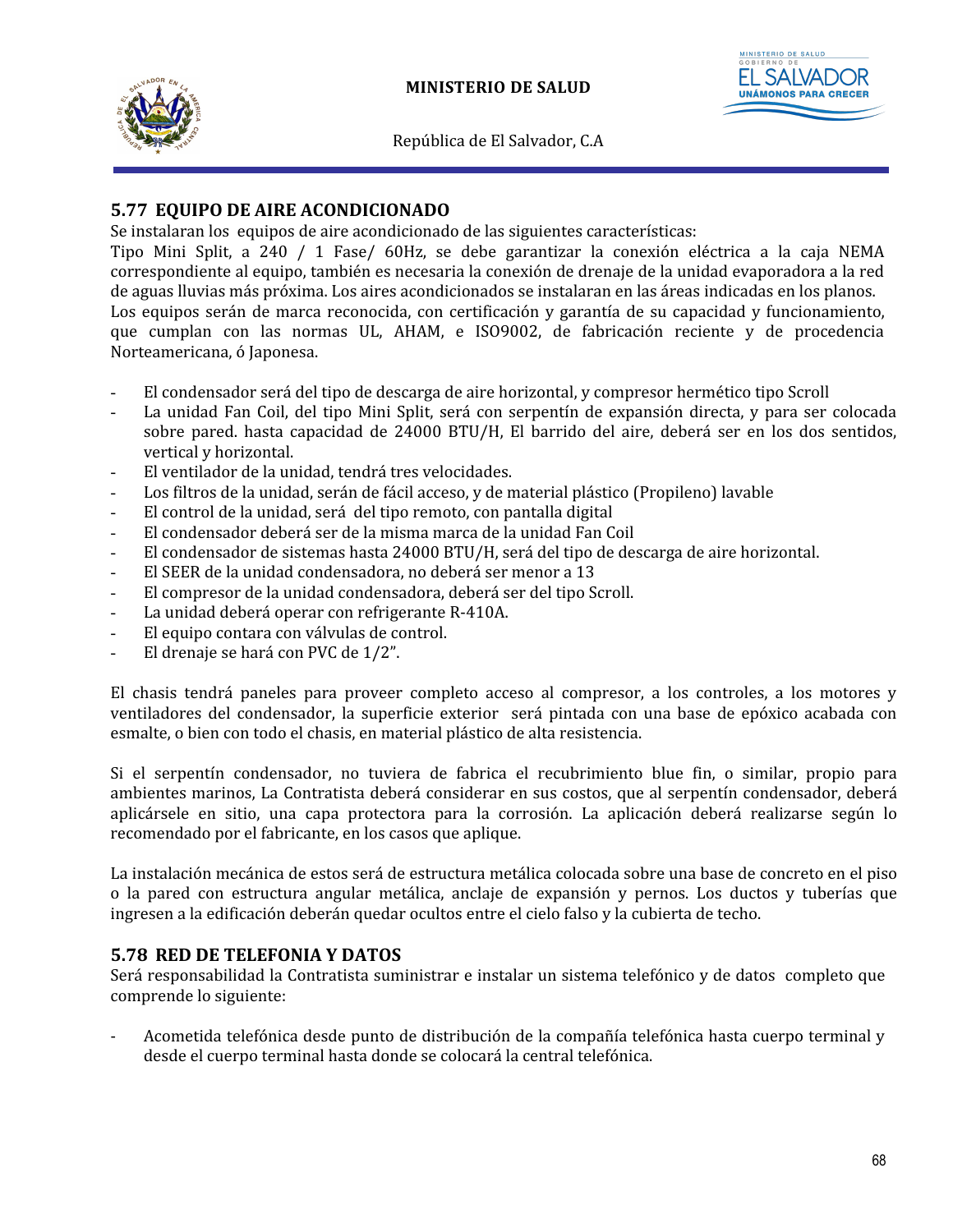## 5.77 EQUIPO DE AIRE ACONDICIONADO

Se instalaran los equipos de aire acondicionado de las siguientes características:
Tipo Mini Split, a 240 / 1 Fase/ 60Hz, se debe garantizar la conexión eléctrica a la caja NEMA correspondiente al equipo, también es necesaria la conexión de drenaje de la unidad evaporadora a la red de aguas lluvias más próxima. Los aires acondicionados se instalaran en las áreas indicadas en los planos.
Los equipos serán de marca reconocida, con certificación y garantía de su capacidad y funcionamiento, que cumplan con las normas UL, AHAM, e ISO9002, de fabricación reciente y de procedencia Norteamericana, ó Japonesa.

- El condensador será del tipo de descarga de aire horizontal, y compresor hermético tipo Scroll
- La unidad Fan Coil, del tipo Mini Split, será con serpentín de expansión directa, y para ser colocada sobre pared. hasta capacidad de 24000 BTU/H, El barrido del aire, deberá ser en los dos sentidos, vertical y horizontal.
- El ventilador de la unidad, tendrá tres velocidades.
- Los filtros de la unidad, serán de fácil acceso, y de material plástico (Propileno) lavable
- El control de la unidad, será del tipo remoto, con pantalla digital
- El condensador deberá ser de la misma marca de la unidad Fan Coil
- El condensador de sistemas hasta 24000 BTU/H, será del tipo de descarga de aire horizontal.
- El SEER de la unidad condensadora, no deberá ser menor a 13
- El compresor de la unidad condensadora, deberá ser del tipo Scroll.
- La unidad deberá operar con refrigerante R-410A.
- El equipo contara con válvulas de control.
- El drenaje se hará con PVC de 1/2".

El chasis tendrá paneles para proveer completo acceso al compresor, a los controles, a los motores y ventiladores del condensador, la superficie exterior será pintada con una base de epóxico acabada con esmalte, o bien con todo el chasis, en material plástico de alta resistencia.

Si el serpentín condensador, no tuviera de fabrica el recubrimiento blue fin, o similar, propio para ambientes marinos, La Contratista deberá considerar en sus costos, que al serpentín condensador, deberá aplicársele en sitio, una capa protectora para la corrosión. La aplicación deberá realizarse según lo recomendado por el fabricante, en los casos que aplique.

La instalación mecánica de estos será de estructura metálica colocada sobre una base de concreto en el piso o la pared con estructura angular metálica, anclaje de expansión y pernos. Los ductos y tuberías que ingresen a la edificación deberán quedar ocultos entre el cielo falso y la cubierta de techo.

## 5.78 RED DE TELEFONIA Y DATOS

Será responsabilidad la Contratista suministrar e instalar un sistema telefónico y de datos completo que comprende lo siguiente:

- Acometida telefónica desde punto de distribución de la compañía telefónica hasta cuerpo terminal y desde el cuerpo terminal hasta donde se colocará la central telefónica.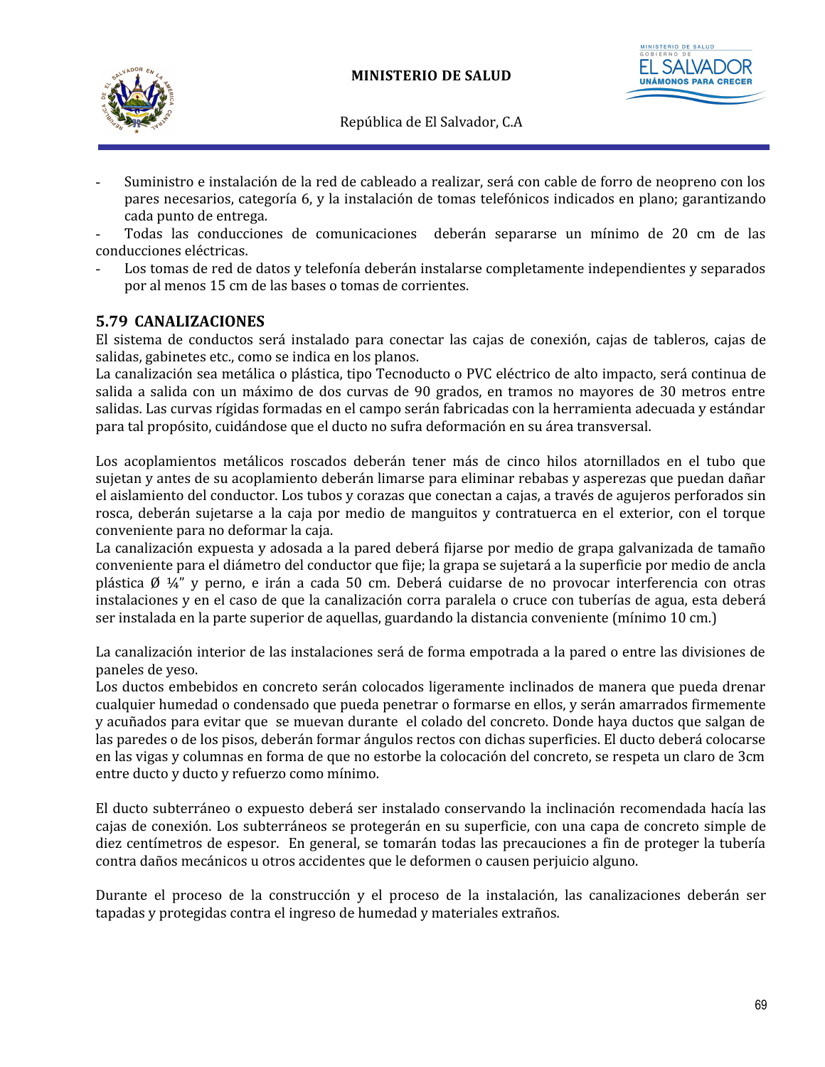- Suministro e instalación de la red de cableado a realizar, será con cable de forro de neopreno con los pares necesarios, categoría 6, y la instalación de tomas telefónicos indicados en plano; garantizando cada punto de entrega.
- Todas las conducciones de comunicaciones deberán separarse un mínimo de 20 cm de las conducciones eléctricas.
- Los tomas de red de datos y telefonía deberán instalarse completamente independientes y separados por al menos 15 cm de las bases o tomas de corrientes.

## 5.79 CANALIZACIONES

El sistema de conductos será instalado para conectar las cajas de conexión, cajas de tableros, cajas de salidas, gabinetes etc., como se indica en los planos.

La canalización sea metálica o plástica, tipo Tecnoducto o PVC eléctrico de alto impacto, será continua de salida a salida con un máximo de dos curvas de 90 grados, en tramos no mayores de 30 metros entre salidas. Las curvas rígidas formadas en el campo serán fabricadas con la herramienta adecuada y estándar para tal propósito, cuidándose que el ducto no sufra deformación en su área transversal.

Los acoplamientos metálicos roscados deberán tener más de cinco hilos atornillados en el tubo que sujetan y antes de su acoplamiento deberán limarse para eliminar rebabas y asperezas que puedan dañar el aislamiento del conductor. Los tubos y corazas que conectan a cajas, a través de agujeros perforados sin rosca, deberán sujetarse a la caja por medio de manguitos y contratuerca en el exterior, con el torque conveniente para no deformar la caja.

La canalización expuesta y adosada a la pared deberá fijarse por medio de grapa galvanizada de tamaño conveniente para el diámetro del conductor que fije; la grapa se sujetará a la superficie por medio de ancla plástica Ø ¼" y perno, e irán a cada 50 cm. Deberá cuidarse de no provocar interferencia con otras instalaciones y en el caso de que la canalización corra paralela o cruce con tuberías de agua, esta deberá ser instalada en la parte superior de aquellas, guardando la distancia conveniente (mínimo 10 cm.)

La canalización interior de las instalaciones será de forma empotrada a la pared o entre las divisiones de paneles de yeso.

Los ductos embebidos en concreto serán colocados ligeramente inclinados de manera que pueda drenar cualquier humedad o condensado que pueda penetrar o formarse en ellos, y serán amarrados firmemente y acuñados para evitar que se muevan durante el colado del concreto. Donde haya ductos que salgan de las paredes o de los pisos, deberán formar ángulos rectos con dichas superficies. El ducto deberá colocarse en las vigas y columnas en forma de que no estorbe la colocación del concreto, se respeta un claro de 3cm entre ducto y ducto y refuerzo como mínimo.

El ducto subterráneo o expuesto deberá ser instalado conservando la inclinación recomendada hacía las cajas de conexión. Los subterráneos se protegerán en su superficie, con una capa de concreto simple de diez centímetros de espesor. En general, se tomarán todas las precauciones a fin de proteger la tubería contra daños mecánicos u otros accidentes que le deformen o causen perjuicio alguno.

Durante el proceso de la construcción y el proceso de la instalación, las canalizaciones deberán ser tapadas y protegidas contra el ingreso de humedad y materiales extraños.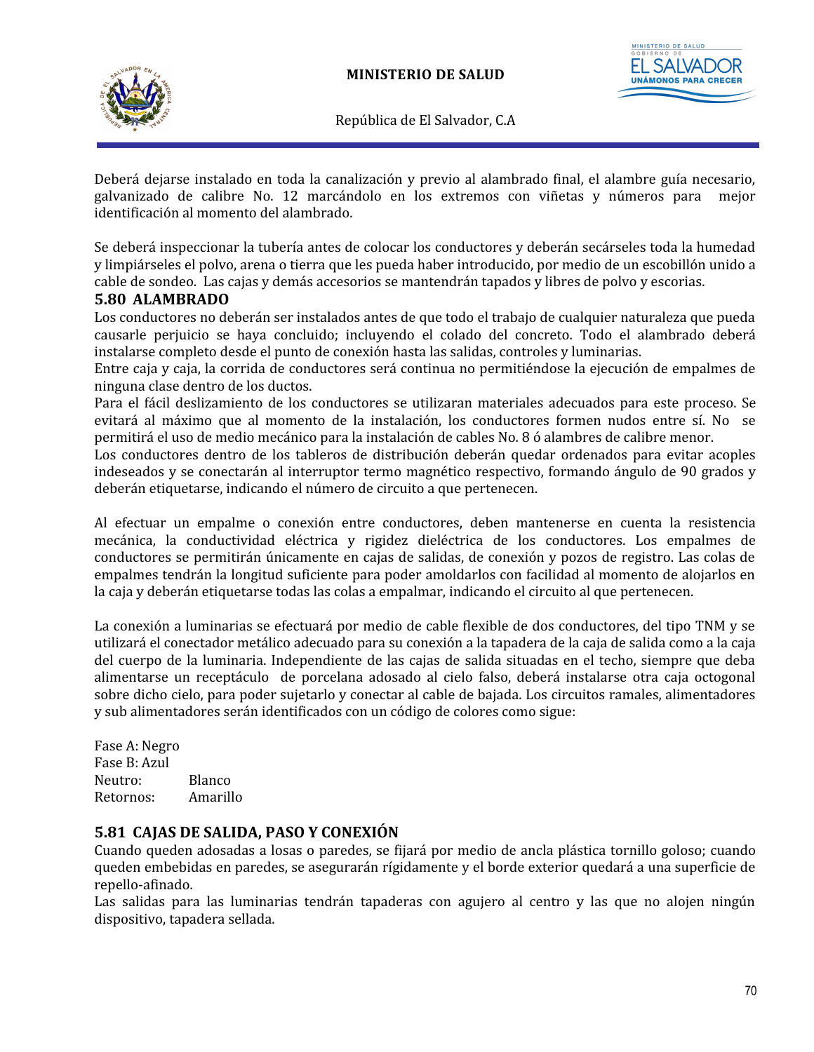Deberá dejarse instalado en toda la canalización y previo al alambrado final, el alambre guía necesario, galvanizado de calibre No. 12 marcándolo en los extremos con viñetas y números para mejor identificación al momento del alambrado.

Se deberá inspeccionar la tubería antes de colocar los conductores y deberán secárseles toda la humedad y limpiárseles el polvo, arena o tierra que les pueda haber introducido, por medio de un escobillón unido a cable de sondeo. Las cajas y demás accesorios se mantendrán tapados y libres de polvo y escorias.

## 5.80 ALAMBRADO

Los conductores no deberán ser instalados antes de que todo el trabajo de cualquier naturaleza que pueda causarle perjuicio se haya concluido; incluyendo el colado del concreto. Todo el alambrado deberá instalarse completo desde el punto de conexión hasta las salidas, controles y luminarias.

Entre caja y caja, la corrida de conductores será continua no permitiéndose la ejecución de empalmes de ninguna clase dentro de los ductos.

Para el fácil deslizamiento de los conductores se utilizaran materiales adecuados para este proceso. Se evitará al máximo que al momento de la instalación, los conductores formen nudos entre sí. No se permitirá el uso de medio mecánico para la instalación de cables No. 8 ó alambres de calibre menor.

Los conductores dentro de los tableros de distribución deberán quedar ordenados para evitar acoples indeseados y se conectarán al interruptor termo magnético respectivo, formando ángulo de 90 grados y deberán etiquetarse, indicando el número de circuito a que pertenecen.

Al efectuar un empalme o conexión entre conductores, deben mantenerse en cuenta la resistencia mecánica, la conductividad eléctrica y rigidez dieléctrica de los conductores. Los empalmes de conductores se permitirán únicamente en cajas de salidas, de conexión y pozos de registro. Las colas de empalmes tendrán la longitud suficiente para poder amoldarlos con facilidad al momento de alojarlos en la caja y deberán etiquetarse todas las colas a empalmar, indicando el circuito al que pertenecen.

La conexión a luminarias se efectuará por medio de cable flexible de dos conductores, del tipo TNM y se utilizará el conectador metálico adecuado para su conexión a la tapadera de la caja de salida como a la caja del cuerpo de la luminaria. Independiente de las cajas de salida situadas en el techo, siempre que deba alimentarse un receptáculo de porcelana adosado al cielo falso, deberá instalarse otra caja octogonal sobre dicho cielo, para poder sujetarlo y conectar al cable de bajada. Los circuitos ramales, alimentadores y sub alimentadores serán identificados con un código de colores como sigue:

Fase A: Negro
Fase B: Azul
Neutro: Blanco
Retornos: Amarillo

## 5.81 CAJAS DE SALIDA, PASO Y CONEXIÓN

Cuando queden adosadas a losas o paredes, se fijará por medio de ancla plástica tornillo goloso; cuando queden embebidas en paredes, se asegurarán rígidamente y el borde exterior quedará a una superficie de repello-afinado.

Las salidas para las luminarias tendrán tapaderas con agujero al centro y las que no alojen ningún dispositivo, tapadera sellada.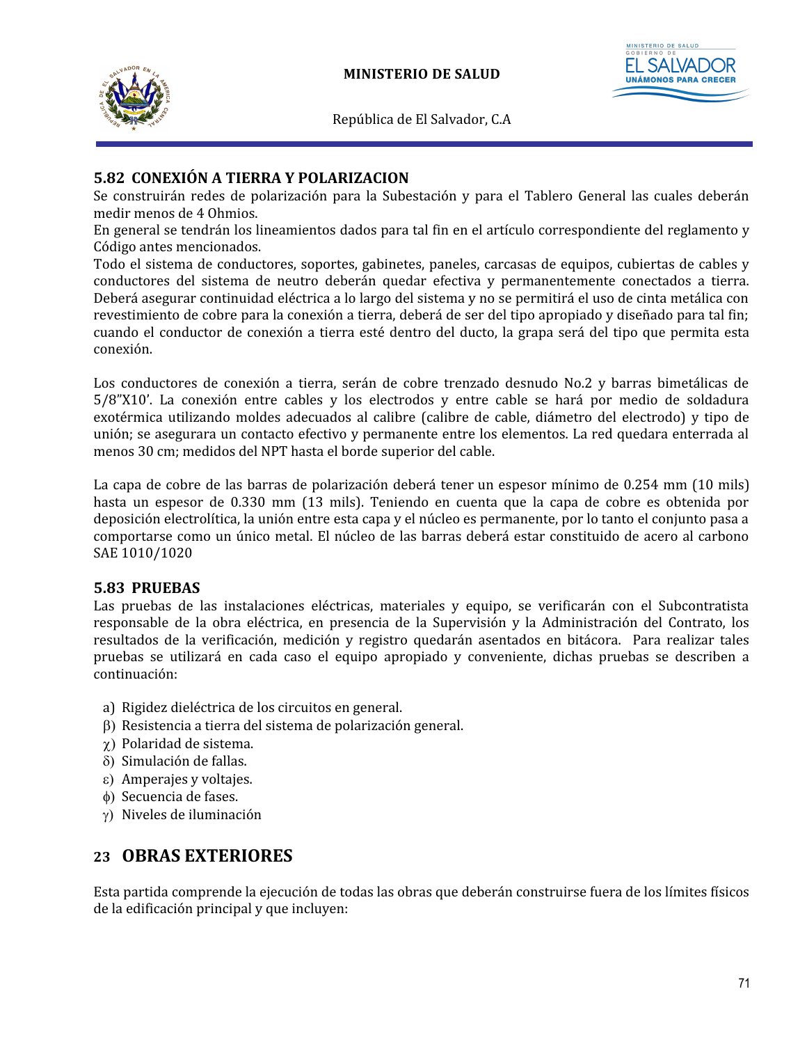### 5.82 CONEXIÓN A TIERRA Y POLARIZACION

Se construirán redes de polarización para la Subestación y para el Tablero General las cuales deberán medir menos de 4 Ohmios.

En general se tendrán los lineamientos dados para tal fin en el artículo correspondiente del reglamento y Código antes mencionados.

Todo el sistema de conductores, soportes, gabinetes, paneles, carcasas de equipos, cubiertas de cables y conductores del sistema de neutro deberán quedar efectiva y permanentemente conectados a tierra. Deberá asegurar continuidad eléctrica a lo largo del sistema y no se permitirá el uso de cinta metálica con revestimiento de cobre para la conexión a tierra, deberá de ser del tipo apropiado y diseñado para tal fin; cuando el conductor de conexión a tierra esté dentro del ducto, la grapa será del tipo que permita esta conexión.

Los conductores de conexión a tierra, serán de cobre trenzado desnudo No.2 y barras bimetálicas de 5/8"X10'. La conexión entre cables y los electrodos y entre cable se hará por medio de soldadura exotérmica utilizando moldes adecuados al calibre (calibre de cable, diámetro del electrodo) y tipo de unión; se asegurara un contacto efectivo y permanente entre los elementos. La red quedara enterrada al menos 30 cm; medidos del NPT hasta el borde superior del cable.

La capa de cobre de las barras de polarización deberá tener un espesor mínimo de 0.254 mm (10 mils) hasta un espesor de 0.330 mm (13 mils). Teniendo en cuenta que la capa de cobre es obtenida por deposición electrolítica, la unión entre esta capa y el núcleo es permanente, por lo tanto el conjunto pasa a comportarse como un único metal. El núcleo de las barras deberá estar constituido de acero al carbono SAE 1010/1020

### 5.83 PRUEBAS

Las pruebas de las instalaciones eléctricas, materiales y equipo, se verificarán con el Subcontratista responsable de la obra eléctrica, en presencia de la Supervisión y la Administración del Contrato, los resultados de la verificación, medición y registro quedarán asentados en bitácora. Para realizar tales pruebas se utilizará en cada caso el equipo apropiado y conveniente, dichas pruebas se describen a continuación:

a) Rigidez dieléctrica de los circuitos en general.
β) Resistencia a tierra del sistema de polarización general.
χ) Polaridad de sistema.
δ) Simulación de fallas.
ε) Amperajes y voltajes.
ϕ) Secuencia de fases.
γ) Niveles de iluminación

## 23 OBRAS EXTERIORES

Esta partida comprende la ejecución de todas las obras que deberán construirse fuera de los límites físicos de la edificación principal y que incluyen: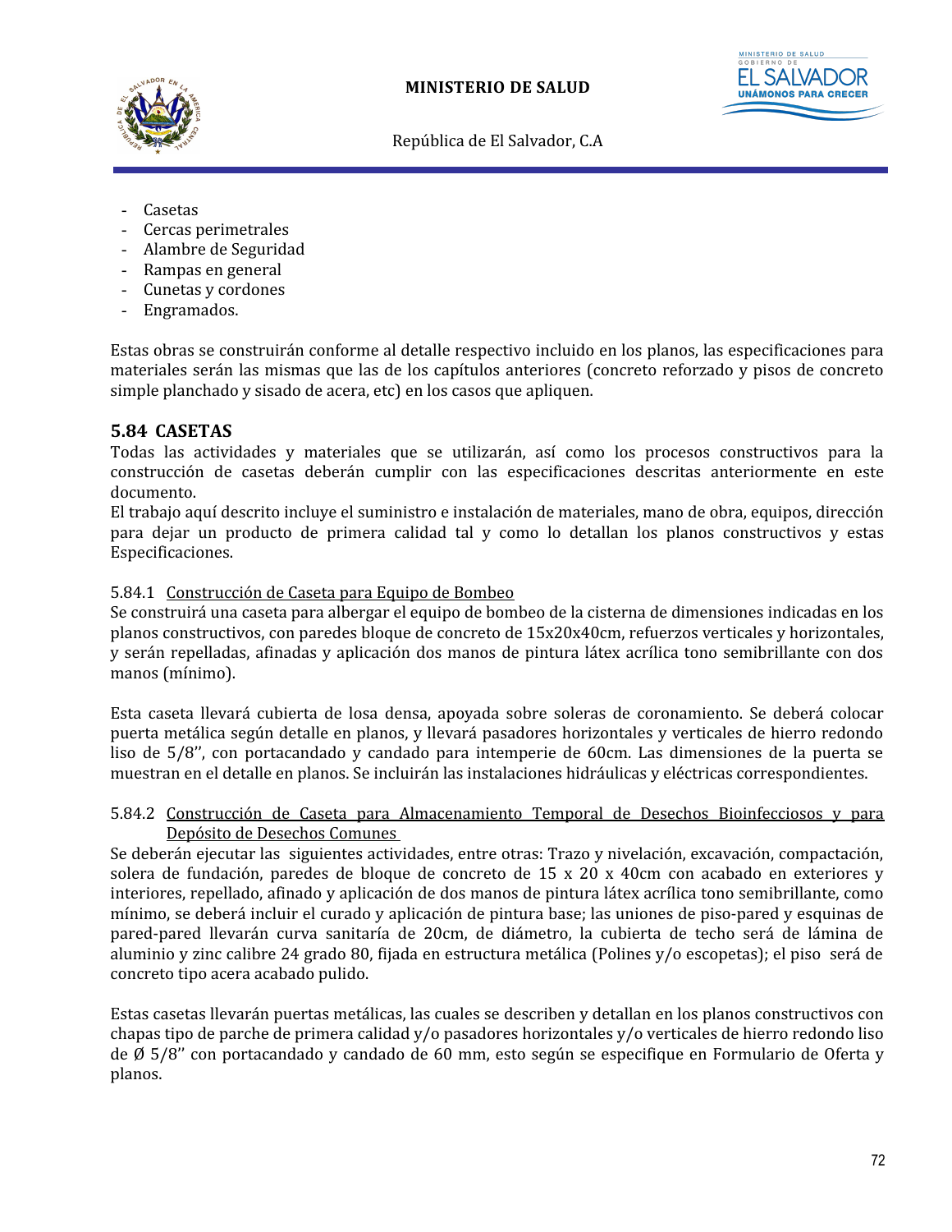- Casetas
- Cercas perimetrales
- Alambre de Seguridad
- Rampas en general
- Cunetas y cordones
- Engramados.

Estas obras se construirán conforme al detalle respectivo incluido en los planos, las especificaciones para materiales serán las mismas que las de los capítulos anteriores (concreto reforzado y pisos de concreto simple planchado y sisado de acera, etc) en los casos que apliquen.

## 5.84 CASETAS

Todas las actividades y materiales que se utilizarán, así como los procesos constructivos para la construcción de casetas deberán cumplir con las especificaciones descritas anteriormente en este documento.
El trabajo aquí descrito incluye el suministro e instalación de materiales, mano de obra, equipos, dirección para dejar un producto de primera calidad tal y como lo detallan los planos constructivos y estas Especificaciones.

5.84.1 Construcción de Caseta para Equipo de Bombeo
Se construirá una caseta para albergar el equipo de bombeo de la cisterna de dimensiones indicadas en los planos constructivos, con paredes bloque de concreto de 15x20x40cm, refuerzos verticales y horizontales, y serán repelladas, afinadas y aplicación dos manos de pintura látex acrílica tono semibrillante con dos manos (mínimo).

Esta caseta llevará cubierta de losa densa, apoyada sobre soleras de coronamiento. Se deberá colocar puerta metálica según detalle en planos, y llevará pasadores horizontales y verticales de hierro redondo liso de 5/8'', con portacandado y candado para intemperie de 60cm. Las dimensiones de la puerta se muestran en el detalle en planos. Se incluirán las instalaciones hidráulicas y eléctricas correspondientes.

5.84.2 Construcción de Caseta para Almacenamiento Temporal de Desechos Bioinfecciosos y para Depósito de Desechos Comunes
Se deberán ejecutar las siguientes actividades, entre otras: Trazo y nivelación, excavación, compactación, solera de fundación, paredes de bloque de concreto de 15 x 20 x 40cm con acabado en exteriores y interiores, repellado, afinado y aplicación de dos manos de pintura látex acrílica tono semibrillante, como mínimo, se deberá incluir el curado y aplicación de pintura base; las uniones de piso-pared y esquinas de pared-pared llevarán curva sanitaría de 20cm, de diámetro, la cubierta de techo será de lámina de aluminio y zinc calibre 24 grado 80, fijada en estructura metálica (Polines y/o escopetas); el piso será de concreto tipo acera acabado pulido.

Estas casetas llevarán puertas metálicas, las cuales se describen y detallan en los planos constructivos con chapas tipo de parche de primera calidad y/o pasadores horizontales y/o verticales de hierro redondo liso de Ø 5/8'' con portacandado y candado de 60 mm, esto según se especifique en Formulario de Oferta y planos.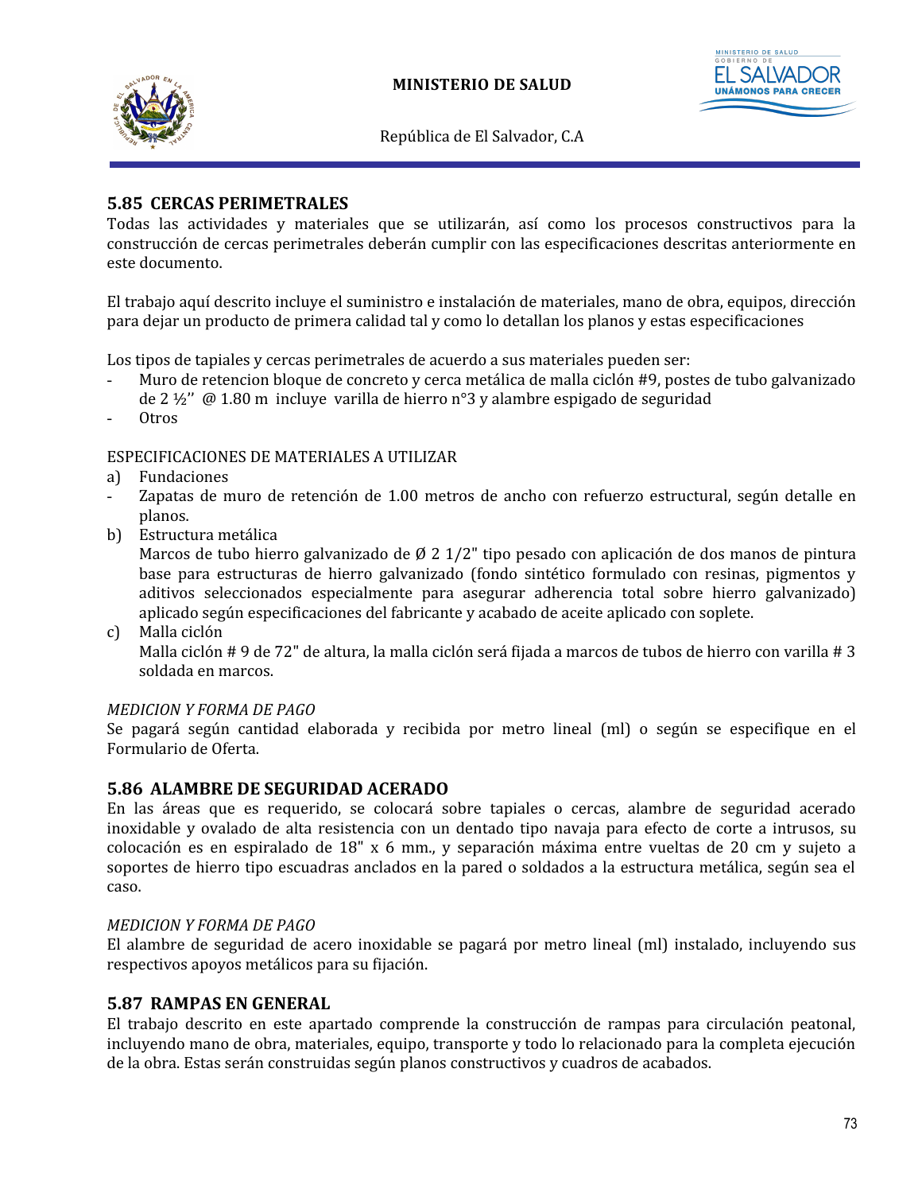## 5.85 CERCAS PERIMETRALES

Todas las actividades y materiales que se utilizarán, así como los procesos constructivos para la construcción de cercas perimetrales deberán cumplir con las especificaciones descritas anteriormente en este documento.

El trabajo aquí descrito incluye el suministro e instalación de materiales, mano de obra, equipos, dirección para dejar un producto de primera calidad tal y como lo detallan los planos y estas especificaciones

Los tipos de tapiales y cercas perimetrales de acuerdo a sus materiales pueden ser:

- Muro de retencion bloque de concreto y cerca metálica de malla ciclón #9, postes de tubo galvanizado de 2 ½'' @ 1.80 m incluye varilla de hierro n°3 y alambre espigado de seguridad
- Otros

ESPECIFICACIONES DE MATERIALES A UTILIZAR

a) Fundaciones
   - Zapatas de muro de retención de 1.00 metros de ancho con refuerzo estructural, según detalle en planos.
b) Estructura metálica
   Marcos de tubo hierro galvanizado de Ø 2 1/2" tipo pesado con aplicación de dos manos de pintura base para estructuras de hierro galvanizado (fondo sintético formulado con resinas, pigmentos y aditivos seleccionados especialmente para asegurar adherencia total sobre hierro galvanizado) aplicado según especificaciones del fabricante y acabado de aceite aplicado con soplete.
c) Malla ciclón
   Malla ciclón # 9 de 72" de altura, la malla ciclón será fijada a marcos de tubos de hierro con varilla # 3 soldada en marcos.

*MEDICION Y FORMA DE PAGO*

Se pagará según cantidad elaborada y recibida por metro lineal (ml) o según se especifique en el Formulario de Oferta.

## 5.86 ALAMBRE DE SEGURIDAD ACERADO

En las áreas que es requerido, se colocará sobre tapiales o cercas, alambre de seguridad acerado inoxidable y ovalado de alta resistencia con un dentado tipo navaja para efecto de corte a intrusos, su colocación es en espiralado de 18" x 6 mm., y separación máxima entre vueltas de 20 cm y sujeto a soportes de hierro tipo escuadras anclados en la pared o soldados a la estructura metálica, según sea el caso.

*MEDICION Y FORMA DE PAGO*

El alambre de seguridad de acero inoxidable se pagará por metro lineal (ml) instalado, incluyendo sus respectivos apoyos metálicos para su fijación.

## 5.87 RAMPAS EN GENERAL

El trabajo descrito en este apartado comprende la construcción de rampas para circulación peatonal, incluyendo mano de obra, materiales, equipo, transporte y todo lo relacionado para la completa ejecución de la obra. Estas serán construidas según planos constructivos y cuadros de acabados.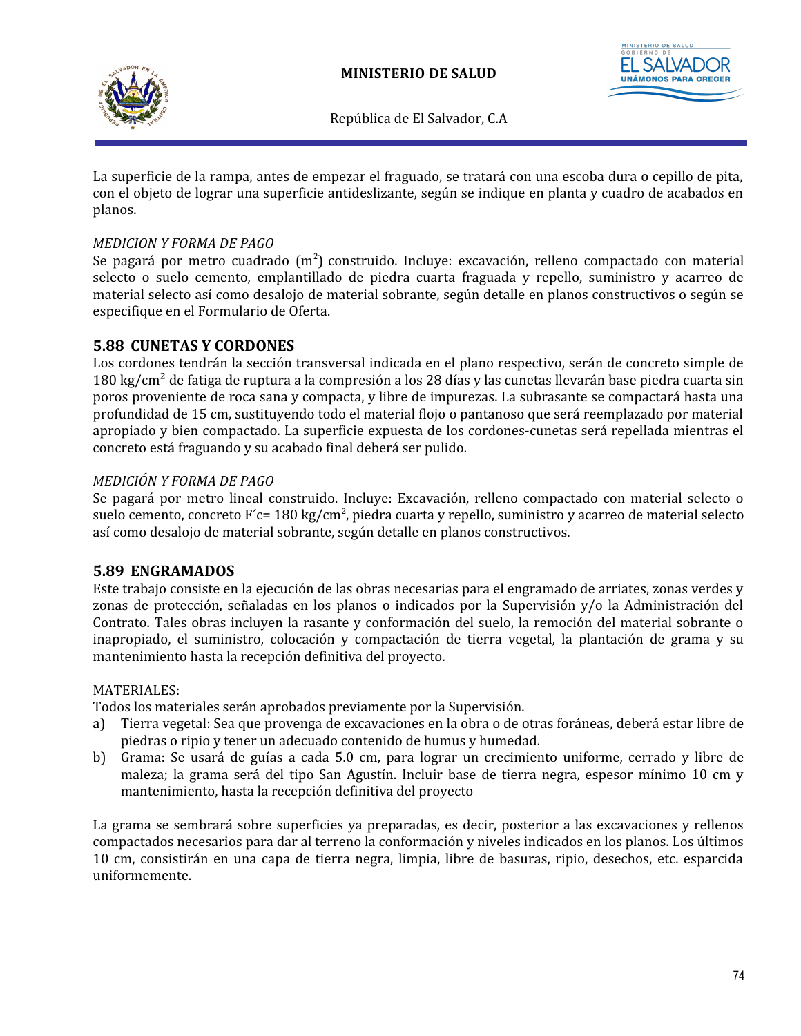La superficie de la rampa, antes de empezar el fraguado, se tratará con una escoba dura o cepillo de pita, con el objeto de lograr una superficie antideslizante, según se indique en planta y cuadro de acabados en planos.

*MEDICION Y FORMA DE PAGO*

Se pagará por metro cuadrado ($m^2$) construido. Incluye: excavación, relleno compactado con material selecto o suelo cemento, emplantillado de piedra cuarta fraguada y repello, suministro y acarreo de material selecto así como desalojo de material sobrante, según detalle en planos constructivos o según se especifique en el Formulario de Oferta.

## 5.88 CUNETAS Y CORDONES

Los cordones tendrán la sección transversal indicada en el plano respectivo, serán de concreto simple de 180 $kg/cm^2$ de fatiga de ruptura a la compresión a los 28 días y las cunetas llevarán base piedra cuarta sin poros proveniente de roca sana y compacta, y libre de impurezas. La subrasante se compactará hasta una profundidad de 15 cm, sustituyendo todo el material flojo o pantanoso que será reemplazado por material apropiado y bien compactado. La superficie expuesta de los cordones-cunetas será repellada mientras el concreto está fraguando y su acabado final deberá ser pulido.

*MEDICIÓN Y FORMA DE PAGO*

Se pagará por metro lineal construido. Incluye: Excavación, relleno compactado con material selecto o suelo cemento, concreto F´c= 180 $kg/cm^2$, piedra cuarta y repello, suministro y acarreo de material selecto así como desalojo de material sobrante, según detalle en planos constructivos.

## 5.89 ENGRAMADOS

Este trabajo consiste en la ejecución de las obras necesarias para el engramado de arriates, zonas verdes y zonas de protección, señaladas en los planos o indicados por la Supervisión y/o la Administración del Contrato. Tales obras incluyen la rasante y conformación del suelo, la remoción del material sobrante o inapropiado, el suministro, colocación y compactación de tierra vegetal, la plantación de grama y su mantenimiento hasta la recepción definitiva del proyecto.

MATERIALES:

Todos los materiales serán aprobados previamente por la Supervisión.

a) Tierra vegetal: Sea que provenga de excavaciones en la obra o de otras foráneas, deberá estar libre de piedras o ripio y tener un adecuado contenido de humus y humedad.
b) Grama: Se usará de guías a cada 5.0 cm, para lograr un crecimiento uniforme, cerrado y libre de maleza; la grama será del tipo San Agustín. Incluir base de tierra negra, espesor mínimo 10 cm y mantenimiento, hasta la recepción definitiva del proyecto

La grama se sembrará sobre superficies ya preparadas, es decir, posterior a las excavaciones y rellenos compactados necesarios para dar al terreno la conformación y niveles indicados en los planos. Los últimos 10 cm, consistirán en una capa de tierra negra, limpia, libre de basuras, ripio, desechos, etc. esparcida uniformemente.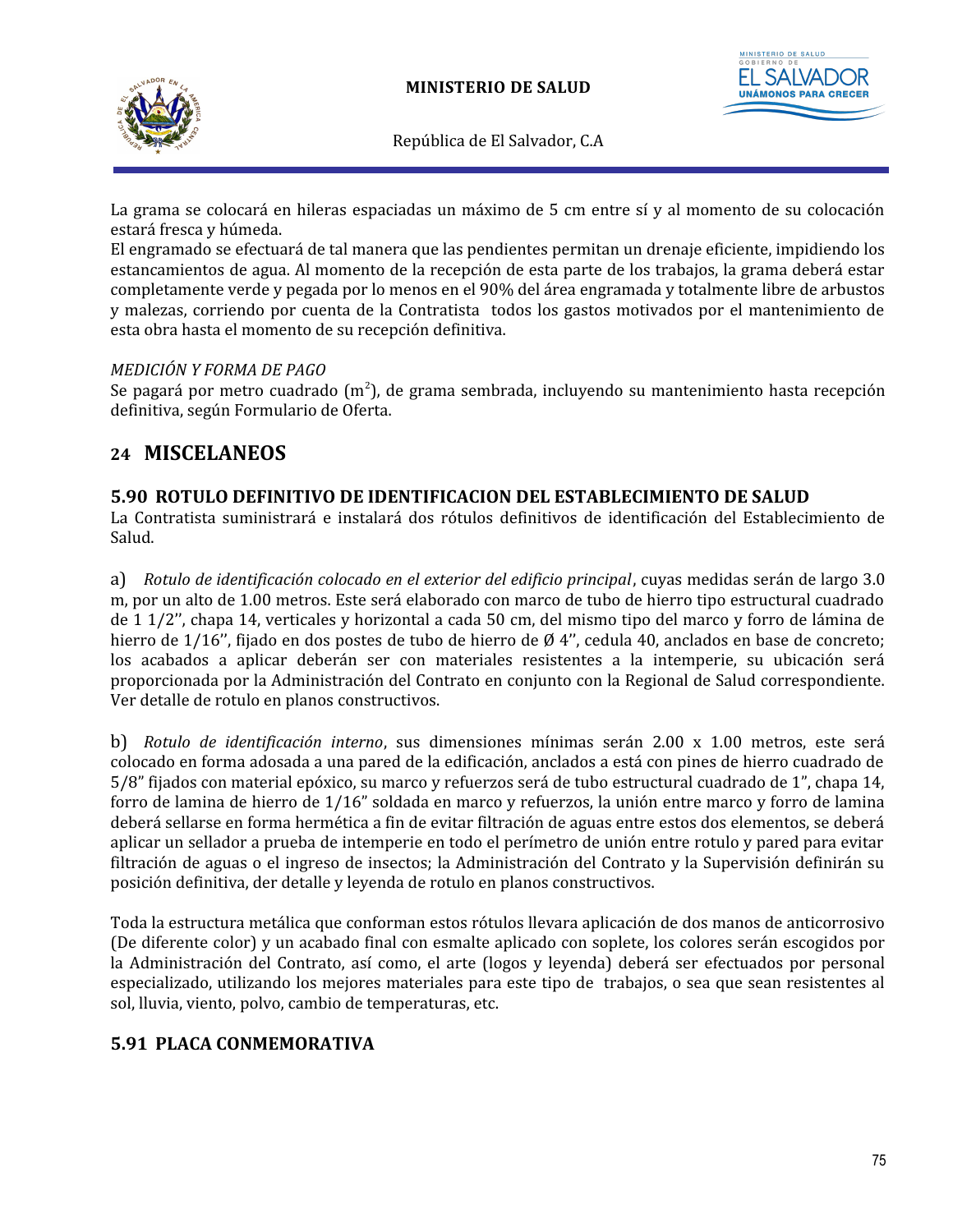La grama se colocará en hileras espaciadas un máximo de 5 cm entre sí y al momento de su colocación estará fresca y húmeda.
El engramado se efectuará de tal manera que las pendientes permitan un drenaje eficiente, impidiendo los estancamientos de agua. Al momento de la recepción de esta parte de los trabajos, la grama deberá estar completamente verde y pegada por lo menos en el 90% del área engramada y totalmente libre de arbustos y malezas, corriendo por cuenta de la Contratista todos los gastos motivados por el mantenimiento de esta obra hasta el momento de su recepción definitiva.

*MEDICIÓN Y FORMA DE PAGO*
Se pagará por metro cuadrado ($m^2$), de grama sembrada, incluyendo su mantenimiento hasta recepción definitiva, según Formulario de Oferta.

## 24 MISCELANEOS

### 5.90 ROTULO DEFINITIVO DE IDENTIFICACION DEL ESTABLECIMIENTO DE SALUD

La Contratista suministrará e instalará dos rótulos definitivos de identificación del Establecimiento de Salud.

a) *Rotulo de identificación colocado en el exterior del edificio principal*, cuyas medidas serán de largo 3.0 m, por un alto de 1.00 metros. Este será elaborado con marco de tubo de hierro tipo estructural cuadrado de 1 1/2'', chapa 14, verticales y horizontal a cada 50 cm, del mismo tipo del marco y forro de lámina de hierro de 1/16'', fijado en dos postes de tubo de hierro de Ø 4'', cedula 40, anclados en base de concreto; los acabados a aplicar deberán ser con materiales resistentes a la intemperie, su ubicación será proporcionada por la Administración del Contrato en conjunto con la Regional de Salud correspondiente. Ver detalle de rotulo en planos constructivos.

b) *Rotulo de identificación interno*, sus dimensiones mínimas serán 2.00 x 1.00 metros, este será colocado en forma adosada a una pared de la edificación, anclados a está con pines de hierro cuadrado de 5/8" fijados con material epóxico, su marco y refuerzos será de tubo estructural cuadrado de 1", chapa 14, forro de lamina de hierro de 1/16" soldada en marco y refuerzos, la unión entre marco y forro de lamina deberá sellarse en forma hermética a fin de evitar filtración de aguas entre estos dos elementos, se deberá aplicar un sellador a prueba de intemperie en todo el perímetro de unión entre rotulo y pared para evitar filtración de aguas o el ingreso de insectos; la Administración del Contrato y la Supervisión definirán su posición definitiva, der detalle y leyenda de rotulo en planos constructivos.

Toda la estructura metálica que conforman estos rótulos llevara aplicación de dos manos de anticorrosivo (De diferente color) y un acabado final con esmalte aplicado con soplete, los colores serán escogidos por la Administración del Contrato, así como, el arte (logos y leyenda) deberá ser efectuados por personal especializado, utilizando los mejores materiales para este tipo de trabajos, o sea que sean resistentes al sol, lluvia, viento, polvo, cambio de temperaturas, etc.

### 5.91 PLACA CONMEMORATIVA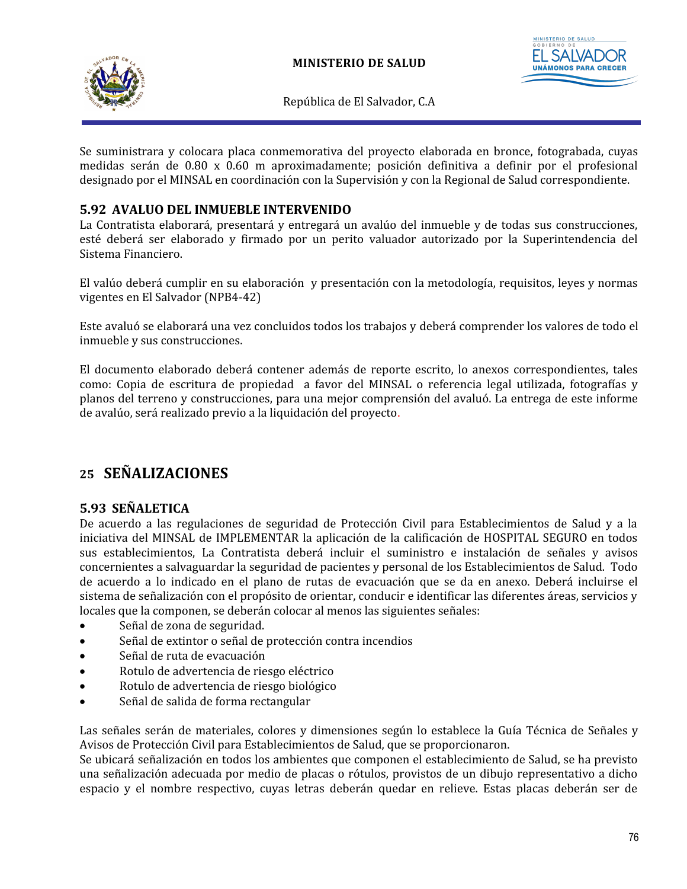Se suministrara y colocara placa conmemorativa del proyecto elaborada en bronce, fotograbada, cuyas medidas serán de 0.80 x 0.60 m aproximadamente; posición definitiva a definir por el profesional designado por el MINSAL en coordinación con la Supervisión y con la Regional de Salud correspondiente.

### 5.92 AVALUO DEL INMUEBLE INTERVENIDO

La Contratista elaborará, presentará y entregará un avalúo del inmueble y de todas sus construcciones, esté deberá ser elaborado y firmado por un perito valuador autorizado por la Superintendencia del Sistema Financiero.

El valúo deberá cumplir en su elaboración y presentación con la metodología, requisitos, leyes y normas vigentes en El Salvador (NPB4-42)

Este avaluó se elaborará una vez concluidos todos los trabajos y deberá comprender los valores de todo el inmueble y sus construcciones.

El documento elaborado deberá contener además de reporte escrito, lo anexos correspondientes, tales como: Copia de escritura de propiedad a favor del MINSAL o referencia legal utilizada, fotografías y planos del terreno y construcciones, para una mejor comprensión del avaluó. La entrega de este informe de avalúo, será realizado previo a la liquidación del proyecto.

## 25 SEÑALIZACIONES

### 5.93 SEÑALETICA

De acuerdo a las regulaciones de seguridad de Protección Civil para Establecimientos de Salud y a la iniciativa del MINSAL de IMPLEMENTAR la aplicación de la calificación de HOSPITAL SEGURO en todos sus establecimientos, La Contratista deberá incluir el suministro e instalación de señales y avisos concernientes a salvaguardar la seguridad de pacientes y personal de los Establecimientos de Salud. Todo de acuerdo a lo indicado en el plano de rutas de evacuación que se da en anexo. Deberá incluirse el sistema de señalización con el propósito de orientar, conducir e identificar las diferentes áreas, servicios y locales que la componen, se deberán colocar al menos las siguientes señales:

- Señal de zona de seguridad.
- Señal de extintor o señal de protección contra incendios
- Señal de ruta de evacuación
- Rotulo de advertencia de riesgo eléctrico
- Rotulo de advertencia de riesgo biológico
- Señal de salida de forma rectangular

Las señales serán de materiales, colores y dimensiones según lo establece la Guía Técnica de Señales y Avisos de Protección Civil para Establecimientos de Salud, que se proporcionaron.

Se ubicará señalización en todos los ambientes que componen el establecimiento de Salud, se ha previsto una señalización adecuada por medio de placas o rótulos, provistos de un dibujo representativo a dicho espacio y el nombre respectivo, cuyas letras deberán quedar en relieve. Estas placas deberán ser de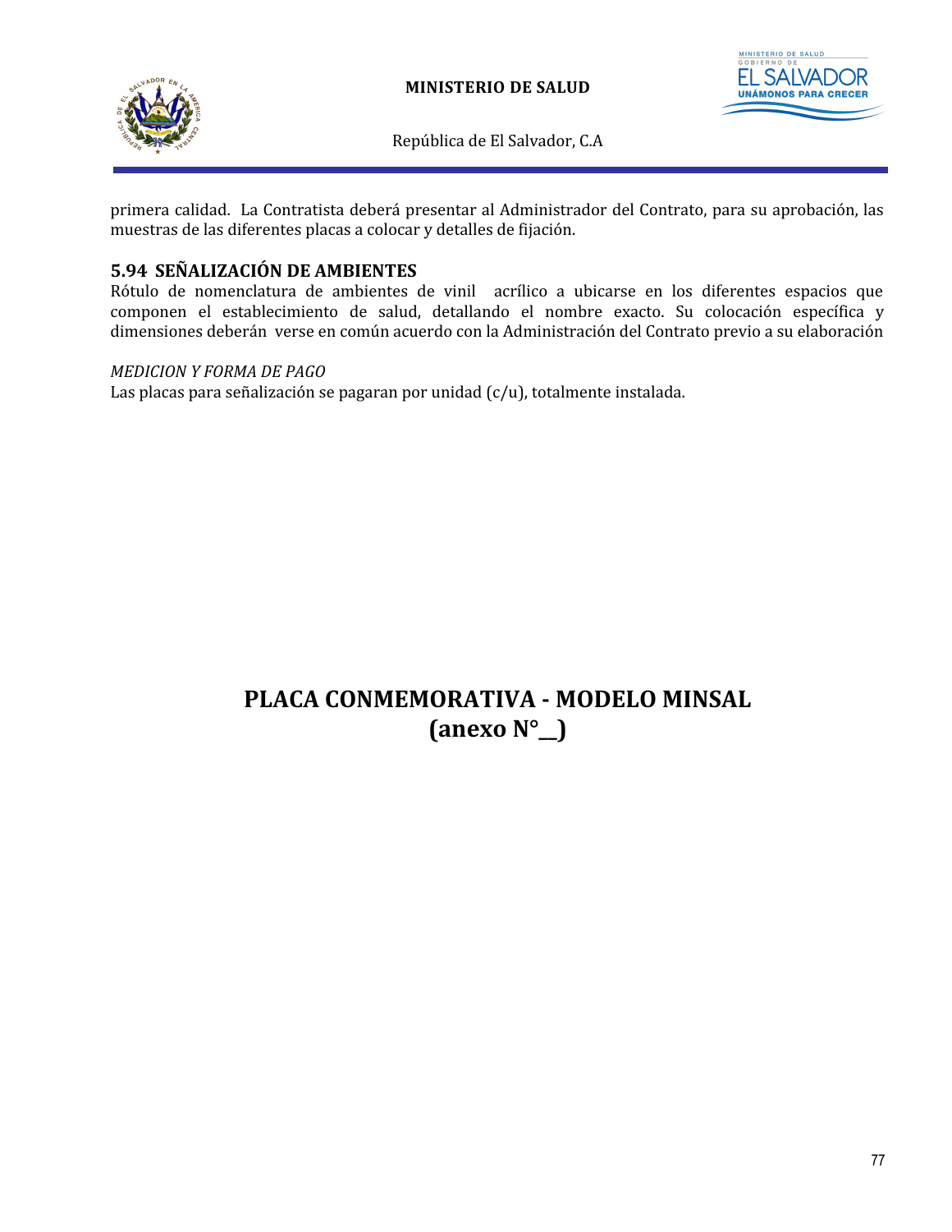primera calidad.  La Contratista deberá presentar al Administrador del Contrato, para su aprobación, las muestras de las diferentes placas a colocar y detalles de fijación.

### 5.94 SEÑALIZACIÓN DE AMBIENTES

Rótulo de nomenclatura de ambientes de vinil  acrílico a ubicarse en los diferentes espacios que componen el establecimiento de salud, detallando el nombre exacto. Su colocación específica y dimensiones deberán  verse en común acuerdo con la Administración del Contrato previo a su elaboración

*MEDICION Y FORMA DE PAGO*

Las placas para señalización se pagaran por unidad (c/u), totalmente instalada.

## PLACA CONMEMORATIVA - MODELO MINSAL
## (anexo N°__)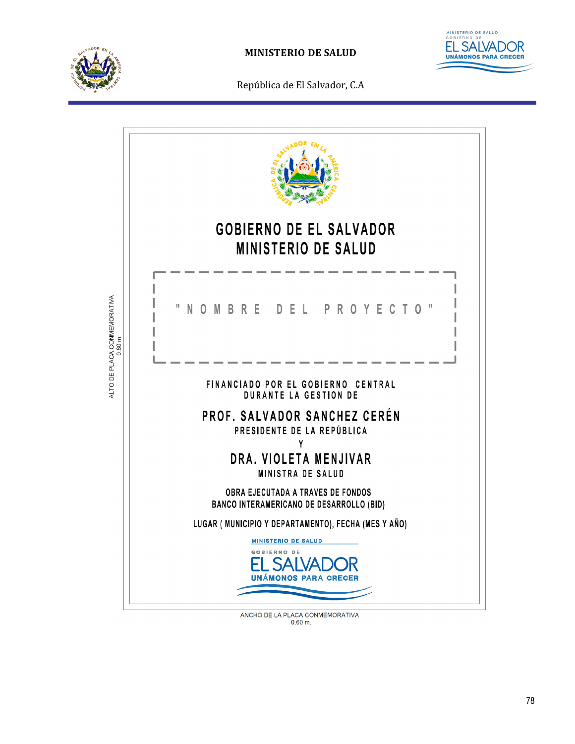GOBIERNO DE EL SALVADOR
MINISTERIO DE SALUD

"NOMBRE DEL PROYECTO"

FINANCIADO POR EL GOBIERNO CENTRAL
DURANTE LA GESTION DE

PROF. SALVADOR SANCHEZ CERÉN
PRESIDENTE DE LA REPÚBLICA
Y
DRA. VIOLETA MENJIVAR
MINISTRA DE SALUD

OBRA EJECUTADA A TRAVES DE FONDOS
BANCO INTERAMERICANO DE DESARROLLO (BID)

LUGAR ( MUNICIPIO Y DEPARTAMENTO), FECHA (MES Y AÑO)

MINISTERIO DE SALUD
GOBIERNO DE
EL SALVADOR
UNÁMONOS PARA CRECER

ALTO DE PLACA CONMEMORATIVA
0.80 m.

ANCHO DE LA PLACA CONMEMORATIVA
0.60 m.